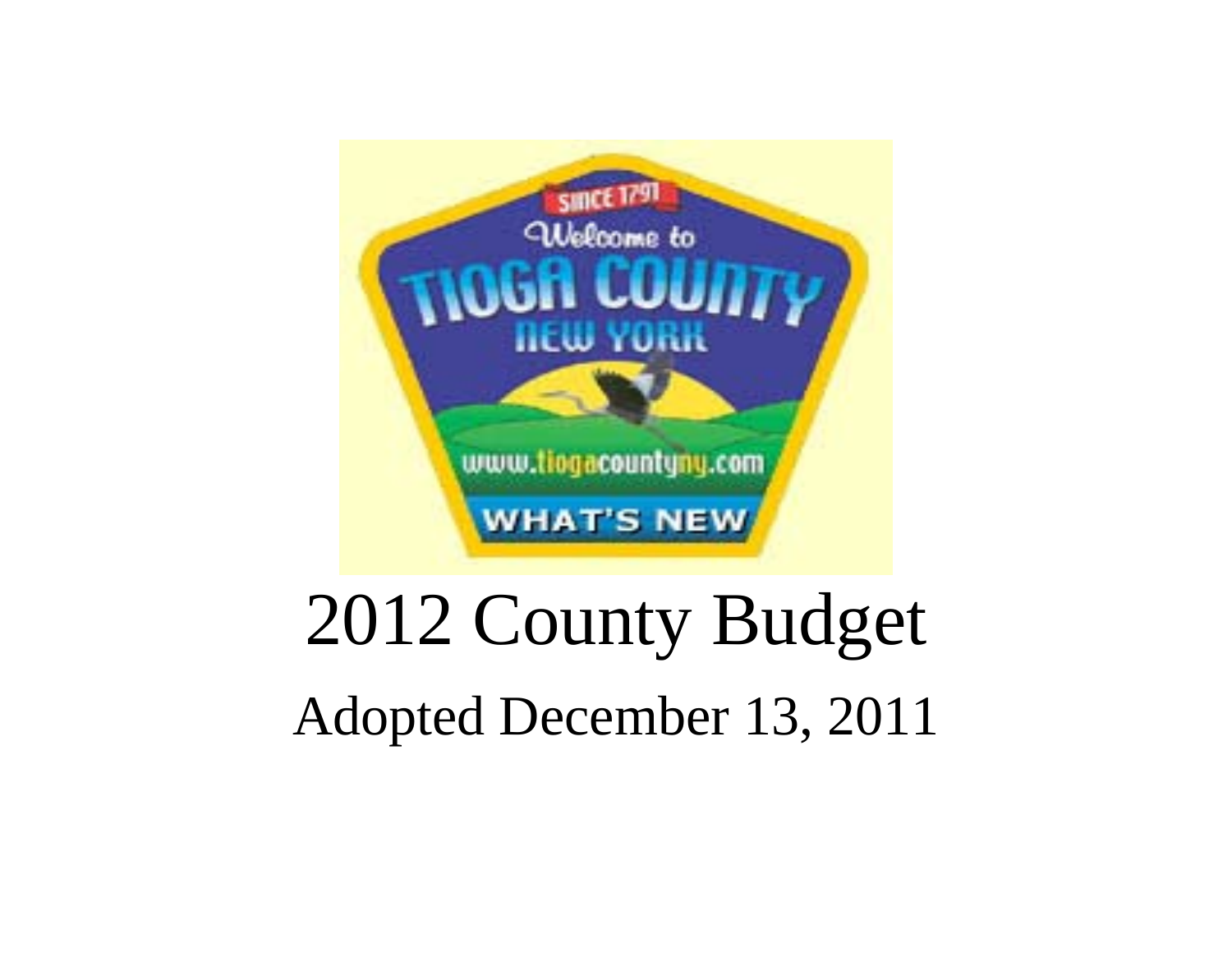# 2012 County Budget

## Adopted December 13, 2011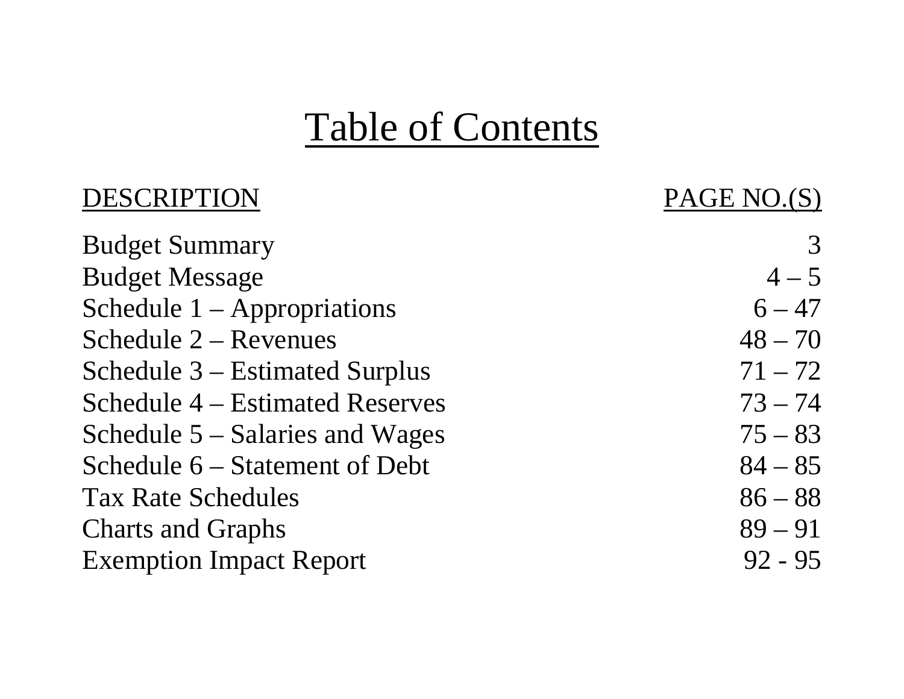# Table of Contents

| DESCRIPTION | PAGE NO.(S) |
|---|---|
| Budget Summary | 3 |
| Budget Message | 4 – 5 |
| Schedule 1 – Appropriations | 6 – 47 |
| Schedule 2 – Revenues | 48 – 70 |
| Schedule 3 – Estimated Surplus | 71 – 72 |
| Schedule 4 – Estimated Reserves | 73 – 74 |
| Schedule 5 – Salaries and Wages | 75 – 83 |
| Schedule 6 – Statement of Debt | 84 – 85 |
| Tax Rate Schedules | 86 – 88 |
| Charts and Graphs | 89 – 91 |
| Exemption Impact Report | 92 - 95 |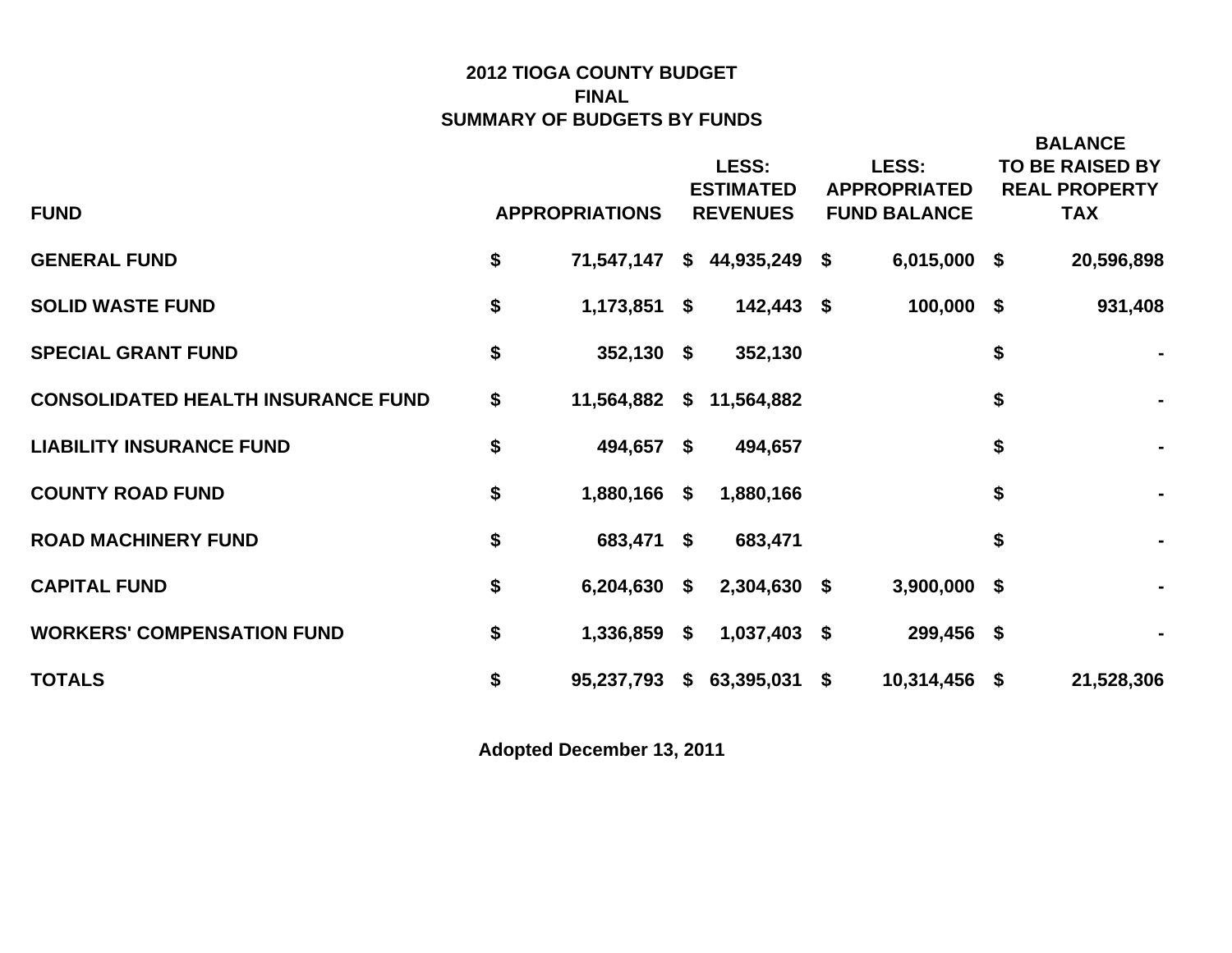# 2012 TIOGA COUNTY BUDGET
## FINAL
## SUMMARY OF BUDGETS BY FUNDS

| FUND | APPROPRIATIONS | LESS: ESTIMATED REVENUES | LESS: APPROPRIATED FUND BALANCE | BALANCE TO BE RAISED BY REAL PROPERTY TAX |
|---|---|---|---|---|
| **GENERAL FUND** | $ 71,547,147 | $ 44,935,249 | $ 6,015,000 | $ 20,596,898 |
| **SOLID WASTE FUND** | $ 1,173,851 | $ 142,443 | $ 100,000 | $ 931,408 |
| **SPECIAL GRANT FUND** | $ 352,130 | $ 352,130 | | $ - |
| **CONSOLIDATED HEALTH INSURANCE FUND** | $ 11,564,882 | $ 11,564,882 | | $ - |
| **LIABILITY INSURANCE FUND** | $ 494,657 | $ 494,657 | | $ - |
| **COUNTY ROAD FUND** | $ 1,880,166 | $ 1,880,166 | | $ - |
| **ROAD MACHINERY FUND** | $ 683,471 | $ 683,471 | | $ - |
| **CAPITAL FUND** | $ 6,204,630 | $ 2,304,630 | $ 3,900,000 | $ - |
| **WORKERS' COMPENSATION FUND** | $ 1,336,859 | $ 1,037,403 | $ 299,456 | $ - |
| **TOTALS** | $ 95,237,793 | $ 63,395,031 | $ 10,314,456 | $ 21,528,306 |

**Adopted December 13, 2011**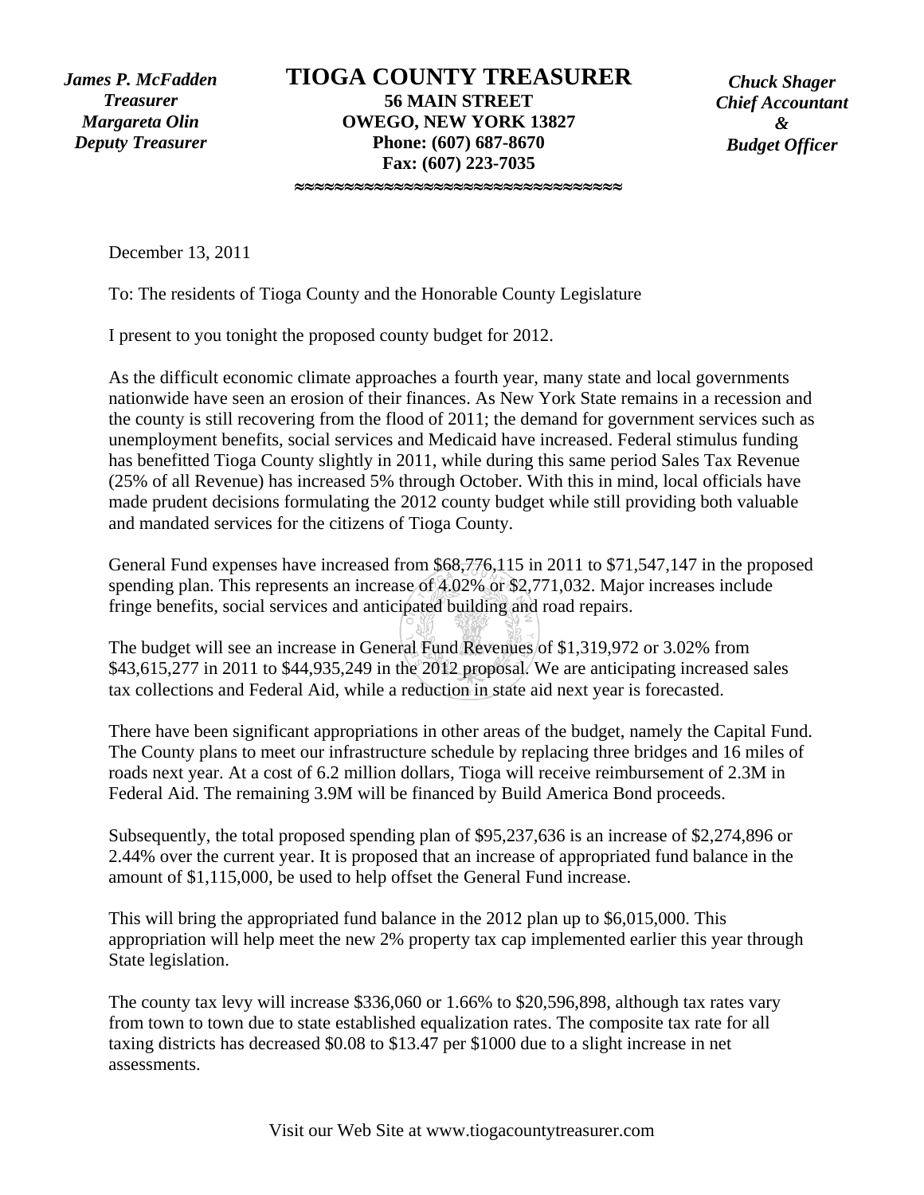*James P. McFadden*
*Treasurer*
*Margareta Olin*
*Deputy Treasurer*

# TIOGA COUNTY TREASURER

**56 MAIN STREET**
**OWEGO, NEW YORK 13827**
**Phone: (607) 687-8670**
**Fax: (607) 223-7035**

*Chuck Shager*
*Chief Accountant*
*&*
*Budget Officer*

≈≈≈≈≈≈≈≈≈≈≈≈≈≈≈≈≈≈≈≈≈≈≈≈≈≈≈≈≈≈≈

December 13, 2011

To: The residents of Tioga County and the Honorable County Legislature

I present to you tonight the proposed county budget for 2012.

As the difficult economic climate approaches a fourth year, many state and local governments nationwide have seen an erosion of their finances. As New York State remains in a recession and the county is still recovering from the flood of 2011; the demand for government services such as unemployment benefits, social services and Medicaid have increased. Federal stimulus funding has benefitted Tioga County slightly in 2011, while during this same period Sales Tax Revenue (25% of all Revenue) has increased 5% through October. With this in mind, local officials have made prudent decisions formulating the 2012 county budget while still providing both valuable and mandated services for the citizens of Tioga County.

General Fund expenses have increased from $68,776,115 in 2011 to $71,547,147 in the proposed spending plan. This represents an increase of 4.02% or $2,771,032. Major increases include fringe benefits, social services and anticipated building and road repairs.

The budget will see an increase in General Fund Revenues of $1,319,972 or 3.02% from $43,615,277 in 2011 to $44,935,249 in the 2012 proposal. We are anticipating increased sales tax collections and Federal Aid, while a reduction in state aid next year is forecasted.

There have been significant appropriations in other areas of the budget, namely the Capital Fund. The County plans to meet our infrastructure schedule by replacing three bridges and 16 miles of roads next year. At a cost of 6.2 million dollars, Tioga will receive reimbursement of 2.3M in Federal Aid. The remaining 3.9M will be financed by Build America Bond proceeds.

Subsequently, the total proposed spending plan of $95,237,636 is an increase of $2,274,896 or 2.44% over the current year. It is proposed that an increase of appropriated fund balance in the amount of $1,115,000, be used to help offset the General Fund increase.

This will bring the appropriated fund balance in the 2012 plan up to $6,015,000. This appropriation will help meet the new 2% property tax cap implemented earlier this year through State legislation.

The county tax levy will increase $336,060 or 1.66% to $20,596,898, although tax rates vary from town to town due to state established equalization rates. The composite tax rate for all taxing districts has decreased $0.08 to $13.47 per $1000 due to a slight increase in net assessments.

Visit our Web Site at www.tiogacountytreasurer.com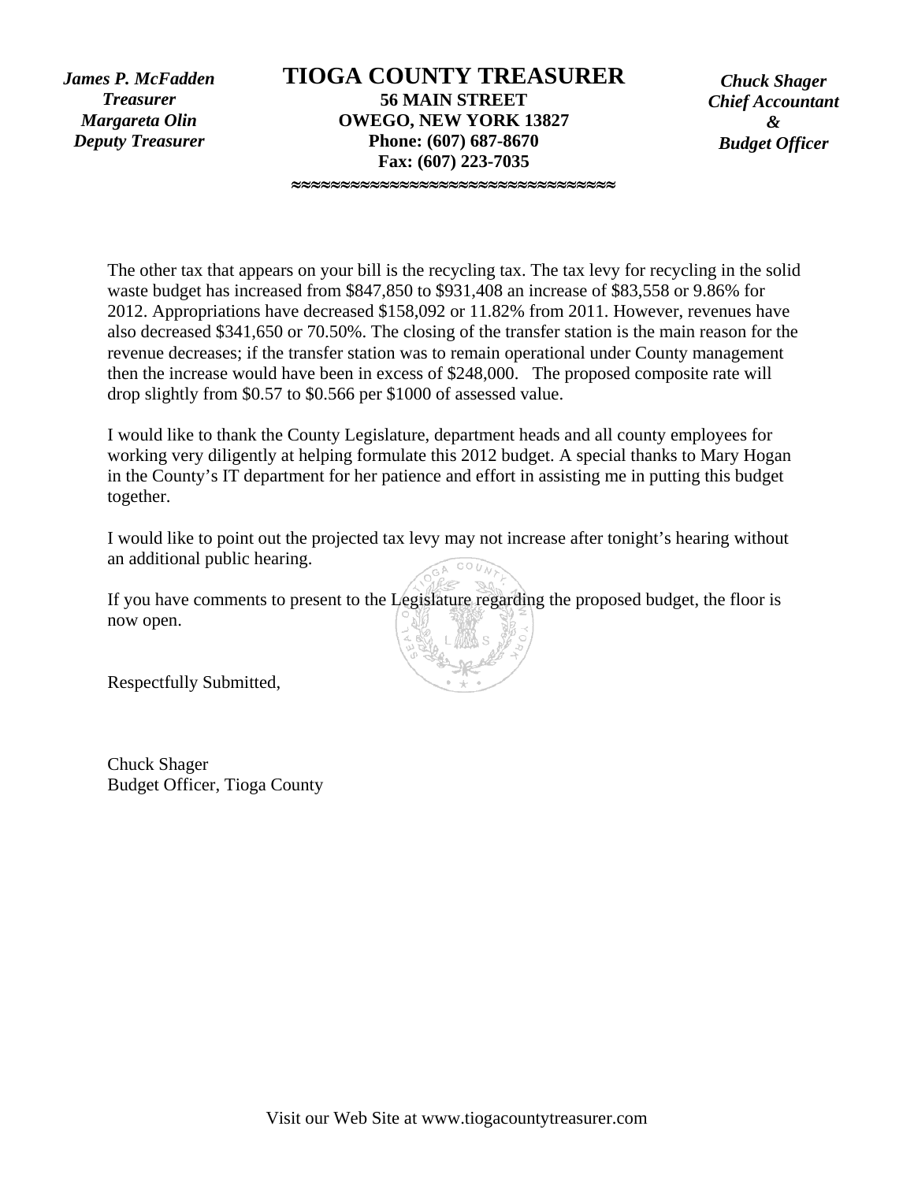*James P. McFadden*
*Treasurer*
*Margareta Olin*
*Deputy Treasurer*

# TIOGA COUNTY TREASURER

**56 MAIN STREET**
**OWEGO, NEW YORK 13827**
**Phone: (607) 687-8670**
**Fax: (607) 223-7035**

*Chuck Shager*
*Chief Accountant*
*&*
*Budget Officer*

≈≈≈≈≈≈≈≈≈≈≈≈≈≈≈≈≈≈≈≈≈≈≈≈≈≈≈≈≈

The other tax that appears on your bill is the recycling tax. The tax levy for recycling in the solid waste budget has increased from $847,850 to $931,408 an increase of $83,558 or 9.86% for 2012. Appropriations have decreased $158,092 or 11.82% from 2011. However, revenues have also decreased $341,650 or 70.50%. The closing of the transfer station is the main reason for the revenue decreases; if the transfer station was to remain operational under County management then the increase would have been in excess of $248,000. The proposed composite rate will drop slightly from $0.57 to $0.566 per $1000 of assessed value.

I would like to thank the County Legislature, department heads and all county employees for working very diligently at helping formulate this 2012 budget. A special thanks to Mary Hogan in the County's IT department for her patience and effort in assisting me in putting this budget together.

I would like to point out the projected tax levy may not increase after tonight's hearing without an additional public hearing.

If you have comments to present to the Legislature regarding the proposed budget, the floor is now open.

Respectfully Submitted,

Chuck Shager
Budget Officer, Tioga County

Visit our Web Site at www.tiogacountytreasurer.com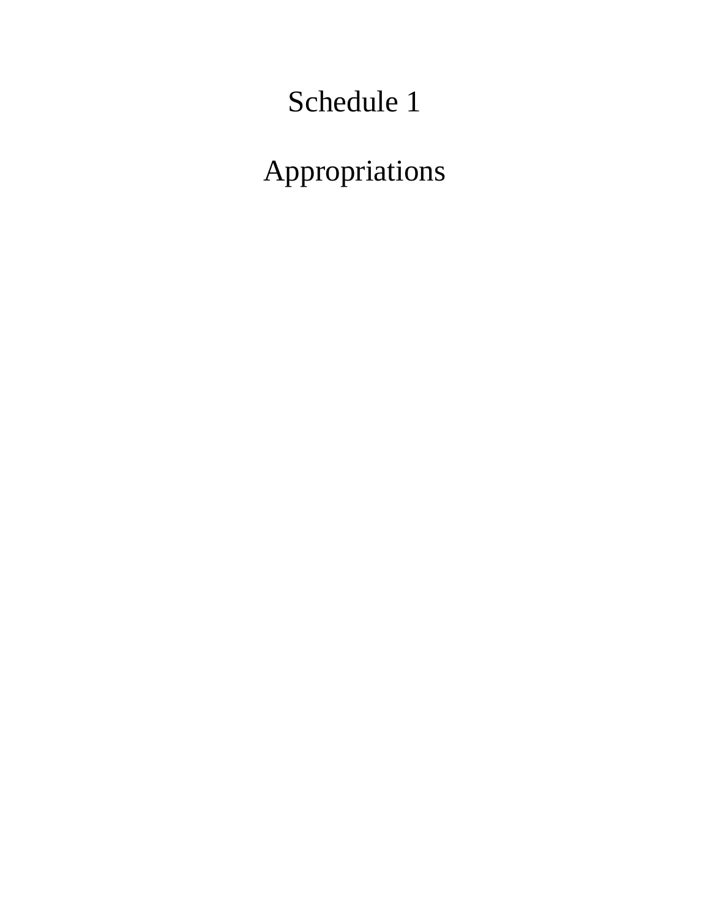# Schedule 1

# Appropriations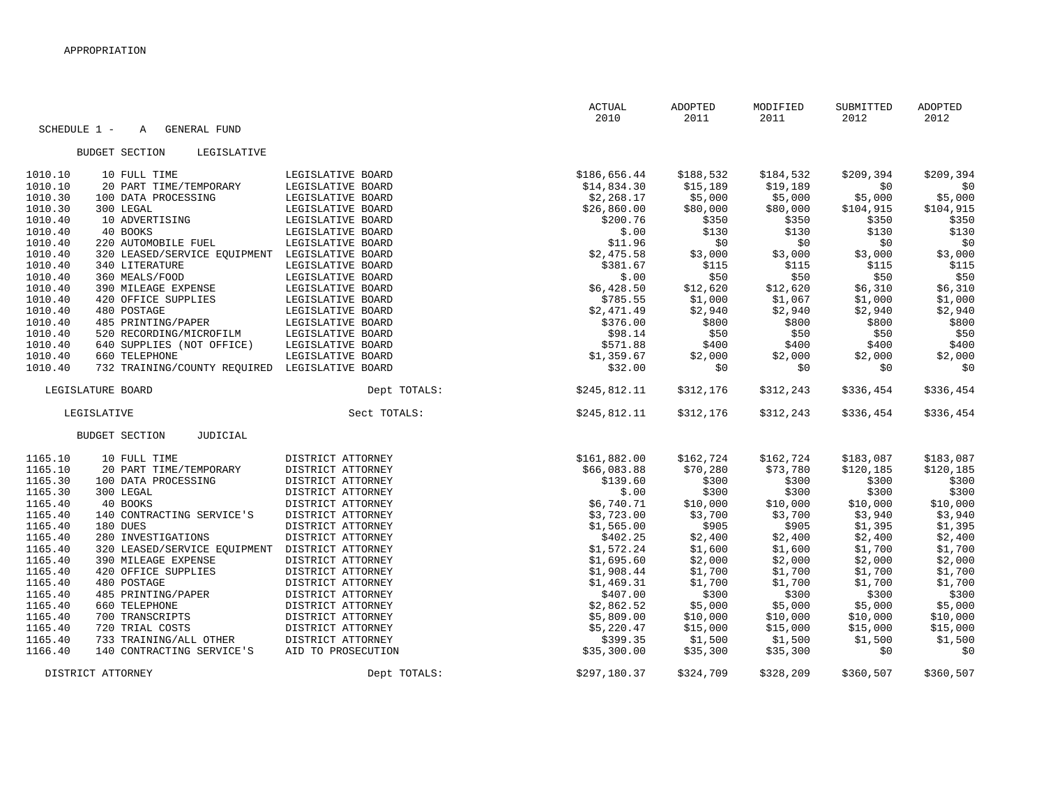APPROPRIATION

SCHEDULE 1 - A GENERAL FUND

| | | | ACTUAL 2010 | ADOPTED 2011 | MODIFIED 2011 | SUBMITTED 2012 | ADOPTED 2012 |
|---|---|---|---|---|---|---|---|
| **BUDGET SECTION LEGISLATIVE** | | | | | | | |
| 1010.10 | 10 FULL TIME | LEGISLATIVE BOARD | $186,656.44 | $188,532 | $184,532 | $209,394 | $209,394 |
| 1010.10 | 20 PART TIME/TEMPORARY | LEGISLATIVE BOARD | $14,834.30 | $15,189 | $19,189 | $0 | $0 |
| 1010.30 | 100 DATA PROCESSING | LEGISLATIVE BOARD | $2,268.17 | $5,000 | $5,000 | $5,000 | $5,000 |
| 1010.30 | 300 LEGAL | LEGISLATIVE BOARD | $26,860.00 | $80,000 | $80,000 | $104,915 | $104,915 |
| 1010.40 | 10 ADVERTISING | LEGISLATIVE BOARD | $200.76 | $350 | $350 | $350 | $350 |
| 1010.40 | 40 BOOKS | LEGISLATIVE BOARD | $.00 | $130 | $130 | $130 | $130 |
| 1010.40 | 220 AUTOMOBILE FUEL | LEGISLATIVE BOARD | $11.96 | $0 | $0 | $0 | $0 |
| 1010.40 | 320 LEASED/SERVICE EQUIPMENT | LEGISLATIVE BOARD | $2,475.58 | $3,000 | $3,000 | $3,000 | $3,000 |
| 1010.40 | 340 LITERATURE | LEGISLATIVE BOARD | $381.67 | $115 | $115 | $115 | $115 |
| 1010.40 | 360 MEALS/FOOD | LEGISLATIVE BOARD | $.00 | $50 | $50 | $50 | $50 |
| 1010.40 | 390 MILEAGE EXPENSE | LEGISLATIVE BOARD | $6,428.50 | $12,620 | $12,620 | $6,310 | $6,310 |
| 1010.40 | 420 OFFICE SUPPLIES | LEGISLATIVE BOARD | $785.55 | $1,000 | $1,067 | $1,000 | $1,000 |
| 1010.40 | 480 POSTAGE | LEGISLATIVE BOARD | $2,471.49 | $2,940 | $2,940 | $2,940 | $2,940 |
| 1010.40 | 485 PRINTING/PAPER | LEGISLATIVE BOARD | $376.00 | $800 | $800 | $800 | $800 |
| 1010.40 | 520 RECORDING/MICROFILM | LEGISLATIVE BOARD | $98.14 | $50 | $50 | $50 | $50 |
| 1010.40 | 640 SUPPLIES (NOT OFFICE) | LEGISLATIVE BOARD | $571.88 | $400 | $400 | $400 | $400 |
| 1010.40 | 660 TELEPHONE | LEGISLATIVE BOARD | $1,359.67 | $2,000 | $2,000 | $2,000 | $2,000 |
| 1010.40 | 732 TRAINING/COUNTY REQUIRED | LEGISLATIVE BOARD | $32.00 | $0 | $0 | $0 | $0 |
| LEGISLATURE BOARD | | Dept TOTALS: | $245,812.11 | $312,176 | $312,243 | $336,454 | $336,454 |
| LEGISLATIVE | | Sect TOTALS: | $245,812.11 | $312,176 | $312,243 | $336,454 | $336,454 |
| **BUDGET SECTION JUDICIAL** | | | | | | | |
| 1165.10 | 10 FULL TIME | DISTRICT ATTORNEY | $161,882.00 | $162,724 | $162,724 | $183,087 | $183,087 |
| 1165.10 | 20 PART TIME/TEMPORARY | DISTRICT ATTORNEY | $66,083.88 | $70,280 | $73,780 | $120,185 | $120,185 |
| 1165.30 | 100 DATA PROCESSING | DISTRICT ATTORNEY | $139.60 | $300 | $300 | $300 | $300 |
| 1165.30 | 300 LEGAL | DISTRICT ATTORNEY | $.00 | $300 | $300 | $300 | $300 |
| 1165.40 | 40 BOOKS | DISTRICT ATTORNEY | $6,740.71 | $10,000 | $10,000 | $10,000 | $10,000 |
| 1165.40 | 140 CONTRACTING SERVICE'S | DISTRICT ATTORNEY | $3,723.00 | $3,700 | $3,700 | $3,940 | $3,940 |
| 1165.40 | 180 DUES | DISTRICT ATTORNEY | $1,565.00 | $905 | $905 | $1,395 | $1,395 |
| 1165.40 | 280 INVESTIGATIONS | DISTRICT ATTORNEY | $402.25 | $2,400 | $2,400 | $2,400 | $2,400 |
| 1165.40 | 320 LEASED/SERVICE EQUIPMENT | DISTRICT ATTORNEY | $1,572.24 | $1,600 | $1,600 | $1,700 | $1,700 |
| 1165.40 | 390 MILEAGE EXPENSE | DISTRICT ATTORNEY | $1,695.60 | $2,000 | $2,000 | $2,000 | $2,000 |
| 1165.40 | 420 OFFICE SUPPLIES | DISTRICT ATTORNEY | $1,908.44 | $1,700 | $1,700 | $1,700 | $1,700 |
| 1165.40 | 480 POSTAGE | DISTRICT ATTORNEY | $1,469.31 | $1,700 | $1,700 | $1,700 | $1,700 |
| 1165.40 | 485 PRINTING/PAPER | DISTRICT ATTORNEY | $407.00 | $300 | $300 | $300 | $300 |
| 1165.40 | 660 TELEPHONE | DISTRICT ATTORNEY | $2,862.52 | $5,000 | $5,000 | $5,000 | $5,000 |
| 1165.40 | 700 TRANSCRIPTS | DISTRICT ATTORNEY | $5,809.00 | $10,000 | $10,000 | $10,000 | $10,000 |
| 1165.40 | 720 TRIAL COSTS | DISTRICT ATTORNEY | $5,220.47 | $15,000 | $15,000 | $15,000 | $15,000 |
| 1165.40 | 733 TRAINING/ALL OTHER | DISTRICT ATTORNEY | $399.35 | $1,500 | $1,500 | $1,500 | $1,500 |
| 1166.40 | 140 CONTRACTING SERVICE'S | AID TO PROSECUTION | $35,300.00 | $35,300 | $35,300 | $0 | $0 |
| DISTRICT ATTORNEY | | Dept TOTALS: | $297,180.37 | $324,709 | $328,209 | $360,507 | $360,507 |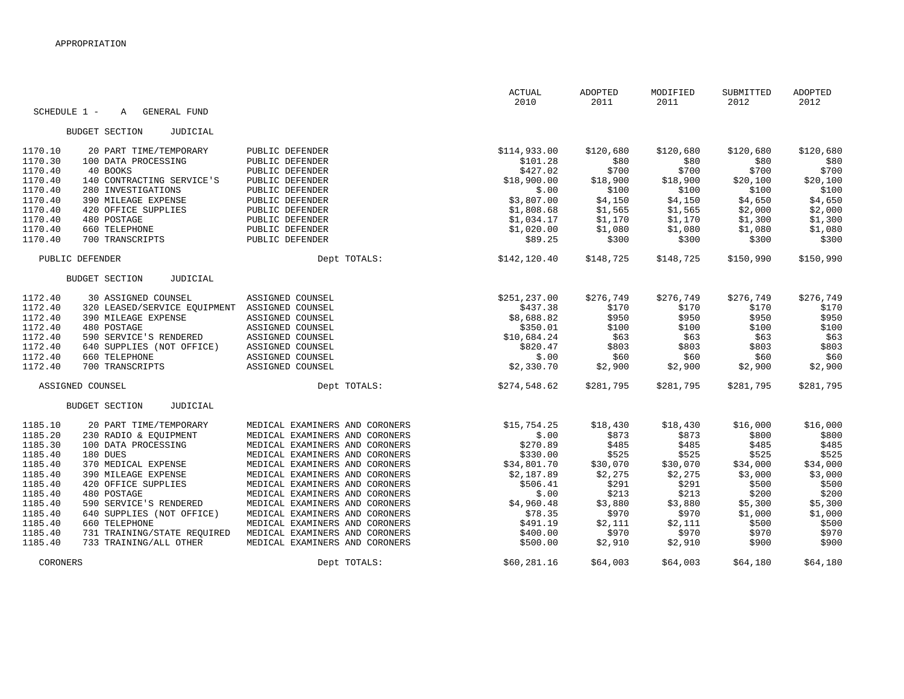APPROPRIATION

SCHEDULE 1 - A GENERAL FUND

| | | | | ACTUAL 2010 | ADOPTED 2011 | MODIFIED 2011 | SUBMITTED 2012 | ADOPTED 2012 |
|---|---|---|---|---|---|---|---|---|
| BUDGET SECTION JUDICIAL | | | | | | | | |
| 1170.10 | 20 PART TIME/TEMPORARY | PUBLIC DEFENDER | | $114,933.00 | $120,680 | $120,680 | $120,680 | $120,680 |
| 1170.30 | 100 DATA PROCESSING | PUBLIC DEFENDER | | $101.28 | $80 | $80 | $80 | $80 |
| 1170.40 | 40 BOOKS | PUBLIC DEFENDER | | $427.02 | $700 | $700 | $700 | $700 |
| 1170.40 | 140 CONTRACTING SERVICE'S | PUBLIC DEFENDER | | $18,900.00 | $18,900 | $18,900 | $20,100 | $20,100 |
| 1170.40 | 280 INVESTIGATIONS | PUBLIC DEFENDER | | $.00 | $100 | $100 | $100 | $100 |
| 1170.40 | 390 MILEAGE EXPENSE | PUBLIC DEFENDER | | $3,807.00 | $4,150 | $4,150 | $4,650 | $4,650 |
| 1170.40 | 420 OFFICE SUPPLIES | PUBLIC DEFENDER | | $1,808.68 | $1,565 | $1,565 | $2,000 | $2,000 |
| 1170.40 | 480 POSTAGE | PUBLIC DEFENDER | | $1,034.17 | $1,170 | $1,170 | $1,300 | $1,300 |
| 1170.40 | 660 TELEPHONE | PUBLIC DEFENDER | | $1,020.00 | $1,080 | $1,080 | $1,080 | $1,080 |
| 1170.40 | 700 TRANSCRIPTS | PUBLIC DEFENDER | | $89.25 | $300 | $300 | $300 | $300 |
| PUBLIC DEFENDER | | | Dept TOTALS: | $142,120.40 | $148,725 | $148,725 | $150,990 | $150,990 |
| BUDGET SECTION JUDICIAL | | | | | | | | |
| 1172.40 | 30 ASSIGNED COUNSEL | ASSIGNED COUNSEL | | $251,237.00 | $276,749 | $276,749 | $276,749 | $276,749 |
| 1172.40 | 320 LEASED/SERVICE EQUIPMENT | ASSIGNED COUNSEL | | $437.38 | $170 | $170 | $170 | $170 |
| 1172.40 | 390 MILEAGE EXPENSE | ASSIGNED COUNSEL | | $8,688.82 | $950 | $950 | $950 | $950 |
| 1172.40 | 480 POSTAGE | ASSIGNED COUNSEL | | $350.01 | $100 | $100 | $100 | $100 |
| 1172.40 | 590 SERVICE'S RENDERED | ASSIGNED COUNSEL | | $10,684.24 | $63 | $63 | $63 | $63 |
| 1172.40 | 640 SUPPLIES (NOT OFFICE) | ASSIGNED COUNSEL | | $820.47 | $803 | $803 | $803 | $803 |
| 1172.40 | 660 TELEPHONE | ASSIGNED COUNSEL | | $.00 | $60 | $60 | $60 | $60 |
| 1172.40 | 700 TRANSCRIPTS | ASSIGNED COUNSEL | | $2,330.70 | $2,900 | $2,900 | $2,900 | $2,900 |
| ASSIGNED COUNSEL | | | Dept TOTALS: | $274,548.62 | $281,795 | $281,795 | $281,795 | $281,795 |
| BUDGET SECTION JUDICIAL | | | | | | | | |
| 1185.10 | 20 PART TIME/TEMPORARY | MEDICAL EXAMINERS AND CORONERS | | $15,754.25 | $18,430 | $18,430 | $16,000 | $16,000 |
| 1185.20 | 230 RADIO & EQUIPMENT | MEDICAL EXAMINERS AND CORONERS | | $.00 | $873 | $873 | $800 | $800 |
| 1185.30 | 100 DATA PROCESSING | MEDICAL EXAMINERS AND CORONERS | | $270.89 | $485 | $485 | $485 | $485 |
| 1185.40 | 180 DUES | MEDICAL EXAMINERS AND CORONERS | | $330.00 | $525 | $525 | $525 | $525 |
| 1185.40 | 370 MEDICAL EXPENSE | MEDICAL EXAMINERS AND CORONERS | | $34,801.70 | $30,070 | $30,070 | $34,000 | $34,000 |
| 1185.40 | 390 MILEAGE EXPENSE | MEDICAL EXAMINERS AND CORONERS | | $2,187.89 | $2,275 | $2,275 | $3,000 | $3,000 |
| 1185.40 | 420 OFFICE SUPPLIES | MEDICAL EXAMINERS AND CORONERS | | $506.41 | $291 | $291 | $500 | $500 |
| 1185.40 | 480 POSTAGE | MEDICAL EXAMINERS AND CORONERS | | $.00 | $213 | $213 | $200 | $200 |
| 1185.40 | 590 SERVICE'S RENDERED | MEDICAL EXAMINERS AND CORONERS | | $4,960.48 | $3,880 | $3,880 | $5,300 | $5,300 |
| 1185.40 | 640 SUPPLIES (NOT OFFICE) | MEDICAL EXAMINERS AND CORONERS | | $78.35 | $970 | $970 | $1,000 | $1,000 |
| 1185.40 | 660 TELEPHONE | MEDICAL EXAMINERS AND CORONERS | | $491.19 | $2,111 | $2,111 | $500 | $500 |
| 1185.40 | 731 TRAINING/STATE REQUIRED | MEDICAL EXAMINERS AND CORONERS | | $400.00 | $970 | $970 | $970 | $970 |
| 1185.40 | 733 TRAINING/ALL OTHER | MEDICAL EXAMINERS AND CORONERS | | $500.00 | $2,910 | $2,910 | $900 | $900 |
| CORONERS | | | Dept TOTALS: | $60,281.16 | $64,003 | $64,003 | $64,180 | $64,180 |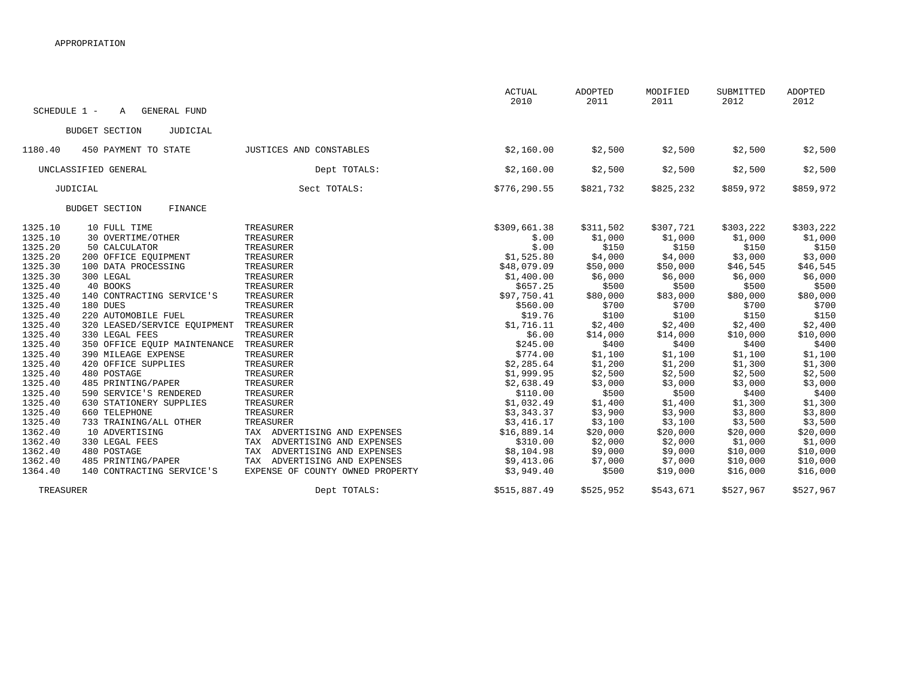APPROPRIATION

SCHEDULE 1 - A GENERAL FUND

| | | | ACTUAL 2010 | ADOPTED 2011 | MODIFIED 2011 | SUBMITTED 2012 | ADOPTED 2012 |
|---|---|---|---|---|---|---|---|
| **BUDGET SECTION JUDICIAL** | | | | | | | |
| 1180.40 | 450 PAYMENT TO STATE | JUSTICES AND CONSTABLES | $2,160.00 | $2,500 | $2,500 | $2,500 | $2,500 |
| UNCLASSIFIED GENERAL | | Dept TOTALS: | $2,160.00 | $2,500 | $2,500 | $2,500 | $2,500 |
| JUDICIAL | | Sect TOTALS: | $776,290.55 | $821,732 | $825,232 | $859,972 | $859,972 |
| **BUDGET SECTION FINANCE** | | | | | | | |
| 1325.10 | 10 FULL TIME | TREASURER | $309,661.38 | $311,502 | $307,721 | $303,222 | $303,222 |
| 1325.10 | 30 OVERTIME/OTHER | TREASURER | $.00 | $1,000 | $1,000 | $1,000 | $1,000 |
| 1325.20 | 50 CALCULATOR | TREASURER | $.00 | $150 | $150 | $150 | $150 |
| 1325.20 | 200 OFFICE EQUIPMENT | TREASURER | $1,525.80 | $4,000 | $4,000 | $3,000 | $3,000 |
| 1325.30 | 100 DATA PROCESSING | TREASURER | $48,079.09 | $50,000 | $50,000 | $46,545 | $46,545 |
| 1325.30 | 300 LEGAL | TREASURER | $1,400.00 | $6,000 | $6,000 | $6,000 | $6,000 |
| 1325.40 | 40 BOOKS | TREASURER | $657.25 | $500 | $500 | $500 | $500 |
| 1325.40 | 140 CONTRACTING SERVICE'S | TREASURER | $97,750.41 | $80,000 | $83,000 | $80,000 | $80,000 |
| 1325.40 | 180 DUES | TREASURER | $560.00 | $700 | $700 | $700 | $700 |
| 1325.40 | 220 AUTOMOBILE FUEL | TREASURER | $19.76 | $100 | $100 | $150 | $150 |
| 1325.40 | 320 LEASED/SERVICE EQUIPMENT | TREASURER | $1,716.11 | $2,400 | $2,400 | $2,400 | $2,400 |
| 1325.40 | 330 LEGAL FEES | TREASURER | $6.00 | $14,000 | $14,000 | $10,000 | $10,000 |
| 1325.40 | 350 OFFICE EQUIP MAINTENANCE | TREASURER | $245.00 | $400 | $400 | $400 | $400 |
| 1325.40 | 390 MILEAGE EXPENSE | TREASURER | $774.00 | $1,100 | $1,100 | $1,100 | $1,100 |
| 1325.40 | 420 OFFICE SUPPLIES | TREASURER | $2,285.64 | $1,200 | $1,200 | $1,300 | $1,300 |
| 1325.40 | 480 POSTAGE | TREASURER | $1,999.95 | $2,500 | $2,500 | $2,500 | $2,500 |
| 1325.40 | 485 PRINTING/PAPER | TREASURER | $2,638.49 | $3,000 | $3,000 | $3,000 | $3,000 |
| 1325.40 | 590 SERVICE'S RENDERED | TREASURER | $110.00 | $500 | $500 | $400 | $400 |
| 1325.40 | 630 STATIONERY SUPPLIES | TREASURER | $1,032.49 | $1,400 | $1,400 | $1,300 | $1,300 |
| 1325.40 | 660 TELEPHONE | TREASURER | $3,343.37 | $3,900 | $3,900 | $3,800 | $3,800 |
| 1325.40 | 733 TRAINING/ALL OTHER | TREASURER | $3,416.17 | $3,100 | $3,100 | $3,500 | $3,500 |
| 1362.40 | 10 ADVERTISING | TAX ADVERTISING AND EXPENSES | $16,889.14 | $20,000 | $20,000 | $20,000 | $20,000 |
| 1362.40 | 330 LEGAL FEES | TAX ADVERTISING AND EXPENSES | $310.00 | $2,000 | $2,000 | $1,000 | $1,000 |
| 1362.40 | 480 POSTAGE | TAX ADVERTISING AND EXPENSES | $8,104.98 | $9,000 | $9,000 | $10,000 | $10,000 |
| 1362.40 | 485 PRINTING/PAPER | TAX ADVERTISING AND EXPENSES | $9,413.06 | $7,000 | $7,000 | $10,000 | $10,000 |
| 1364.40 | 140 CONTRACTING SERVICE'S | EXPENSE OF COUNTY OWNED PROPERTY | $3,949.40 | $500 | $19,000 | $16,000 | $16,000 |
| TREASURER | | Dept TOTALS: | $515,887.49 | $525,952 | $543,671 | $527,967 | $527,967 |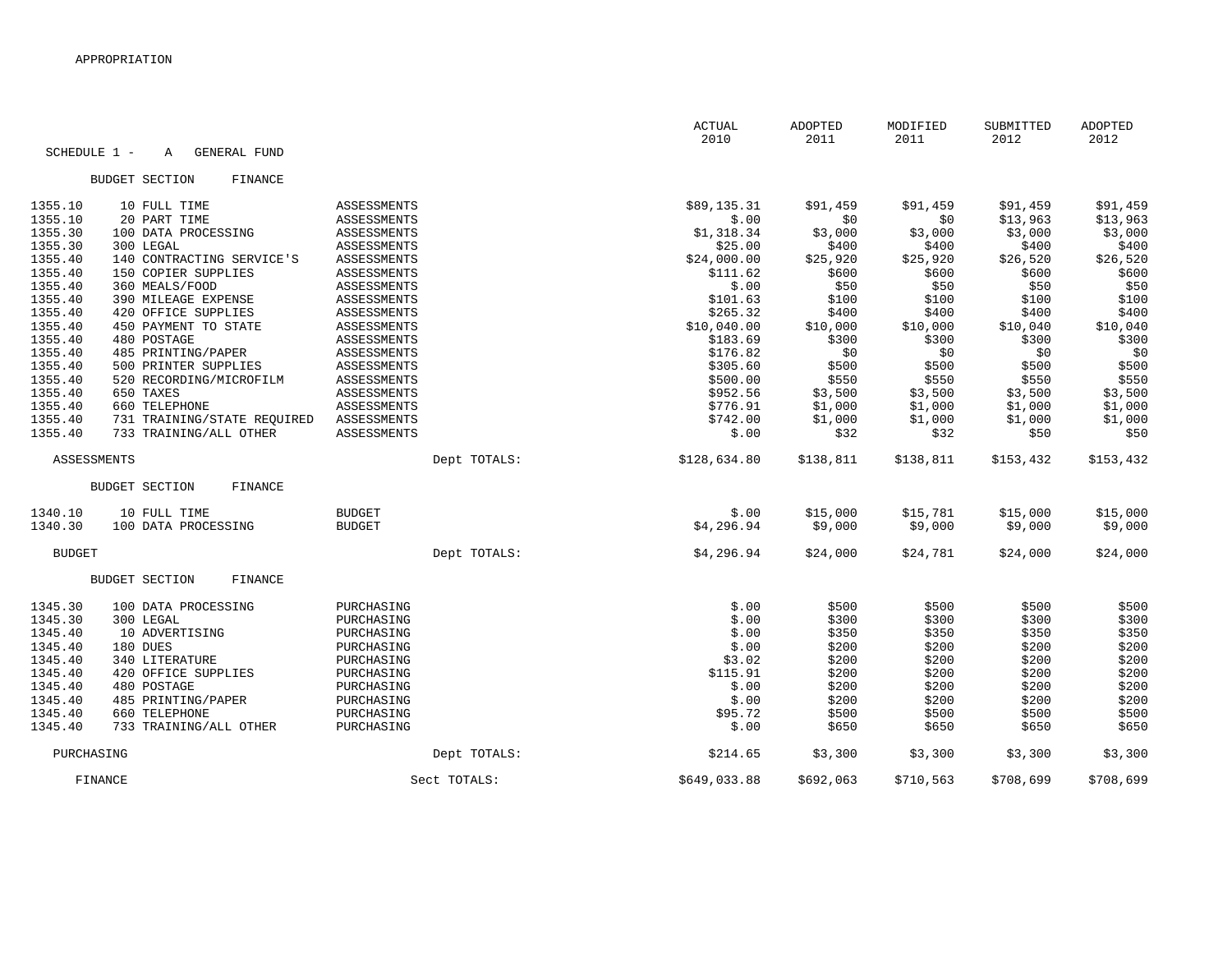APPROPRIATION

SCHEDULE 1 - A GENERAL FUND

| | | | | ACTUAL 2010 | ADOPTED 2011 | MODIFIED 2011 | SUBMITTED 2012 | ADOPTED 2012 |
|---|---|---|---|---|---|---|---|---|
| BUDGET SECTION FINANCE | | | | | | | | |
| 1355.10 | 10 FULL TIME | ASSESSMENTS | | $89,135.31 | $91,459 | $91,459 | $91,459 | $91,459 |
| 1355.10 | 20 PART TIME | ASSESSMENTS | | $.00 | $0 | $0 | $13,963 | $13,963 |
| 1355.30 | 100 DATA PROCESSING | ASSESSMENTS | | $1,318.34 | $3,000 | $3,000 | $3,000 | $3,000 |
| 1355.30 | 300 LEGAL | ASSESSMENTS | | $25.00 | $400 | $400 | $400 | $400 |
| 1355.40 | 140 CONTRACTING SERVICE'S | ASSESSMENTS | | $24,000.00 | $25,920 | $25,920 | $26,520 | $26,520 |
| 1355.40 | 150 COPIER SUPPLIES | ASSESSMENTS | | $111.62 | $600 | $600 | $600 | $600 |
| 1355.40 | 360 MEALS/FOOD | ASSESSMENTS | | $.00 | $50 | $50 | $50 | $50 |
| 1355.40 | 390 MILEAGE EXPENSE | ASSESSMENTS | | $101.63 | $100 | $100 | $100 | $100 |
| 1355.40 | 420 OFFICE SUPPLIES | ASSESSMENTS | | $265.32 | $400 | $400 | $400 | $400 |
| 1355.40 | 450 PAYMENT TO STATE | ASSESSMENTS | | $10,040.00 | $10,000 | $10,000 | $10,040 | $10,040 |
| 1355.40 | 480 POSTAGE | ASSESSMENTS | | $183.69 | $300 | $300 | $300 | $300 |
| 1355.40 | 485 PRINTING/PAPER | ASSESSMENTS | | $176.82 | $0 | $0 | $0 | $0 |
| 1355.40 | 500 PRINTER SUPPLIES | ASSESSMENTS | | $305.60 | $500 | $500 | $500 | $500 |
| 1355.40 | 520 RECORDING/MICROFILM | ASSESSMENTS | | $500.00 | $550 | $550 | $550 | $550 |
| 1355.40 | 650 TAXES | ASSESSMENTS | | $952.56 | $3,500 | $3,500 | $3,500 | $3,500 |
| 1355.40 | 660 TELEPHONE | ASSESSMENTS | | $776.91 | $1,000 | $1,000 | $1,000 | $1,000 |
| 1355.40 | 731 TRAINING/STATE REQUIRED | ASSESSMENTS | | $742.00 | $1,000 | $1,000 | $1,000 | $1,000 |
| 1355.40 | 733 TRAINING/ALL OTHER | ASSESSMENTS | | $.00 | $32 | $32 | $50 | $50 |
| ASSESSMENTS | | | Dept TOTALS: | $128,634.80 | $138,811 | $138,811 | $153,432 | $153,432 |
| BUDGET SECTION FINANCE | | | | | | | | |
| 1340.10 | 10 FULL TIME | BUDGET | | $.00 | $15,000 | $15,781 | $15,000 | $15,000 |
| 1340.30 | 100 DATA PROCESSING | BUDGET | | $4,296.94 | $9,000 | $9,000 | $9,000 | $9,000 |
| BUDGET | | | Dept TOTALS: | $4,296.94 | $24,000 | $24,781 | $24,000 | $24,000 |
| BUDGET SECTION FINANCE | | | | | | | | |
| 1345.30 | 100 DATA PROCESSING | PURCHASING | | $.00 | $500 | $500 | $500 | $500 |
| 1345.30 | 300 LEGAL | PURCHASING | | $.00 | $300 | $300 | $300 | $300 |
| 1345.40 | 10 ADVERTISING | PURCHASING | | $.00 | $350 | $350 | $350 | $350 |
| 1345.40 | 180 DUES | PURCHASING | | $.00 | $200 | $200 | $200 | $200 |
| 1345.40 | 340 LITERATURE | PURCHASING | | $3.02 | $200 | $200 | $200 | $200 |
| 1345.40 | 420 OFFICE SUPPLIES | PURCHASING | | $115.91 | $200 | $200 | $200 | $200 |
| 1345.40 | 480 POSTAGE | PURCHASING | | $.00 | $200 | $200 | $200 | $200 |
| 1345.40 | 485 PRINTING/PAPER | PURCHASING | | $.00 | $200 | $200 | $200 | $200 |
| 1345.40 | 660 TELEPHONE | PURCHASING | | $95.72 | $500 | $500 | $500 | $500 |
| 1345.40 | 733 TRAINING/ALL OTHER | PURCHASING | | $.00 | $650 | $650 | $650 | $650 |
| PURCHASING | | | Dept TOTALS: | $214.65 | $3,300 | $3,300 | $3,300 | $3,300 |
| FINANCE | | | Sect TOTALS: | $649,033.88 | $692,063 | $710,563 | $708,699 | $708,699 |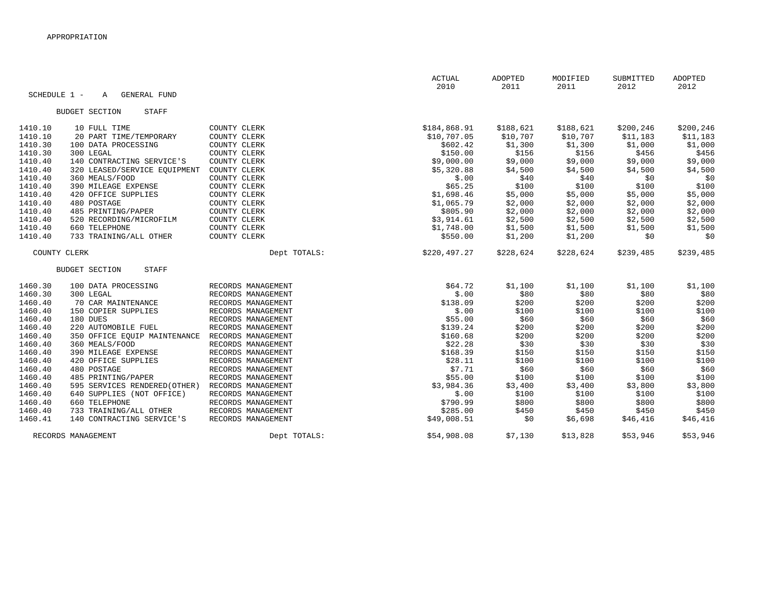APPROPRIATION

SCHEDULE 1 - A GENERAL FUND

BUDGET SECTION STAFF

| Account | Line | Department | ACTUAL 2010 | ADOPTED 2011 | MODIFIED 2011 | SUBMITTED 2012 | ADOPTED 2012 |
|---|---|---|---|---|---|---|---|
| 1410.10 | 10 FULL TIME | COUNTY CLERK | $184,868.91 | $188,621 | $188,621 | $200,246 | $200,246 |
| 1410.10 | 20 PART TIME/TEMPORARY | COUNTY CLERK | $10,707.05 | $10,707 | $10,707 | $11,183 | $11,183 |
| 1410.30 | 100 DATA PROCESSING | COUNTY CLERK | $602.42 | $1,300 | $1,300 | $1,000 | $1,000 |
| 1410.30 | 300 LEGAL | COUNTY CLERK | $150.00 | $156 | $156 | $456 | $456 |
| 1410.40 | 140 CONTRACTING SERVICE'S | COUNTY CLERK | $9,000.00 | $9,000 | $9,000 | $9,000 | $9,000 |
| 1410.40 | 320 LEASED/SERVICE EQUIPMENT | COUNTY CLERK | $5,320.88 | $4,500 | $4,500 | $4,500 | $4,500 |
| 1410.40 | 360 MEALS/FOOD | COUNTY CLERK | $.00 | $40 | $40 | $0 | $0 |
| 1410.40 | 390 MILEAGE EXPENSE | COUNTY CLERK | $65.25 | $100 | $100 | $100 | $100 |
| 1410.40 | 420 OFFICE SUPPLIES | COUNTY CLERK | $1,698.46 | $5,000 | $5,000 | $5,000 | $5,000 |
| 1410.40 | 480 POSTAGE | COUNTY CLERK | $1,065.79 | $2,000 | $2,000 | $2,000 | $2,000 |
| 1410.40 | 485 PRINTING/PAPER | COUNTY CLERK | $805.90 | $2,000 | $2,000 | $2,000 | $2,000 |
| 1410.40 | 520 RECORDING/MICROFILM | COUNTY CLERK | $3,914.61 | $2,500 | $2,500 | $2,500 | $2,500 |
| 1410.40 | 660 TELEPHONE | COUNTY CLERK | $1,748.00 | $1,500 | $1,500 | $1,500 | $1,500 |
| 1410.40 | 733 TRAINING/ALL OTHER | COUNTY CLERK | $550.00 | $1,200 | $1,200 | $0 | $0 |
| COUNTY CLERK | | Dept TOTALS: | $220,497.27 | $228,624 | $228,624 | $239,485 | $239,485 |

BUDGET SECTION STAFF

| Account | Line | Department | ACTUAL 2010 | ADOPTED 2011 | MODIFIED 2011 | SUBMITTED 2012 | ADOPTED 2012 |
|---|---|---|---|---|---|---|---|
| 1460.30 | 100 DATA PROCESSING | RECORDS MANAGEMENT | $64.72 | $1,100 | $1,100 | $1,100 | $1,100 |
| 1460.30 | 300 LEGAL | RECORDS MANAGEMENT | $.00 | $80 | $80 | $80 | $80 |
| 1460.40 | 70 CAR MAINTENANCE | RECORDS MANAGEMENT | $138.09 | $200 | $200 | $200 | $200 |
| 1460.40 | 150 COPIER SUPPLIES | RECORDS MANAGEMENT | $.00 | $100 | $100 | $100 | $100 |
| 1460.40 | 180 DUES | RECORDS MANAGEMENT | $55.00 | $60 | $60 | $60 | $60 |
| 1460.40 | 220 AUTOMOBILE FUEL | RECORDS MANAGEMENT | $139.24 | $200 | $200 | $200 | $200 |
| 1460.40 | 350 OFFICE EQUIP MAINTENANCE | RECORDS MANAGEMENT | $160.68 | $200 | $200 | $200 | $200 |
| 1460.40 | 360 MEALS/FOOD | RECORDS MANAGEMENT | $22.28 | $30 | $30 | $30 | $30 |
| 1460.40 | 390 MILEAGE EXPENSE | RECORDS MANAGEMENT | $168.39 | $150 | $150 | $150 | $150 |
| 1460.40 | 420 OFFICE SUPPLIES | RECORDS MANAGEMENT | $28.11 | $100 | $100 | $100 | $100 |
| 1460.40 | 480 POSTAGE | RECORDS MANAGEMENT | $7.71 | $60 | $60 | $60 | $60 |
| 1460.40 | 485 PRINTING/PAPER | RECORDS MANAGEMENT | $55.00 | $100 | $100 | $100 | $100 |
| 1460.40 | 595 SERVICES RENDERED(OTHER) | RECORDS MANAGEMENT | $3,984.36 | $3,400 | $3,400 | $3,800 | $3,800 |
| 1460.40 | 640 SUPPLIES (NOT OFFICE) | RECORDS MANAGEMENT | $.00 | $100 | $100 | $100 | $100 |
| 1460.40 | 660 TELEPHONE | RECORDS MANAGEMENT | $790.99 | $800 | $800 | $800 | $800 |
| 1460.40 | 733 TRAINING/ALL OTHER | RECORDS MANAGEMENT | $285.00 | $450 | $450 | $450 | $450 |
| 1460.41 | 140 CONTRACTING SERVICE'S | RECORDS MANAGEMENT | $49,008.51 | $0 | $6,698 | $46,416 | $46,416 |
| RECORDS MANAGEMENT | | Dept TOTALS: | $54,908.08 | $7,130 | $13,828 | $53,946 | $53,946 |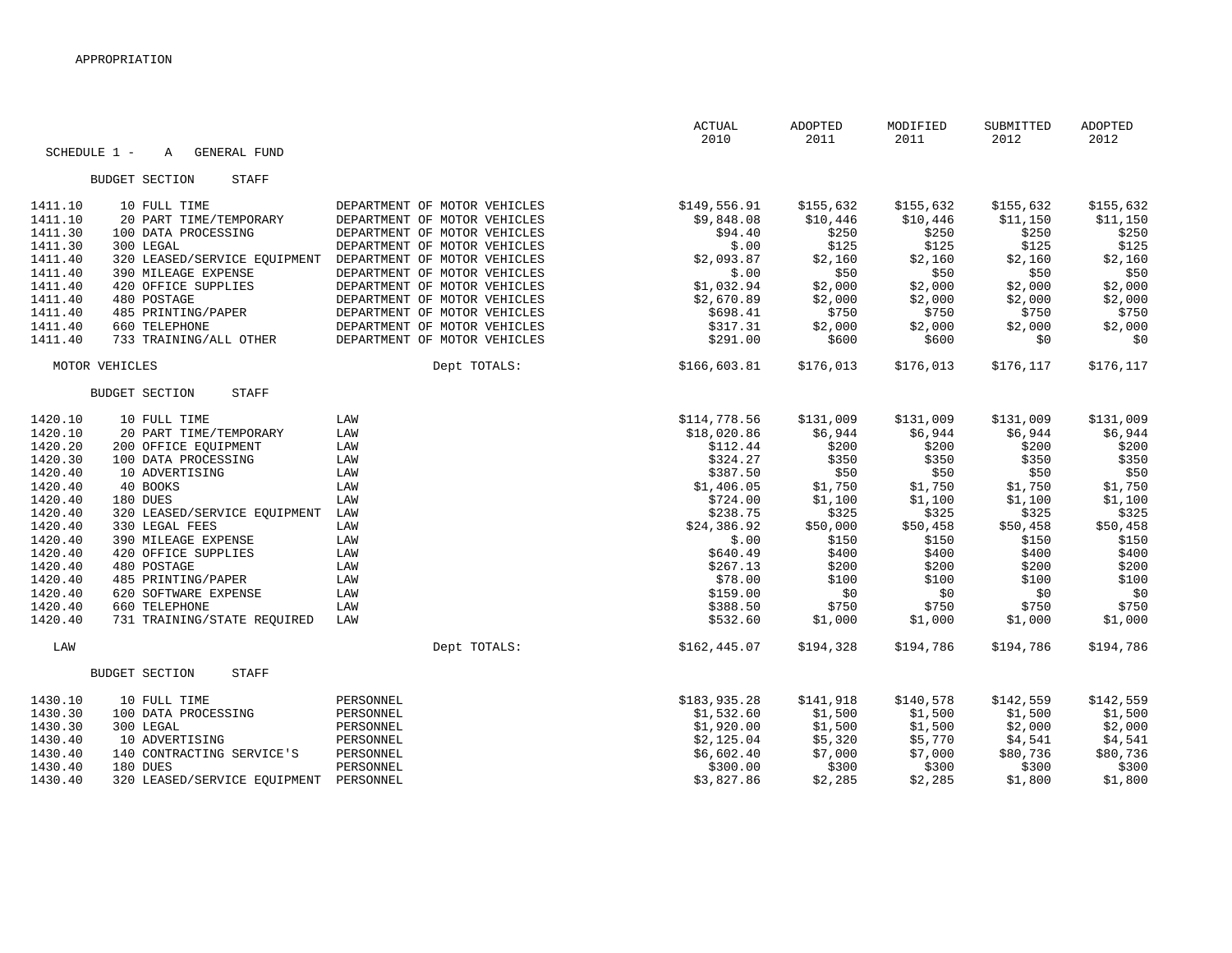APPROPRIATION

SCHEDULE 1 - A GENERAL FUND

| | | | ACTUAL 2010 | ADOPTED 2011 | MODIFIED 2011 | SUBMITTED 2012 | ADOPTED 2012 |
|---|---|---|---|---|---|---|---|
| **BUDGET SECTION STAFF** | | | | | | | |
| 1411.10 | 10 FULL TIME | DEPARTMENT OF MOTOR VEHICLES | $149,556.91 | $155,632 | $155,632 | $155,632 | $155,632 |
| 1411.10 | 20 PART TIME/TEMPORARY | DEPARTMENT OF MOTOR VEHICLES | $9,848.08 | $10,446 | $10,446 | $11,150 | $11,150 |
| 1411.30 | 100 DATA PROCESSING | DEPARTMENT OF MOTOR VEHICLES | $94.40 | $250 | $250 | $250 | $250 |
| 1411.30 | 300 LEGAL | DEPARTMENT OF MOTOR VEHICLES | $.00 | $125 | $125 | $125 | $125 |
| 1411.40 | 320 LEASED/SERVICE EQUIPMENT | DEPARTMENT OF MOTOR VEHICLES | $2,093.87 | $2,160 | $2,160 | $2,160 | $2,160 |
| 1411.40 | 390 MILEAGE EXPENSE | DEPARTMENT OF MOTOR VEHICLES | $.00 | $50 | $50 | $50 | $50 |
| 1411.40 | 420 OFFICE SUPPLIES | DEPARTMENT OF MOTOR VEHICLES | $1,032.94 | $2,000 | $2,000 | $2,000 | $2,000 |
| 1411.40 | 480 POSTAGE | DEPARTMENT OF MOTOR VEHICLES | $2,670.89 | $2,000 | $2,000 | $2,000 | $2,000 |
| 1411.40 | 485 PRINTING/PAPER | DEPARTMENT OF MOTOR VEHICLES | $698.41 | $750 | $750 | $750 | $750 |
| 1411.40 | 660 TELEPHONE | DEPARTMENT OF MOTOR VEHICLES | $317.31 | $2,000 | $2,000 | $2,000 | $2,000 |
| 1411.40 | 733 TRAINING/ALL OTHER | DEPARTMENT OF MOTOR VEHICLES | $291.00 | $600 | $600 | $0 | $0 |
| MOTOR VEHICLES | | Dept TOTALS: | $166,603.81 | $176,013 | $176,013 | $176,117 | $176,117 |
| **BUDGET SECTION STAFF** | | | | | | | |
| 1420.10 | 10 FULL TIME | LAW | $114,778.56 | $131,009 | $131,009 | $131,009 | $131,009 |
| 1420.10 | 20 PART TIME/TEMPORARY | LAW | $18,020.86 | $6,944 | $6,944 | $6,944 | $6,944 |
| 1420.20 | 200 OFFICE EQUIPMENT | LAW | $112.44 | $200 | $200 | $200 | $200 |
| 1420.30 | 100 DATA PROCESSING | LAW | $324.27 | $350 | $350 | $350 | $350 |
| 1420.40 | 10 ADVERTISING | LAW | $387.50 | $50 | $50 | $50 | $50 |
| 1420.40 | 40 BOOKS | LAW | $1,406.05 | $1,750 | $1,750 | $1,750 | $1,750 |
| 1420.40 | 180 DUES | LAW | $724.00 | $1,100 | $1,100 | $1,100 | $1,100 |
| 1420.40 | 320 LEASED/SERVICE EQUIPMENT | LAW | $238.75 | $325 | $325 | $325 | $325 |
| 1420.40 | 330 LEGAL FEES | LAW | $24,386.92 | $50,000 | $50,458 | $50,458 | $50,458 |
| 1420.40 | 390 MILEAGE EXPENSE | LAW | $.00 | $150 | $150 | $150 | $150 |
| 1420.40 | 420 OFFICE SUPPLIES | LAW | $640.49 | $400 | $400 | $400 | $400 |
| 1420.40 | 480 POSTAGE | LAW | $267.13 | $200 | $200 | $200 | $200 |
| 1420.40 | 485 PRINTING/PAPER | LAW | $78.00 | $100 | $100 | $100 | $100 |
| 1420.40 | 620 SOFTWARE EXPENSE | LAW | $159.00 | $0 | $0 | $0 | $0 |
| 1420.40 | 660 TELEPHONE | LAW | $388.50 | $750 | $750 | $750 | $750 |
| 1420.40 | 731 TRAINING/STATE REQUIRED | LAW | $532.60 | $1,000 | $1,000 | $1,000 | $1,000 |
| LAW | | Dept TOTALS: | $162,445.07 | $194,328 | $194,786 | $194,786 | $194,786 |
| **BUDGET SECTION STAFF** | | | | | | | |
| 1430.10 | 10 FULL TIME | PERSONNEL | $183,935.28 | $141,918 | $140,578 | $142,559 | $142,559 |
| 1430.30 | 100 DATA PROCESSING | PERSONNEL | $1,532.60 | $1,500 | $1,500 | $1,500 | $1,500 |
| 1430.30 | 300 LEGAL | PERSONNEL | $1,920.00 | $1,500 | $1,500 | $2,000 | $2,000 |
| 1430.40 | 10 ADVERTISING | PERSONNEL | $2,125.04 | $5,320 | $5,770 | $4,541 | $4,541 |
| 1430.40 | 140 CONTRACTING SERVICE'S | PERSONNEL | $6,602.40 | $7,000 | $7,000 | $80,736 | $80,736 |
| 1430.40 | 180 DUES | PERSONNEL | $300.00 | $300 | $300 | $300 | $300 |
| 1430.40 | 320 LEASED/SERVICE EQUIPMENT | PERSONNEL | $3,827.86 | $2,285 | $2,285 | $1,800 | $1,800 |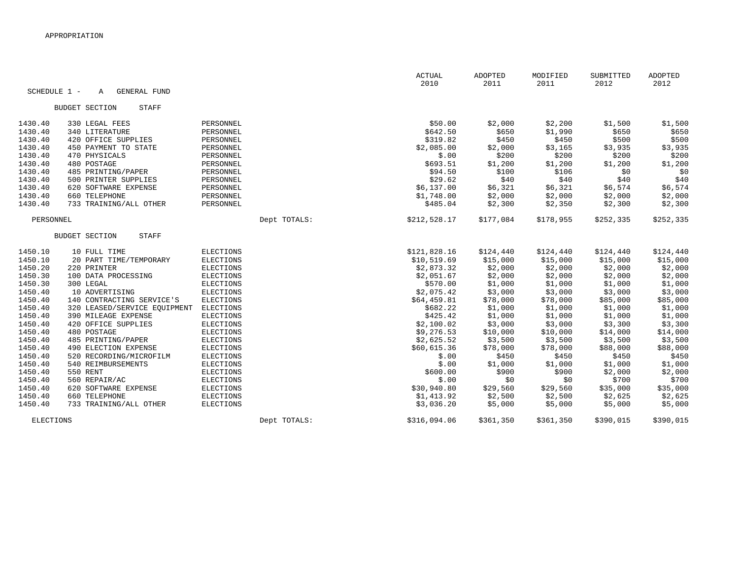APPROPRIATION

SCHEDULE 1 - A GENERAL FUND

BUDGET SECTION STAFF

| | | | | ACTUAL 2010 | ADOPTED 2011 | MODIFIED 2011 | SUBMITTED 2012 | ADOPTED 2012 |
|---|---|---|---|---|---|---|---|---|
| 1430.40 | 330 LEGAL FEES | PERSONNEL | | $50.00 | $2,000 | $2,200 | $1,500 | $1,500 |
| 1430.40 | 340 LITERATURE | PERSONNEL | | $642.50 | $650 | $1,990 | $650 | $650 |
| 1430.40 | 420 OFFICE SUPPLIES | PERSONNEL | | $319.82 | $450 | $450 | $500 | $500 |
| 1430.40 | 450 PAYMENT TO STATE | PERSONNEL | | $2,085.00 | $2,000 | $3,165 | $3,935 | $3,935 |
| 1430.40 | 470 PHYSICALS | PERSONNEL | | $.00 | $200 | $200 | $200 | $200 |
| 1430.40 | 480 POSTAGE | PERSONNEL | | $693.51 | $1,200 | $1,200 | $1,200 | $1,200 |
| 1430.40 | 485 PRINTING/PAPER | PERSONNEL | | $94.50 | $100 | $106 | $0 | $0 |
| 1430.40 | 500 PRINTER SUPPLIES | PERSONNEL | | $29.62 | $40 | $40 | $40 | $40 |
| 1430.40 | 620 SOFTWARE EXPENSE | PERSONNEL | | $6,137.00 | $6,321 | $6,321 | $6,574 | $6,574 |
| 1430.40 | 660 TELEPHONE | PERSONNEL | | $1,748.00 | $2,000 | $2,000 | $2,000 | $2,000 |
| 1430.40 | 733 TRAINING/ALL OTHER | PERSONNEL | | $485.04 | $2,300 | $2,350 | $2,300 | $2,300 |
| PERSONNEL | | | Dept TOTALS: | $212,528.17 | $177,084 | $178,955 | $252,335 | $252,335 |

BUDGET SECTION STAFF

| | | | | ACTUAL 2010 | ADOPTED 2011 | MODIFIED 2011 | SUBMITTED 2012 | ADOPTED 2012 |
|---|---|---|---|---|---|---|---|---|
| 1450.10 | 10 FULL TIME | ELECTIONS | | $121,828.16 | $124,440 | $124,440 | $124,440 | $124,440 |
| 1450.10 | 20 PART TIME/TEMPORARY | ELECTIONS | | $10,519.69 | $15,000 | $15,000 | $15,000 | $15,000 |
| 1450.20 | 220 PRINTER | ELECTIONS | | $2,873.32 | $2,000 | $2,000 | $2,000 | $2,000 |
| 1450.30 | 100 DATA PROCESSING | ELECTIONS | | $2,051.67 | $2,000 | $2,000 | $2,000 | $2,000 |
| 1450.30 | 300 LEGAL | ELECTIONS | | $570.00 | $1,000 | $1,000 | $1,000 | $1,000 |
| 1450.40 | 10 ADVERTISING | ELECTIONS | | $2,075.42 | $3,000 | $3,000 | $3,000 | $3,000 |
| 1450.40 | 140 CONTRACTING SERVICE'S | ELECTIONS | | $64,459.81 | $78,000 | $78,000 | $85,000 | $85,000 |
| 1450.40 | 320 LEASED/SERVICE EQUIPMENT | ELECTIONS | | $682.22 | $1,000 | $1,000 | $1,000 | $1,000 |
| 1450.40 | 390 MILEAGE EXPENSE | ELECTIONS | | $425.42 | $1,000 | $1,000 | $1,000 | $1,000 |
| 1450.40 | 420 OFFICE SUPPLIES | ELECTIONS | | $2,100.02 | $3,000 | $3,000 | $3,300 | $3,300 |
| 1450.40 | 480 POSTAGE | ELECTIONS | | $9,276.53 | $10,000 | $10,000 | $14,000 | $14,000 |
| 1450.40 | 485 PRINTING/PAPER | ELECTIONS | | $2,625.52 | $3,500 | $3,500 | $3,500 | $3,500 |
| 1450.40 | 490 ELECTION EXPENSE | ELECTIONS | | $60,615.36 | $78,000 | $78,000 | $88,000 | $88,000 |
| 1450.40 | 520 RECORDING/MICROFILM | ELECTIONS | | $.00 | $450 | $450 | $450 | $450 |
| 1450.40 | 540 REIMBURSEMENTS | ELECTIONS | | $.00 | $1,000 | $1,000 | $1,000 | $1,000 |
| 1450.40 | 550 RENT | ELECTIONS | | $600.00 | $900 | $900 | $2,000 | $2,000 |
| 1450.40 | 560 REPAIR/AC | ELECTIONS | | $.00 | $0 | $0 | $700 | $700 |
| 1450.40 | 620 SOFTWARE EXPENSE | ELECTIONS | | $30,940.80 | $29,560 | $29,560 | $35,000 | $35,000 |
| 1450.40 | 660 TELEPHONE | ELECTIONS | | $1,413.92 | $2,500 | $2,500 | $2,625 | $2,625 |
| 1450.40 | 733 TRAINING/ALL OTHER | ELECTIONS | | $3,036.20 | $5,000 | $5,000 | $5,000 | $5,000 |
| ELECTIONS | | | Dept TOTALS: | $316,094.06 | $361,350 | $361,350 | $390,015 | $390,015 |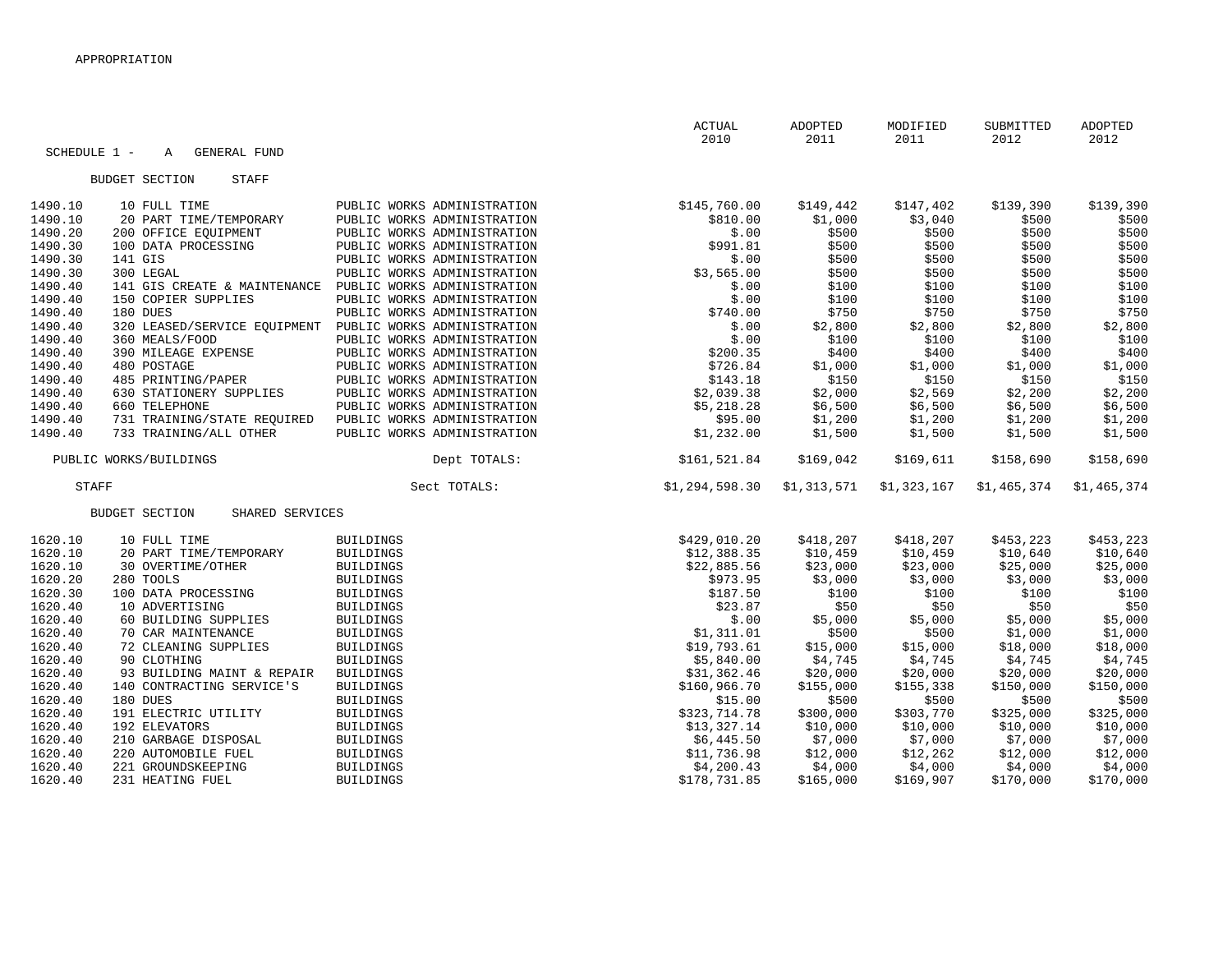APPROPRIATION

SCHEDULE 1 - A GENERAL FUND

BUDGET SECTION STAFF

| Account | Item | Department | ACTUAL 2010 | ADOPTED 2011 | MODIFIED 2011 | SUBMITTED 2012 | ADOPTED 2012 |
|---|---|---|---|---|---|---|---|
| 1490.10 | 10 FULL TIME | PUBLIC WORKS ADMINISTRATION | $145,760.00 | $149,442 | $147,402 | $139,390 | $139,390 |
| 1490.10 | 20 PART TIME/TEMPORARY | PUBLIC WORKS ADMINISTRATION | $810.00 | $1,000 | $3,040 | $500 | $500 |
| 1490.20 | 200 OFFICE EQUIPMENT | PUBLIC WORKS ADMINISTRATION | $.00 | $500 | $500 | $500 | $500 |
| 1490.30 | 100 DATA PROCESSING | PUBLIC WORKS ADMINISTRATION | $991.81 | $500 | $500 | $500 | $500 |
| 1490.30 | 141 GIS | PUBLIC WORKS ADMINISTRATION | $.00 | $500 | $500 | $500 | $500 |
| 1490.30 | 300 LEGAL | PUBLIC WORKS ADMINISTRATION | $3,565.00 | $500 | $500 | $500 | $500 |
| 1490.40 | 141 GIS CREATE & MAINTENANCE | PUBLIC WORKS ADMINISTRATION | $.00 | $100 | $100 | $100 | $100 |
| 1490.40 | 150 COPIER SUPPLIES | PUBLIC WORKS ADMINISTRATION | $.00 | $100 | $100 | $100 | $100 |
| 1490.40 | 180 DUES | PUBLIC WORKS ADMINISTRATION | $740.00 | $750 | $750 | $750 | $750 |
| 1490.40 | 320 LEASED/SERVICE EQUIPMENT | PUBLIC WORKS ADMINISTRATION | $.00 | $2,800 | $2,800 | $2,800 | $2,800 |
| 1490.40 | 360 MEALS/FOOD | PUBLIC WORKS ADMINISTRATION | $.00 | $100 | $100 | $100 | $100 |
| 1490.40 | 390 MILEAGE EXPENSE | PUBLIC WORKS ADMINISTRATION | $200.35 | $400 | $400 | $400 | $400 |
| 1490.40 | 480 POSTAGE | PUBLIC WORKS ADMINISTRATION | $726.84 | $1,000 | $1,000 | $1,000 | $1,000 |
| 1490.40 | 485 PRINTING/PAPER | PUBLIC WORKS ADMINISTRATION | $143.18 | $150 | $150 | $150 | $150 |
| 1490.40 | 630 STATIONERY SUPPLIES | PUBLIC WORKS ADMINISTRATION | $2,039.38 | $2,000 | $2,569 | $2,200 | $2,200 |
| 1490.40 | 660 TELEPHONE | PUBLIC WORKS ADMINISTRATION | $5,218.28 | $6,500 | $6,500 | $6,500 | $6,500 |
| 1490.40 | 731 TRAINING/STATE REQUIRED | PUBLIC WORKS ADMINISTRATION | $95.00 | $1,200 | $1,200 | $1,200 | $1,200 |
| 1490.40 | 733 TRAINING/ALL OTHER | PUBLIC WORKS ADMINISTRATION | $1,232.00 | $1,500 | $1,500 | $1,500 | $1,500 |
| PUBLIC WORKS/BUILDINGS | | Dept TOTALS: | $161,521.84 | $169,042 | $169,611 | $158,690 | $158,690 |
| STAFF | | Sect TOTALS: | $1,294,598.30 | $1,313,571 | $1,323,167 | $1,465,374 | $1,465,374 |

BUDGET SECTION SHARED SERVICES

| Account | Item | Department | ACTUAL 2010 | ADOPTED 2011 | MODIFIED 2011 | SUBMITTED 2012 | ADOPTED 2012 |
|---|---|---|---|---|---|---|---|
| 1620.10 | 10 FULL TIME | BUILDINGS | $429,010.20 | $418,207 | $418,207 | $453,223 | $453,223 |
| 1620.10 | 20 PART TIME/TEMPORARY | BUILDINGS | $12,388.35 | $10,459 | $10,459 | $10,640 | $10,640 |
| 1620.10 | 30 OVERTIME/OTHER | BUILDINGS | $22,885.56 | $23,000 | $23,000 | $25,000 | $25,000 |
| 1620.20 | 280 TOOLS | BUILDINGS | $973.95 | $3,000 | $3,000 | $3,000 | $3,000 |
| 1620.30 | 100 DATA PROCESSING | BUILDINGS | $187.50 | $100 | $100 | $100 | $100 |
| 1620.40 | 10 ADVERTISING | BUILDINGS | $23.87 | $50 | $50 | $50 | $50 |
| 1620.40 | 60 BUILDING SUPPLIES | BUILDINGS | $.00 | $5,000 | $5,000 | $5,000 | $5,000 |
| 1620.40 | 70 CAR MAINTENANCE | BUILDINGS | $1,311.01 | $500 | $500 | $1,000 | $1,000 |
| 1620.40 | 72 CLEANING SUPPLIES | BUILDINGS | $19,793.61 | $15,000 | $15,000 | $18,000 | $18,000 |
| 1620.40 | 90 CLOTHING | BUILDINGS | $5,840.00 | $4,745 | $4,745 | $4,745 | $4,745 |
| 1620.40 | 93 BUILDING MAINT & REPAIR | BUILDINGS | $31,362.46 | $20,000 | $20,000 | $20,000 | $20,000 |
| 1620.40 | 140 CONTRACTING SERVICE'S | BUILDINGS | $160,966.70 | $155,000 | $155,338 | $150,000 | $150,000 |
| 1620.40 | 180 DUES | BUILDINGS | $15.00 | $500 | $500 | $500 | $500 |
| 1620.40 | 191 ELECTRIC UTILITY | BUILDINGS | $323,714.78 | $300,000 | $303,770 | $325,000 | $325,000 |
| 1620.40 | 192 ELEVATORS | BUILDINGS | $13,327.14 | $10,000 | $10,000 | $10,000 | $10,000 |
| 1620.40 | 210 GARBAGE DISPOSAL | BUILDINGS | $6,445.50 | $7,000 | $7,000 | $7,000 | $7,000 |
| 1620.40 | 220 AUTOMOBILE FUEL | BUILDINGS | $11,736.98 | $12,000 | $12,262 | $12,000 | $12,000 |
| 1620.40 | 221 GROUNDSKEEPING | BUILDINGS | $4,200.43 | $4,000 | $4,000 | $4,000 | $4,000 |
| 1620.40 | 231 HEATING FUEL | BUILDINGS | $178,731.85 | $165,000 | $169,907 | $170,000 | $170,000 |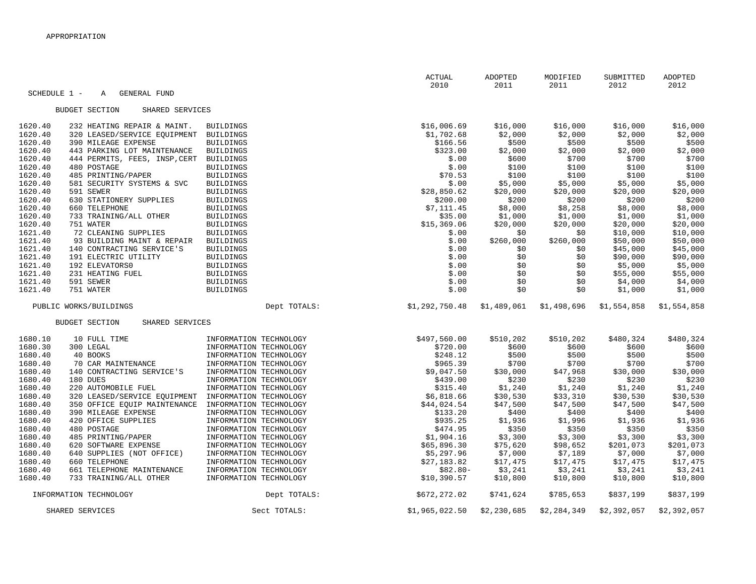APPROPRIATION

SCHEDULE 1 - A GENERAL FUND

BUDGET SECTION SHARED SERVICES

| Account | Description | Department | | ACTUAL 2010 | ADOPTED 2011 | MODIFIED 2011 | SUBMITTED 2012 | ADOPTED 2012 |
|---|---|---|---|---|---|---|---|---|
| 1620.40 | 232 HEATING REPAIR & MAINT. | BUILDINGS | | $16,006.69 | $16,000 | $16,000 | $16,000 | $16,000 |
| 1620.40 | 320 LEASED/SERVICE EQUIPMENT | BUILDINGS | | $1,702.68 | $2,000 | $2,000 | $2,000 | $2,000 |
| 1620.40 | 390 MILEAGE EXPENSE | BUILDINGS | | $166.56 | $500 | $500 | $500 | $500 |
| 1620.40 | 443 PARKING LOT MAINTENANCE | BUILDINGS | | $323.00 | $2,000 | $2,000 | $2,000 | $2,000 |
| 1620.40 | 444 PERMITS, FEES, INSP,CERT | BUILDINGS | | $.00 | $600 | $700 | $700 | $700 |
| 1620.40 | 480 POSTAGE | BUILDINGS | | $.00 | $100 | $100 | $100 | $100 |
| 1620.40 | 485 PRINTING/PAPER | BUILDINGS | | $70.53 | $100 | $100 | $100 | $100 |
| 1620.40 | 581 SECURITY SYSTEMS & SVC | BUILDINGS | | $.00 | $5,000 | $5,000 | $5,000 | $5,000 |
| 1620.40 | 591 SEWER | BUILDINGS | | $28,850.62 | $20,000 | $20,000 | $20,000 | $20,000 |
| 1620.40 | 630 STATIONERY SUPPLIES | BUILDINGS | | $200.00 | $200 | $200 | $200 | $200 |
| 1620.40 | 660 TELEPHONE | BUILDINGS | | $7,111.45 | $8,000 | $8,258 | $8,000 | $8,000 |
| 1620.40 | 733 TRAINING/ALL OTHER | BUILDINGS | | $35.00 | $1,000 | $1,000 | $1,000 | $1,000 |
| 1620.40 | 751 WATER | BUILDINGS | | $15,369.06 | $20,000 | $20,000 | $20,000 | $20,000 |
| 1621.40 | 72 CLEANING SUPPLIES | BUILDINGS | | $.00 | $0 | $0 | $10,000 | $10,000 |
| 1621.40 | 93 BUILDING MAINT & REPAIR | BUILDINGS | | $.00 | $260,000 | $260,000 | $50,000 | $50,000 |
| 1621.40 | 140 CONTRACTING SERVICE'S | BUILDINGS | | $.00 | $0 | $0 | $45,000 | $45,000 |
| 1621.40 | 191 ELECTRIC UTILITY | BUILDINGS | | $.00 | $0 | $0 | $90,000 | $90,000 |
| 1621.40 | 192 ELEVATORS0 | BUILDINGS | | $.00 | $0 | $0 | $5,000 | $5,000 |
| 1621.40 | 231 HEATING FUEL | BUILDINGS | | $.00 | $0 | $0 | $55,000 | $55,000 |
| 1621.40 | 591 SEWER | BUILDINGS | | $.00 | $0 | $0 | $4,000 | $4,000 |
| 1621.40 | 751 WATER | BUILDINGS | | $.00 | $0 | $0 | $1,000 | $1,000 |
| PUBLIC WORKS/BUILDINGS | | | Dept TOTALS: | $1,292,750.48 | $1,489,061 | $1,498,696 | $1,554,858 | $1,554,858 |

BUDGET SECTION SHARED SERVICES

| Account | Description | Department | | ACTUAL 2010 | ADOPTED 2011 | MODIFIED 2011 | SUBMITTED 2012 | ADOPTED 2012 |
|---|---|---|---|---|---|---|---|---|
| 1680.10 | 10 FULL TIME | INFORMATION TECHNOLOGY | | $497,560.00 | $510,202 | $510,202 | $480,324 | $480,324 |
| 1680.30 | 300 LEGAL | INFORMATION TECHNOLOGY | | $720.00 | $600 | $600 | $600 | $600 |
| 1680.40 | 40 BOOKS | INFORMATION TECHNOLOGY | | $248.12 | $500 | $500 | $500 | $500 |
| 1680.40 | 70 CAR MAINTENANCE | INFORMATION TECHNOLOGY | | $965.39 | $700 | $700 | $700 | $700 |
| 1680.40 | 140 CONTRACTING SERVICE'S | INFORMATION TECHNOLOGY | | $9,047.50 | $30,000 | $47,968 | $30,000 | $30,000 |
| 1680.40 | 180 DUES | INFORMATION TECHNOLOGY | | $439.00 | $230 | $230 | $230 | $230 |
| 1680.40 | 220 AUTOMOBILE FUEL | INFORMATION TECHNOLOGY | | $315.40 | $1,240 | $1,240 | $1,240 | $1,240 |
| 1680.40 | 320 LEASED/SERVICE EQUIPMENT | INFORMATION TECHNOLOGY | | $6,818.66 | $30,530 | $33,310 | $30,530 | $30,530 |
| 1680.40 | 350 OFFICE EQUIP MAINTENANCE | INFORMATION TECHNOLOGY | | $44,024.54 | $47,500 | $47,500 | $47,500 | $47,500 |
| 1680.40 | 390 MILEAGE EXPENSE | INFORMATION TECHNOLOGY | | $133.20 | $400 | $400 | $400 | $400 |
| 1680.40 | 420 OFFICE SUPPLIES | INFORMATION TECHNOLOGY | | $935.25 | $1,936 | $1,996 | $1,936 | $1,936 |
| 1680.40 | 480 POSTAGE | INFORMATION TECHNOLOGY | | $474.95 | $350 | $350 | $350 | $350 |
| 1680.40 | 485 PRINTING/PAPER | INFORMATION TECHNOLOGY | | $1,904.16 | $3,300 | $3,300 | $3,300 | $3,300 |
| 1680.40 | 620 SOFTWARE EXPENSE | INFORMATION TECHNOLOGY | | $65,896.30 | $75,620 | $98,652 | $201,073 | $201,073 |
| 1680.40 | 640 SUPPLIES (NOT OFFICE) | INFORMATION TECHNOLOGY | | $5,297.96 | $7,000 | $7,189 | $7,000 | $7,000 |
| 1680.40 | 660 TELEPHONE | INFORMATION TECHNOLOGY | | $27,183.82 | $17,475 | $17,475 | $17,475 | $17,475 |
| 1680.40 | 661 TELEPHONE MAINTENANCE | INFORMATION TECHNOLOGY | | $82.80- | $3,241 | $3,241 | $3,241 | $3,241 |
| 1680.40 | 733 TRAINING/ALL OTHER | INFORMATION TECHNOLOGY | | $10,390.57 | $10,800 | $10,800 | $10,800 | $10,800 |
| INFORMATION TECHNOLOGY | | | Dept TOTALS: | $672,272.02 | $741,624 | $785,653 | $837,199 | $837,199 |
| SHARED SERVICES | | | Sect TOTALS: | $1,965,022.50 | $2,230,685 | $2,284,349 | $2,392,057 | $2,392,057 |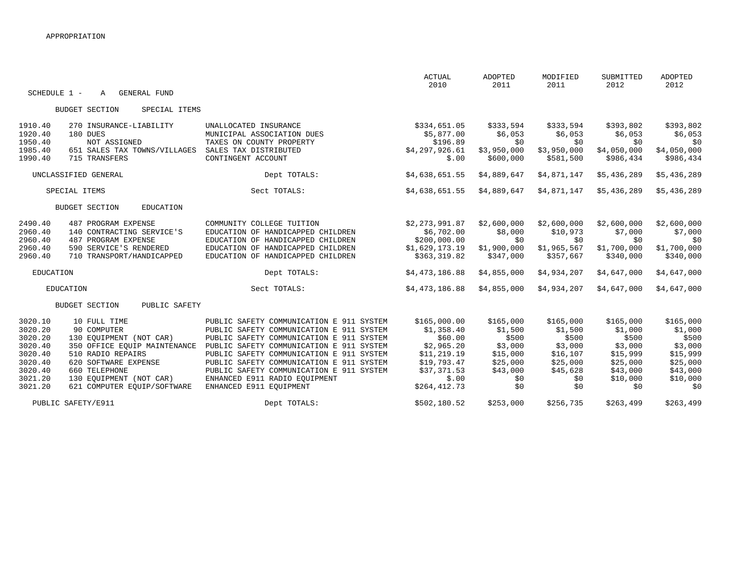APPROPRIATION

SCHEDULE 1 - A GENERAL FUND

| Account | Object | Description | ACTUAL 2010 | ADOPTED 2011 | MODIFIED 2011 | SUBMITTED 2012 | ADOPTED 2012 |
|---|---|---|---|---|---|---|---|
| | BUDGET SECTION SPECIAL ITEMS | | | | | | |
| 1910.40 | 270 INSURANCE-LIABILITY | UNALLOCATED INSURANCE | $334,651.05 | $333,594 | $333,594 | $393,802 | $393,802 |
| 1920.40 | 180 DUES | MUNICIPAL ASSOCIATION DUES | $5,877.00 | $6,053 | $6,053 | $6,053 | $6,053 |
| 1950.40 | NOT ASSIGNED | TAXES ON COUNTY PROPERTY | $196.89 | $0 | $0 | $0 | $0 |
| 1985.40 | 651 SALES TAX TOWNS/VILLAGES | SALES TAX DISTRIBUTED | $4,297,926.61 | $3,950,000 | $3,950,000 | $4,050,000 | $4,050,000 |
| 1990.40 | 715 TRANSFERS | CONTINGENT ACCOUNT | $.00 | $600,000 | $581,500 | $986,434 | $986,434 |
| UNCLASSIFIED GENERAL | | Dept TOTALS: | $4,638,651.55 | $4,889,647 | $4,871,147 | $5,436,289 | $5,436,289 |
| SPECIAL ITEMS | | Sect TOTALS: | $4,638,651.55 | $4,889,647 | $4,871,147 | $5,436,289 | $5,436,289 |
| | BUDGET SECTION EDUCATION | | | | | | |
| 2490.40 | 487 PROGRAM EXPENSE | COMMUNITY COLLEGE TUITION | $2,273,991.87 | $2,600,000 | $2,600,000 | $2,600,000 | $2,600,000 |
| 2960.40 | 140 CONTRACTING SERVICE'S | EDUCATION OF HANDICAPPED CHILDREN | $6,702.00 | $8,000 | $10,973 | $7,000 | $7,000 |
| 2960.40 | 487 PROGRAM EXPENSE | EDUCATION OF HANDICAPPED CHILDREN | $200,000.00 | $0 | $0 | $0 | $0 |
| 2960.40 | 590 SERVICE'S RENDERED | EDUCATION OF HANDICAPPED CHILDREN | $1,629,173.19 | $1,900,000 | $1,965,567 | $1,700,000 | $1,700,000 |
| 2960.40 | 710 TRANSPORT/HANDICAPPED | EDUCATION OF HANDICAPPED CHILDREN | $363,319.82 | $347,000 | $357,667 | $340,000 | $340,000 |
| EDUCATION | | Dept TOTALS: | $4,473,186.88 | $4,855,000 | $4,934,207 | $4,647,000 | $4,647,000 |
| EDUCATION | | Sect TOTALS: | $4,473,186.88 | $4,855,000 | $4,934,207 | $4,647,000 | $4,647,000 |
| | BUDGET SECTION PUBLIC SAFETY | | | | | | |
| 3020.10 | 10 FULL TIME | PUBLIC SAFETY COMMUNICATION E 911 SYSTEM | $165,000.00 | $165,000 | $165,000 | $165,000 | $165,000 |
| 3020.20 | 90 COMPUTER | PUBLIC SAFETY COMMUNICATION E 911 SYSTEM | $1,358.40 | $1,500 | $1,500 | $1,000 | $1,000 |
| 3020.20 | 130 EQUIPMENT (NOT CAR) | PUBLIC SAFETY COMMUNICATION E 911 SYSTEM | $60.00 | $500 | $500 | $500 | $500 |
| 3020.40 | 350 OFFICE EQUIP MAINTENANCE | PUBLIC SAFETY COMMUNICATION E 911 SYSTEM | $2,965.20 | $3,000 | $3,000 | $3,000 | $3,000 |
| 3020.40 | 510 RADIO REPAIRS | PUBLIC SAFETY COMMUNICATION E 911 SYSTEM | $11,219.19 | $15,000 | $16,107 | $15,999 | $15,999 |
| 3020.40 | 620 SOFTWARE EXPENSE | PUBLIC SAFETY COMMUNICATION E 911 SYSTEM | $19,793.47 | $25,000 | $25,000 | $25,000 | $25,000 |
| 3020.40 | 660 TELEPHONE | PUBLIC SAFETY COMMUNICATION E 911 SYSTEM | $37,371.53 | $43,000 | $45,628 | $43,000 | $43,000 |
| 3021.20 | 130 EQUIPMENT (NOT CAR) | ENHANCED E911 RADIO EQUIPMENT | $.00 | $0 | $0 | $10,000 | $10,000 |
| 3021.20 | 621 COMPUTER EQUIP/SOFTWARE | ENHANCED E911 EQUIPMENT | $264,412.73 | $0 | $0 | $0 | $0 |
| PUBLIC SAFETY/E911 | | Dept TOTALS: | $502,180.52 | $253,000 | $256,735 | $263,499 | $263,499 |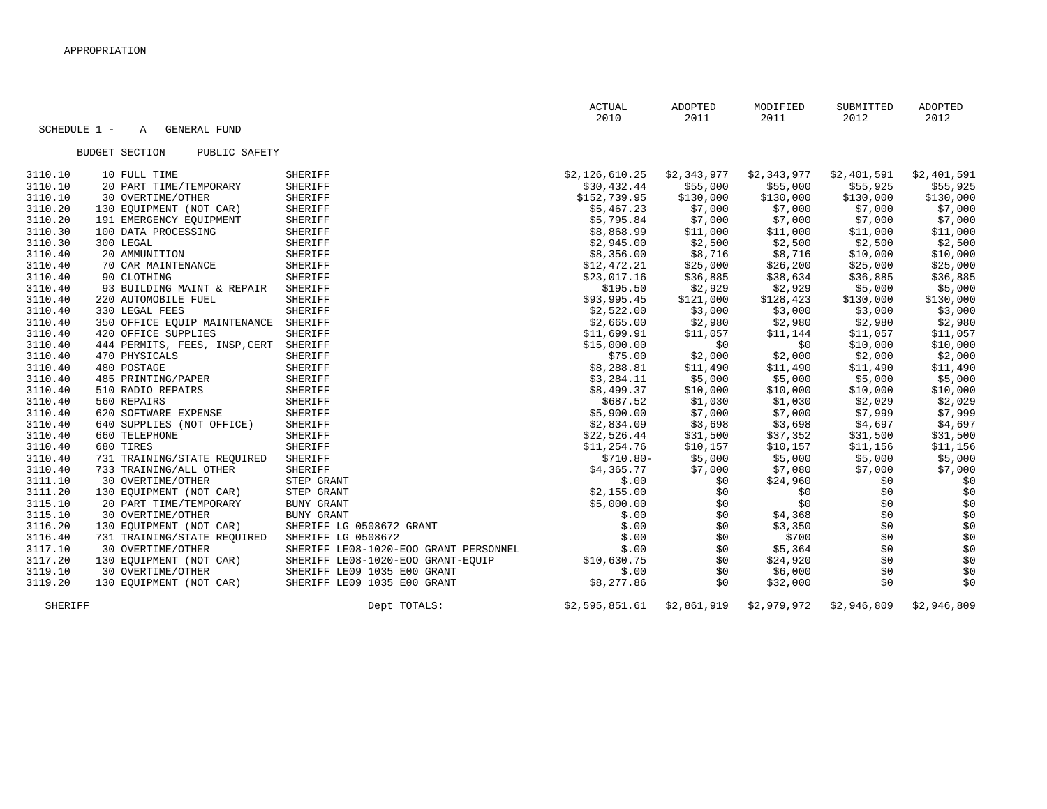APPROPRIATION

SCHEDULE 1 - A GENERAL FUND

BUDGET SECTION PUBLIC SAFETY

| Account | Object | Description | ACTUAL 2010 | ADOPTED 2011 | MODIFIED 2011 | SUBMITTED 2012 | ADOPTED 2012 |
|---|---|---|---|---|---|---|---|
| 3110.10 | 10 FULL TIME | SHERIFF | $2,126,610.25 | $2,343,977 | $2,343,977 | $2,401,591 | $2,401,591 |
| 3110.10 | 20 PART TIME/TEMPORARY | SHERIFF | $30,432.44 | $55,000 | $55,000 | $55,925 | $55,925 |
| 3110.10 | 30 OVERTIME/OTHER | SHERIFF | $152,739.95 | $130,000 | $130,000 | $130,000 | $130,000 |
| 3110.20 | 130 EQUIPMENT (NOT CAR) | SHERIFF | $5,467.23 | $7,000 | $7,000 | $7,000 | $7,000 |
| 3110.20 | 191 EMERGENCY EQUIPMENT | SHERIFF | $5,795.84 | $7,000 | $7,000 | $7,000 | $7,000 |
| 3110.30 | 100 DATA PROCESSING | SHERIFF | $8,868.99 | $11,000 | $11,000 | $11,000 | $11,000 |
| 3110.30 | 300 LEGAL | SHERIFF | $2,945.00 | $2,500 | $2,500 | $2,500 | $2,500 |
| 3110.40 | 20 AMMUNITION | SHERIFF | $8,356.00 | $8,716 | $8,716 | $10,000 | $10,000 |
| 3110.40 | 70 CAR MAINTENANCE | SHERIFF | $12,472.21 | $25,000 | $26,200 | $25,000 | $25,000 |
| 3110.40 | 90 CLOTHING | SHERIFF | $23,017.16 | $36,885 | $38,634 | $36,885 | $36,885 |
| 3110.40 | 93 BUILDING MAINT & REPAIR | SHERIFF | $195.50 | $2,929 | $2,929 | $5,000 | $5,000 |
| 3110.40 | 220 AUTOMOBILE FUEL | SHERIFF | $93,995.45 | $121,000 | $128,423 | $130,000 | $130,000 |
| 3110.40 | 330 LEGAL FEES | SHERIFF | $2,522.00 | $3,000 | $3,000 | $3,000 | $3,000 |
| 3110.40 | 350 OFFICE EQUIP MAINTENANCE | SHERIFF | $2,665.00 | $2,980 | $2,980 | $2,980 | $2,980 |
| 3110.40 | 420 OFFICE SUPPLIES | SHERIFF | $11,699.91 | $11,057 | $11,144 | $11,057 | $11,057 |
| 3110.40 | 444 PERMITS, FEES, INSP,CERT | SHERIFF | $15,000.00 | $0 | $0 | $10,000 | $10,000 |
| 3110.40 | 470 PHYSICALS | SHERIFF | $75.00 | $2,000 | $2,000 | $2,000 | $2,000 |
| 3110.40 | 480 POSTAGE | SHERIFF | $8,288.81 | $11,490 | $11,490 | $11,490 | $11,490 |
| 3110.40 | 485 PRINTING/PAPER | SHERIFF | $3,284.11 | $5,000 | $5,000 | $5,000 | $5,000 |
| 3110.40 | 510 RADIO REPAIRS | SHERIFF | $8,499.37 | $10,000 | $10,000 | $10,000 | $10,000 |
| 3110.40 | 560 REPAIRS | SHERIFF | $687.52 | $1,030 | $1,030 | $2,029 | $2,029 |
| 3110.40 | 620 SOFTWARE EXPENSE | SHERIFF | $5,900.00 | $7,000 | $7,000 | $7,999 | $7,999 |
| 3110.40 | 640 SUPPLIES (NOT OFFICE) | SHERIFF | $2,834.09 | $3,698 | $3,698 | $4,697 | $4,697 |
| 3110.40 | 660 TELEPHONE | SHERIFF | $22,526.44 | $31,500 | $37,352 | $31,500 | $31,500 |
| 3110.40 | 680 TIRES | SHERIFF | $11,254.76 | $10,157 | $10,157 | $11,156 | $11,156 |
| 3110.40 | 731 TRAINING/STATE REQUIRED | SHERIFF | $710.80- | $5,000 | $5,000 | $5,000 | $5,000 |
| 3110.40 | 733 TRAINING/ALL OTHER | SHERIFF | $4,365.77 | $7,000 | $7,080 | $7,000 | $7,000 |
| 3111.10 | 30 OVERTIME/OTHER | STEP GRANT | $.00 | $0 | $24,960 | $0 | $0 |
| 3111.20 | 130 EQUIPMENT (NOT CAR) | STEP GRANT | $2,155.00 | $0 | $0 | $0 | $0 |
| 3115.10 | 20 PART TIME/TEMPORARY | BUNY GRANT | $5,000.00 | $0 | $0 | $0 | $0 |
| 3115.10 | 30 OVERTIME/OTHER | BUNY GRANT | $.00 | $0 | $4,368 | $0 | $0 |
| 3116.20 | 130 EQUIPMENT (NOT CAR) | SHERIFF LG 0508672 GRANT | $.00 | $0 | $3,350 | $0 | $0 |
| 3116.40 | 731 TRAINING/STATE REQUIRED | SHERIFF LG 0508672 | $.00 | $0 | $700 | $0 | $0 |
| 3117.10 | 30 OVERTIME/OTHER | SHERIFF LE08-1020-EOO GRANT PERSONNEL | $.00 | $0 | $5,364 | $0 | $0 |
| 3117.20 | 130 EQUIPMENT (NOT CAR) | SHERIFF LE08-1020-EOO GRANT-EQUIP | $10,630.75 | $0 | $24,920 | $0 | $0 |
| 3119.10 | 30 OVERTIME/OTHER | SHERIFF LE09 1035 E00 GRANT | $.00 | $0 | $6,000 | $0 | $0 |
| 3119.20 | 130 EQUIPMENT (NOT CAR) | SHERIFF LE09 1035 E00 GRANT | $8,277.86 | $0 | $32,000 | $0 | $0 |
| SHERIFF | | Dept TOTALS: | $2,595,851.61 | $2,861,919 | $2,979,972 | $2,946,809 | $2,946,809 |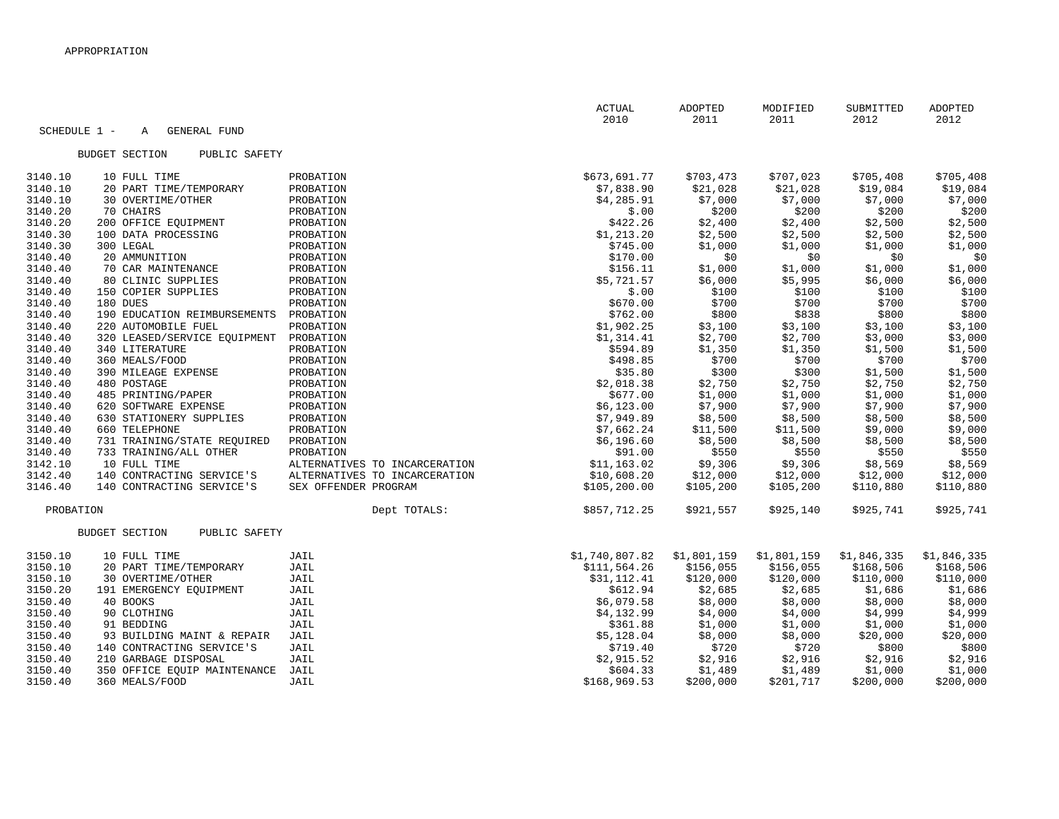APPROPRIATION

SCHEDULE 1 - A GENERAL FUND

BUDGET SECTION PUBLIC SAFETY

| | | | ACTUAL 2010 | ADOPTED 2011 | MODIFIED 2011 | SUBMITTED 2012 | ADOPTED 2012 |
|---|---|---|---|---|---|---|---|
| 3140.10 | 10 FULL TIME | PROBATION | $673,691.77 | $703,473 | $707,023 | $705,408 | $705,408 |
| 3140.10 | 20 PART TIME/TEMPORARY | PROBATION | $7,838.90 | $21,028 | $21,028 | $19,084 | $19,084 |
| 3140.10 | 30 OVERTIME/OTHER | PROBATION | $4,285.91 | $7,000 | $7,000 | $7,000 | $7,000 |
| 3140.20 | 70 CHAIRS | PROBATION | $.00 | $200 | $200 | $200 | $200 |
| 3140.20 | 200 OFFICE EQUIPMENT | PROBATION | $422.26 | $2,400 | $2,400 | $2,500 | $2,500 |
| 3140.30 | 100 DATA PROCESSING | PROBATION | $1,213.20 | $2,500 | $2,500 | $2,500 | $2,500 |
| 3140.30 | 300 LEGAL | PROBATION | $745.00 | $1,000 | $1,000 | $1,000 | $1,000 |
| 3140.40 | 20 AMMUNITION | PROBATION | $170.00 | $0 | $0 | $0 | $0 |
| 3140.40 | 70 CAR MAINTENANCE | PROBATION | $156.11 | $1,000 | $1,000 | $1,000 | $1,000 |
| 3140.40 | 80 CLINIC SUPPLIES | PROBATION | $5,721.57 | $6,000 | $5,995 | $6,000 | $6,000 |
| 3140.40 | 150 COPIER SUPPLIES | PROBATION | $.00 | $100 | $100 | $100 | $100 |
| 3140.40 | 180 DUES | PROBATION | $670.00 | $700 | $700 | $700 | $700 |
| 3140.40 | 190 EDUCATION REIMBURSEMENTS | PROBATION | $762.00 | $800 | $838 | $800 | $800 |
| 3140.40 | 220 AUTOMOBILE FUEL | PROBATION | $1,902.25 | $3,100 | $3,100 | $3,100 | $3,100 |
| 3140.40 | 320 LEASED/SERVICE EQUIPMENT | PROBATION | $1,314.41 | $2,700 | $2,700 | $3,000 | $3,000 |
| 3140.40 | 340 LITERATURE | PROBATION | $594.89 | $1,350 | $1,350 | $1,500 | $1,500 |
| 3140.40 | 360 MEALS/FOOD | PROBATION | $498.85 | $700 | $700 | $700 | $700 |
| 3140.40 | 390 MILEAGE EXPENSE | PROBATION | $35.80 | $300 | $300 | $1,500 | $1,500 |
| 3140.40 | 480 POSTAGE | PROBATION | $2,018.38 | $2,750 | $2,750 | $2,750 | $2,750 |
| 3140.40 | 485 PRINTING/PAPER | PROBATION | $677.00 | $1,000 | $1,000 | $1,000 | $1,000 |
| 3140.40 | 620 SOFTWARE EXPENSE | PROBATION | $6,123.00 | $7,900 | $7,900 | $7,900 | $7,900 |
| 3140.40 | 630 STATIONERY SUPPLIES | PROBATION | $7,949.89 | $8,500 | $8,500 | $8,500 | $8,500 |
| 3140.40 | 660 TELEPHONE | PROBATION | $7,662.24 | $11,500 | $11,500 | $9,000 | $9,000 |
| 3140.40 | 731 TRAINING/STATE REQUIRED | PROBATION | $6,196.60 | $8,500 | $8,500 | $8,500 | $8,500 |
| 3140.40 | 733 TRAINING/ALL OTHER | PROBATION | $91.00 | $550 | $550 | $550 | $550 |
| 3142.10 | 10 FULL TIME | ALTERNATIVES TO INCARCERATION | $11,163.02 | $9,306 | $9,306 | $8,569 | $8,569 |
| 3142.40 | 140 CONTRACTING SERVICE'S | ALTERNATIVES TO INCARCERATION | $10,608.20 | $12,000 | $12,000 | $12,000 | $12,000 |
| 3146.40 | 140 CONTRACTING SERVICE'S | SEX OFFENDER PROGRAM | $105,200.00 | $105,200 | $105,200 | $110,880 | $110,880 |
| PROBATION | | Dept TOTALS: | $857,712.25 | $921,557 | $925,140 | $925,741 | $925,741 |

BUDGET SECTION PUBLIC SAFETY

| | | | ACTUAL 2010 | ADOPTED 2011 | MODIFIED 2011 | SUBMITTED 2012 | ADOPTED 2012 |
|---|---|---|---|---|---|---|---|
| 3150.10 | 10 FULL TIME | JAIL | $1,740,807.82 | $1,801,159 | $1,801,159 | $1,846,335 | $1,846,335 |
| 3150.10 | 20 PART TIME/TEMPORARY | JAIL | $111,564.26 | $156,055 | $156,055 | $168,506 | $168,506 |
| 3150.10 | 30 OVERTIME/OTHER | JAIL | $31,112.41 | $120,000 | $120,000 | $110,000 | $110,000 |
| 3150.20 | 191 EMERGENCY EQUIPMENT | JAIL | $612.94 | $2,685 | $2,685 | $1,686 | $1,686 |
| 3150.40 | 40 BOOKS | JAIL | $6,079.58 | $8,000 | $8,000 | $8,000 | $8,000 |
| 3150.40 | 90 CLOTHING | JAIL | $4,132.99 | $4,000 | $4,000 | $4,999 | $4,999 |
| 3150.40 | 91 BEDDING | JAIL | $361.88 | $1,000 | $1,000 | $1,000 | $1,000 |
| 3150.40 | 93 BUILDING MAINT & REPAIR | JAIL | $5,128.04 | $8,000 | $8,000 | $20,000 | $20,000 |
| 3150.40 | 140 CONTRACTING SERVICE'S | JAIL | $719.40 | $720 | $720 | $800 | $800 |
| 3150.40 | 210 GARBAGE DISPOSAL | JAIL | $2,915.52 | $2,916 | $2,916 | $2,916 | $2,916 |
| 3150.40 | 350 OFFICE EQUIP MAINTENANCE | JAIL | $604.33 | $1,489 | $1,489 | $1,000 | $1,000 |
| 3150.40 | 360 MEALS/FOOD | JAIL | $168,969.53 | $200,000 | $201,717 | $200,000 | $200,000 |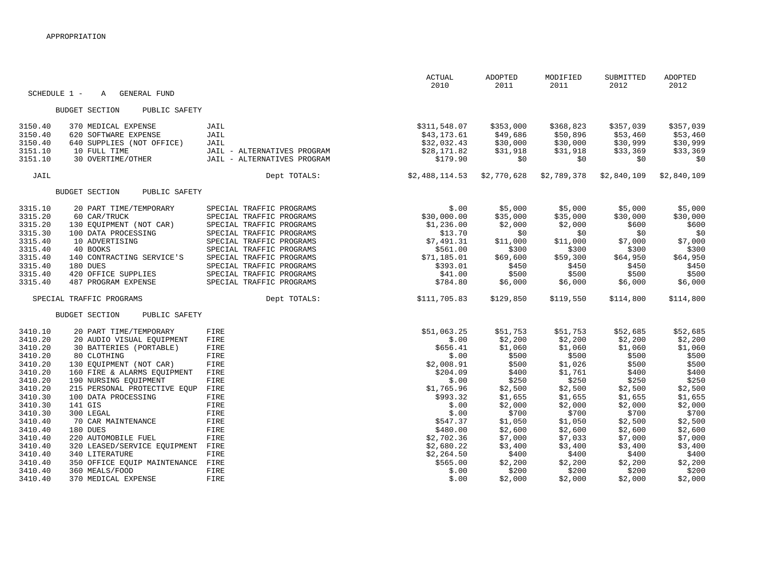APPROPRIATION

SCHEDULE 1 - A GENERAL FUND

| | | | ACTUAL 2010 | ADOPTED 2011 | MODIFIED 2011 | SUBMITTED 2012 | ADOPTED 2012 |
|---|---|---|---|---|---|---|---|
| BUDGET SECTION PUBLIC SAFETY | | | | | | | |
| 3150.40 | 370 MEDICAL EXPENSE | JAIL | $311,548.07 | $353,000 | $368,823 | $357,039 | $357,039 |
| 3150.40 | 620 SOFTWARE EXPENSE | JAIL | $43,173.61 | $49,686 | $50,896 | $53,460 | $53,460 |
| 3150.40 | 640 SUPPLIES (NOT OFFICE) | JAIL | $32,032.43 | $30,000 | $30,000 | $30,999 | $30,999 |
| 3151.10 | 10 FULL TIME | JAIL - ALTERNATIVES PROGRAM | $28,171.82 | $31,918 | $31,918 | $33,369 | $33,369 |
| 3151.10 | 30 OVERTIME/OTHER | JAIL - ALTERNATIVES PROGRAM | $179.90 | $0 | $0 | $0 | $0 |
| JAIL | | Dept TOTALS: | $2,488,114.53 | $2,770,628 | $2,789,378 | $2,840,109 | $2,840,109 |
| BUDGET SECTION PUBLIC SAFETY | | | | | | | |
| 3315.10 | 20 PART TIME/TEMPORARY | SPECIAL TRAFFIC PROGRAMS | $.00 | $5,000 | $5,000 | $5,000 | $5,000 |
| 3315.20 | 60 CAR/TRUCK | SPECIAL TRAFFIC PROGRAMS | $30,000.00 | $35,000 | $35,000 | $30,000 | $30,000 |
| 3315.20 | 130 EQUIPMENT (NOT CAR) | SPECIAL TRAFFIC PROGRAMS | $1,236.00 | $2,000 | $2,000 | $600 | $600 |
| 3315.30 | 100 DATA PROCESSING | SPECIAL TRAFFIC PROGRAMS | $13.70 | $0 | $0 | $0 | $0 |
| 3315.40 | 10 ADVERTISING | SPECIAL TRAFFIC PROGRAMS | $7,491.31 | $11,000 | $11,000 | $7,000 | $7,000 |
| 3315.40 | 40 BOOKS | SPECIAL TRAFFIC PROGRAMS | $561.00 | $300 | $300 | $300 | $300 |
| 3315.40 | 140 CONTRACTING SERVICE'S | SPECIAL TRAFFIC PROGRAMS | $71,185.01 | $69,600 | $59,300 | $64,950 | $64,950 |
| 3315.40 | 180 DUES | SPECIAL TRAFFIC PROGRAMS | $393.01 | $450 | $450 | $450 | $450 |
| 3315.40 | 420 OFFICE SUPPLIES | SPECIAL TRAFFIC PROGRAMS | $41.00 | $500 | $500 | $500 | $500 |
| 3315.40 | 487 PROGRAM EXPENSE | SPECIAL TRAFFIC PROGRAMS | $784.80 | $6,000 | $6,000 | $6,000 | $6,000 |
| SPECIAL TRAFFIC PROGRAMS | | Dept TOTALS: | $111,705.83 | $129,850 | $119,550 | $114,800 | $114,800 |
| BUDGET SECTION PUBLIC SAFETY | | | | | | | |
| 3410.10 | 20 PART TIME/TEMPORARY | FIRE | $51,063.25 | $51,753 | $51,753 | $52,685 | $52,685 |
| 3410.20 | 20 AUDIO VISUAL EQUIPMENT | FIRE | $.00 | $2,200 | $2,200 | $2,200 | $2,200 |
| 3410.20 | 30 BATTERIES (PORTABLE) | FIRE | $656.41 | $1,060 | $1,060 | $1,060 | $1,060 |
| 3410.20 | 80 CLOTHING | FIRE | $.00 | $500 | $500 | $500 | $500 |
| 3410.20 | 130 EQUIPMENT (NOT CAR) | FIRE | $2,008.91 | $500 | $1,026 | $500 | $500 |
| 3410.20 | 160 FIRE & ALARMS EQUIPMENT | FIRE | $204.09 | $400 | $1,761 | $400 | $400 |
| 3410.20 | 190 NURSING EQUIPMENT | FIRE | $.00 | $250 | $250 | $250 | $250 |
| 3410.20 | 215 PERSONAL PROTECTIVE EQUP | FIRE | $1,765.96 | $2,500 | $2,500 | $2,500 | $2,500 |
| 3410.30 | 100 DATA PROCESSING | FIRE | $993.32 | $1,655 | $1,655 | $1,655 | $1,655 |
| 3410.30 | 141 GIS | FIRE | $.00 | $2,000 | $2,000 | $2,000 | $2,000 |
| 3410.30 | 300 LEGAL | FIRE | $.00 | $700 | $700 | $700 | $700 |
| 3410.40 | 70 CAR MAINTENANCE | FIRE | $547.37 | $1,050 | $1,050 | $2,500 | $2,500 |
| 3410.40 | 180 DUES | FIRE | $480.00 | $2,600 | $2,600 | $2,600 | $2,600 |
| 3410.40 | 220 AUTOMOBILE FUEL | FIRE | $2,702.36 | $7,000 | $7,033 | $7,000 | $7,000 |
| 3410.40 | 320 LEASED/SERVICE EQUIPMENT | FIRE | $2,680.22 | $3,400 | $3,400 | $3,400 | $3,400 |
| 3410.40 | 340 LITERATURE | FIRE | $2,264.50 | $400 | $400 | $400 | $400 |
| 3410.40 | 350 OFFICE EQUIP MAINTENANCE | FIRE | $565.00 | $2,200 | $2,200 | $2,200 | $2,200 |
| 3410.40 | 360 MEALS/FOOD | FIRE | $.00 | $200 | $200 | $200 | $200 |
| 3410.40 | 370 MEDICAL EXPENSE | FIRE | $.00 | $2,000 | $2,000 | $2,000 | $2,000 |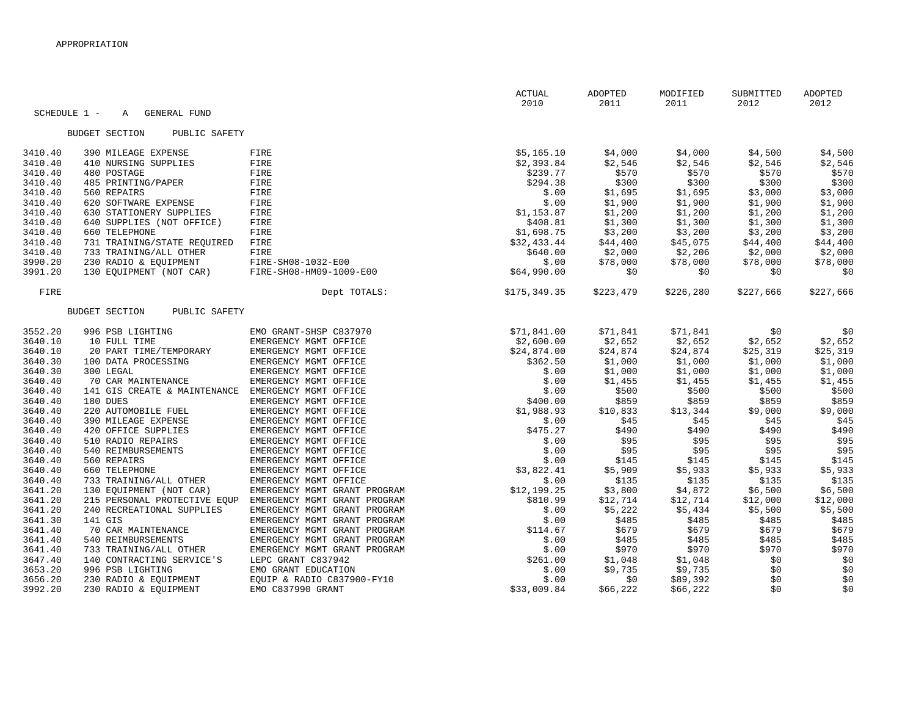APPROPRIATION

SCHEDULE 1 - A GENERAL FUND

BUDGET SECTION PUBLIC SAFETY

| | | | ACTUAL 2010 | ADOPTED 2011 | MODIFIED 2011 | SUBMITTED 2012 | ADOPTED 2012 |
|---|---|---|---|---|---|---|---|
| 3410.40 | 390 MILEAGE EXPENSE | FIRE | $5,165.10 | $4,000 | $4,000 | $4,500 | $4,500 |
| 3410.40 | 410 NURSING SUPPLIES | FIRE | $2,393.84 | $2,546 | $2,546 | $2,546 | $2,546 |
| 3410.40 | 480 POSTAGE | FIRE | $239.77 | $570 | $570 | $570 | $570 |
| 3410.40 | 485 PRINTING/PAPER | FIRE | $294.38 | $300 | $300 | $300 | $300 |
| 3410.40 | 560 REPAIRS | FIRE | $.00 | $1,695 | $1,695 | $3,000 | $3,000 |
| 3410.40 | 620 SOFTWARE EXPENSE | FIRE | $.00 | $1,900 | $1,900 | $1,900 | $1,900 |
| 3410.40 | 630 STATIONERY SUPPLIES | FIRE | $1,153.87 | $1,200 | $1,200 | $1,200 | $1,200 |
| 3410.40 | 640 SUPPLIES (NOT OFFICE) | FIRE | $408.81 | $1,300 | $1,300 | $1,300 | $1,300 |
| 3410.40 | 660 TELEPHONE | FIRE | $1,698.75 | $3,200 | $3,200 | $3,200 | $3,200 |
| 3410.40 | 731 TRAINING/STATE REQUIRED | FIRE | $32,433.44 | $44,400 | $45,075 | $44,400 | $44,400 |
| 3410.40 | 733 TRAINING/ALL OTHER | FIRE | $640.00 | $2,000 | $2,206 | $2,000 | $2,000 |
| 3990.20 | 230 RADIO & EQUIPMENT | FIRE-SH08-1032-E00 | $.00 | $78,000 | $78,000 | $78,000 | $78,000 |
| 3991.20 | 130 EQUIPMENT (NOT CAR) | FIRE-SH08-HM09-1009-E00 | $64,990.00 | $0 | $0 | $0 | $0 |
| FIRE | | Dept TOTALS: | $175,349.35 | $223,479 | $226,280 | $227,666 | $227,666 |

BUDGET SECTION PUBLIC SAFETY

| | | | ACTUAL 2010 | ADOPTED 2011 | MODIFIED 2011 | SUBMITTED 2012 | ADOPTED 2012 |
|---|---|---|---|---|---|---|---|
| 3552.20 | 996 PSB LIGHTING | EMO GRANT-SHSP C837970 | $71,841.00 | $71,841 | $71,841 | $0 | $0 |
| 3640.10 | 10 FULL TIME | EMERGENCY MGMT OFFICE | $2,600.00 | $2,652 | $2,652 | $2,652 | $2,652 |
| 3640.10 | 20 PART TIME/TEMPORARY | EMERGENCY MGMT OFFICE | $24,874.00 | $24,874 | $24,874 | $25,319 | $25,319 |
| 3640.30 | 100 DATA PROCESSING | EMERGENCY MGMT OFFICE | $362.50 | $1,000 | $1,000 | $1,000 | $1,000 |
| 3640.30 | 300 LEGAL | EMERGENCY MGMT OFFICE | $.00 | $1,000 | $1,000 | $1,000 | $1,000 |
| 3640.40 | 70 CAR MAINTENANCE | EMERGENCY MGMT OFFICE | $.00 | $1,455 | $1,455 | $1,455 | $1,455 |
| 3640.40 | 141 GIS CREATE & MAINTENANCE | EMERGENCY MGMT OFFICE | $.00 | $500 | $500 | $500 | $500 |
| 3640.40 | 180 DUES | EMERGENCY MGMT OFFICE | $400.00 | $859 | $859 | $859 | $859 |
| 3640.40 | 220 AUTOMOBILE FUEL | EMERGENCY MGMT OFFICE | $1,988.93 | $10,833 | $13,344 | $9,000 | $9,000 |
| 3640.40 | 390 MILEAGE EXPENSE | EMERGENCY MGMT OFFICE | $.00 | $45 | $45 | $45 | $45 |
| 3640.40 | 420 OFFICE SUPPLIES | EMERGENCY MGMT OFFICE | $475.27 | $490 | $490 | $490 | $490 |
| 3640.40 | 510 RADIO REPAIRS | EMERGENCY MGMT OFFICE | $.00 | $95 | $95 | $95 | $95 |
| 3640.40 | 540 REIMBURSEMENTS | EMERGENCY MGMT OFFICE | $.00 | $95 | $95 | $95 | $95 |
| 3640.40 | 560 REPAIRS | EMERGENCY MGMT OFFICE | $.00 | $145 | $145 | $145 | $145 |
| 3640.40 | 660 TELEPHONE | EMERGENCY MGMT OFFICE | $3,822.41 | $5,909 | $5,933 | $5,933 | $5,933 |
| 3640.40 | 733 TRAINING/ALL OTHER | EMERGENCY MGMT OFFICE | $.00 | $135 | $135 | $135 | $135 |
| 3641.20 | 130 EQUIPMENT (NOT CAR) | EMERGENCY MGMT GRANT PROGRAM | $12,199.25 | $3,800 | $4,872 | $6,500 | $6,500 |
| 3641.20 | 215 PERSONAL PROTECTIVE EQUP | EMERGENCY MGMT GRANT PROGRAM | $810.99 | $12,714 | $12,714 | $12,000 | $12,000 |
| 3641.20 | 240 RECREATIONAL SUPPLIES | EMERGENCY MGMT GRANT PROGRAM | $.00 | $5,222 | $5,434 | $5,500 | $5,500 |
| 3641.30 | 141 GIS | EMERGENCY MGMT GRANT PROGRAM | $.00 | $485 | $485 | $485 | $485 |
| 3641.40 | 70 CAR MAINTENANCE | EMERGENCY MGMT GRANT PROGRAM | $114.67 | $679 | $679 | $679 | $679 |
| 3641.40 | 540 REIMBURSEMENTS | EMERGENCY MGMT GRANT PROGRAM | $.00 | $485 | $485 | $485 | $485 |
| 3641.40 | 733 TRAINING/ALL OTHER | EMERGENCY MGMT GRANT PROGRAM | $.00 | $970 | $970 | $970 | $970 |
| 3647.40 | 140 CONTRACTING SERVICE'S | LEPC GRANT C837942 | $261.00 | $1,048 | $1,048 | $0 | $0 |
| 3653.20 | 996 PSB LIGHTING | EMO GRANT EDUCATION | $.00 | $9,735 | $9,735 | $0 | $0 |
| 3656.20 | 230 RADIO & EQUIPMENT | EQUIP & RADIO C837900-FY10 | $.00 | $0 | $89,392 | $0 | $0 |
| 3992.20 | 230 RADIO & EQUIPMENT | EMO C837990 GRANT | $33,009.84 | $66,222 | $66,222 | $0 | $0 |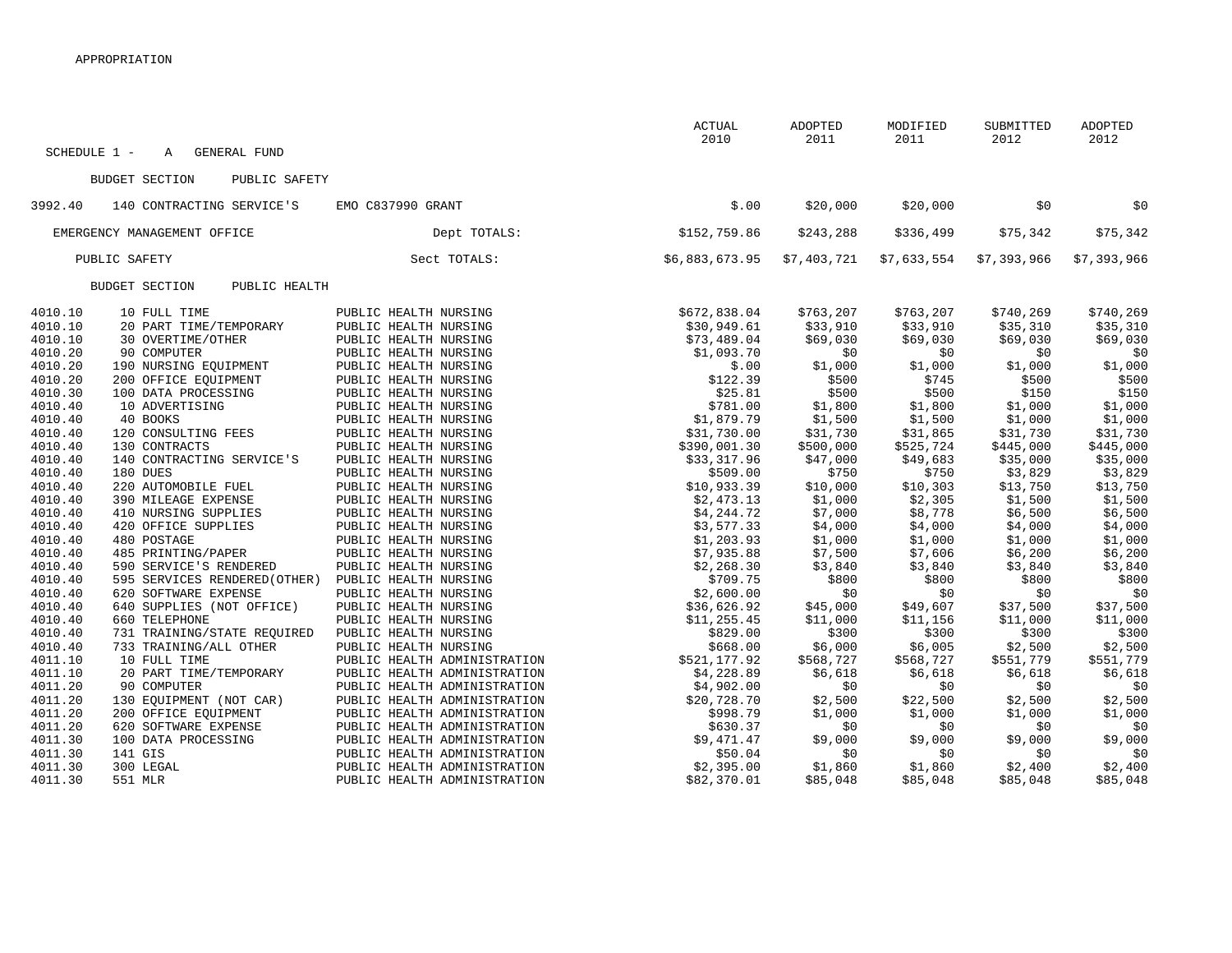APPROPRIATION

SCHEDULE 1 - A GENERAL FUND

| Account | Object | Description | Actual 2010 | Adopted 2011 | Modified 2011 | Submitted 2012 | Adopted 2012 |
|---|---|---|---|---|---|---|---|
| BUDGET SECTION PUBLIC SAFETY | | | | | | | |
| 3992.40 | 140 CONTRACTING SERVICE'S | EMO C837990 GRANT | $.00 | $20,000 | $20,000 | $0 | $0 |
| EMERGENCY MANAGEMENT OFFICE | | Dept TOTALS: | $152,759.86 | $243,288 | $336,499 | $75,342 | $75,342 |
| PUBLIC SAFETY | | Sect TOTALS: | $6,883,673.95 | $7,403,721 | $7,633,554 | $7,393,966 | $7,393,966 |
| BUDGET SECTION PUBLIC HEALTH | | | | | | | |
| 4010.10 | 10 FULL TIME | PUBLIC HEALTH NURSING | $672,838.04 | $763,207 | $763,207 | $740,269 | $740,269 |
| 4010.10 | 20 PART TIME/TEMPORARY | PUBLIC HEALTH NURSING | $30,949.61 | $33,910 | $33,910 | $35,310 | $35,310 |
| 4010.10 | 30 OVERTIME/OTHER | PUBLIC HEALTH NURSING | $73,489.04 | $69,030 | $69,030 | $69,030 | $69,030 |
| 4010.20 | 90 COMPUTER | PUBLIC HEALTH NURSING | $1,093.70 | $0 | $0 | $0 | $0 |
| 4010.20 | 190 NURSING EQUIPMENT | PUBLIC HEALTH NURSING | $.00 | $1,000 | $1,000 | $1,000 | $1,000 |
| 4010.20 | 200 OFFICE EQUIPMENT | PUBLIC HEALTH NURSING | $122.39 | $500 | $745 | $500 | $500 |
| 4010.30 | 100 DATA PROCESSING | PUBLIC HEALTH NURSING | $25.81 | $500 | $500 | $150 | $150 |
| 4010.40 | 10 ADVERTISING | PUBLIC HEALTH NURSING | $781.00 | $1,800 | $1,800 | $1,000 | $1,000 |
| 4010.40 | 40 BOOKS | PUBLIC HEALTH NURSING | $1,879.79 | $1,500 | $1,500 | $1,000 | $1,000 |
| 4010.40 | 120 CONSULTING FEES | PUBLIC HEALTH NURSING | $31,730.00 | $31,730 | $31,865 | $31,730 | $31,730 |
| 4010.40 | 130 CONTRACTS | PUBLIC HEALTH NURSING | $390,001.30 | $500,000 | $525,724 | $445,000 | $445,000 |
| 4010.40 | 140 CONTRACTING SERVICE'S | PUBLIC HEALTH NURSING | $33,317.96 | $47,000 | $49,683 | $35,000 | $35,000 |
| 4010.40 | 180 DUES | PUBLIC HEALTH NURSING | $509.00 | $750 | $750 | $3,829 | $3,829 |
| 4010.40 | 220 AUTOMOBILE FUEL | PUBLIC HEALTH NURSING | $10,933.39 | $10,000 | $10,303 | $13,750 | $13,750 |
| 4010.40 | 390 MILEAGE EXPENSE | PUBLIC HEALTH NURSING | $2,473.13 | $1,000 | $2,305 | $1,500 | $1,500 |
| 4010.40 | 410 NURSING SUPPLIES | PUBLIC HEALTH NURSING | $4,244.72 | $7,000 | $8,778 | $6,500 | $6,500 |
| 4010.40 | 420 OFFICE SUPPLIES | PUBLIC HEALTH NURSING | $3,577.33 | $4,000 | $4,000 | $4,000 | $4,000 |
| 4010.40 | 480 POSTAGE | PUBLIC HEALTH NURSING | $1,203.93 | $1,000 | $1,000 | $1,000 | $1,000 |
| 4010.40 | 485 PRINTING/PAPER | PUBLIC HEALTH NURSING | $7,935.88 | $7,500 | $7,606 | $6,200 | $6,200 |
| 4010.40 | 590 SERVICE'S RENDERED | PUBLIC HEALTH NURSING | $2,268.30 | $3,840 | $3,840 | $3,840 | $3,840 |
| 4010.40 | 595 SERVICES RENDERED(OTHER) | PUBLIC HEALTH NURSING | $709.75 | $800 | $800 | $800 | $800 |
| 4010.40 | 620 SOFTWARE EXPENSE | PUBLIC HEALTH NURSING | $2,600.00 | $0 | $0 | $0 | $0 |
| 4010.40 | 640 SUPPLIES (NOT OFFICE) | PUBLIC HEALTH NURSING | $36,626.92 | $45,000 | $49,607 | $37,500 | $37,500 |
| 4010.40 | 660 TELEPHONE | PUBLIC HEALTH NURSING | $11,255.45 | $11,000 | $11,156 | $11,000 | $11,000 |
| 4010.40 | 731 TRAINING/STATE REQUIRED | PUBLIC HEALTH NURSING | $829.00 | $300 | $300 | $300 | $300 |
| 4010.40 | 733 TRAINING/ALL OTHER | PUBLIC HEALTH NURSING | $668.00 | $6,000 | $6,005 | $2,500 | $2,500 |
| 4011.10 | 10 FULL TIME | PUBLIC HEALTH ADMINISTRATION | $521,177.92 | $568,727 | $568,727 | $551,779 | $551,779 |
| 4011.10 | 20 PART TIME/TEMPORARY | PUBLIC HEALTH ADMINISTRATION | $4,228.89 | $6,618 | $6,618 | $6,618 | $6,618 |
| 4011.20 | 90 COMPUTER | PUBLIC HEALTH ADMINISTRATION | $4,902.00 | $0 | $0 | $0 | $0 |
| 4011.20 | 130 EQUIPMENT (NOT CAR) | PUBLIC HEALTH ADMINISTRATION | $20,728.70 | $2,500 | $22,500 | $2,500 | $2,500 |
| 4011.20 | 200 OFFICE EQUIPMENT | PUBLIC HEALTH ADMINISTRATION | $998.79 | $1,000 | $1,000 | $1,000 | $1,000 |
| 4011.20 | 620 SOFTWARE EXPENSE | PUBLIC HEALTH ADMINISTRATION | $630.37 | $0 | $0 | $0 | $0 |
| 4011.30 | 100 DATA PROCESSING | PUBLIC HEALTH ADMINISTRATION | $9,471.47 | $9,000 | $9,000 | $9,000 | $9,000 |
| 4011.30 | 141 GIS | PUBLIC HEALTH ADMINISTRATION | $50.04 | $0 | $0 | $0 | $0 |
| 4011.30 | 300 LEGAL | PUBLIC HEALTH ADMINISTRATION | $2,395.00 | $1,860 | $1,860 | $2,400 | $2,400 |
| 4011.30 | 551 MLR | PUBLIC HEALTH ADMINISTRATION | $82,370.01 | $85,048 | $85,048 | $85,048 | $85,048 |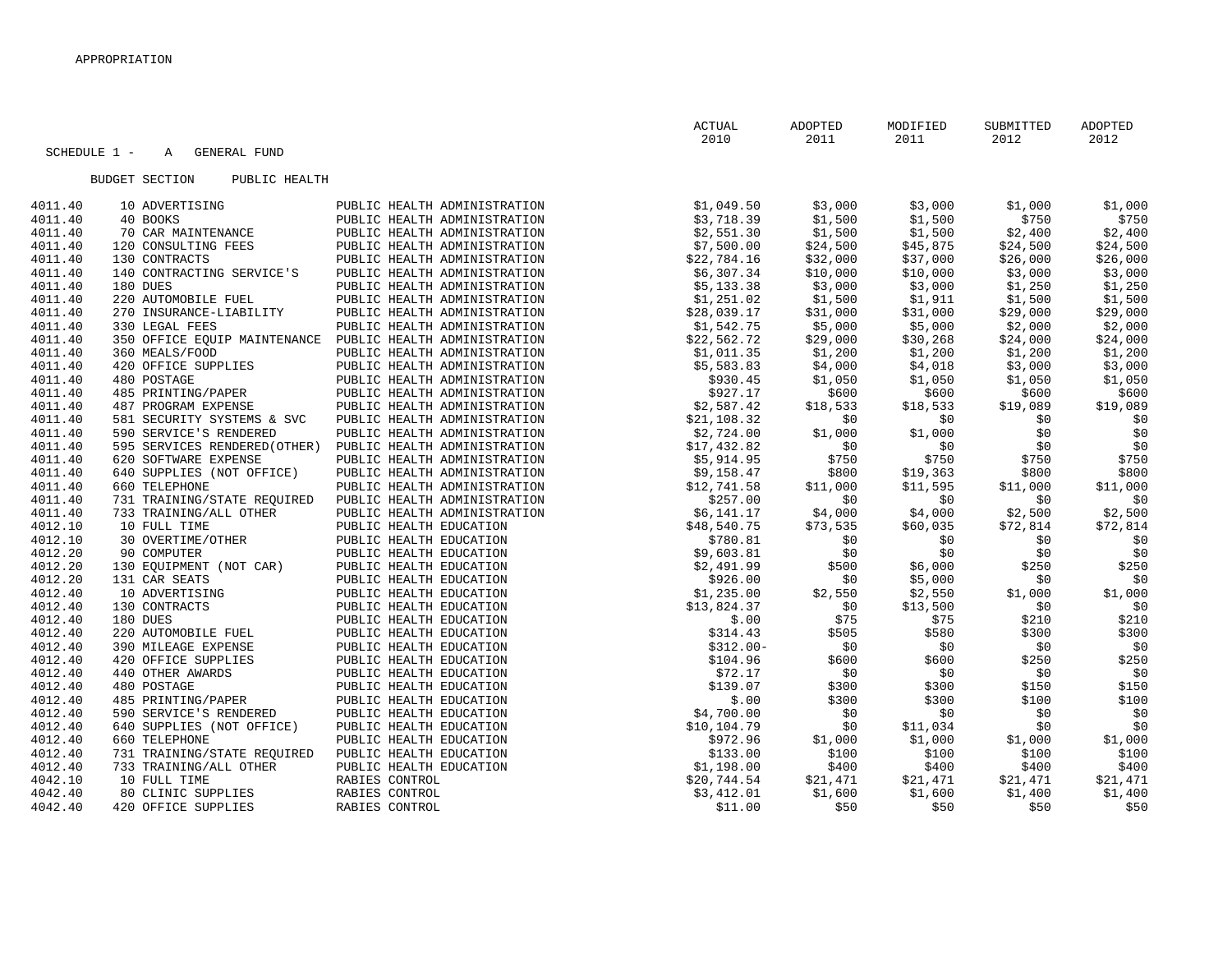APPROPRIATION

SCHEDULE 1 - A GENERAL FUND

BUDGET SECTION PUBLIC HEALTH

| Account | Object | Description | Department | ACTUAL 2010 | ADOPTED 2011 | MODIFIED 2011 | SUBMITTED 2012 | ADOPTED 2012 |
|---|---|---|---|---|---|---|---|---|
| 4011.40 | 10 | ADVERTISING | PUBLIC HEALTH ADMINISTRATION | $1,049.50 | $3,000 | $3,000 | $1,000 | $1,000 |
| 4011.40 | 40 | BOOKS | PUBLIC HEALTH ADMINISTRATION | $3,718.39 | $1,500 | $1,500 | $750 | $750 |
| 4011.40 | 70 | CAR MAINTENANCE | PUBLIC HEALTH ADMINISTRATION | $2,551.30 | $1,500 | $1,500 | $2,400 | $2,400 |
| 4011.40 | 120 | CONSULTING FEES | PUBLIC HEALTH ADMINISTRATION | $7,500.00 | $24,500 | $45,875 | $24,500 | $24,500 |
| 4011.40 | 130 | CONTRACTS | PUBLIC HEALTH ADMINISTRATION | $22,784.16 | $32,000 | $37,000 | $26,000 | $26,000 |
| 4011.40 | 140 | CONTRACTING SERVICE'S | PUBLIC HEALTH ADMINISTRATION | $6,307.34 | $10,000 | $10,000 | $3,000 | $3,000 |
| 4011.40 | 180 | DUES | PUBLIC HEALTH ADMINISTRATION | $5,133.38 | $3,000 | $3,000 | $1,250 | $1,250 |
| 4011.40 | 220 | AUTOMOBILE FUEL | PUBLIC HEALTH ADMINISTRATION | $1,251.02 | $1,500 | $1,911 | $1,500 | $1,500 |
| 4011.40 | 270 | INSURANCE-LIABILITY | PUBLIC HEALTH ADMINISTRATION | $28,039.17 | $31,000 | $31,000 | $29,000 | $29,000 |
| 4011.40 | 330 | LEGAL FEES | PUBLIC HEALTH ADMINISTRATION | $1,542.75 | $5,000 | $5,000 | $2,000 | $2,000 |
| 4011.40 | 350 | OFFICE EQUIP MAINTENANCE | PUBLIC HEALTH ADMINISTRATION | $22,562.72 | $29,000 | $30,268 | $24,000 | $24,000 |
| 4011.40 | 360 | MEALS/FOOD | PUBLIC HEALTH ADMINISTRATION | $1,011.35 | $1,200 | $1,200 | $1,200 | $1,200 |
| 4011.40 | 420 | OFFICE SUPPLIES | PUBLIC HEALTH ADMINISTRATION | $5,583.83 | $4,000 | $4,018 | $3,000 | $3,000 |
| 4011.40 | 480 | POSTAGE | PUBLIC HEALTH ADMINISTRATION | $930.45 | $1,050 | $1,050 | $1,050 | $1,050 |
| 4011.40 | 485 | PRINTING/PAPER | PUBLIC HEALTH ADMINISTRATION | $927.17 | $600 | $600 | $600 | $600 |
| 4011.40 | 487 | PROGRAM EXPENSE | PUBLIC HEALTH ADMINISTRATION | $2,587.42 | $18,533 | $18,533 | $19,089 | $19,089 |
| 4011.40 | 581 | SECURITY SYSTEMS & SVC | PUBLIC HEALTH ADMINISTRATION | $21,108.32 | $0 | $0 | $0 | $0 |
| 4011.40 | 590 | SERVICE'S RENDERED | PUBLIC HEALTH ADMINISTRATION | $2,724.00 | $1,000 | $1,000 | $0 | $0 |
| 4011.40 | 595 | SERVICES RENDERED(OTHER) | PUBLIC HEALTH ADMINISTRATION | $17,432.82 | $0 | $0 | $0 | $0 |
| 4011.40 | 620 | SOFTWARE EXPENSE | PUBLIC HEALTH ADMINISTRATION | $5,914.95 | $750 | $750 | $750 | $750 |
| 4011.40 | 640 | SUPPLIES (NOT OFFICE) | PUBLIC HEALTH ADMINISTRATION | $9,158.47 | $800 | $19,363 | $800 | $800 |
| 4011.40 | 660 | TELEPHONE | PUBLIC HEALTH ADMINISTRATION | $12,741.58 | $11,000 | $11,595 | $11,000 | $11,000 |
| 4011.40 | 731 | TRAINING/STATE REQUIRED | PUBLIC HEALTH ADMINISTRATION | $257.00 | $0 | $0 | $0 | $0 |
| 4011.40 | 733 | TRAINING/ALL OTHER | PUBLIC HEALTH ADMINISTRATION | $6,141.17 | $4,000 | $4,000 | $2,500 | $2,500 |
| 4012.10 | 10 | FULL TIME | PUBLIC HEALTH EDUCATION | $48,540.75 | $73,535 | $60,035 | $72,814 | $72,814 |
| 4012.10 | 30 | OVERTIME/OTHER | PUBLIC HEALTH EDUCATION | $780.81 | $0 | $0 | $0 | $0 |
| 4012.20 | 90 | COMPUTER | PUBLIC HEALTH EDUCATION | $9,603.81 | $0 | $0 | $0 | $0 |
| 4012.20 | 130 | EQUIPMENT (NOT CAR) | PUBLIC HEALTH EDUCATION | $2,491.99 | $500 | $6,000 | $250 | $250 |
| 4012.20 | 131 | CAR SEATS | PUBLIC HEALTH EDUCATION | $926.00 | $0 | $5,000 | $0 | $0 |
| 4012.40 | 10 | ADVERTISING | PUBLIC HEALTH EDUCATION | $1,235.00 | $2,550 | $2,550 | $1,000 | $1,000 |
| 4012.40 | 130 | CONTRACTS | PUBLIC HEALTH EDUCATION | $13,824.37 | $0 | $13,500 | $0 | $0 |
| 4012.40 | 180 | DUES | PUBLIC HEALTH EDUCATION | $.00 | $75 | $75 | $210 | $210 |
| 4012.40 | 220 | AUTOMOBILE FUEL | PUBLIC HEALTH EDUCATION | $314.43 | $505 | $580 | $300 | $300 |
| 4012.40 | 390 | MILEAGE EXPENSE | PUBLIC HEALTH EDUCATION | $312.00- | $0 | $0 | $0 | $0 |
| 4012.40 | 420 | OFFICE SUPPLIES | PUBLIC HEALTH EDUCATION | $104.96 | $600 | $600 | $250 | $250 |
| 4012.40 | 440 | OTHER AWARDS | PUBLIC HEALTH EDUCATION | $72.17 | $0 | $0 | $0 | $0 |
| 4012.40 | 480 | POSTAGE | PUBLIC HEALTH EDUCATION | $139.07 | $300 | $300 | $150 | $150 |
| 4012.40 | 485 | PRINTING/PAPER | PUBLIC HEALTH EDUCATION | $.00 | $300 | $300 | $100 | $100 |
| 4012.40 | 590 | SERVICE'S RENDERED | PUBLIC HEALTH EDUCATION | $4,700.00 | $0 | $0 | $0 | $0 |
| 4012.40 | 640 | SUPPLIES (NOT OFFICE) | PUBLIC HEALTH EDUCATION | $10,104.79 | $0 | $11,034 | $0 | $0 |
| 4012.40 | 660 | TELEPHONE | PUBLIC HEALTH EDUCATION | $972.96 | $1,000 | $1,000 | $1,000 | $1,000 |
| 4012.40 | 731 | TRAINING/STATE REQUIRED | PUBLIC HEALTH EDUCATION | $133.00 | $100 | $100 | $100 | $100 |
| 4012.40 | 733 | TRAINING/ALL OTHER | PUBLIC HEALTH EDUCATION | $1,198.00 | $400 | $400 | $400 | $400 |
| 4042.10 | 10 | FULL TIME | RABIES CONTROL | $20,744.54 | $21,471 | $21,471 | $21,471 | $21,471 |
| 4042.40 | 80 | CLINIC SUPPLIES | RABIES CONTROL | $3,412.01 | $1,600 | $1,600 | $1,400 | $1,400 |
| 4042.40 | 420 | OFFICE SUPPLIES | RABIES CONTROL | $11.00 | $50 | $50 | $50 | $50 |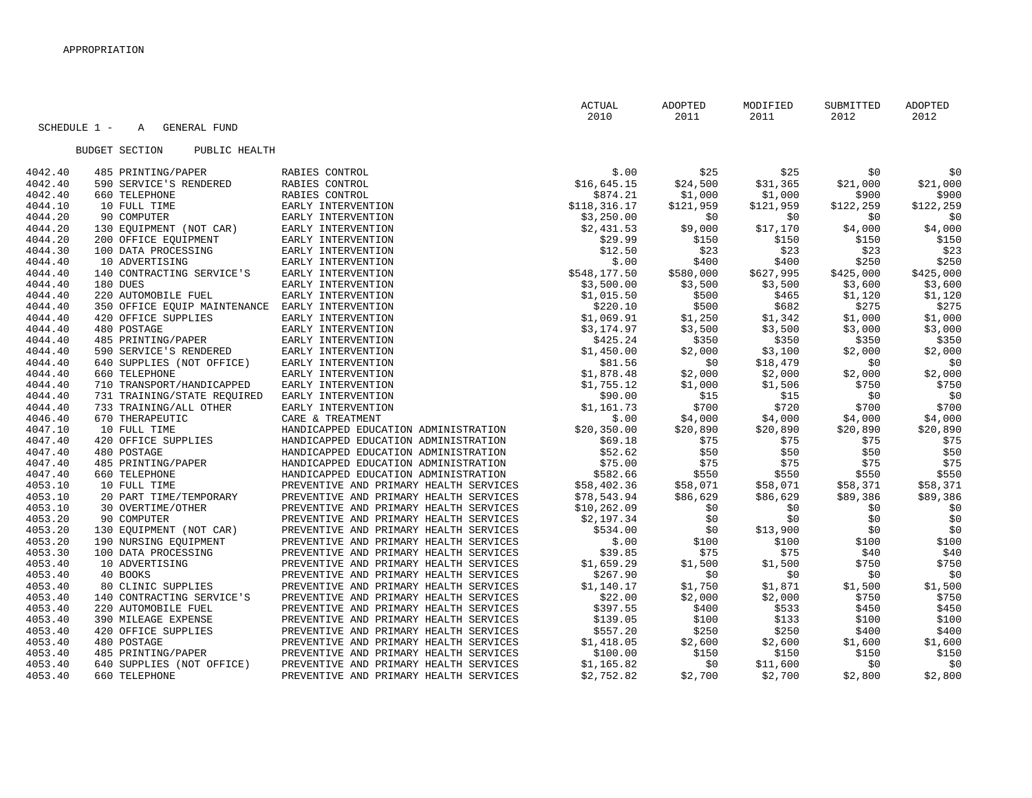APPROPRIATION

SCHEDULE 1 - A GENERAL FUND

BUDGET SECTION PUBLIC HEALTH

| | | | ACTUAL 2010 | ADOPTED 2011 | MODIFIED 2011 | SUBMITTED 2012 | ADOPTED 2012 |
|---|---|---|---|---|---|---|---|
| 4042.40 | 485 PRINTING/PAPER | RABIES CONTROL | $.00 | $25 | $25 | $0 | $0 |
| 4042.40 | 590 SERVICE'S RENDERED | RABIES CONTROL | $16,645.15 | $24,500 | $31,365 | $21,000 | $21,000 |
| 4042.40 | 660 TELEPHONE | RABIES CONTROL | $874.21 | $1,000 | $1,000 | $900 | $900 |
| 4044.10 | 10 FULL TIME | EARLY INTERVENTION | $118,316.17 | $121,959 | $121,959 | $122,259 | $122,259 |
| 4044.20 | 90 COMPUTER | EARLY INTERVENTION | $3,250.00 | $0 | $0 | $0 | $0 |
| 4044.20 | 130 EQUIPMENT (NOT CAR) | EARLY INTERVENTION | $2,431.53 | $9,000 | $17,170 | $4,000 | $4,000 |
| 4044.20 | 200 OFFICE EQUIPMENT | EARLY INTERVENTION | $29.99 | $150 | $150 | $150 | $150 |
| 4044.30 | 100 DATA PROCESSING | EARLY INTERVENTION | $12.50 | $23 | $23 | $23 | $23 |
| 4044.40 | 10 ADVERTISING | EARLY INTERVENTION | $.00 | $400 | $400 | $250 | $250 |
| 4044.40 | 140 CONTRACTING SERVICE'S | EARLY INTERVENTION | $548,177.50 | $580,000 | $627,995 | $425,000 | $425,000 |
| 4044.40 | 180 DUES | EARLY INTERVENTION | $3,500.00 | $3,500 | $3,500 | $3,600 | $3,600 |
| 4044.40 | 220 AUTOMOBILE FUEL | EARLY INTERVENTION | $1,015.50 | $500 | $465 | $1,120 | $1,120 |
| 4044.40 | 350 OFFICE EQUIP MAINTENANCE | EARLY INTERVENTION | $220.10 | $500 | $682 | $275 | $275 |
| 4044.40 | 420 OFFICE SUPPLIES | EARLY INTERVENTION | $1,069.91 | $1,250 | $1,342 | $1,000 | $1,000 |
| 4044.40 | 480 POSTAGE | EARLY INTERVENTION | $3,174.97 | $3,500 | $3,500 | $3,000 | $3,000 |
| 4044.40 | 485 PRINTING/PAPER | EARLY INTERVENTION | $425.24 | $350 | $350 | $350 | $350 |
| 4044.40 | 590 SERVICE'S RENDERED | EARLY INTERVENTION | $1,450.00 | $2,000 | $3,100 | $2,000 | $2,000 |
| 4044.40 | 640 SUPPLIES (NOT OFFICE) | EARLY INTERVENTION | $81.56 | $0 | $18,479 | $0 | $0 |
| 4044.40 | 660 TELEPHONE | EARLY INTERVENTION | $1,878.48 | $2,000 | $2,000 | $2,000 | $2,000 |
| 4044.40 | 710 TRANSPORT/HANDICAPPED | EARLY INTERVENTION | $1,755.12 | $1,000 | $1,506 | $750 | $750 |
| 4044.40 | 731 TRAINING/STATE REQUIRED | EARLY INTERVENTION | $90.00 | $15 | $15 | $0 | $0 |
| 4044.40 | 733 TRAINING/ALL OTHER | EARLY INTERVENTION | $1,161.73 | $700 | $720 | $700 | $700 |
| 4046.40 | 670 THERAPEUTIC | CARE & TREATMENT | $.00 | $4,000 | $4,000 | $4,000 | $4,000 |
| 4047.10 | 10 FULL TIME | HANDICAPPED EDUCATION ADMINISTRATION | $20,350.00 | $20,890 | $20,890 | $20,890 | $20,890 |
| 4047.40 | 420 OFFICE SUPPLIES | HANDICAPPED EDUCATION ADMINISTRATION | $69.18 | $75 | $75 | $75 | $75 |
| 4047.40 | 480 POSTAGE | HANDICAPPED EDUCATION ADMINISTRATION | $52.62 | $50 | $50 | $50 | $50 |
| 4047.40 | 485 PRINTING/PAPER | HANDICAPPED EDUCATION ADMINISTRATION | $75.00 | $75 | $75 | $75 | $75 |
| 4047.40 | 660 TELEPHONE | HANDICAPPED EDUCATION ADMINISTRATION | $582.66 | $550 | $550 | $550 | $550 |
| 4053.10 | 10 FULL TIME | PREVENTIVE AND PRIMARY HEALTH SERVICES | $58,402.36 | $58,071 | $58,071 | $58,371 | $58,371 |
| 4053.10 | 20 PART TIME/TEMPORARY | PREVENTIVE AND PRIMARY HEALTH SERVICES | $78,543.94 | $86,629 | $86,629 | $89,386 | $89,386 |
| 4053.10 | 30 OVERTIME/OTHER | PREVENTIVE AND PRIMARY HEALTH SERVICES | $10,262.09 | $0 | $0 | $0 | $0 |
| 4053.20 | 90 COMPUTER | PREVENTIVE AND PRIMARY HEALTH SERVICES | $2,197.34 | $0 | $0 | $0 | $0 |
| 4053.20 | 130 EQUIPMENT (NOT CAR) | PREVENTIVE AND PRIMARY HEALTH SERVICES | $534.00 | $0 | $13,900 | $0 | $0 |
| 4053.20 | 190 NURSING EQUIPMENT | PREVENTIVE AND PRIMARY HEALTH SERVICES | $.00 | $100 | $100 | $100 | $100 |
| 4053.30 | 100 DATA PROCESSING | PREVENTIVE AND PRIMARY HEALTH SERVICES | $39.85 | $75 | $75 | $40 | $40 |
| 4053.40 | 10 ADVERTISING | PREVENTIVE AND PRIMARY HEALTH SERVICES | $1,659.29 | $1,500 | $1,500 | $750 | $750 |
| 4053.40 | 40 BOOKS | PREVENTIVE AND PRIMARY HEALTH SERVICES | $267.90 | $0 | $0 | $0 | $0 |
| 4053.40 | 80 CLINIC SUPPLIES | PREVENTIVE AND PRIMARY HEALTH SERVICES | $1,140.17 | $1,750 | $1,871 | $1,500 | $1,500 |
| 4053.40 | 140 CONTRACTING SERVICE'S | PREVENTIVE AND PRIMARY HEALTH SERVICES | $22.00 | $2,000 | $2,000 | $750 | $750 |
| 4053.40 | 220 AUTOMOBILE FUEL | PREVENTIVE AND PRIMARY HEALTH SERVICES | $397.55 | $400 | $533 | $450 | $450 |
| 4053.40 | 390 MILEAGE EXPENSE | PREVENTIVE AND PRIMARY HEALTH SERVICES | $139.05 | $100 | $133 | $100 | $100 |
| 4053.40 | 420 OFFICE SUPPLIES | PREVENTIVE AND PRIMARY HEALTH SERVICES | $557.20 | $250 | $250 | $400 | $400 |
| 4053.40 | 480 POSTAGE | PREVENTIVE AND PRIMARY HEALTH SERVICES | $1,418.05 | $2,600 | $2,600 | $1,600 | $1,600 |
| 4053.40 | 485 PRINTING/PAPER | PREVENTIVE AND PRIMARY HEALTH SERVICES | $100.00 | $150 | $150 | $150 | $150 |
| 4053.40 | 640 SUPPLIES (NOT OFFICE) | PREVENTIVE AND PRIMARY HEALTH SERVICES | $1,165.82 | $0 | $11,600 | $0 | $0 |
| 4053.40 | 660 TELEPHONE | PREVENTIVE AND PRIMARY HEALTH SERVICES | $2,752.82 | $2,700 | $2,700 | $2,800 | $2,800 |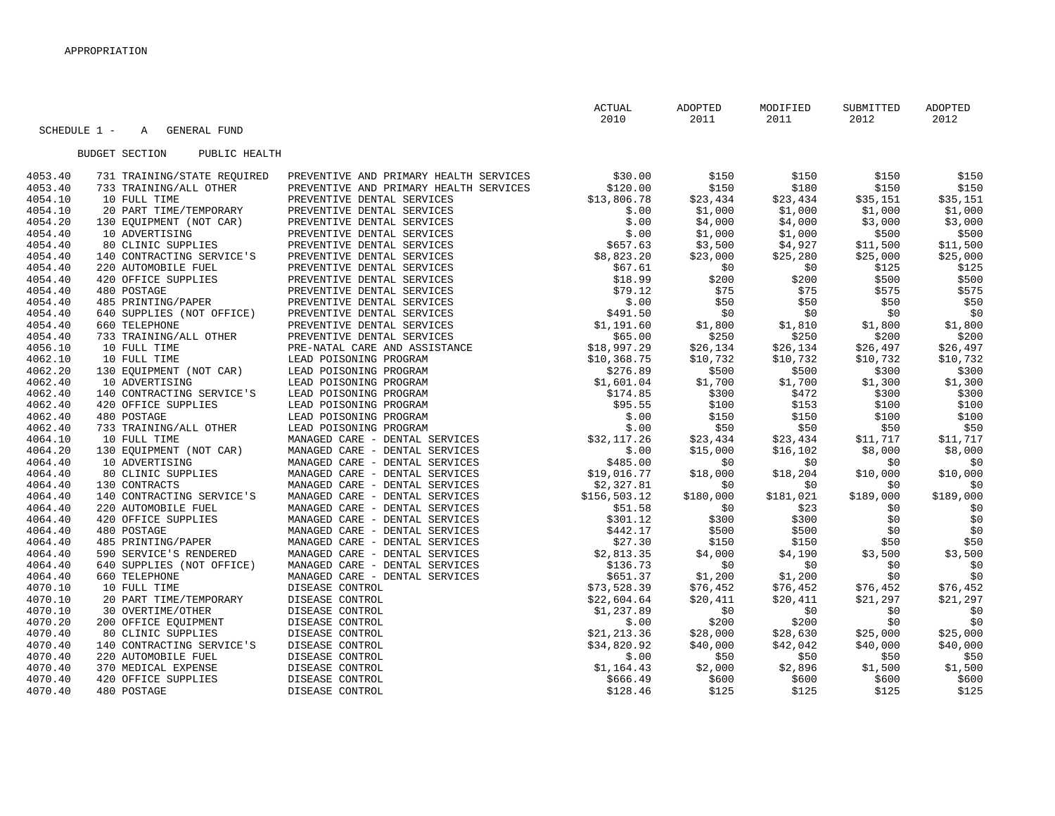APPROPRIATION

SCHEDULE 1 - A GENERAL FUND

BUDGET SECTION PUBLIC HEALTH

| | | | ACTUAL 2010 | ADOPTED 2011 | MODIFIED 2011 | SUBMITTED 2012 | ADOPTED 2012 |
|---|---|---|---|---|---|---|---|
| 4053.40 | 731 TRAINING/STATE REQUIRED | PREVENTIVE AND PRIMARY HEALTH SERVICES | $30.00 | $150 | $150 | $150 | $150 |
| 4053.40 | 733 TRAINING/ALL OTHER | PREVENTIVE AND PRIMARY HEALTH SERVICES | $120.00 | $150 | $180 | $150 | $150 |
| 4054.10 | 10 FULL TIME | PREVENTIVE DENTAL SERVICES | $13,806.78 | $23,434 | $23,434 | $35,151 | $35,151 |
| 4054.10 | 20 PART TIME/TEMPORARY | PREVENTIVE DENTAL SERVICES | $.00 | $1,000 | $1,000 | $1,000 | $1,000 |
| 4054.20 | 130 EQUIPMENT (NOT CAR) | PREVENTIVE DENTAL SERVICES | $.00 | $4,000 | $4,000 | $3,000 | $3,000 |
| 4054.40 | 10 ADVERTISING | PREVENTIVE DENTAL SERVICES | $.00 | $1,000 | $1,000 | $500 | $500 |
| 4054.40 | 80 CLINIC SUPPLIES | PREVENTIVE DENTAL SERVICES | $657.63 | $3,500 | $4,927 | $11,500 | $11,500 |
| 4054.40 | 140 CONTRACTING SERVICE'S | PREVENTIVE DENTAL SERVICES | $8,823.20 | $23,000 | $25,280 | $25,000 | $25,000 |
| 4054.40 | 220 AUTOMOBILE FUEL | PREVENTIVE DENTAL SERVICES | $67.61 | $0 | $0 | $125 | $125 |
| 4054.40 | 420 OFFICE SUPPLIES | PREVENTIVE DENTAL SERVICES | $18.99 | $200 | $200 | $500 | $500 |
| 4054.40 | 480 POSTAGE | PREVENTIVE DENTAL SERVICES | $79.12 | $75 | $75 | $575 | $575 |
| 4054.40 | 485 PRINTING/PAPER | PREVENTIVE DENTAL SERVICES | $.00 | $50 | $50 | $50 | $50 |
| 4054.40 | 640 SUPPLIES (NOT OFFICE) | PREVENTIVE DENTAL SERVICES | $491.50 | $0 | $0 | $0 | $0 |
| 4054.40 | 660 TELEPHONE | PREVENTIVE DENTAL SERVICES | $1,191.60 | $1,800 | $1,810 | $1,800 | $1,800 |
| 4054.40 | 733 TRAINING/ALL OTHER | PREVENTIVE DENTAL SERVICES | $65.00 | $250 | $250 | $200 | $200 |
| 4056.10 | 10 FULL TIME | PRE-NATAL CARE AND ASSISTANCE | $18,997.29 | $26,134 | $26,134 | $26,497 | $26,497 |
| 4062.10 | 10 FULL TIME | LEAD POISONING PROGRAM | $10,368.75 | $10,732 | $10,732 | $10,732 | $10,732 |
| 4062.20 | 130 EQUIPMENT (NOT CAR) | LEAD POISONING PROGRAM | $276.89 | $500 | $500 | $300 | $300 |
| 4062.40 | 10 ADVERTISING | LEAD POISONING PROGRAM | $1,601.04 | $1,700 | $1,700 | $1,300 | $1,300 |
| 4062.40 | 140 CONTRACTING SERVICE'S | LEAD POISONING PROGRAM | $174.85 | $300 | $472 | $300 | $300 |
| 4062.40 | 420 OFFICE SUPPLIES | LEAD POISONING PROGRAM | $95.55 | $100 | $153 | $100 | $100 |
| 4062.40 | 480 POSTAGE | LEAD POISONING PROGRAM | $.00 | $150 | $150 | $100 | $100 |
| 4062.40 | 733 TRAINING/ALL OTHER | LEAD POISONING PROGRAM | $.00 | $50 | $50 | $50 | $50 |
| 4064.10 | 10 FULL TIME | MANAGED CARE - DENTAL SERVICES | $32,117.26 | $23,434 | $23,434 | $11,717 | $11,717 |
| 4064.20 | 130 EQUIPMENT (NOT CAR) | MANAGED CARE - DENTAL SERVICES | $.00 | $15,000 | $16,102 | $8,000 | $8,000 |
| 4064.40 | 10 ADVERTISING | MANAGED CARE - DENTAL SERVICES | $485.00 | $0 | $0 | $0 | $0 |
| 4064.40 | 80 CLINIC SUPPLIES | MANAGED CARE - DENTAL SERVICES | $19,016.77 | $18,000 | $18,204 | $10,000 | $10,000 |
| 4064.40 | 130 CONTRACTS | MANAGED CARE - DENTAL SERVICES | $2,327.81 | $0 | $0 | $0 | $0 |
| 4064.40 | 140 CONTRACTING SERVICE'S | MANAGED CARE - DENTAL SERVICES | $156,503.12 | $180,000 | $181,021 | $189,000 | $189,000 |
| 4064.40 | 220 AUTOMOBILE FUEL | MANAGED CARE - DENTAL SERVICES | $51.58 | $0 | $23 | $0 | $0 |
| 4064.40 | 420 OFFICE SUPPLIES | MANAGED CARE - DENTAL SERVICES | $301.12 | $300 | $300 | $0 | $0 |
| 4064.40 | 480 POSTAGE | MANAGED CARE - DENTAL SERVICES | $442.17 | $500 | $500 | $0 | $0 |
| 4064.40 | 485 PRINTING/PAPER | MANAGED CARE - DENTAL SERVICES | $27.30 | $150 | $150 | $50 | $50 |
| 4064.40 | 590 SERVICE'S RENDERED | MANAGED CARE - DENTAL SERVICES | $2,813.35 | $4,000 | $4,190 | $3,500 | $3,500 |
| 4064.40 | 640 SUPPLIES (NOT OFFICE) | MANAGED CARE - DENTAL SERVICES | $136.73 | $0 | $0 | $0 | $0 |
| 4064.40 | 660 TELEPHONE | MANAGED CARE - DENTAL SERVICES | $651.37 | $1,200 | $1,200 | $0 | $0 |
| 4070.10 | 10 FULL TIME | DISEASE CONTROL | $73,528.39 | $76,452 | $76,452 | $76,452 | $76,452 |
| 4070.10 | 20 PART TIME/TEMPORARY | DISEASE CONTROL | $22,604.64 | $20,411 | $20,411 | $21,297 | $21,297 |
| 4070.10 | 30 OVERTIME/OTHER | DISEASE CONTROL | $1,237.89 | $0 | $0 | $0 | $0 |
| 4070.20 | 200 OFFICE EQUIPMENT | DISEASE CONTROL | $.00 | $200 | $200 | $0 | $0 |
| 4070.40 | 80 CLINIC SUPPLIES | DISEASE CONTROL | $21,213.36 | $28,000 | $28,630 | $25,000 | $25,000 |
| 4070.40 | 140 CONTRACTING SERVICE'S | DISEASE CONTROL | $34,820.92 | $40,000 | $42,042 | $40,000 | $40,000 |
| 4070.40 | 220 AUTOMOBILE FUEL | DISEASE CONTROL | $.00 | $50 | $50 | $50 | $50 |
| 4070.40 | 370 MEDICAL EXPENSE | DISEASE CONTROL | $1,164.43 | $2,000 | $2,896 | $1,500 | $1,500 |
| 4070.40 | 420 OFFICE SUPPLIES | DISEASE CONTROL | $666.49 | $600 | $600 | $600 | $600 |
| 4070.40 | 480 POSTAGE | DISEASE CONTROL | $128.46 | $125 | $125 | $125 | $125 |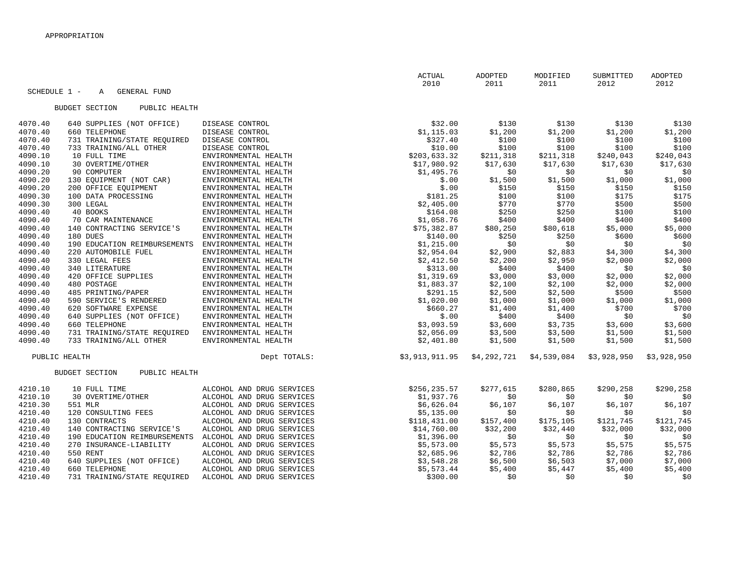APPROPRIATION

SCHEDULE 1 - A GENERAL FUND

BUDGET SECTION PUBLIC HEALTH

| | | | ACTUAL 2010 | ADOPTED 2011 | MODIFIED 2011 | SUBMITTED 2012 | ADOPTED 2012 |
|---|---|---|---|---|---|---|---|
| 4070.40 | 640 SUPPLIES (NOT OFFICE) | DISEASE CONTROL | $32.00 | $130 | $130 | $130 | $130 |
| 4070.40 | 660 TELEPHONE | DISEASE CONTROL | $1,115.03 | $1,200 | $1,200 | $1,200 | $1,200 |
| 4070.40 | 731 TRAINING/STATE REQUIRED | DISEASE CONTROL | $327.40 | $100 | $100 | $100 | $100 |
| 4070.40 | 733 TRAINING/ALL OTHER | DISEASE CONTROL | $10.00 | $100 | $100 | $100 | $100 |
| 4090.10 | 10 FULL TIME | ENVIRONMENTAL HEALTH | $203,633.32 | $211,318 | $211,318 | $240,043 | $240,043 |
| 4090.10 | 30 OVERTIME/OTHER | ENVIRONMENTAL HEALTH | $17,980.92 | $17,630 | $17,630 | $17,630 | $17,630 |
| 4090.20 | 90 COMPUTER | ENVIRONMENTAL HEALTH | $1,495.76 | $0 | $0 | $0 | $0 |
| 4090.20 | 130 EQUIPMENT (NOT CAR) | ENVIRONMENTAL HEALTH | $.00 | $1,500 | $1,500 | $1,000 | $1,000 |
| 4090.20 | 200 OFFICE EQUIPMENT | ENVIRONMENTAL HEALTH | $.00 | $150 | $150 | $150 | $150 |
| 4090.30 | 100 DATA PROCESSING | ENVIRONMENTAL HEALTH | $181.25 | $100 | $100 | $175 | $175 |
| 4090.30 | 300 LEGAL | ENVIRONMENTAL HEALTH | $2,405.00 | $770 | $770 | $500 | $500 |
| 4090.40 | 40 BOOKS | ENVIRONMENTAL HEALTH | $164.08 | $250 | $250 | $100 | $100 |
| 4090.40 | 70 CAR MAINTENANCE | ENVIRONMENTAL HEALTH | $1,058.76 | $400 | $400 | $400 | $400 |
| 4090.40 | 140 CONTRACTING SERVICE'S | ENVIRONMENTAL HEALTH | $75,382.87 | $80,250 | $80,618 | $5,000 | $5,000 |
| 4090.40 | 180 DUES | ENVIRONMENTAL HEALTH | $140.00 | $250 | $250 | $600 | $600 |
| 4090.40 | 190 EDUCATION REIMBURSEMENTS | ENVIRONMENTAL HEALTH | $1,215.00 | $0 | $0 | $0 | $0 |
| 4090.40 | 220 AUTOMOBILE FUEL | ENVIRONMENTAL HEALTH | $2,954.04 | $2,900 | $2,883 | $4,300 | $4,300 |
| 4090.40 | 330 LEGAL FEES | ENVIRONMENTAL HEALTH | $2,412.50 | $2,200 | $2,950 | $2,000 | $2,000 |
| 4090.40 | 340 LITERATURE | ENVIRONMENTAL HEALTH | $313.00 | $400 | $400 | $0 | $0 |
| 4090.40 | 420 OFFICE SUPPLIES | ENVIRONMENTAL HEALTH | $1,319.69 | $3,000 | $3,000 | $2,000 | $2,000 |
| 4090.40 | 480 POSTAGE | ENVIRONMENTAL HEALTH | $1,883.37 | $2,100 | $2,100 | $2,000 | $2,000 |
| 4090.40 | 485 PRINTING/PAPER | ENVIRONMENTAL HEALTH | $291.15 | $2,500 | $2,500 | $500 | $500 |
| 4090.40 | 590 SERVICE'S RENDERED | ENVIRONMENTAL HEALTH | $1,020.00 | $1,000 | $1,000 | $1,000 | $1,000 |
| 4090.40 | 620 SOFTWARE EXPENSE | ENVIRONMENTAL HEALTH | $660.27 | $1,400 | $1,400 | $700 | $700 |
| 4090.40 | 640 SUPPLIES (NOT OFFICE) | ENVIRONMENTAL HEALTH | $.00 | $400 | $400 | $0 | $0 |
| 4090.40 | 660 TELEPHONE | ENVIRONMENTAL HEALTH | $3,093.59 | $3,600 | $3,735 | $3,600 | $3,600 |
| 4090.40 | 731 TRAINING/STATE REQUIRED | ENVIRONMENTAL HEALTH | $2,056.09 | $3,500 | $3,500 | $1,500 | $1,500 |
| 4090.40 | 733 TRAINING/ALL OTHER | ENVIRONMENTAL HEALTH | $2,401.80 | $1,500 | $1,500 | $1,500 | $1,500 |
| PUBLIC HEALTH | | Dept TOTALS: | $3,913,911.95 | $4,292,721 | $4,539,084 | $3,928,950 | $3,928,950 |

BUDGET SECTION PUBLIC HEALTH

| | | | ACTUAL 2010 | ADOPTED 2011 | MODIFIED 2011 | SUBMITTED 2012 | ADOPTED 2012 |
|---|---|---|---|---|---|---|---|
| 4210.10 | 10 FULL TIME | ALCOHOL AND DRUG SERVICES | $256,235.57 | $277,615 | $280,865 | $290,258 | $290,258 |
| 4210.10 | 30 OVERTIME/OTHER | ALCOHOL AND DRUG SERVICES | $1,937.76 | $0 | $0 | $0 | $0 |
| 4210.30 | 551 MLR | ALCOHOL AND DRUG SERVICES | $6,626.04 | $6,107 | $6,107 | $6,107 | $6,107 |
| 4210.40 | 120 CONSULTING FEES | ALCOHOL AND DRUG SERVICES | $5,135.00 | $0 | $0 | $0 | $0 |
| 4210.40 | 130 CONTRACTS | ALCOHOL AND DRUG SERVICES | $118,431.00 | $157,400 | $175,105 | $121,745 | $121,745 |
| 4210.40 | 140 CONTRACTING SERVICE'S | ALCOHOL AND DRUG SERVICES | $14,760.00 | $32,200 | $32,440 | $32,000 | $32,000 |
| 4210.40 | 190 EDUCATION REIMBURSEMENTS | ALCOHOL AND DRUG SERVICES | $1,396.00 | $0 | $0 | $0 | $0 |
| 4210.40 | 270 INSURANCE-LIABILITY | ALCOHOL AND DRUG SERVICES | $5,573.00 | $5,573 | $5,573 | $5,575 | $5,575 |
| 4210.40 | 550 RENT | ALCOHOL AND DRUG SERVICES | $2,685.96 | $2,786 | $2,786 | $2,786 | $2,786 |
| 4210.40 | 640 SUPPLIES (NOT OFFICE) | ALCOHOL AND DRUG SERVICES | $3,548.28 | $6,500 | $6,503 | $7,000 | $7,000 |
| 4210.40 | 660 TELEPHONE | ALCOHOL AND DRUG SERVICES | $5,573.44 | $5,400 | $5,447 | $5,400 | $5,400 |
| 4210.40 | 731 TRAINING/STATE REQUIRED | ALCOHOL AND DRUG SERVICES | $300.00 | $0 | $0 | $0 | $0 |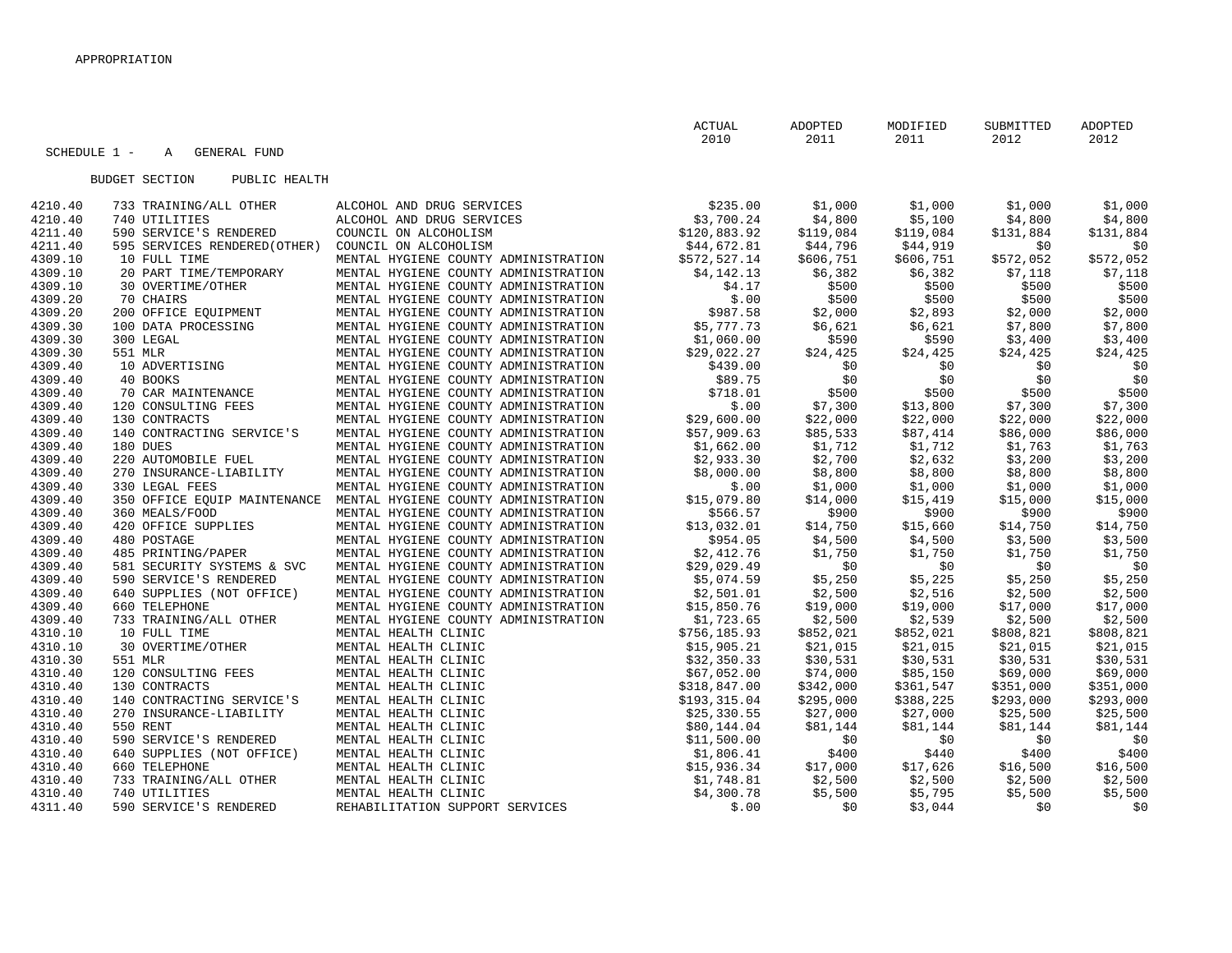APPROPRIATION

SCHEDULE 1 - A GENERAL FUND

BUDGET SECTION PUBLIC HEALTH

| | | | ACTUAL 2010 | ADOPTED 2011 | MODIFIED 2011 | SUBMITTED 2012 | ADOPTED 2012 |
|---|---|---|---|---|---|---|---|
| 4210.40 | 733 TRAINING/ALL OTHER | ALCOHOL AND DRUG SERVICES | $235.00 | $1,000 | $1,000 | $1,000 | $1,000 |
| 4210.40 | 740 UTILITIES | ALCOHOL AND DRUG SERVICES | $3,700.24 | $4,800 | $5,100 | $4,800 | $4,800 |
| 4211.40 | 590 SERVICE'S RENDERED | COUNCIL ON ALCOHOLISM | $120,883.92 | $119,084 | $119,084 | $131,884 | $131,884 |
| 4211.40 | 595 SERVICES RENDERED(OTHER) | COUNCIL ON ALCOHOLISM | $44,672.81 | $44,796 | $44,919 | $0 | $0 |
| 4309.10 | 10 FULL TIME | MENTAL HYGIENE COUNTY ADMINISTRATION | $572,527.14 | $606,751 | $606,751 | $572,052 | $572,052 |
| 4309.10 | 20 PART TIME/TEMPORARY | MENTAL HYGIENE COUNTY ADMINISTRATION | $4,142.13 | $6,382 | $6,382 | $7,118 | $7,118 |
| 4309.10 | 30 OVERTIME/OTHER | MENTAL HYGIENE COUNTY ADMINISTRATION | $4.17 | $500 | $500 | $500 | $500 |
| 4309.20 | 70 CHAIRS | MENTAL HYGIENE COUNTY ADMINISTRATION | $.00 | $500 | $500 | $500 | $500 |
| 4309.20 | 200 OFFICE EQUIPMENT | MENTAL HYGIENE COUNTY ADMINISTRATION | $987.58 | $2,000 | $2,893 | $2,000 | $2,000 |
| 4309.30 | 100 DATA PROCESSING | MENTAL HYGIENE COUNTY ADMINISTRATION | $5,777.73 | $6,621 | $6,621 | $7,800 | $7,800 |
| 4309.30 | 300 LEGAL | MENTAL HYGIENE COUNTY ADMINISTRATION | $1,060.00 | $590 | $590 | $3,400 | $3,400 |
| 4309.30 | 551 MLR | MENTAL HYGIENE COUNTY ADMINISTRATION | $29,022.27 | $24,425 | $24,425 | $24,425 | $24,425 |
| 4309.40 | 10 ADVERTISING | MENTAL HYGIENE COUNTY ADMINISTRATION | $439.00 | $0 | $0 | $0 | $0 |
| 4309.40 | 40 BOOKS | MENTAL HYGIENE COUNTY ADMINISTRATION | $89.75 | $0 | $0 | $0 | $0 |
| 4309.40 | 70 CAR MAINTENANCE | MENTAL HYGIENE COUNTY ADMINISTRATION | $718.01 | $500 | $500 | $500 | $500 |
| 4309.40 | 120 CONSULTING FEES | MENTAL HYGIENE COUNTY ADMINISTRATION | $.00 | $7,300 | $13,800 | $7,300 | $7,300 |
| 4309.40 | 130 CONTRACTS | MENTAL HYGIENE COUNTY ADMINISTRATION | $29,600.00 | $22,000 | $22,000 | $22,000 | $22,000 |
| 4309.40 | 140 CONTRACTING SERVICE'S | MENTAL HYGIENE COUNTY ADMINISTRATION | $57,909.63 | $85,533 | $87,414 | $86,000 | $86,000 |
| 4309.40 | 180 DUES | MENTAL HYGIENE COUNTY ADMINISTRATION | $1,662.00 | $1,712 | $1,712 | $1,763 | $1,763 |
| 4309.40 | 220 AUTOMOBILE FUEL | MENTAL HYGIENE COUNTY ADMINISTRATION | $2,933.30 | $2,700 | $2,632 | $3,200 | $3,200 |
| 4309.40 | 270 INSURANCE-LIABILITY | MENTAL HYGIENE COUNTY ADMINISTRATION | $8,000.00 | $8,800 | $8,800 | $8,800 | $8,800 |
| 4309.40 | 330 LEGAL FEES | MENTAL HYGIENE COUNTY ADMINISTRATION | $.00 | $1,000 | $1,000 | $1,000 | $1,000 |
| 4309.40 | 350 OFFICE EQUIP MAINTENANCE | MENTAL HYGIENE COUNTY ADMINISTRATION | $15,079.80 | $14,000 | $15,419 | $15,000 | $15,000 |
| 4309.40 | 360 MEALS/FOOD | MENTAL HYGIENE COUNTY ADMINISTRATION | $566.57 | $900 | $900 | $900 | $900 |
| 4309.40 | 420 OFFICE SUPPLIES | MENTAL HYGIENE COUNTY ADMINISTRATION | $13,032.01 | $14,750 | $15,660 | $14,750 | $14,750 |
| 4309.40 | 480 POSTAGE | MENTAL HYGIENE COUNTY ADMINISTRATION | $954.05 | $4,500 | $4,500 | $3,500 | $3,500 |
| 4309.40 | 485 PRINTING/PAPER | MENTAL HYGIENE COUNTY ADMINISTRATION | $2,412.76 | $1,750 | $1,750 | $1,750 | $1,750 |
| 4309.40 | 581 SECURITY SYSTEMS & SVC | MENTAL HYGIENE COUNTY ADMINISTRATION | $29,029.49 | $0 | $0 | $0 | $0 |
| 4309.40 | 590 SERVICE'S RENDERED | MENTAL HYGIENE COUNTY ADMINISTRATION | $5,074.59 | $5,250 | $5,225 | $5,250 | $5,250 |
| 4309.40 | 640 SUPPLIES (NOT OFFICE) | MENTAL HYGIENE COUNTY ADMINISTRATION | $2,501.01 | $2,500 | $2,516 | $2,500 | $2,500 |
| 4309.40 | 660 TELEPHONE | MENTAL HYGIENE COUNTY ADMINISTRATION | $15,850.76 | $19,000 | $19,000 | $17,000 | $17,000 |
| 4309.40 | 733 TRAINING/ALL OTHER | MENTAL HYGIENE COUNTY ADMINISTRATION | $1,723.65 | $2,500 | $2,539 | $2,500 | $2,500 |
| 4310.10 | 10 FULL TIME | MENTAL HEALTH CLINIC | $756,185.93 | $852,021 | $852,021 | $808,821 | $808,821 |
| 4310.10 | 30 OVERTIME/OTHER | MENTAL HEALTH CLINIC | $15,905.21 | $21,015 | $21,015 | $21,015 | $21,015 |
| 4310.30 | 551 MLR | MENTAL HEALTH CLINIC | $32,350.33 | $30,531 | $30,531 | $30,531 | $30,531 |
| 4310.40 | 120 CONSULTING FEES | MENTAL HEALTH CLINIC | $67,052.00 | $74,000 | $85,150 | $69,000 | $69,000 |
| 4310.40 | 130 CONTRACTS | MENTAL HEALTH CLINIC | $318,847.00 | $342,000 | $361,547 | $351,000 | $351,000 |
| 4310.40 | 140 CONTRACTING SERVICE'S | MENTAL HEALTH CLINIC | $193,315.04 | $295,000 | $388,225 | $293,000 | $293,000 |
| 4310.40 | 270 INSURANCE-LIABILITY | MENTAL HEALTH CLINIC | $25,330.55 | $27,000 | $27,000 | $25,500 | $25,500 |
| 4310.40 | 550 RENT | MENTAL HEALTH CLINIC | $80,144.04 | $81,144 | $81,144 | $81,144 | $81,144 |
| 4310.40 | 590 SERVICE'S RENDERED | MENTAL HEALTH CLINIC | $11,500.00 | $0 | $0 | $0 | $0 |
| 4310.40 | 640 SUPPLIES (NOT OFFICE) | MENTAL HEALTH CLINIC | $1,806.41 | $400 | $440 | $400 | $400 |
| 4310.40 | 660 TELEPHONE | MENTAL HEALTH CLINIC | $15,936.34 | $17,000 | $17,626 | $16,500 | $16,500 |
| 4310.40 | 733 TRAINING/ALL OTHER | MENTAL HEALTH CLINIC | $1,748.81 | $2,500 | $2,500 | $2,500 | $2,500 |
| 4310.40 | 740 UTILITIES | MENTAL HEALTH CLINIC | $4,300.78 | $5,500 | $5,795 | $5,500 | $5,500 |
| 4311.40 | 590 SERVICE'S RENDERED | REHABILITATION SUPPORT SERVICES | $.00 | $0 | $3,044 | $0 | $0 |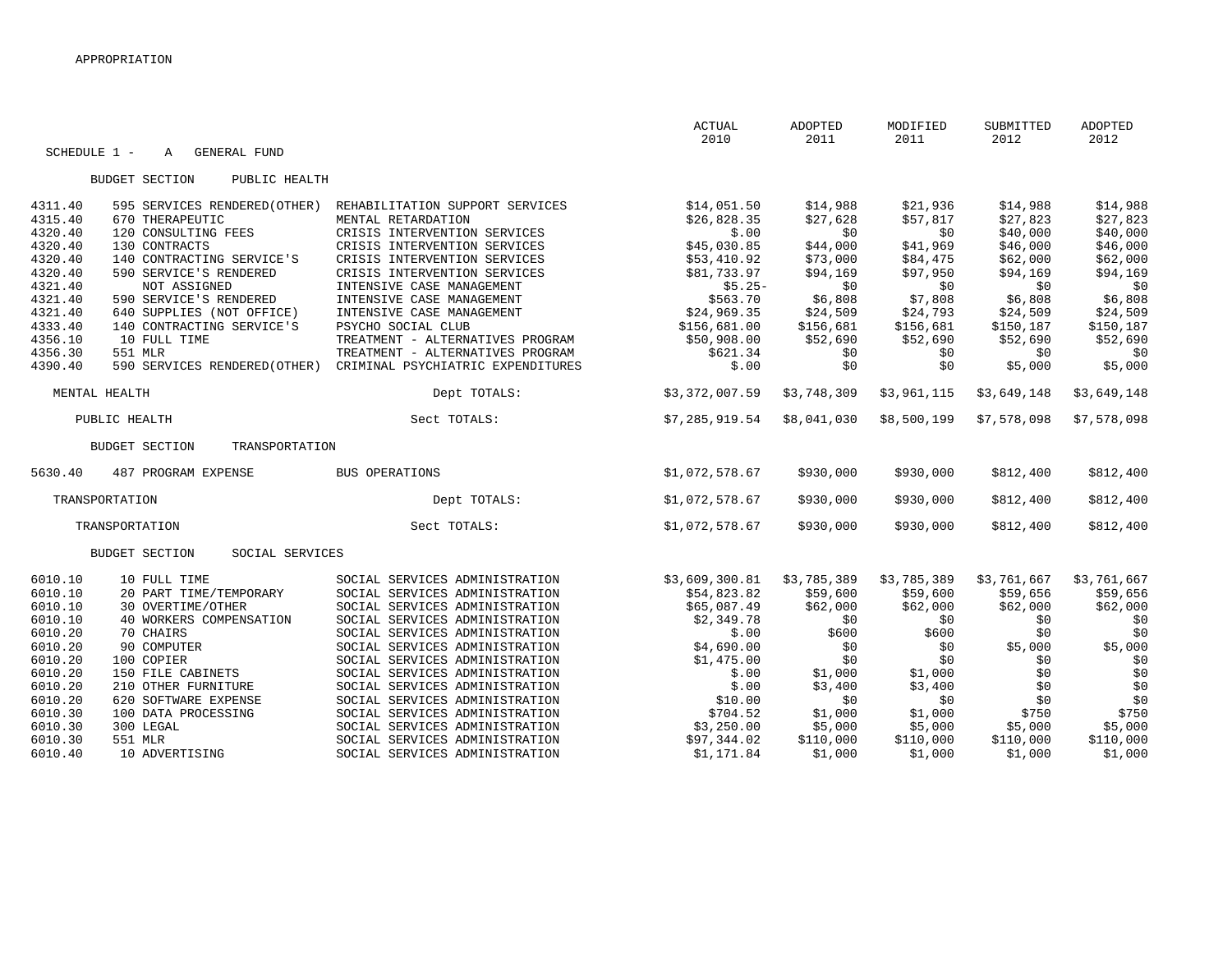APPROPRIATION

SCHEDULE 1 - A GENERAL FUND

| Account | Object | Description | ACTUAL 2010 | ADOPTED 2011 | MODIFIED 2011 | SUBMITTED 2012 | ADOPTED 2012 |
|---|---|---|---|---|---|---|---|
| **BUDGET SECTION PUBLIC HEALTH** | | | | | | | |
| 4311.40 | 595 SERVICES RENDERED(OTHER) | REHABILITATION SUPPORT SERVICES | $14,051.50 | $14,988 | $21,936 | $14,988 | $14,988 |
| 4315.40 | 670 THERAPEUTIC | MENTAL RETARDATION | $26,828.35 | $27,628 | $57,817 | $27,823 | $27,823 |
| 4320.40 | 120 CONSULTING FEES | CRISIS INTERVENTION SERVICES | $.00 | $0 | $0 | $40,000 | $40,000 |
| 4320.40 | 130 CONTRACTS | CRISIS INTERVENTION SERVICES | $45,030.85 | $44,000 | $41,969 | $46,000 | $46,000 |
| 4320.40 | 140 CONTRACTING SERVICE'S | CRISIS INTERVENTION SERVICES | $53,410.92 | $73,000 | $84,475 | $62,000 | $62,000 |
| 4320.40 | 590 SERVICE'S RENDERED | CRISIS INTERVENTION SERVICES | $81,733.97 | $94,169 | $97,950 | $94,169 | $94,169 |
| 4321.40 | NOT ASSIGNED | INTENSIVE CASE MANAGEMENT | $5.25- | $0 | $0 | $0 | $0 |
| 4321.40 | 590 SERVICE'S RENDERED | INTENSIVE CASE MANAGEMENT | $563.70 | $6,808 | $7,808 | $6,808 | $6,808 |
| 4321.40 | 640 SUPPLIES (NOT OFFICE) | INTENSIVE CASE MANAGEMENT | $24,969.35 | $24,509 | $24,793 | $24,509 | $24,509 |
| 4333.40 | 140 CONTRACTING SERVICE'S | PSYCHO SOCIAL CLUB | $156,681.00 | $156,681 | $156,681 | $150,187 | $150,187 |
| 4356.10 | 10 FULL TIME | TREATMENT - ALTERNATIVES PROGRAM | $50,908.00 | $52,690 | $52,690 | $52,690 | $52,690 |
| 4356.30 | 551 MLR | TREATMENT - ALTERNATIVES PROGRAM | $621.34 | $0 | $0 | $0 | $0 |
| 4390.40 | 590 SERVICES RENDERED(OTHER) | CRIMINAL PSYCHIATRIC EXPENDITURES | $.00 | $0 | $0 | $5,000 | $5,000 |
| MENTAL HEALTH | | Dept TOTALS: | $3,372,007.59 | $3,748,309 | $3,961,115 | $3,649,148 | $3,649,148 |
| PUBLIC HEALTH | | Sect TOTALS: | $7,285,919.54 | $8,041,030 | $8,500,199 | $7,578,098 | $7,578,098 |
| **BUDGET SECTION TRANSPORTATION** | | | | | | | |
| 5630.40 | 487 PROGRAM EXPENSE | BUS OPERATIONS | $1,072,578.67 | $930,000 | $930,000 | $812,400 | $812,400 |
| TRANSPORTATION | | Dept TOTALS: | $1,072,578.67 | $930,000 | $930,000 | $812,400 | $812,400 |
| TRANSPORTATION | | Sect TOTALS: | $1,072,578.67 | $930,000 | $930,000 | $812,400 | $812,400 |
| **BUDGET SECTION SOCIAL SERVICES** | | | | | | | |
| 6010.10 | 10 FULL TIME | SOCIAL SERVICES ADMINISTRATION | $3,609,300.81 | $3,785,389 | $3,785,389 | $3,761,667 | $3,761,667 |
| 6010.10 | 20 PART TIME/TEMPORARY | SOCIAL SERVICES ADMINISTRATION | $54,823.82 | $59,600 | $59,600 | $59,656 | $59,656 |
| 6010.10 | 30 OVERTIME/OTHER | SOCIAL SERVICES ADMINISTRATION | $65,087.49 | $62,000 | $62,000 | $62,000 | $62,000 |
| 6010.10 | 40 WORKERS COMPENSATION | SOCIAL SERVICES ADMINISTRATION | $2,349.78 | $0 | $0 | $0 | $0 |
| 6010.20 | 70 CHAIRS | SOCIAL SERVICES ADMINISTRATION | $.00 | $600 | $600 | $0 | $0 |
| 6010.20 | 90 COMPUTER | SOCIAL SERVICES ADMINISTRATION | $4,690.00 | $0 | $0 | $5,000 | $5,000 |
| 6010.20 | 100 COPIER | SOCIAL SERVICES ADMINISTRATION | $1,475.00 | $0 | $0 | $0 | $0 |
| 6010.20 | 150 FILE CABINETS | SOCIAL SERVICES ADMINISTRATION | $.00 | $1,000 | $1,000 | $0 | $0 |
| 6010.20 | 210 OTHER FURNITURE | SOCIAL SERVICES ADMINISTRATION | $.00 | $3,400 | $3,400 | $0 | $0 |
| 6010.20 | 620 SOFTWARE EXPENSE | SOCIAL SERVICES ADMINISTRATION | $10.00 | $0 | $0 | $0 | $0 |
| 6010.30 | 100 DATA PROCESSING | SOCIAL SERVICES ADMINISTRATION | $704.52 | $1,000 | $1,000 | $750 | $750 |
| 6010.30 | 300 LEGAL | SOCIAL SERVICES ADMINISTRATION | $3,250.00 | $5,000 | $5,000 | $5,000 | $5,000 |
| 6010.30 | 551 MLR | SOCIAL SERVICES ADMINISTRATION | $97,344.02 | $110,000 | $110,000 | $110,000 | $110,000 |
| 6010.40 | 10 ADVERTISING | SOCIAL SERVICES ADMINISTRATION | $1,171.84 | $1,000 | $1,000 | $1,000 | $1,000 |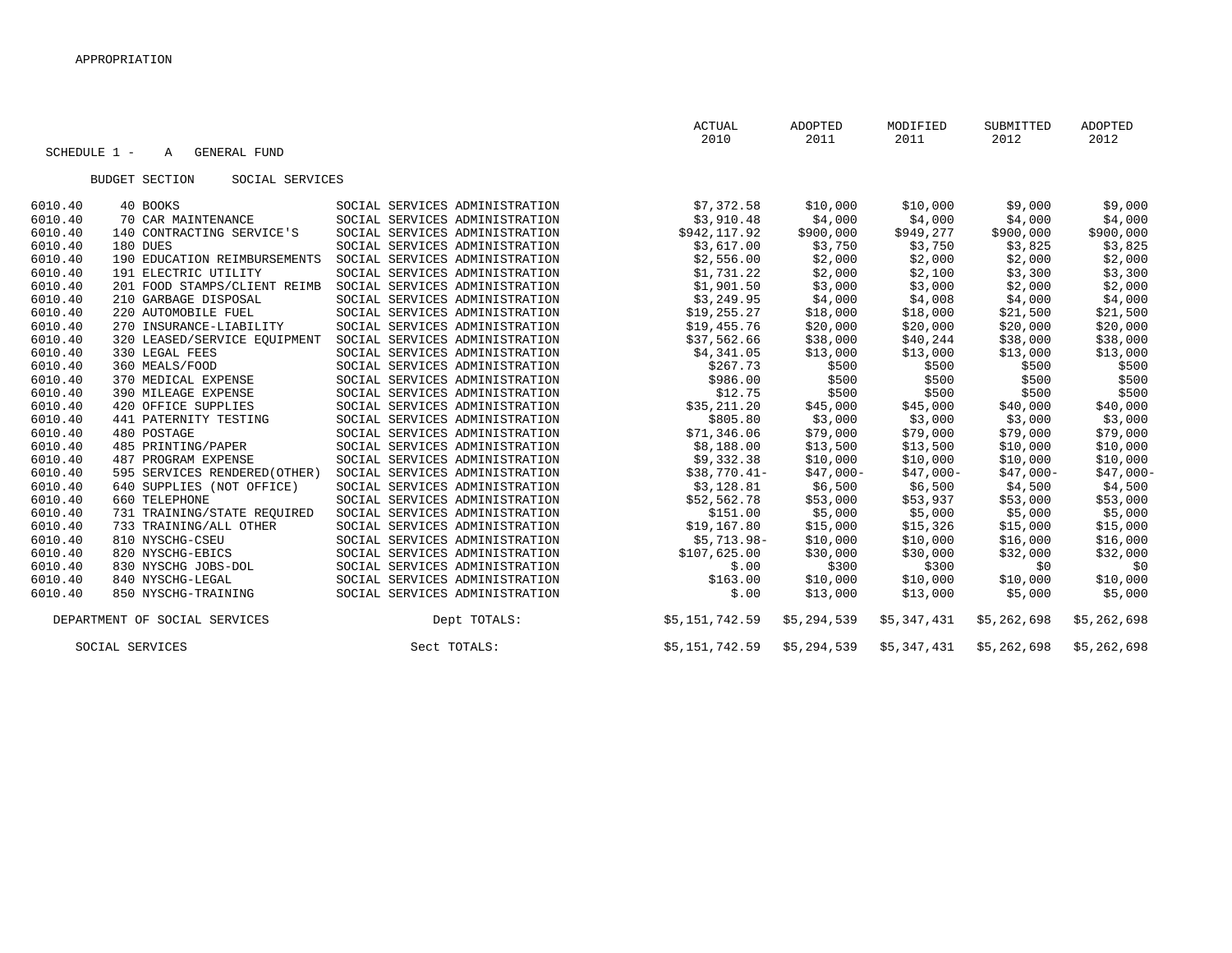APPROPRIATION

SCHEDULE 1 - A GENERAL FUND

BUDGET SECTION SOCIAL SERVICES

| Account | Object | Description | Department | ACTUAL 2010 | ADOPTED 2011 | MODIFIED 2011 | SUBMITTED 2012 | ADOPTED 2012 |
|---|---|---|---|---|---|---|---|---|
| 6010.40 | 40 | BOOKS | SOCIAL SERVICES ADMINISTRATION | $7,372.58 | $10,000 | $10,000 | $9,000 | $9,000 |
| 6010.40 | 70 | CAR MAINTENANCE | SOCIAL SERVICES ADMINISTRATION | $3,910.48 | $4,000 | $4,000 | $4,000 | $4,000 |
| 6010.40 | 140 | CONTRACTING SERVICE'S | SOCIAL SERVICES ADMINISTRATION | $942,117.92 | $900,000 | $949,277 | $900,000 | $900,000 |
| 6010.40 | 180 | DUES | SOCIAL SERVICES ADMINISTRATION | $3,617.00 | $3,750 | $3,750 | $3,825 | $3,825 |
| 6010.40 | 190 | EDUCATION REIMBURSEMENTS | SOCIAL SERVICES ADMINISTRATION | $2,556.00 | $2,000 | $2,000 | $2,000 | $2,000 |
| 6010.40 | 191 | ELECTRIC UTILITY | SOCIAL SERVICES ADMINISTRATION | $1,731.22 | $2,000 | $2,100 | $3,300 | $3,300 |
| 6010.40 | 201 | FOOD STAMPS/CLIENT REIMB | SOCIAL SERVICES ADMINISTRATION | $1,901.50 | $3,000 | $3,000 | $2,000 | $2,000 |
| 6010.40 | 210 | GARBAGE DISPOSAL | SOCIAL SERVICES ADMINISTRATION | $3,249.95 | $4,000 | $4,008 | $4,000 | $4,000 |
| 6010.40 | 220 | AUTOMOBILE FUEL | SOCIAL SERVICES ADMINISTRATION | $19,255.27 | $18,000 | $18,000 | $21,500 | $21,500 |
| 6010.40 | 270 | INSURANCE-LIABILITY | SOCIAL SERVICES ADMINISTRATION | $19,455.76 | $20,000 | $20,000 | $20,000 | $20,000 |
| 6010.40 | 320 | LEASED/SERVICE EQUIPMENT | SOCIAL SERVICES ADMINISTRATION | $37,562.66 | $38,000 | $40,244 | $38,000 | $38,000 |
| 6010.40 | 330 | LEGAL FEES | SOCIAL SERVICES ADMINISTRATION | $4,341.05 | $13,000 | $13,000 | $13,000 | $13,000 |
| 6010.40 | 360 | MEALS/FOOD | SOCIAL SERVICES ADMINISTRATION | $267.73 | $500 | $500 | $500 | $500 |
| 6010.40 | 370 | MEDICAL EXPENSE | SOCIAL SERVICES ADMINISTRATION | $986.00 | $500 | $500 | $500 | $500 |
| 6010.40 | 390 | MILEAGE EXPENSE | SOCIAL SERVICES ADMINISTRATION | $12.75 | $500 | $500 | $500 | $500 |
| 6010.40 | 420 | OFFICE SUPPLIES | SOCIAL SERVICES ADMINISTRATION | $35,211.20 | $45,000 | $45,000 | $40,000 | $40,000 |
| 6010.40 | 441 | PATERNITY TESTING | SOCIAL SERVICES ADMINISTRATION | $805.80 | $3,000 | $3,000 | $3,000 | $3,000 |
| 6010.40 | 480 | POSTAGE | SOCIAL SERVICES ADMINISTRATION | $71,346.06 | $79,000 | $79,000 | $79,000 | $79,000 |
| 6010.40 | 485 | PRINTING/PAPER | SOCIAL SERVICES ADMINISTRATION | $8,188.00 | $13,500 | $13,500 | $10,000 | $10,000 |
| 6010.40 | 487 | PROGRAM EXPENSE | SOCIAL SERVICES ADMINISTRATION | $9,332.38 | $10,000 | $10,000 | $10,000 | $10,000 |
| 6010.40 | 595 | SERVICES RENDERED(OTHER) | SOCIAL SERVICES ADMINISTRATION | $38,770.41- | $47,000- | $47,000- | $47,000- | $47,000- |
| 6010.40 | 640 | SUPPLIES (NOT OFFICE) | SOCIAL SERVICES ADMINISTRATION | $3,128.81 | $6,500 | $6,500 | $4,500 | $4,500 |
| 6010.40 | 660 | TELEPHONE | SOCIAL SERVICES ADMINISTRATION | $52,562.78 | $53,000 | $53,937 | $53,000 | $53,000 |
| 6010.40 | 731 | TRAINING/STATE REQUIRED | SOCIAL SERVICES ADMINISTRATION | $151.00 | $5,000 | $5,000 | $5,000 | $5,000 |
| 6010.40 | 733 | TRAINING/ALL OTHER | SOCIAL SERVICES ADMINISTRATION | $19,167.80 | $15,000 | $15,326 | $15,000 | $15,000 |
| 6010.40 | 810 | NYSCHG-CSEU | SOCIAL SERVICES ADMINISTRATION | $5,713.98- | $10,000 | $10,000 | $16,000 | $16,000 |
| 6010.40 | 820 | NYSCHG-EBICS | SOCIAL SERVICES ADMINISTRATION | $107,625.00 | $30,000 | $30,000 | $32,000 | $32,000 |
| 6010.40 | 830 | NYSCHG JOBS-DOL | SOCIAL SERVICES ADMINISTRATION | $.00 | $300 | $300 | $0 | $0 |
| 6010.40 | 840 | NYSCHG-LEGAL | SOCIAL SERVICES ADMINISTRATION | $163.00 | $10,000 | $10,000 | $10,000 | $10,000 |
| 6010.40 | 850 | NYSCHG-TRAINING | SOCIAL SERVICES ADMINISTRATION | $.00 | $13,000 | $13,000 | $5,000 | $5,000 |
| DEPARTMENT OF SOCIAL SERVICES | | | Dept TOTALS: | $5,151,742.59 | $5,294,539 | $5,347,431 | $5,262,698 | $5,262,698 |
| SOCIAL SERVICES | | | Sect TOTALS: | $5,151,742.59 | $5,294,539 | $5,347,431 | $5,262,698 | $5,262,698 |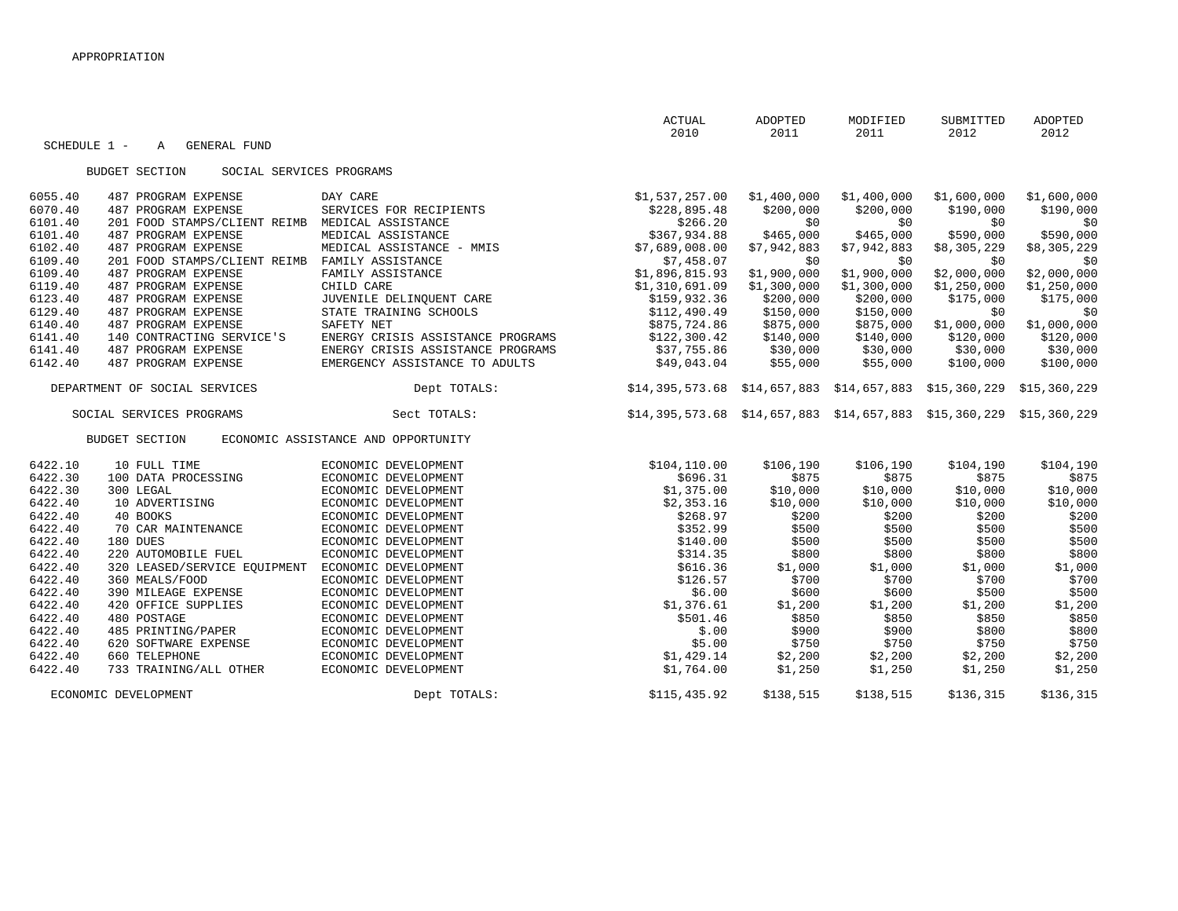APPROPRIATION

SCHEDULE 1 - A GENERAL FUND

BUDGET SECTION SOCIAL SERVICES PROGRAMS

| Account | Object | Description | ACTUAL 2010 | ADOPTED 2011 | MODIFIED 2011 | SUBMITTED 2012 | ADOPTED 2012 |
|---|---|---|---|---|---|---|---|
| 6055.40 | 487 PROGRAM EXPENSE | DAY CARE | $1,537,257.00 | $1,400,000 | $1,400,000 | $1,600,000 | $1,600,000 |
| 6070.40 | 487 PROGRAM EXPENSE | SERVICES FOR RECIPIENTS | $228,895.48 | $200,000 | $200,000 | $190,000 | $190,000 |
| 6101.40 | 201 FOOD STAMPS/CLIENT REIMB | MEDICAL ASSISTANCE | $266.20 | $0 | $0 | $0 | $0 |
| 6101.40 | 487 PROGRAM EXPENSE | MEDICAL ASSISTANCE | $367,934.88 | $465,000 | $465,000 | $590,000 | $590,000 |
| 6102.40 | 487 PROGRAM EXPENSE | MEDICAL ASSISTANCE - MMIS | $7,689,008.00 | $7,942,883 | $7,942,883 | $8,305,229 | $8,305,229 |
| 6109.40 | 201 FOOD STAMPS/CLIENT REIMB | FAMILY ASSISTANCE | $7,458.07 | $0 | $0 | $0 | $0 |
| 6109.40 | 487 PROGRAM EXPENSE | FAMILY ASSISTANCE | $1,896,815.93 | $1,900,000 | $1,900,000 | $2,000,000 | $2,000,000 |
| 6119.40 | 487 PROGRAM EXPENSE | CHILD CARE | $1,310,691.09 | $1,300,000 | $1,300,000 | $1,250,000 | $1,250,000 |
| 6123.40 | 487 PROGRAM EXPENSE | JUVENILE DELINQUENT CARE | $159,932.36 | $200,000 | $200,000 | $175,000 | $175,000 |
| 6129.40 | 487 PROGRAM EXPENSE | STATE TRAINING SCHOOLS | $112,490.49 | $150,000 | $150,000 | $0 | $0 |
| 6140.40 | 487 PROGRAM EXPENSE | SAFETY NET | $875,724.86 | $875,000 | $875,000 | $1,000,000 | $1,000,000 |
| 6141.40 | 140 CONTRACTING SERVICE'S | ENERGY CRISIS ASSISTANCE PROGRAMS | $122,300.42 | $140,000 | $140,000 | $120,000 | $120,000 |
| 6141.40 | 487 PROGRAM EXPENSE | ENERGY CRISIS ASSISTANCE PROGRAMS | $37,755.86 | $30,000 | $30,000 | $30,000 | $30,000 |
| 6142.40 | 487 PROGRAM EXPENSE | EMERGENCY ASSISTANCE TO ADULTS | $49,043.04 | $55,000 | $55,000 | $100,000 | $100,000 |
| DEPARTMENT OF SOCIAL SERVICES | | Dept TOTALS: | $14,395,573.68 | $14,657,883 | $14,657,883 | $15,360,229 | $15,360,229 |
| SOCIAL SERVICES PROGRAMS | | Sect TOTALS: | $14,395,573.68 | $14,657,883 | $14,657,883 | $15,360,229 | $15,360,229 |

BUDGET SECTION ECONOMIC ASSISTANCE AND OPPORTUNITY

| Account | Object | Description | ACTUAL 2010 | ADOPTED 2011 | MODIFIED 2011 | SUBMITTED 2012 | ADOPTED 2012 |
|---|---|---|---|---|---|---|---|
| 6422.10 | 10 FULL TIME | ECONOMIC DEVELOPMENT | $104,110.00 | $106,190 | $106,190 | $104,190 | $104,190 |
| 6422.30 | 100 DATA PROCESSING | ECONOMIC DEVELOPMENT | $696.31 | $875 | $875 | $875 | $875 |
| 6422.30 | 300 LEGAL | ECONOMIC DEVELOPMENT | $1,375.00 | $10,000 | $10,000 | $10,000 | $10,000 |
| 6422.40 | 10 ADVERTISING | ECONOMIC DEVELOPMENT | $2,353.16 | $10,000 | $10,000 | $10,000 | $10,000 |
| 6422.40 | 40 BOOKS | ECONOMIC DEVELOPMENT | $268.97 | $200 | $200 | $200 | $200 |
| 6422.40 | 70 CAR MAINTENANCE | ECONOMIC DEVELOPMENT | $352.99 | $500 | $500 | $500 | $500 |
| 6422.40 | 180 DUES | ECONOMIC DEVELOPMENT | $140.00 | $500 | $500 | $500 | $500 |
| 6422.40 | 220 AUTOMOBILE FUEL | ECONOMIC DEVELOPMENT | $314.35 | $800 | $800 | $800 | $800 |
| 6422.40 | 320 LEASED/SERVICE EQUIPMENT | ECONOMIC DEVELOPMENT | $616.36 | $1,000 | $1,000 | $1,000 | $1,000 |
| 6422.40 | 360 MEALS/FOOD | ECONOMIC DEVELOPMENT | $126.57 | $700 | $700 | $700 | $700 |
| 6422.40 | 390 MILEAGE EXPENSE | ECONOMIC DEVELOPMENT | $6.00 | $600 | $600 | $500 | $500 |
| 6422.40 | 420 OFFICE SUPPLIES | ECONOMIC DEVELOPMENT | $1,376.61 | $1,200 | $1,200 | $1,200 | $1,200 |
| 6422.40 | 480 POSTAGE | ECONOMIC DEVELOPMENT | $501.46 | $850 | $850 | $850 | $850 |
| 6422.40 | 485 PRINTING/PAPER | ECONOMIC DEVELOPMENT | $.00 | $900 | $900 | $800 | $800 |
| 6422.40 | 620 SOFTWARE EXPENSE | ECONOMIC DEVELOPMENT | $5.00 | $750 | $750 | $750 | $750 |
| 6422.40 | 660 TELEPHONE | ECONOMIC DEVELOPMENT | $1,429.14 | $2,200 | $2,200 | $2,200 | $2,200 |
| 6422.40 | 733 TRAINING/ALL OTHER | ECONOMIC DEVELOPMENT | $1,764.00 | $1,250 | $1,250 | $1,250 | $1,250 |
| ECONOMIC DEVELOPMENT | | Dept TOTALS: | $115,435.92 | $138,515 | $138,515 | $136,315 | $136,315 |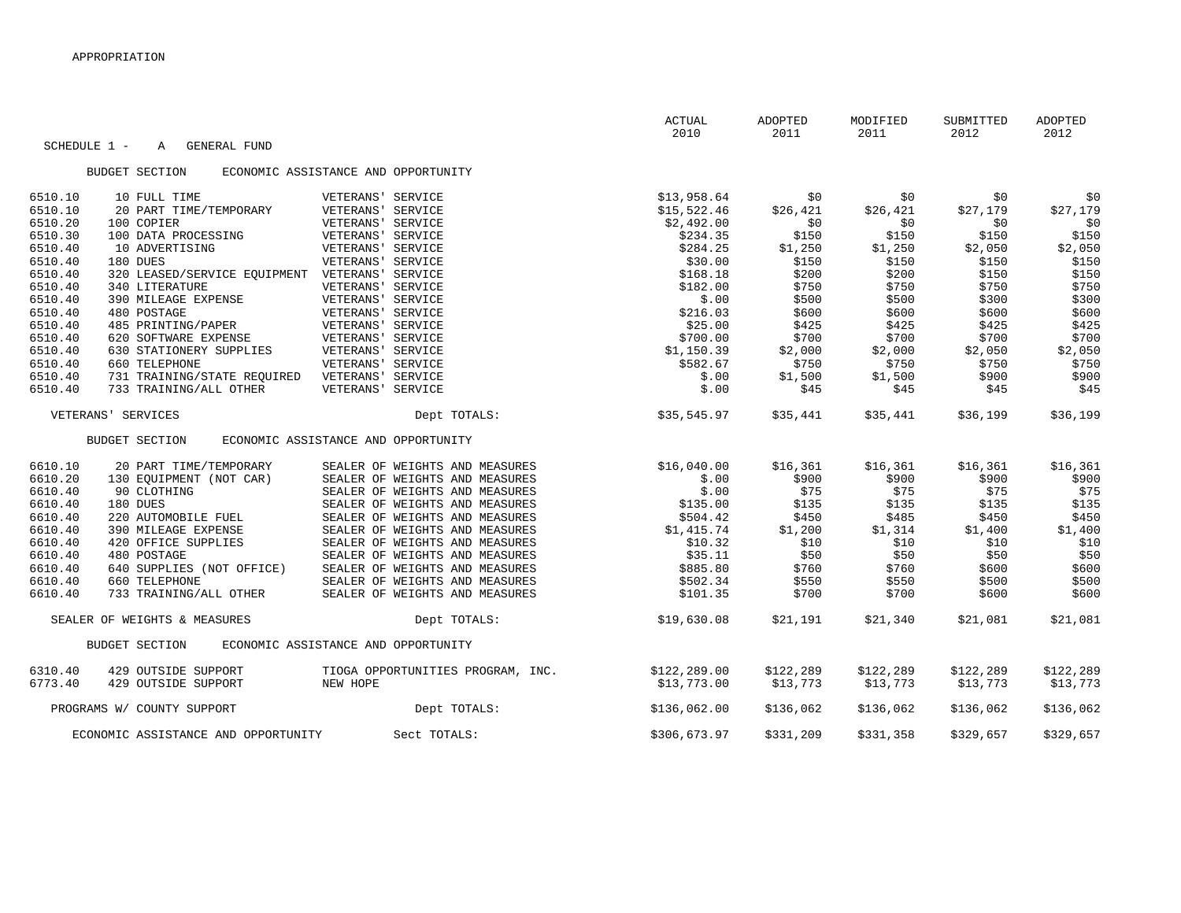APPROPRIATION

SCHEDULE 1 - A GENERAL FUND

BUDGET SECTION ECONOMIC ASSISTANCE AND OPPORTUNITY

| | | | ACTUAL 2010 | ADOPTED 2011 | MODIFIED 2011 | SUBMITTED 2012 | ADOPTED 2012 |
|---|---|---|---|---|---|---|---|
| 6510.10 | 10 FULL TIME | VETERANS' SERVICE | $13,958.64 | $0 | $0 | $0 | $0 |
| 6510.10 | 20 PART TIME/TEMPORARY | VETERANS' SERVICE | $15,522.46 | $26,421 | $26,421 | $27,179 | $27,179 |
| 6510.20 | 100 COPIER | VETERANS' SERVICE | $2,492.00 | $0 | $0 | $0 | $0 |
| 6510.30 | 100 DATA PROCESSING | VETERANS' SERVICE | $234.35 | $150 | $150 | $150 | $150 |
| 6510.40 | 10 ADVERTISING | VETERANS' SERVICE | $284.25 | $1,250 | $1,250 | $2,050 | $2,050 |
| 6510.40 | 180 DUES | VETERANS' SERVICE | $30.00 | $150 | $150 | $150 | $150 |
| 6510.40 | 320 LEASED/SERVICE EQUIPMENT | VETERANS' SERVICE | $168.18 | $200 | $200 | $150 | $150 |
| 6510.40 | 340 LITERATURE | VETERANS' SERVICE | $182.00 | $750 | $750 | $750 | $750 |
| 6510.40 | 390 MILEAGE EXPENSE | VETERANS' SERVICE | $.00 | $500 | $500 | $300 | $300 |
| 6510.40 | 480 POSTAGE | VETERANS' SERVICE | $216.03 | $600 | $600 | $600 | $600 |
| 6510.40 | 485 PRINTING/PAPER | VETERANS' SERVICE | $25.00 | $425 | $425 | $425 | $425 |
| 6510.40 | 620 SOFTWARE EXPENSE | VETERANS' SERVICE | $700.00 | $700 | $700 | $700 | $700 |
| 6510.40 | 630 STATIONERY SUPPLIES | VETERANS' SERVICE | $1,150.39 | $2,000 | $2,000 | $2,050 | $2,050 |
| 6510.40 | 660 TELEPHONE | VETERANS' SERVICE | $582.67 | $750 | $750 | $750 | $750 |
| 6510.40 | 731 TRAINING/STATE REQUIRED | VETERANS' SERVICE | $.00 | $1,500 | $1,500 | $900 | $900 |
| 6510.40 | 733 TRAINING/ALL OTHER | VETERANS' SERVICE | $.00 | $45 | $45 | $45 | $45 |
| VETERANS' SERVICES | | Dept TOTALS: | $35,545.97 | $35,441 | $35,441 | $36,199 | $36,199 |

BUDGET SECTION ECONOMIC ASSISTANCE AND OPPORTUNITY

| | | | ACTUAL 2010 | ADOPTED 2011 | MODIFIED 2011 | SUBMITTED 2012 | ADOPTED 2012 |
|---|---|---|---|---|---|---|---|
| 6610.10 | 20 PART TIME/TEMPORARY | SEALER OF WEIGHTS AND MEASURES | $16,040.00 | $16,361 | $16,361 | $16,361 | $16,361 |
| 6610.20 | 130 EQUIPMENT (NOT CAR) | SEALER OF WEIGHTS AND MEASURES | $.00 | $900 | $900 | $900 | $900 |
| 6610.40 | 90 CLOTHING | SEALER OF WEIGHTS AND MEASURES | $.00 | $75 | $75 | $75 | $75 |
| 6610.40 | 180 DUES | SEALER OF WEIGHTS AND MEASURES | $135.00 | $135 | $135 | $135 | $135 |
| 6610.40 | 220 AUTOMOBILE FUEL | SEALER OF WEIGHTS AND MEASURES | $504.42 | $450 | $485 | $450 | $450 |
| 6610.40 | 390 MILEAGE EXPENSE | SEALER OF WEIGHTS AND MEASURES | $1,415.74 | $1,200 | $1,314 | $1,400 | $1,400 |
| 6610.40 | 420 OFFICE SUPPLIES | SEALER OF WEIGHTS AND MEASURES | $10.32 | $10 | $10 | $10 | $10 |
| 6610.40 | 480 POSTAGE | SEALER OF WEIGHTS AND MEASURES | $35.11 | $50 | $50 | $50 | $50 |
| 6610.40 | 640 SUPPLIES (NOT OFFICE) | SEALER OF WEIGHTS AND MEASURES | $885.80 | $760 | $760 | $600 | $600 |
| 6610.40 | 660 TELEPHONE | SEALER OF WEIGHTS AND MEASURES | $502.34 | $550 | $550 | $500 | $500 |
| 6610.40 | 733 TRAINING/ALL OTHER | SEALER OF WEIGHTS AND MEASURES | $101.35 | $700 | $700 | $600 | $600 |
| SEALER OF WEIGHTS & MEASURES | | Dept TOTALS: | $19,630.08 | $21,191 | $21,340 | $21,081 | $21,081 |

BUDGET SECTION ECONOMIC ASSISTANCE AND OPPORTUNITY

| | | | ACTUAL 2010 | ADOPTED 2011 | MODIFIED 2011 | SUBMITTED 2012 | ADOPTED 2012 |
|---|---|---|---|---|---|---|---|
| 6310.40 | 429 OUTSIDE SUPPORT | TIOGA OPPORTUNITIES PROGRAM, INC. | $122,289.00 | $122,289 | $122,289 | $122,289 | $122,289 |
| 6773.40 | 429 OUTSIDE SUPPORT | NEW HOPE | $13,773.00 | $13,773 | $13,773 | $13,773 | $13,773 |
| PROGRAMS W/ COUNTY SUPPORT | | Dept TOTALS: | $136,062.00 | $136,062 | $136,062 | $136,062 | $136,062 |
| ECONOMIC ASSISTANCE AND OPPORTUNITY | | Sect TOTALS: | $306,673.97 | $331,209 | $331,358 | $329,657 | $329,657 |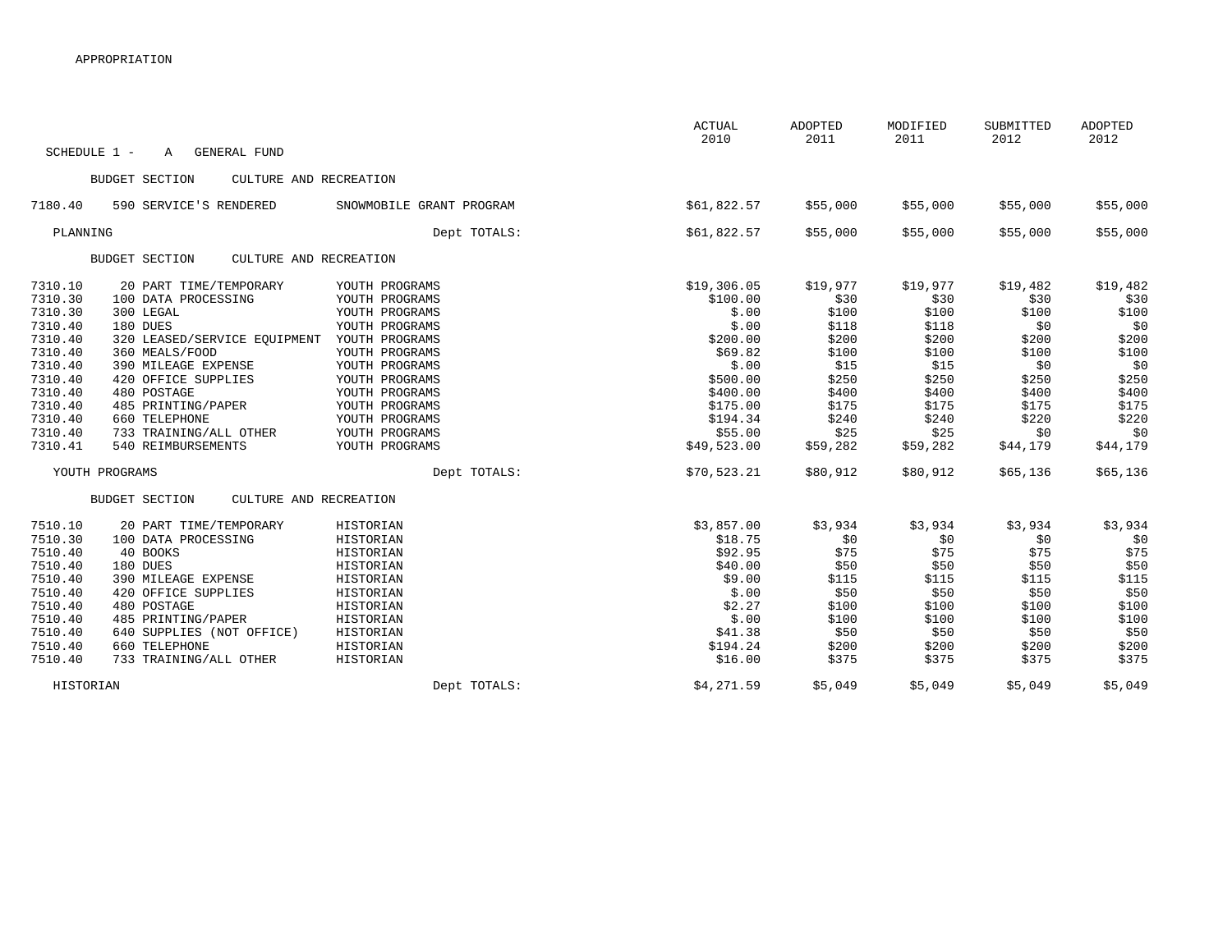APPROPRIATION

SCHEDULE 1 - A GENERAL FUND

| Account | Object | Description | ACTUAL 2010 | ADOPTED 2011 | MODIFIED 2011 | SUBMITTED 2012 | ADOPTED 2012 |
|---|---|---|---|---|---|---|---|
| BUDGET SECTION CULTURE AND RECREATION | | | | | | | |
| 7180.40 | 590 SERVICE'S RENDERED | SNOWMOBILE GRANT PROGRAM | $61,822.57 | $55,000 | $55,000 | $55,000 | $55,000 |
| PLANNING | | Dept TOTALS: | $61,822.57 | $55,000 | $55,000 | $55,000 | $55,000 |
| BUDGET SECTION CULTURE AND RECREATION | | | | | | | |
| 7310.10 | 20 PART TIME/TEMPORARY | YOUTH PROGRAMS | $19,306.05 | $19,977 | $19,977 | $19,482 | $19,482 |
| 7310.30 | 100 DATA PROCESSING | YOUTH PROGRAMS | $100.00 | $30 | $30 | $30 | $30 |
| 7310.30 | 300 LEGAL | YOUTH PROGRAMS | $.00 | $100 | $100 | $100 | $100 |
| 7310.40 | 180 DUES | YOUTH PROGRAMS | $.00 | $118 | $118 | $0 | $0 |
| 7310.40 | 320 LEASED/SERVICE EQUIPMENT | YOUTH PROGRAMS | $200.00 | $200 | $200 | $200 | $200 |
| 7310.40 | 360 MEALS/FOOD | YOUTH PROGRAMS | $69.82 | $100 | $100 | $100 | $100 |
| 7310.40 | 390 MILEAGE EXPENSE | YOUTH PROGRAMS | $.00 | $15 | $15 | $0 | $0 |
| 7310.40 | 420 OFFICE SUPPLIES | YOUTH PROGRAMS | $500.00 | $250 | $250 | $250 | $250 |
| 7310.40 | 480 POSTAGE | YOUTH PROGRAMS | $400.00 | $400 | $400 | $400 | $400 |
| 7310.40 | 485 PRINTING/PAPER | YOUTH PROGRAMS | $175.00 | $175 | $175 | $175 | $175 |
| 7310.40 | 660 TELEPHONE | YOUTH PROGRAMS | $194.34 | $240 | $240 | $220 | $220 |
| 7310.40 | 733 TRAINING/ALL OTHER | YOUTH PROGRAMS | $55.00 | $25 | $25 | $0 | $0 |
| 7310.41 | 540 REIMBURSEMENTS | YOUTH PROGRAMS | $49,523.00 | $59,282 | $59,282 | $44,179 | $44,179 |
| YOUTH PROGRAMS | | Dept TOTALS: | $70,523.21 | $80,912 | $80,912 | $65,136 | $65,136 |
| BUDGET SECTION CULTURE AND RECREATION | | | | | | | |
| 7510.10 | 20 PART TIME/TEMPORARY | HISTORIAN | $3,857.00 | $3,934 | $3,934 | $3,934 | $3,934 |
| 7510.30 | 100 DATA PROCESSING | HISTORIAN | $18.75 | $0 | $0 | $0 | $0 |
| 7510.40 | 40 BOOKS | HISTORIAN | $92.95 | $75 | $75 | $75 | $75 |
| 7510.40 | 180 DUES | HISTORIAN | $40.00 | $50 | $50 | $50 | $50 |
| 7510.40 | 390 MILEAGE EXPENSE | HISTORIAN | $9.00 | $115 | $115 | $115 | $115 |
| 7510.40 | 420 OFFICE SUPPLIES | HISTORIAN | $.00 | $50 | $50 | $50 | $50 |
| 7510.40 | 480 POSTAGE | HISTORIAN | $2.27 | $100 | $100 | $100 | $100 |
| 7510.40 | 485 PRINTING/PAPER | HISTORIAN | $.00 | $100 | $100 | $100 | $100 |
| 7510.40 | 640 SUPPLIES (NOT OFFICE) | HISTORIAN | $41.38 | $50 | $50 | $50 | $50 |
| 7510.40 | 660 TELEPHONE | HISTORIAN | $194.24 | $200 | $200 | $200 | $200 |
| 7510.40 | 733 TRAINING/ALL OTHER | HISTORIAN | $16.00 | $375 | $375 | $375 | $375 |
| HISTORIAN | | Dept TOTALS: | $4,271.59 | $5,049 | $5,049 | $5,049 | $5,049 |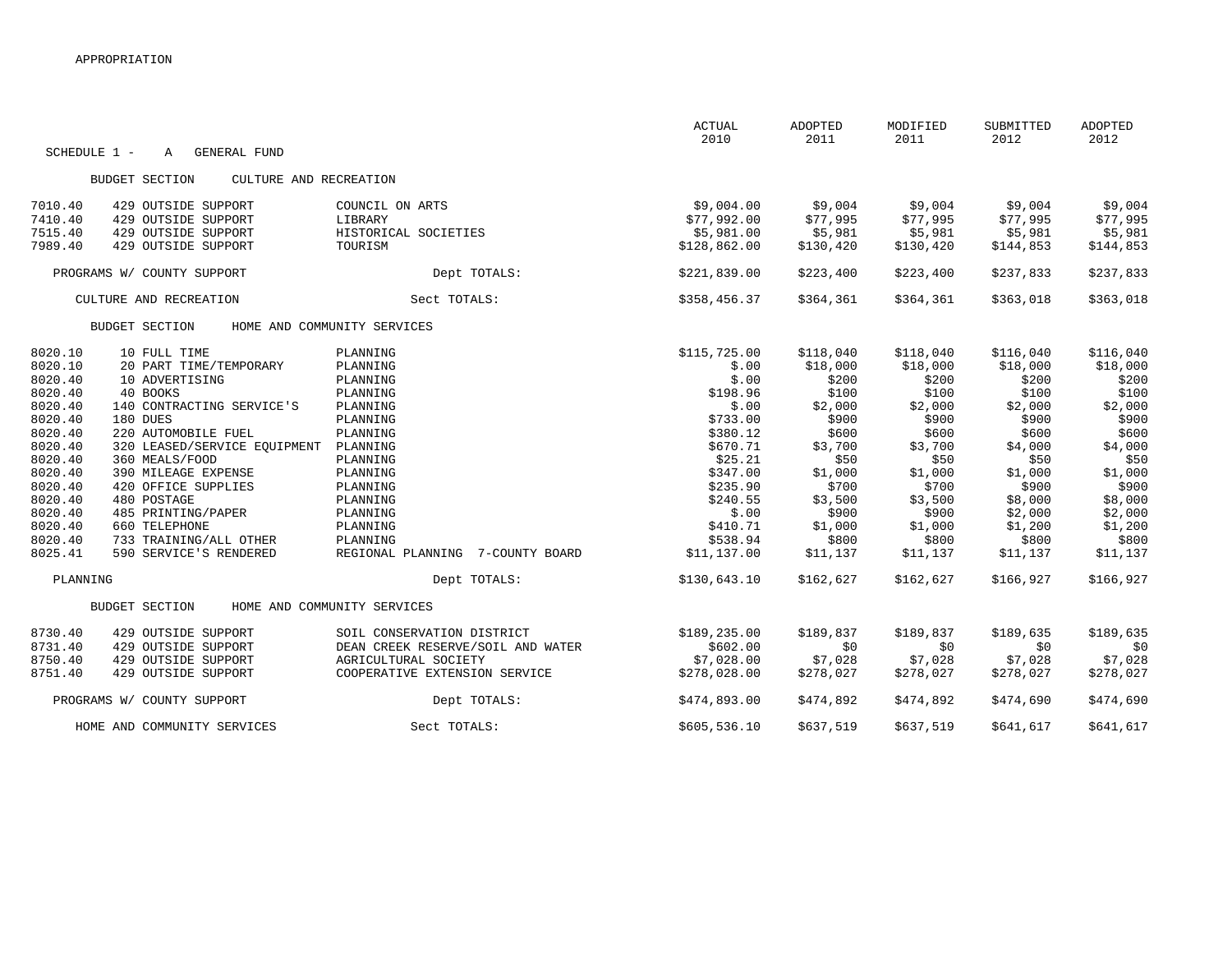APPROPRIATION

SCHEDULE 1 - A GENERAL FUND

| Account | Object | Description | ACTUAL 2010 | ADOPTED 2011 | MODIFIED 2011 | SUBMITTED 2012 | ADOPTED 2012 |
|---|---|---|---|---|---|---|---|
| **BUDGET SECTION CULTURE AND RECREATION** | | | | | | | |
| 7010.40 | 429 OUTSIDE SUPPORT | COUNCIL ON ARTS | $9,004.00 | $9,004 | $9,004 | $9,004 | $9,004 |
| 7410.40 | 429 OUTSIDE SUPPORT | LIBRARY | $77,992.00 | $77,995 | $77,995 | $77,995 | $77,995 |
| 7515.40 | 429 OUTSIDE SUPPORT | HISTORICAL SOCIETIES | $5,981.00 | $5,981 | $5,981 | $5,981 | $5,981 |
| 7989.40 | 429 OUTSIDE SUPPORT | TOURISM | $128,862.00 | $130,420 | $130,420 | $144,853 | $144,853 |
| PROGRAMS W/ COUNTY SUPPORT | | Dept TOTALS: | $221,839.00 | $223,400 | $223,400 | $237,833 | $237,833 |
| CULTURE AND RECREATION | | Sect TOTALS: | $358,456.37 | $364,361 | $364,361 | $363,018 | $363,018 |
| **BUDGET SECTION HOME AND COMMUNITY SERVICES** | | | | | | | |
| 8020.10 | 10 FULL TIME | PLANNING | $115,725.00 | $118,040 | $118,040 | $116,040 | $116,040 |
| 8020.10 | 20 PART TIME/TEMPORARY | PLANNING | $.00 | $18,000 | $18,000 | $18,000 | $18,000 |
| 8020.40 | 10 ADVERTISING | PLANNING | $.00 | $200 | $200 | $200 | $200 |
| 8020.40 | 40 BOOKS | PLANNING | $198.96 | $100 | $100 | $100 | $100 |
| 8020.40 | 140 CONTRACTING SERVICE'S | PLANNING | $.00 | $2,000 | $2,000 | $2,000 | $2,000 |
| 8020.40 | 180 DUES | PLANNING | $733.00 | $900 | $900 | $900 | $900 |
| 8020.40 | 220 AUTOMOBILE FUEL | PLANNING | $380.12 | $600 | $600 | $600 | $600 |
| 8020.40 | 320 LEASED/SERVICE EQUIPMENT | PLANNING | $670.71 | $3,700 | $3,700 | $4,000 | $4,000 |
| 8020.40 | 360 MEALS/FOOD | PLANNING | $25.21 | $50 | $50 | $50 | $50 |
| 8020.40 | 390 MILEAGE EXPENSE | PLANNING | $347.00 | $1,000 | $1,000 | $1,000 | $1,000 |
| 8020.40 | 420 OFFICE SUPPLIES | PLANNING | $235.90 | $700 | $700 | $900 | $900 |
| 8020.40 | 480 POSTAGE | PLANNING | $240.55 | $3,500 | $3,500 | $8,000 | $8,000 |
| 8020.40 | 485 PRINTING/PAPER | PLANNING | $.00 | $900 | $900 | $2,000 | $2,000 |
| 8020.40 | 660 TELEPHONE | PLANNING | $410.71 | $1,000 | $1,000 | $1,200 | $1,200 |
| 8020.40 | 733 TRAINING/ALL OTHER | PLANNING | $538.94 | $800 | $800 | $800 | $800 |
| 8025.41 | 590 SERVICE'S RENDERED | REGIONAL PLANNING 7-COUNTY BOARD | $11,137.00 | $11,137 | $11,137 | $11,137 | $11,137 |
| PLANNING | | Dept TOTALS: | $130,643.10 | $162,627 | $162,627 | $166,927 | $166,927 |
| **BUDGET SECTION HOME AND COMMUNITY SERVICES** | | | | | | | |
| 8730.40 | 429 OUTSIDE SUPPORT | SOIL CONSERVATION DISTRICT | $189,235.00 | $189,837 | $189,837 | $189,635 | $189,635 |
| 8731.40 | 429 OUTSIDE SUPPORT | DEAN CREEK RESERVE/SOIL AND WATER | $602.00 | $0 | $0 | $0 | $0 |
| 8750.40 | 429 OUTSIDE SUPPORT | AGRICULTURAL SOCIETY | $7,028.00 | $7,028 | $7,028 | $7,028 | $7,028 |
| 8751.40 | 429 OUTSIDE SUPPORT | COOPERATIVE EXTENSION SERVICE | $278,028.00 | $278,027 | $278,027 | $278,027 | $278,027 |
| PROGRAMS W/ COUNTY SUPPORT | | Dept TOTALS: | $474,893.00 | $474,892 | $474,892 | $474,690 | $474,690 |
| HOME AND COMMUNITY SERVICES | | Sect TOTALS: | $605,536.10 | $637,519 | $637,519 | $641,617 | $641,617 |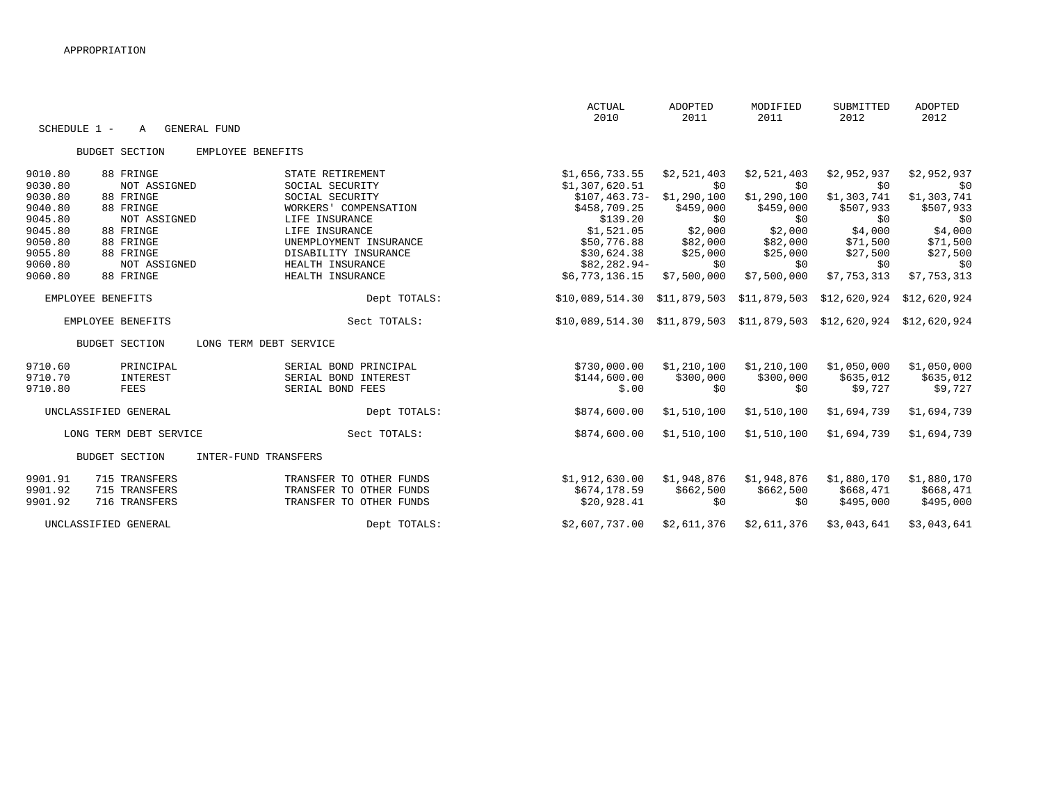APPROPRIATION

SCHEDULE 1 - A GENERAL FUND

| | | | ACTUAL 2010 | ADOPTED 2011 | MODIFIED 2011 | SUBMITTED 2012 | ADOPTED 2012 |
|---|---|---|---|---|---|---|---|
| **BUDGET SECTION** | **EMPLOYEE BENEFITS** | | | | | | |
| 9010.80 | 88 FRINGE | STATE RETIREMENT | $1,656,733.55 | $2,521,403 | $2,521,403 | $2,952,937 | $2,952,937 |
| 9030.80 | NOT ASSIGNED | SOCIAL SECURITY | $1,307,620.51 | $0 | $0 | $0 | $0 |
| 9030.80 | 88 FRINGE | SOCIAL SECURITY | $107,463.73- | $1,290,100 | $1,290,100 | $1,303,741 | $1,303,741 |
| 9040.80 | 88 FRINGE | WORKERS' COMPENSATION | $458,709.25 | $459,000 | $459,000 | $507,933 | $507,933 |
| 9045.80 | NOT ASSIGNED | LIFE INSURANCE | $139.20 | $0 | $0 | $0 | $0 |
| 9045.80 | 88 FRINGE | LIFE INSURANCE | $1,521.05 | $2,000 | $2,000 | $4,000 | $4,000 |
| 9050.80 | 88 FRINGE | UNEMPLOYMENT INSURANCE | $50,776.88 | $82,000 | $82,000 | $71,500 | $71,500 |
| 9055.80 | 88 FRINGE | DISABILITY INSURANCE | $30,624.38 | $25,000 | $25,000 | $27,500 | $27,500 |
| 9060.80 | NOT ASSIGNED | HEALTH INSURANCE | $82,282.94- | $0 | $0 | $0 | $0 |
| 9060.80 | 88 FRINGE | HEALTH INSURANCE | $6,773,136.15 | $7,500,000 | $7,500,000 | $7,753,313 | $7,753,313 |
| EMPLOYEE BENEFITS | | Dept TOTALS: | $10,089,514.30 | $11,879,503 | $11,879,503 | $12,620,924 | $12,620,924 |
| EMPLOYEE BENEFITS | | Sect TOTALS: | $10,089,514.30 | $11,879,503 | $11,879,503 | $12,620,924 | $12,620,924 |
| **BUDGET SECTION** | **LONG TERM DEBT SERVICE** | | | | | | |
| 9710.60 | PRINCIPAL | SERIAL BOND PRINCIPAL | $730,000.00 | $1,210,100 | $1,210,100 | $1,050,000 | $1,050,000 |
| 9710.70 | INTEREST | SERIAL BOND INTEREST | $144,600.00 | $300,000 | $300,000 | $635,012 | $635,012 |
| 9710.80 | FEES | SERIAL BOND FEES | $.00 | $0 | $0 | $9,727 | $9,727 |
| UNCLASSIFIED GENERAL | | Dept TOTALS: | $874,600.00 | $1,510,100 | $1,510,100 | $1,694,739 | $1,694,739 |
| LONG TERM DEBT SERVICE | | Sect TOTALS: | $874,600.00 | $1,510,100 | $1,510,100 | $1,694,739 | $1,694,739 |
| **BUDGET SECTION** | **INTER-FUND TRANSFERS** | | | | | | |
| 9901.91 | 715 TRANSFERS | TRANSFER TO OTHER FUNDS | $1,912,630.00 | $1,948,876 | $1,948,876 | $1,880,170 | $1,880,170 |
| 9901.92 | 715 TRANSFERS | TRANSFER TO OTHER FUNDS | $674,178.59 | $662,500 | $662,500 | $668,471 | $668,471 |
| 9901.92 | 716 TRANSFERS | TRANSFER TO OTHER FUNDS | $20,928.41 | $0 | $0 | $495,000 | $495,000 |
| UNCLASSIFIED GENERAL | | Dept TOTALS: | $2,607,737.00 | $2,611,376 | $2,611,376 | $3,043,641 | $3,043,641 |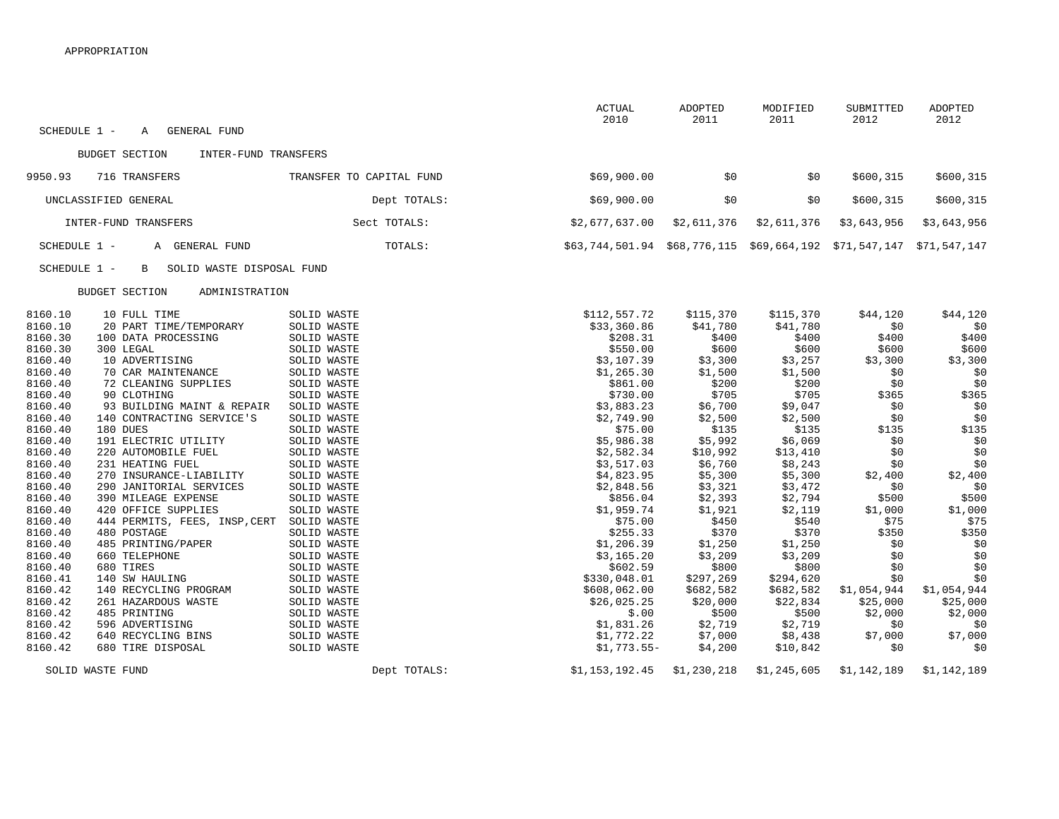APPROPRIATION

SCHEDULE 1 - A GENERAL FUND

BUDGET SECTION INTER-FUND TRANSFERS

| Account | Object | Description | ACTUAL 2010 | ADOPTED 2011 | MODIFIED 2011 | SUBMITTED 2012 | ADOPTED 2012 |
|---|---|---|---|---|---|---|---|
| 9950.93 | 716 TRANSFERS | TRANSFER TO CAPITAL FUND | $69,900.00 | $0 | $0 | $600,315 | $600,315 |
| UNCLASSIFIED GENERAL | | Dept TOTALS: | $69,900.00 | $0 | $0 | $600,315 | $600,315 |
| INTER-FUND TRANSFERS | | Sect TOTALS: | $2,677,637.00 | $2,611,376 | $2,611,376 | $3,643,956 | $3,643,956 |
| SCHEDULE 1 - A GENERAL FUND | | TOTALS: | $63,744,501.94 | $68,776,115 | $69,664,192 | $71,547,147 | $71,547,147 |

SCHEDULE 1 - B SOLID WASTE DISPOSAL FUND

BUDGET SECTION ADMINISTRATION

| Account | Object | Description | ACTUAL 2010 | ADOPTED 2011 | MODIFIED 2011 | SUBMITTED 2012 | ADOPTED 2012 |
|---|---|---|---|---|---|---|---|
| 8160.10 | 10 FULL TIME | SOLID WASTE | $112,557.72 | $115,370 | $115,370 | $44,120 | $44,120 |
| 8160.10 | 20 PART TIME/TEMPORARY | SOLID WASTE | $33,360.86 | $41,780 | $41,780 | $0 | $0 |
| 8160.30 | 100 DATA PROCESSING | SOLID WASTE | $208.31 | $400 | $400 | $400 | $400 |
| 8160.30 | 300 LEGAL | SOLID WASTE | $550.00 | $600 | $600 | $600 | $600 |
| 8160.40 | 10 ADVERTISING | SOLID WASTE | $3,107.39 | $3,300 | $3,257 | $3,300 | $3,300 |
| 8160.40 | 70 CAR MAINTENANCE | SOLID WASTE | $1,265.30 | $1,500 | $1,500 | $0 | $0 |
| 8160.40 | 72 CLEANING SUPPLIES | SOLID WASTE | $861.00 | $200 | $200 | $0 | $0 |
| 8160.40 | 90 CLOTHING | SOLID WASTE | $730.00 | $705 | $705 | $365 | $365 |
| 8160.40 | 93 BUILDING MAINT & REPAIR | SOLID WASTE | $3,883.23 | $6,700 | $9,047 | $0 | $0 |
| 8160.40 | 140 CONTRACTING SERVICE'S | SOLID WASTE | $2,749.90 | $2,500 | $2,500 | $0 | $0 |
| 8160.40 | 180 DUES | SOLID WASTE | $75.00 | $135 | $135 | $135 | $135 |
| 8160.40 | 191 ELECTRIC UTILITY | SOLID WASTE | $5,986.38 | $5,992 | $6,069 | $0 | $0 |
| 8160.40 | 220 AUTOMOBILE FUEL | SOLID WASTE | $2,582.34 | $10,992 | $13,410 | $0 | $0 |
| 8160.40 | 231 HEATING FUEL | SOLID WASTE | $3,517.03 | $6,760 | $8,243 | $0 | $0 |
| 8160.40 | 270 INSURANCE-LIABILITY | SOLID WASTE | $4,823.95 | $5,300 | $5,300 | $2,400 | $2,400 |
| 8160.40 | 290 JANITORIAL SERVICES | SOLID WASTE | $2,848.56 | $3,321 | $3,472 | $0 | $0 |
| 8160.40 | 390 MILEAGE EXPENSE | SOLID WASTE | $856.04 | $2,393 | $2,794 | $500 | $500 |
| 8160.40 | 420 OFFICE SUPPLIES | SOLID WASTE | $1,959.74 | $1,921 | $2,119 | $1,000 | $1,000 |
| 8160.40 | 444 PERMITS, FEES, INSP,CERT | SOLID WASTE | $75.00 | $450 | $540 | $75 | $75 |
| 8160.40 | 480 POSTAGE | SOLID WASTE | $255.33 | $370 | $370 | $350 | $350 |
| 8160.40 | 485 PRINTING/PAPER | SOLID WASTE | $1,206.39 | $1,250 | $1,250 | $0 | $0 |
| 8160.40 | 660 TELEPHONE | SOLID WASTE | $3,165.20 | $3,209 | $3,209 | $0 | $0 |
| 8160.40 | 680 TIRES | SOLID WASTE | $602.59 | $800 | $800 | $0 | $0 |
| 8160.41 | 140 SW HAULING | SOLID WASTE | $330,048.01 | $297,269 | $294,620 | $0 | $0 |
| 8160.42 | 140 RECYCLING PROGRAM | SOLID WASTE | $608,062.00 | $682,582 | $682,582 | $1,054,944 | $1,054,944 |
| 8160.42 | 261 HAZARDOUS WASTE | SOLID WASTE | $26,025.25 | $20,000 | $22,834 | $25,000 | $25,000 |
| 8160.42 | 485 PRINTING | SOLID WASTE | $.00 | $500 | $500 | $2,000 | $2,000 |
| 8160.42 | 596 ADVERTISING | SOLID WASTE | $1,831.26 | $2,719 | $2,719 | $0 | $0 |
| 8160.42 | 640 RECYCLING BINS | SOLID WASTE | $1,772.22 | $7,000 | $8,438 | $7,000 | $7,000 |
| 8160.42 | 680 TIRE DISPOSAL | SOLID WASTE | $1,773.55- | $4,200 | $10,842 | $0 | $0 |
| SOLID WASTE FUND | | Dept TOTALS: | $1,153,192.45 | $1,230,218 | $1,245,605 | $1,142,189 | $1,142,189 |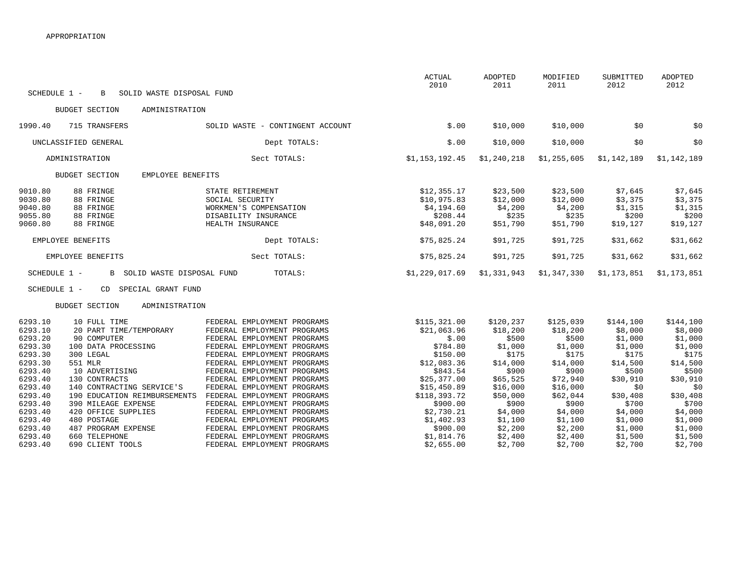APPROPRIATION

| | | | ACTUAL 2010 | ADOPTED 2011 | MODIFIED 2011 | SUBMITTED 2012 | ADOPTED 2012 |
|---|---|---|---|---|---|---|---|
| SCHEDULE 1 - B SOLID WASTE DISPOSAL FUND | | | | | | | |
| BUDGET SECTION ADMINISTRATION | | | | | | | |
| 1990.40 | 715 TRANSFERS | SOLID WASTE - CONTINGENT ACCOUNT | $.00 | $10,000 | $10,000 | $0 | $0 |
| UNCLASSIFIED GENERAL | | Dept TOTALS: | $.00 | $10,000 | $10,000 | $0 | $0 |
| ADMINISTRATION | | Sect TOTALS: | $1,153,192.45 | $1,240,218 | $1,255,605 | $1,142,189 | $1,142,189 |
| BUDGET SECTION EMPLOYEE BENEFITS | | | | | | | |
| 9010.80 | 88 FRINGE | STATE RETIREMENT | $12,355.17 | $23,500 | $23,500 | $7,645 | $7,645 |
| 9030.80 | 88 FRINGE | SOCIAL SECURITY | $10,975.83 | $12,000 | $12,000 | $3,375 | $3,375 |
| 9040.80 | 88 FRINGE | WORKMEN'S COMPENSATION | $4,194.60 | $4,200 | $4,200 | $1,315 | $1,315 |
| 9055.80 | 88 FRINGE | DISABILITY INSURANCE | $208.44 | $235 | $235 | $200 | $200 |
| 9060.80 | 88 FRINGE | HEALTH INSURANCE | $48,091.20 | $51,790 | $51,790 | $19,127 | $19,127 |
| EMPLOYEE BENEFITS | | Dept TOTALS: | $75,825.24 | $91,725 | $91,725 | $31,662 | $31,662 |
| EMPLOYEE BENEFITS | | Sect TOTALS: | $75,825.24 | $91,725 | $91,725 | $31,662 | $31,662 |
| SCHEDULE 1 - B SOLID WASTE DISPOSAL FUND | | TOTALS: | $1,229,017.69 | $1,331,943 | $1,347,330 | $1,173,851 | $1,173,851 |
| SCHEDULE 1 - CD SPECIAL GRANT FUND | | | | | | | |
| BUDGET SECTION ADMINISTRATION | | | | | | | |
| 6293.10 | 10 FULL TIME | FEDERAL EMPLOYMENT PROGRAMS | $115,321.00 | $120,237 | $125,039 | $144,100 | $144,100 |
| 6293.10 | 20 PART TIME/TEMPORARY | FEDERAL EMPLOYMENT PROGRAMS | $21,063.96 | $18,200 | $18,200 | $8,000 | $8,000 |
| 6293.20 | 90 COMPUTER | FEDERAL EMPLOYMENT PROGRAMS | $.00 | $500 | $500 | $1,000 | $1,000 |
| 6293.30 | 100 DATA PROCESSING | FEDERAL EMPLOYMENT PROGRAMS | $784.80 | $1,000 | $1,000 | $1,000 | $1,000 |
| 6293.30 | 300 LEGAL | FEDERAL EMPLOYMENT PROGRAMS | $150.00 | $175 | $175 | $175 | $175 |
| 6293.30 | 551 MLR | FEDERAL EMPLOYMENT PROGRAMS | $12,083.36 | $14,000 | $14,000 | $14,500 | $14,500 |
| 6293.40 | 10 ADVERTISING | FEDERAL EMPLOYMENT PROGRAMS | $843.54 | $900 | $900 | $500 | $500 |
| 6293.40 | 130 CONTRACTS | FEDERAL EMPLOYMENT PROGRAMS | $25,377.00 | $65,525 | $72,940 | $30,910 | $30,910 |
| 6293.40 | 140 CONTRACTING SERVICE'S | FEDERAL EMPLOYMENT PROGRAMS | $15,450.89 | $16,000 | $16,000 | $0 | $0 |
| 6293.40 | 190 EDUCATION REIMBURSEMENTS | FEDERAL EMPLOYMENT PROGRAMS | $118,393.72 | $50,000 | $62,044 | $30,408 | $30,408 |
| 6293.40 | 390 MILEAGE EXPENSE | FEDERAL EMPLOYMENT PROGRAMS | $900.00 | $900 | $900 | $700 | $700 |
| 6293.40 | 420 OFFICE SUPPLIES | FEDERAL EMPLOYMENT PROGRAMS | $2,730.21 | $4,000 | $4,000 | $4,000 | $4,000 |
| 6293.40 | 480 POSTAGE | FEDERAL EMPLOYMENT PROGRAMS | $1,402.93 | $1,100 | $1,100 | $1,000 | $1,000 |
| 6293.40 | 487 PROGRAM EXPENSE | FEDERAL EMPLOYMENT PROGRAMS | $900.00 | $2,200 | $2,200 | $1,000 | $1,000 |
| 6293.40 | 660 TELEPHONE | FEDERAL EMPLOYMENT PROGRAMS | $1,814.76 | $2,400 | $2,400 | $1,500 | $1,500 |
| 6293.40 | 690 CLIENT TOOLS | FEDERAL EMPLOYMENT PROGRAMS | $2,655.00 | $2,700 | $2,700 | $2,700 | $2,700 |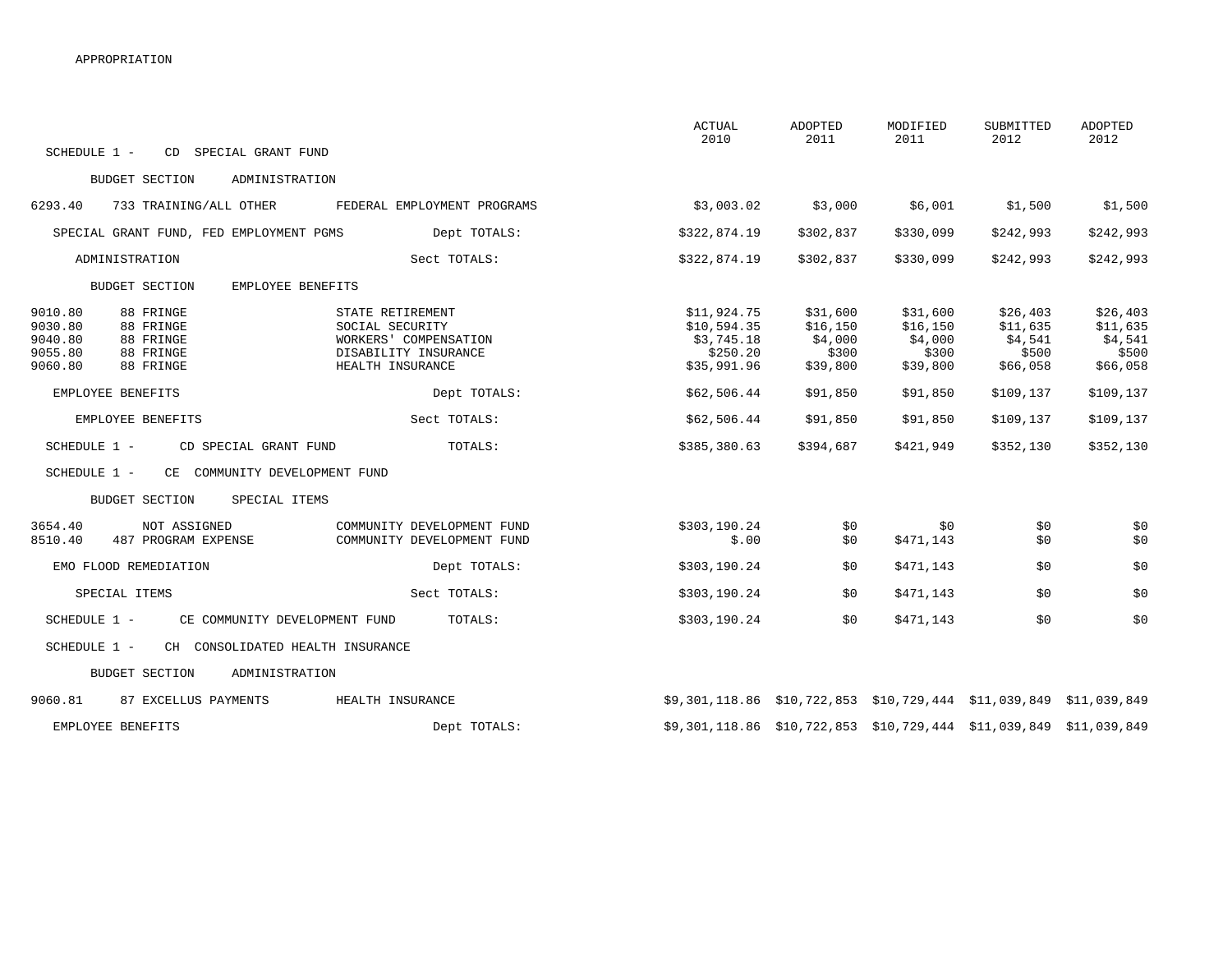APPROPRIATION

| | | | ACTUAL 2010 | ADOPTED 2011 | MODIFIED 2011 | SUBMITTED 2012 | ADOPTED 2012 |
|---|---|---|---|---|---|---|---|
| SCHEDULE 1 - CD SPECIAL GRANT FUND | | | | | | | |
| BUDGET SECTION ADMINISTRATION | | | | | | | |
| 6293.40 | 733 TRAINING/ALL OTHER | FEDERAL EMPLOYMENT PROGRAMS | $3,003.02 | $3,000 | $6,001 | $1,500 | $1,500 |
| SPECIAL GRANT FUND, FED EMPLOYMENT PGMS | | Dept TOTALS: | $322,874.19 | $302,837 | $330,099 | $242,993 | $242,993 |
| ADMINISTRATION | | Sect TOTALS: | $322,874.19 | $302,837 | $330,099 | $242,993 | $242,993 |
| BUDGET SECTION EMPLOYEE BENEFITS | | | | | | | |
| 9010.80 | 88 FRINGE | STATE RETIREMENT | $11,924.75 | $31,600 | $31,600 | $26,403 | $26,403 |
| 9030.80 | 88 FRINGE | SOCIAL SECURITY | $10,594.35 | $16,150 | $16,150 | $11,635 | $11,635 |
| 9040.80 | 88 FRINGE | WORKERS' COMPENSATION | $3,745.18 | $4,000 | $4,000 | $4,541 | $4,541 |
| 9055.80 | 88 FRINGE | DISABILITY INSURANCE | $250.20 | $300 | $300 | $500 | $500 |
| 9060.80 | 88 FRINGE | HEALTH INSURANCE | $35,991.96 | $39,800 | $39,800 | $66,058 | $66,058 |
| EMPLOYEE BENEFITS | | Dept TOTALS: | $62,506.44 | $91,850 | $91,850 | $109,137 | $109,137 |
| EMPLOYEE BENEFITS | | Sect TOTALS: | $62,506.44 | $91,850 | $91,850 | $109,137 | $109,137 |
| SCHEDULE 1 - CD SPECIAL GRANT FUND | | TOTALS: | $385,380.63 | $394,687 | $421,949 | $352,130 | $352,130 |
| SCHEDULE 1 - CE COMMUNITY DEVELOPMENT FUND | | | | | | | |
| BUDGET SECTION SPECIAL ITEMS | | | | | | | |
| 3654.40 | NOT ASSIGNED | COMMUNITY DEVELOPMENT FUND | $303,190.24 | $0 | $0 | $0 | $0 |
| 8510.40 | 487 PROGRAM EXPENSE | COMMUNITY DEVELOPMENT FUND | $.00 | $0 | $471,143 | $0 | $0 |
| EMO FLOOD REMEDIATION | | Dept TOTALS: | $303,190.24 | $0 | $471,143 | $0 | $0 |
| SPECIAL ITEMS | | Sect TOTALS: | $303,190.24 | $0 | $471,143 | $0 | $0 |
| SCHEDULE 1 - CE COMMUNITY DEVELOPMENT FUND | | TOTALS: | $303,190.24 | $0 | $471,143 | $0 | $0 |
| SCHEDULE 1 - CH CONSOLIDATED HEALTH INSURANCE | | | | | | | |
| BUDGET SECTION ADMINISTRATION | | | | | | | |
| 9060.81 | 87 EXCELLUS PAYMENTS | HEALTH INSURANCE | $9,301,118.86 | $10,722,853 | $10,729,444 | $11,039,849 | $11,039,849 |
| EMPLOYEE BENEFITS | | Dept TOTALS: | $9,301,118.86 | $10,722,853 | $10,729,444 | $11,039,849 | $11,039,849 |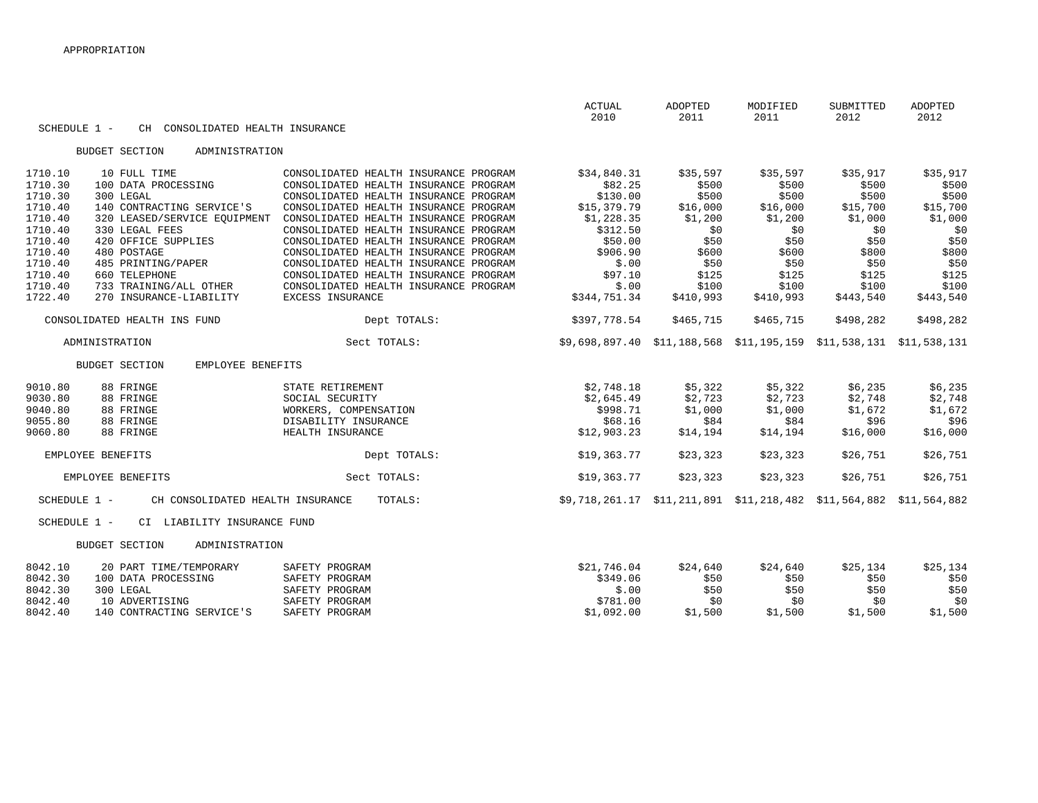APPROPRIATION

| | | | ACTUAL 2010 | ADOPTED 2011 | MODIFIED 2011 | SUBMITTED 2012 | ADOPTED 2012 |
|---|---|---|---|---|---|---|---|
| SCHEDULE 1 - CH CONSOLIDATED HEALTH INSURANCE | | | | | | | |
| BUDGET SECTION ADMINISTRATION | | | | | | | |
| 1710.10 | 10 FULL TIME | CONSOLIDATED HEALTH INSURANCE PROGRAM | $34,840.31 | $35,597 | $35,597 | $35,917 | $35,917 |
| 1710.30 | 100 DATA PROCESSING | CONSOLIDATED HEALTH INSURANCE PROGRAM | $82.25 | $500 | $500 | $500 | $500 |
| 1710.30 | 300 LEGAL | CONSOLIDATED HEALTH INSURANCE PROGRAM | $130.00 | $500 | $500 | $500 | $500 |
| 1710.40 | 140 CONTRACTING SERVICE'S | CONSOLIDATED HEALTH INSURANCE PROGRAM | $15,379.79 | $16,000 | $16,000 | $15,700 | $15,700 |
| 1710.40 | 320 LEASED/SERVICE EQUIPMENT | CONSOLIDATED HEALTH INSURANCE PROGRAM | $1,228.35 | $1,200 | $1,200 | $1,000 | $1,000 |
| 1710.40 | 330 LEGAL FEES | CONSOLIDATED HEALTH INSURANCE PROGRAM | $312.50 | $0 | $0 | $0 | $0 |
| 1710.40 | 420 OFFICE SUPPLIES | CONSOLIDATED HEALTH INSURANCE PROGRAM | $50.00 | $50 | $50 | $50 | $50 |
| 1710.40 | 480 POSTAGE | CONSOLIDATED HEALTH INSURANCE PROGRAM | $906.90 | $600 | $600 | $800 | $800 |
| 1710.40 | 485 PRINTING/PAPER | CONSOLIDATED HEALTH INSURANCE PROGRAM | $.00 | $50 | $50 | $50 | $50 |
| 1710.40 | 660 TELEPHONE | CONSOLIDATED HEALTH INSURANCE PROGRAM | $97.10 | $125 | $125 | $125 | $125 |
| 1710.40 | 733 TRAINING/ALL OTHER | CONSOLIDATED HEALTH INSURANCE PROGRAM | $.00 | $100 | $100 | $100 | $100 |
| 1722.40 | 270 INSURANCE-LIABILITY | EXCESS INSURANCE | $344,751.34 | $410,993 | $410,993 | $443,540 | $443,540 |
| CONSOLIDATED HEALTH INS FUND | | Dept TOTALS: | $397,778.54 | $465,715 | $465,715 | $498,282 | $498,282 |
| ADMINISTRATION | | Sect TOTALS: | $9,698,897.40 | $11,188,568 | $11,195,159 | $11,538,131 | $11,538,131 |
| BUDGET SECTION EMPLOYEE BENEFITS | | | | | | | |
| 9010.80 | 88 FRINGE | STATE RETIREMENT | $2,748.18 | $5,322 | $5,322 | $6,235 | $6,235 |
| 9030.80 | 88 FRINGE | SOCIAL SECURITY | $2,645.49 | $2,723 | $2,723 | $2,748 | $2,748 |
| 9040.80 | 88 FRINGE | WORKERS, COMPENSATION | $998.71 | $1,000 | $1,000 | $1,672 | $1,672 |
| 9055.80 | 88 FRINGE | DISABILITY INSURANCE | $68.16 | $84 | $84 | $96 | $96 |
| 9060.80 | 88 FRINGE | HEALTH INSURANCE | $12,903.23 | $14,194 | $14,194 | $16,000 | $16,000 |
| EMPLOYEE BENEFITS | | Dept TOTALS: | $19,363.77 | $23,323 | $23,323 | $26,751 | $26,751 |
| EMPLOYEE BENEFITS | | Sect TOTALS: | $19,363.77 | $23,323 | $23,323 | $26,751 | $26,751 |
| SCHEDULE 1 - CH CONSOLIDATED HEALTH INSURANCE | | TOTALS: | $9,718,261.17 | $11,211,891 | $11,218,482 | $11,564,882 | $11,564,882 |
| SCHEDULE 1 - CI LIABILITY INSURANCE FUND | | | | | | | |
| BUDGET SECTION ADMINISTRATION | | | | | | | |
| 8042.10 | 20 PART TIME/TEMPORARY | SAFETY PROGRAM | $21,746.04 | $24,640 | $24,640 | $25,134 | $25,134 |
| 8042.30 | 100 DATA PROCESSING | SAFETY PROGRAM | $349.06 | $50 | $50 | $50 | $50 |
| 8042.30 | 300 LEGAL | SAFETY PROGRAM | $.00 | $50 | $50 | $50 | $50 |
| 8042.40 | 10 ADVERTISING | SAFETY PROGRAM | $781.00 | $0 | $0 | $0 | $0 |
| 8042.40 | 140 CONTRACTING SERVICE'S | SAFETY PROGRAM | $1,092.00 | $1,500 | $1,500 | $1,500 | $1,500 |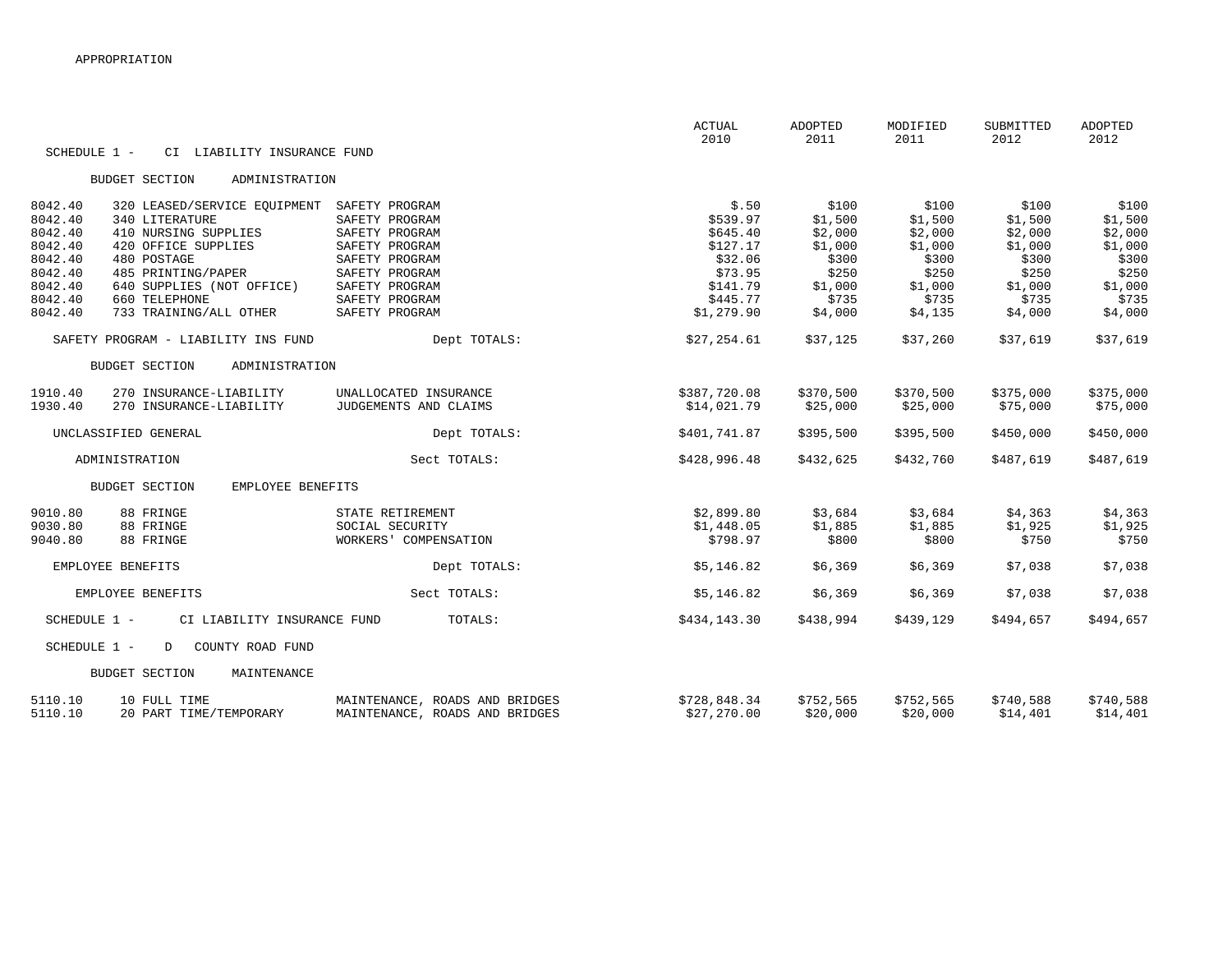APPROPRIATION

SCHEDULE 1 - CI LIABILITY INSURANCE FUND

| | | | ACTUAL 2010 | ADOPTED 2011 | MODIFIED 2011 | SUBMITTED 2012 | ADOPTED 2012 |
|---|---|---|---|---|---|---|---|
| **BUDGET SECTION ADMINISTRATION** | | | | | | | |
| 8042.40 | 320 LEASED/SERVICE EQUIPMENT | SAFETY PROGRAM | $.50 | $100 | $100 | $100 | $100 |
| 8042.40 | 340 LITERATURE | SAFETY PROGRAM | $539.97 | $1,500 | $1,500 | $1,500 | $1,500 |
| 8042.40 | 410 NURSING SUPPLIES | SAFETY PROGRAM | $645.40 | $2,000 | $2,000 | $2,000 | $2,000 |
| 8042.40 | 420 OFFICE SUPPLIES | SAFETY PROGRAM | $127.17 | $1,000 | $1,000 | $1,000 | $1,000 |
| 8042.40 | 480 POSTAGE | SAFETY PROGRAM | $32.06 | $300 | $300 | $300 | $300 |
| 8042.40 | 485 PRINTING/PAPER | SAFETY PROGRAM | $73.95 | $250 | $250 | $250 | $250 |
| 8042.40 | 640 SUPPLIES (NOT OFFICE) | SAFETY PROGRAM | $141.79 | $1,000 | $1,000 | $1,000 | $1,000 |
| 8042.40 | 660 TELEPHONE | SAFETY PROGRAM | $445.77 | $735 | $735 | $735 | $735 |
| 8042.40 | 733 TRAINING/ALL OTHER | SAFETY PROGRAM | $1,279.90 | $4,000 | $4,135 | $4,000 | $4,000 |
| SAFETY PROGRAM - LIABILITY INS FUND | | Dept TOTALS: | $27,254.61 | $37,125 | $37,260 | $37,619 | $37,619 |
| **BUDGET SECTION ADMINISTRATION** | | | | | | | |
| 1910.40 | 270 INSURANCE-LIABILITY | UNALLOCATED INSURANCE | $387,720.08 | $370,500 | $370,500 | $375,000 | $375,000 |
| 1930.40 | 270 INSURANCE-LIABILITY | JUDGEMENTS AND CLAIMS | $14,021.79 | $25,000 | $25,000 | $75,000 | $75,000 |
| UNCLASSIFIED GENERAL | | Dept TOTALS: | $401,741.87 | $395,500 | $395,500 | $450,000 | $450,000 |
| ADMINISTRATION | | Sect TOTALS: | $428,996.48 | $432,625 | $432,760 | $487,619 | $487,619 |
| **BUDGET SECTION EMPLOYEE BENEFITS** | | | | | | | |
| 9010.80 | 88 FRINGE | STATE RETIREMENT | $2,899.80 | $3,684 | $3,684 | $4,363 | $4,363 |
| 9030.80 | 88 FRINGE | SOCIAL SECURITY | $1,448.05 | $1,885 | $1,885 | $1,925 | $1,925 |
| 9040.80 | 88 FRINGE | WORKERS' COMPENSATION | $798.97 | $800 | $800 | $750 | $750 |
| EMPLOYEE BENEFITS | | Dept TOTALS: | $5,146.82 | $6,369 | $6,369 | $7,038 | $7,038 |
| EMPLOYEE BENEFITS | | Sect TOTALS: | $5,146.82 | $6,369 | $6,369 | $7,038 | $7,038 |
| SCHEDULE 1 - CI LIABILITY INSURANCE FUND | | TOTALS: | $434,143.30 | $438,994 | $439,129 | $494,657 | $494,657 |

SCHEDULE 1 - D COUNTY ROAD FUND

| | | | ACTUAL 2010 | ADOPTED 2011 | MODIFIED 2011 | SUBMITTED 2012 | ADOPTED 2012 |
|---|---|---|---|---|---|---|---|
| **BUDGET SECTION MAINTENANCE** | | | | | | | |
| 5110.10 | 10 FULL TIME | MAINTENANCE, ROADS AND BRIDGES | $728,848.34 | $752,565 | $752,565 | $740,588 | $740,588 |
| 5110.10 | 20 PART TIME/TEMPORARY | MAINTENANCE, ROADS AND BRIDGES | $27,270.00 | $20,000 | $20,000 | $14,401 | $14,401 |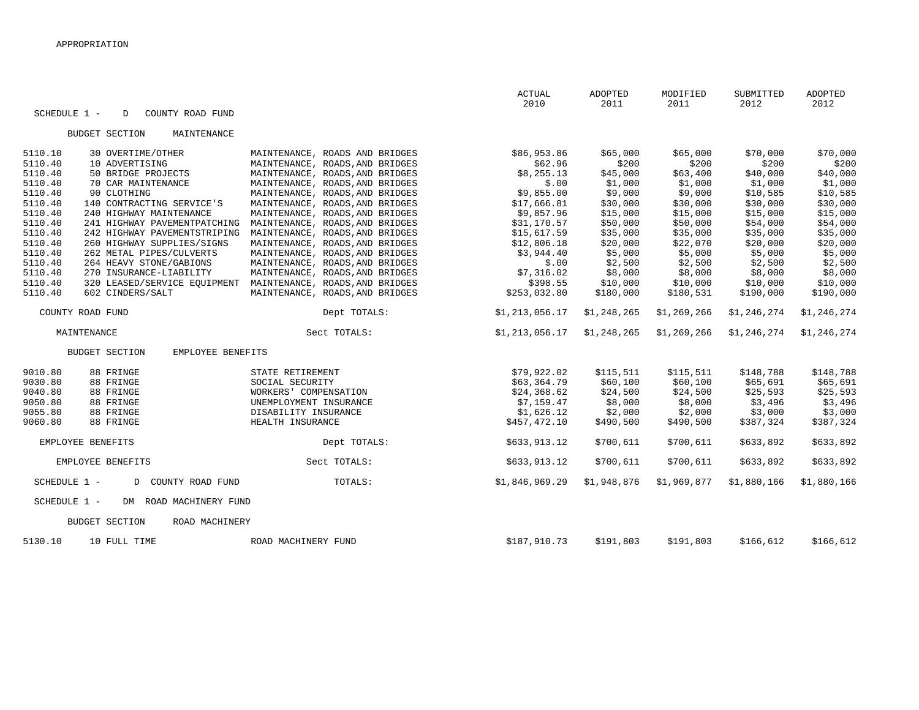APPROPRIATION

| | | | ACTUAL 2010 | ADOPTED 2011 | MODIFIED 2011 | SUBMITTED 2012 | ADOPTED 2012 |
|---|---|---|---|---|---|---|---|
| SCHEDULE 1 - D COUNTY ROAD FUND | | | | | | | |
| BUDGET SECTION MAINTENANCE | | | | | | | |
| 5110.10 | 30 OVERTIME/OTHER | MAINTENANCE, ROADS AND BRIDGES | $86,953.86 | $65,000 | $65,000 | $70,000 | $70,000 |
| 5110.40 | 10 ADVERTISING | MAINTENANCE, ROADS,AND BRIDGES | $62.96 | $200 | $200 | $200 | $200 |
| 5110.40 | 50 BRIDGE PROJECTS | MAINTENANCE, ROADS,AND BRIDGES | $8,255.13 | $45,000 | $63,400 | $40,000 | $40,000 |
| 5110.40 | 70 CAR MAINTENANCE | MAINTENANCE, ROADS,AND BRIDGES | $.00 | $1,000 | $1,000 | $1,000 | $1,000 |
| 5110.40 | 90 CLOTHING | MAINTENANCE, ROADS,AND BRIDGES | $9,855.00 | $9,000 | $9,000 | $10,585 | $10,585 |
| 5110.40 | 140 CONTRACTING SERVICE'S | MAINTENANCE, ROADS,AND BRIDGES | $17,666.81 | $30,000 | $30,000 | $30,000 | $30,000 |
| 5110.40 | 240 HIGHWAY MAINTENANCE | MAINTENANCE, ROADS,AND BRIDGES | $9,857.96 | $15,000 | $15,000 | $15,000 | $15,000 |
| 5110.40 | 241 HIGHWAY PAVEMENTPATCHING | MAINTENANCE, ROADS,AND BRIDGES | $31,170.57 | $50,000 | $50,000 | $54,000 | $54,000 |
| 5110.40 | 242 HIGHWAY PAVEMENTSTRIPING | MAINTENANCE, ROADS,AND BRIDGES | $15,617.59 | $35,000 | $35,000 | $35,000 | $35,000 |
| 5110.40 | 260 HIGHWAY SUPPLIES/SIGNS | MAINTENANCE, ROADS,AND BRIDGES | $12,806.18 | $20,000 | $22,070 | $20,000 | $20,000 |
| 5110.40 | 262 METAL PIPES/CULVERTS | MAINTENANCE, ROADS,AND BRIDGES | $3,944.40 | $5,000 | $5,000 | $5,000 | $5,000 |
| 5110.40 | 264 HEAVY STONE/GABIONS | MAINTENANCE, ROADS,AND BRIDGES | $.00 | $2,500 | $2,500 | $2,500 | $2,500 |
| 5110.40 | 270 INSURANCE-LIABILITY | MAINTENANCE, ROADS,AND BRIDGES | $7,316.02 | $8,000 | $8,000 | $8,000 | $8,000 |
| 5110.40 | 320 LEASED/SERVICE EQUIPMENT | MAINTENANCE, ROADS,AND BRIDGES | $398.55 | $10,000 | $10,000 | $10,000 | $10,000 |
| 5110.40 | 602 CINDERS/SALT | MAINTENANCE, ROADS,AND BRIDGES | $253,032.80 | $180,000 | $180,531 | $190,000 | $190,000 |
| COUNTY ROAD FUND | | Dept TOTALS: | $1,213,056.17 | $1,248,265 | $1,269,266 | $1,246,274 | $1,246,274 |
| MAINTENANCE | | Sect TOTALS: | $1,213,056.17 | $1,248,265 | $1,269,266 | $1,246,274 | $1,246,274 |
| BUDGET SECTION EMPLOYEE BENEFITS | | | | | | | |
| 9010.80 | 88 FRINGE | STATE RETIREMENT | $79,922.02 | $115,511 | $115,511 | $148,788 | $148,788 |
| 9030.80 | 88 FRINGE | SOCIAL SECURITY | $63,364.79 | $60,100 | $60,100 | $65,691 | $65,691 |
| 9040.80 | 88 FRINGE | WORKERS' COMPENSATION | $24,368.62 | $24,500 | $24,500 | $25,593 | $25,593 |
| 9050.80 | 88 FRINGE | UNEMPLOYMENT INSURANCE | $7,159.47 | $8,000 | $8,000 | $3,496 | $3,496 |
| 9055.80 | 88 FRINGE | DISABILITY INSURANCE | $1,626.12 | $2,000 | $2,000 | $3,000 | $3,000 |
| 9060.80 | 88 FRINGE | HEALTH INSURANCE | $457,472.10 | $490,500 | $490,500 | $387,324 | $387,324 |
| EMPLOYEE BENEFITS | | Dept TOTALS: | $633,913.12 | $700,611 | $700,611 | $633,892 | $633,892 |
| EMPLOYEE BENEFITS | | Sect TOTALS: | $633,913.12 | $700,611 | $700,611 | $633,892 | $633,892 |
| SCHEDULE 1 - D COUNTY ROAD FUND | | TOTALS: | $1,846,969.29 | $1,948,876 | $1,969,877 | $1,880,166 | $1,880,166 |
| SCHEDULE 1 - DM ROAD MACHINERY FUND | | | | | | | |
| BUDGET SECTION ROAD MACHINERY | | | | | | | |
| 5130.10 | 10 FULL TIME | ROAD MACHINERY FUND | $187,910.73 | $191,803 | $191,803 | $166,612 | $166,612 |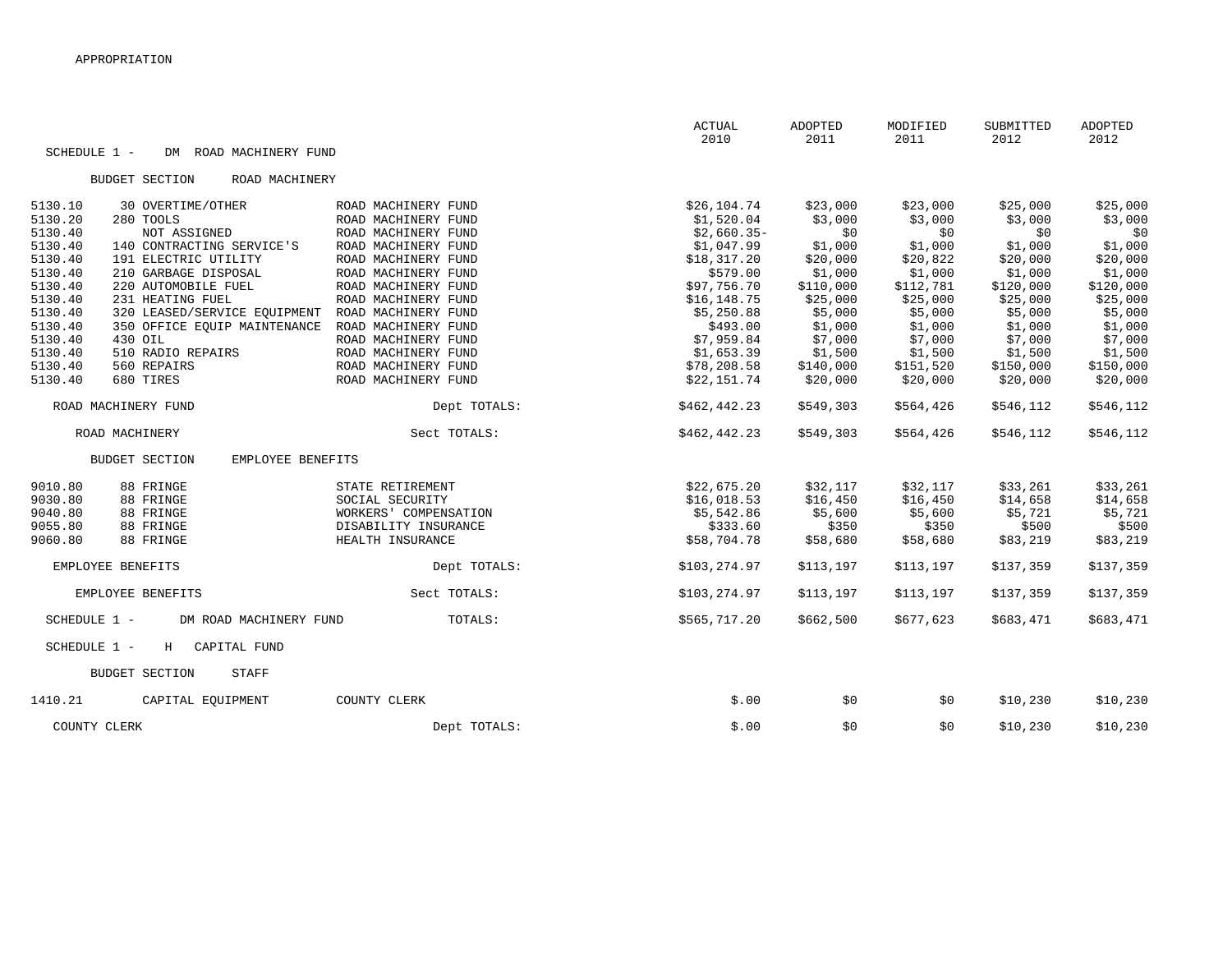APPROPRIATION

| | | | ACTUAL 2010 | ADOPTED 2011 | MODIFIED 2011 | SUBMITTED 2012 | ADOPTED 2012 |
|---|---|---|---|---|---|---|---|
| SCHEDULE 1 - DM ROAD MACHINERY FUND | | | | | | | |
| BUDGET SECTION ROAD MACHINERY | | | | | | | |
| 5130.10 | 30 OVERTIME/OTHER | ROAD MACHINERY FUND | $26,104.74 | $23,000 | $23,000 | $25,000 | $25,000 |
| 5130.20 | 280 TOOLS | ROAD MACHINERY FUND | $1,520.04 | $3,000 | $3,000 | $3,000 | $3,000 |
| 5130.40 | NOT ASSIGNED | ROAD MACHINERY FUND | $2,660.35- | $0 | $0 | $0 | $0 |
| 5130.40 | 140 CONTRACTING SERVICE'S | ROAD MACHINERY FUND | $1,047.99 | $1,000 | $1,000 | $1,000 | $1,000 |
| 5130.40 | 191 ELECTRIC UTILITY | ROAD MACHINERY FUND | $18,317.20 | $20,000 | $20,822 | $20,000 | $20,000 |
| 5130.40 | 210 GARBAGE DISPOSAL | ROAD MACHINERY FUND | $579.00 | $1,000 | $1,000 | $1,000 | $1,000 |
| 5130.40 | 220 AUTOMOBILE FUEL | ROAD MACHINERY FUND | $97,756.70 | $110,000 | $112,781 | $120,000 | $120,000 |
| 5130.40 | 231 HEATING FUEL | ROAD MACHINERY FUND | $16,148.75 | $25,000 | $25,000 | $25,000 | $25,000 |
| 5130.40 | 320 LEASED/SERVICE EQUIPMENT | ROAD MACHINERY FUND | $5,250.88 | $5,000 | $5,000 | $5,000 | $5,000 |
| 5130.40 | 350 OFFICE EQUIP MAINTENANCE | ROAD MACHINERY FUND | $493.00 | $1,000 | $1,000 | $1,000 | $1,000 |
| 5130.40 | 430 OIL | ROAD MACHINERY FUND | $7,959.84 | $7,000 | $7,000 | $7,000 | $7,000 |
| 5130.40 | 510 RADIO REPAIRS | ROAD MACHINERY FUND | $1,653.39 | $1,500 | $1,500 | $1,500 | $1,500 |
| 5130.40 | 560 REPAIRS | ROAD MACHINERY FUND | $78,208.58 | $140,000 | $151,520 | $150,000 | $150,000 |
| 5130.40 | 680 TIRES | ROAD MACHINERY FUND | $22,151.74 | $20,000 | $20,000 | $20,000 | $20,000 |
| ROAD MACHINERY FUND | | Dept TOTALS: | $462,442.23 | $549,303 | $564,426 | $546,112 | $546,112 |
| ROAD MACHINERY | | Sect TOTALS: | $462,442.23 | $549,303 | $564,426 | $546,112 | $546,112 |
| BUDGET SECTION EMPLOYEE BENEFITS | | | | | | | |
| 9010.80 | 88 FRINGE | STATE RETIREMENT | $22,675.20 | $32,117 | $32,117 | $33,261 | $33,261 |
| 9030.80 | 88 FRINGE | SOCIAL SECURITY | $16,018.53 | $16,450 | $16,450 | $14,658 | $14,658 |
| 9040.80 | 88 FRINGE | WORKERS' COMPENSATION | $5,542.86 | $5,600 | $5,600 | $5,721 | $5,721 |
| 9055.80 | 88 FRINGE | DISABILITY INSURANCE | $333.60 | $350 | $350 | $500 | $500 |
| 9060.80 | 88 FRINGE | HEALTH INSURANCE | $58,704.78 | $58,680 | $58,680 | $83,219 | $83,219 |
| EMPLOYEE BENEFITS | | Dept TOTALS: | $103,274.97 | $113,197 | $113,197 | $137,359 | $137,359 |
| EMPLOYEE BENEFITS | | Sect TOTALS: | $103,274.97 | $113,197 | $113,197 | $137,359 | $137,359 |
| SCHEDULE 1 - DM ROAD MACHINERY FUND | | TOTALS: | $565,717.20 | $662,500 | $677,623 | $683,471 | $683,471 |
| SCHEDULE 1 - H CAPITAL FUND | | | | | | | |
| BUDGET SECTION STAFF | | | | | | | |
| 1410.21 | CAPITAL EQUIPMENT | COUNTY CLERK | $.00 | $0 | $0 | $10,230 | $10,230 |
| COUNTY CLERK | | Dept TOTALS: | $.00 | $0 | $0 | $10,230 | $10,230 |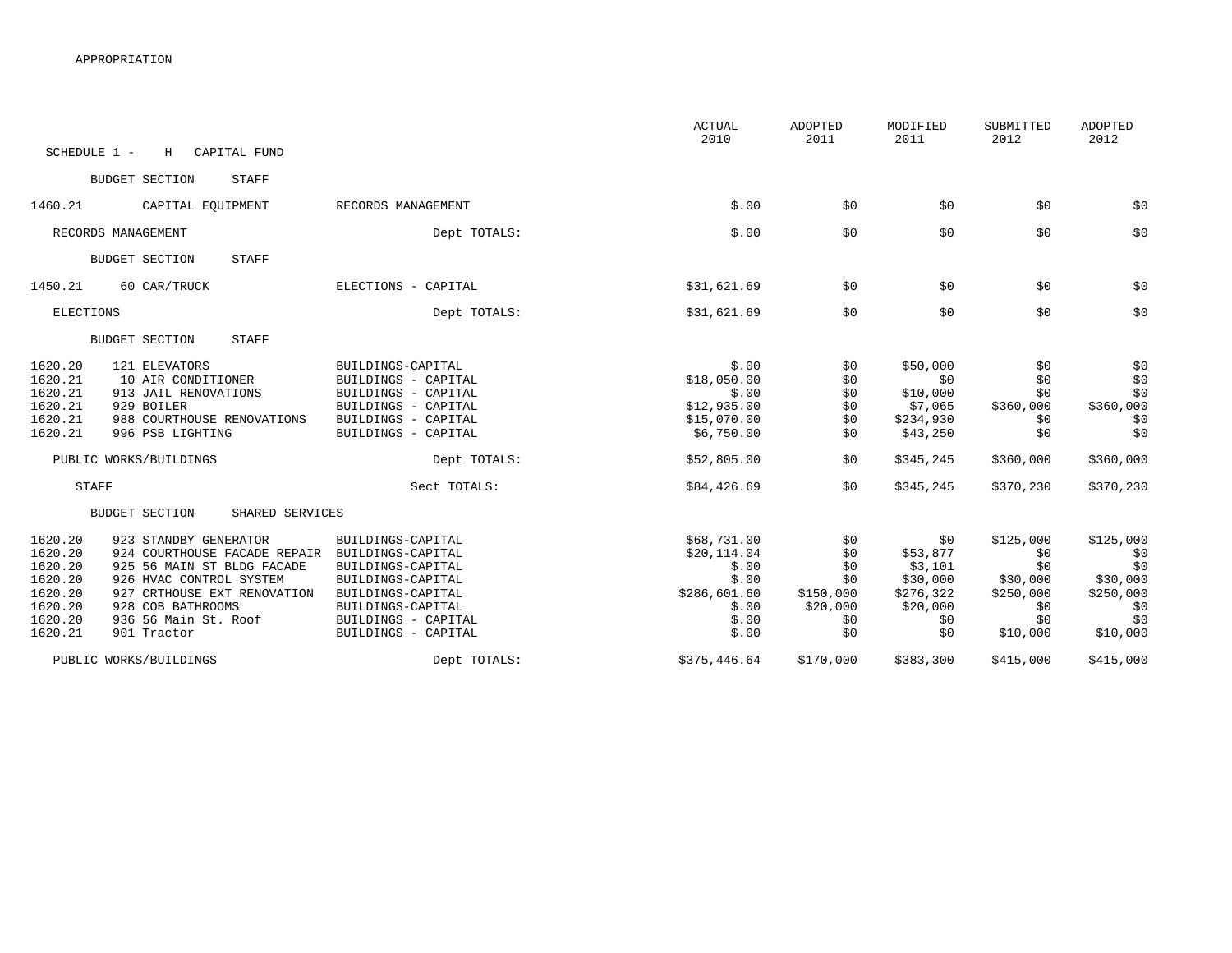APPROPRIATION

SCHEDULE 1 - H CAPITAL FUND

| | | | ACTUAL 2010 | ADOPTED 2011 | MODIFIED 2011 | SUBMITTED 2012 | ADOPTED 2012 |
|---|---|---|---|---|---|---|---|
| BUDGET SECTION STAFF | | | | | | | |
| 1460.21 | CAPITAL EQUIPMENT | RECORDS MANAGEMENT | $.00 | $0 | $0 | $0 | $0 |
| RECORDS MANAGEMENT | | Dept TOTALS: | $.00 | $0 | $0 | $0 | $0 |
| BUDGET SECTION STAFF | | | | | | | |
| 1450.21 | 60 CAR/TRUCK | ELECTIONS - CAPITAL | $31,621.69 | $0 | $0 | $0 | $0 |
| ELECTIONS | | Dept TOTALS: | $31,621.69 | $0 | $0 | $0 | $0 |
| BUDGET SECTION STAFF | | | | | | | |
| 1620.20 | 121 ELEVATORS | BUILDINGS-CAPITAL | $.00 | $0 | $50,000 | $0 | $0 |
| 1620.21 | 10 AIR CONDITIONER | BUILDINGS - CAPITAL | $18,050.00 | $0 | $0 | $0 | $0 |
| 1620.21 | 913 JAIL RENOVATIONS | BUILDINGS - CAPITAL | $.00 | $0 | $10,000 | $0 | $0 |
| 1620.21 | 929 BOILER | BUILDINGS - CAPITAL | $12,935.00 | $0 | $7,065 | $360,000 | $360,000 |
| 1620.21 | 988 COURTHOUSE RENOVATIONS | BUILDINGS - CAPITAL | $15,070.00 | $0 | $234,930 | $0 | $0 |
| 1620.21 | 996 PSB LIGHTING | BUILDINGS - CAPITAL | $6,750.00 | $0 | $43,250 | $0 | $0 |
| PUBLIC WORKS/BUILDINGS | | Dept TOTALS: | $52,805.00 | $0 | $345,245 | $360,000 | $360,000 |
| STAFF | | Sect TOTALS: | $84,426.69 | $0 | $345,245 | $370,230 | $370,230 |
| BUDGET SECTION SHARED SERVICES | | | | | | | |
| 1620.20 | 923 STANDBY GENERATOR | BUILDINGS-CAPITAL | $68,731.00 | $0 | $0 | $125,000 | $125,000 |
| 1620.20 | 924 COURTHOUSE FACADE REPAIR | BUILDINGS-CAPITAL | $20,114.04 | $0 | $53,877 | $0 | $0 |
| 1620.20 | 925 56 MAIN ST BLDG FACADE | BUILDINGS-CAPITAL | $.00 | $0 | $3,101 | $0 | $0 |
| 1620.20 | 926 HVAC CONTROL SYSTEM | BUILDINGS-CAPITAL | $.00 | $0 | $30,000 | $30,000 | $30,000 |
| 1620.20 | 927 CRTHOUSE EXT RENOVATION | BUILDINGS-CAPITAL | $286,601.60 | $150,000 | $276,322 | $250,000 | $250,000 |
| 1620.20 | 928 COB BATHROOMS | BUILDINGS-CAPITAL | $.00 | $20,000 | $20,000 | $0 | $0 |
| 1620.20 | 936 56 Main St. Roof | BUILDINGS - CAPITAL | $.00 | $0 | $0 | $0 | $0 |
| 1620.21 | 901 Tractor | BUILDINGS - CAPITAL | $.00 | $0 | $0 | $10,000 | $10,000 |
| PUBLIC WORKS/BUILDINGS | | Dept TOTALS: | $375,446.64 | $170,000 | $383,300 | $415,000 | $415,000 |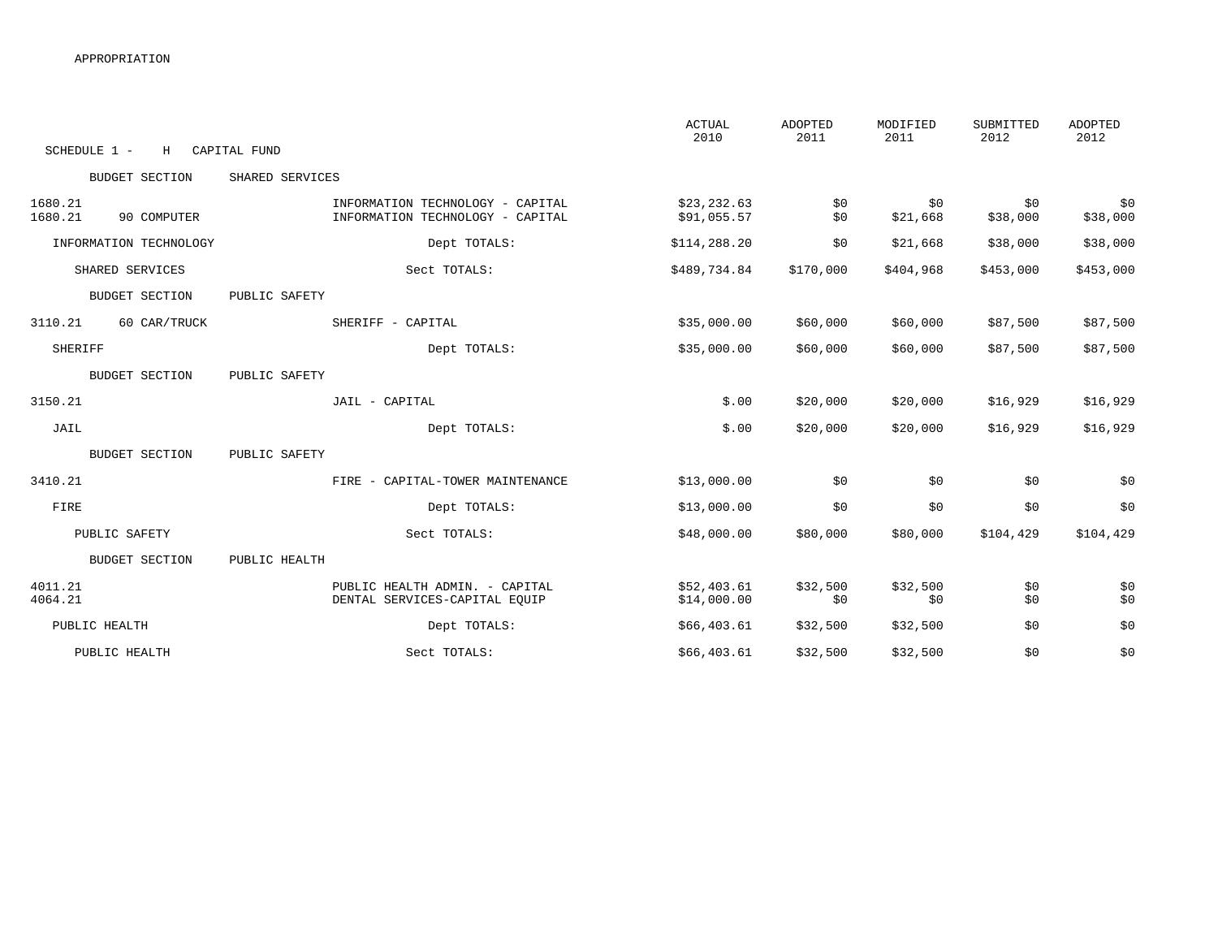APPROPRIATION

SCHEDULE 1 - H CAPITAL FUND

| | | | ACTUAL 2010 | ADOPTED 2011 | MODIFIED 2011 | SUBMITTED 2012 | ADOPTED 2012 |
|---|---|---|---|---|---|---|---|
| BUDGET SECTION | SHARED SERVICES | | | | | | |
| 1680.21 | | INFORMATION TECHNOLOGY - CAPITAL | $23,232.63 | $0 | $0 | $0 | $0 |
| 1680.21 | 90 COMPUTER | INFORMATION TECHNOLOGY - CAPITAL | $91,055.57 | $0 | $21,668 | $38,000 | $38,000 |
| INFORMATION TECHNOLOGY | | Dept TOTALS: | $114,288.20 | $0 | $21,668 | $38,000 | $38,000 |
| SHARED SERVICES | | Sect TOTALS: | $489,734.84 | $170,000 | $404,968 | $453,000 | $453,000 |
| BUDGET SECTION | PUBLIC SAFETY | | | | | | |
| 3110.21 | 60 CAR/TRUCK | SHERIFF - CAPITAL | $35,000.00 | $60,000 | $60,000 | $87,500 | $87,500 |
| SHERIFF | | Dept TOTALS: | $35,000.00 | $60,000 | $60,000 | $87,500 | $87,500 |
| BUDGET SECTION | PUBLIC SAFETY | | | | | | |
| 3150.21 | | JAIL - CAPITAL | $.00 | $20,000 | $20,000 | $16,929 | $16,929 |
| JAIL | | Dept TOTALS: | $.00 | $20,000 | $20,000 | $16,929 | $16,929 |
| BUDGET SECTION | PUBLIC SAFETY | | | | | | |
| 3410.21 | | FIRE - CAPITAL-TOWER MAINTENANCE | $13,000.00 | $0 | $0 | $0 | $0 |
| FIRE | | Dept TOTALS: | $13,000.00 | $0 | $0 | $0 | $0 |
| PUBLIC SAFETY | | Sect TOTALS: | $48,000.00 | $80,000 | $80,000 | $104,429 | $104,429 |
| BUDGET SECTION | PUBLIC HEALTH | | | | | | |
| 4011.21 | | PUBLIC HEALTH ADMIN. - CAPITAL | $52,403.61 | $32,500 | $32,500 | $0 | $0 |
| 4064.21 | | DENTAL SERVICES-CAPITAL EQUIP | $14,000.00 | $0 | $0 | $0 | $0 |
| PUBLIC HEALTH | | Dept TOTALS: | $66,403.61 | $32,500 | $32,500 | $0 | $0 |
| PUBLIC HEALTH | | Sect TOTALS: | $66,403.61 | $32,500 | $32,500 | $0 | $0 |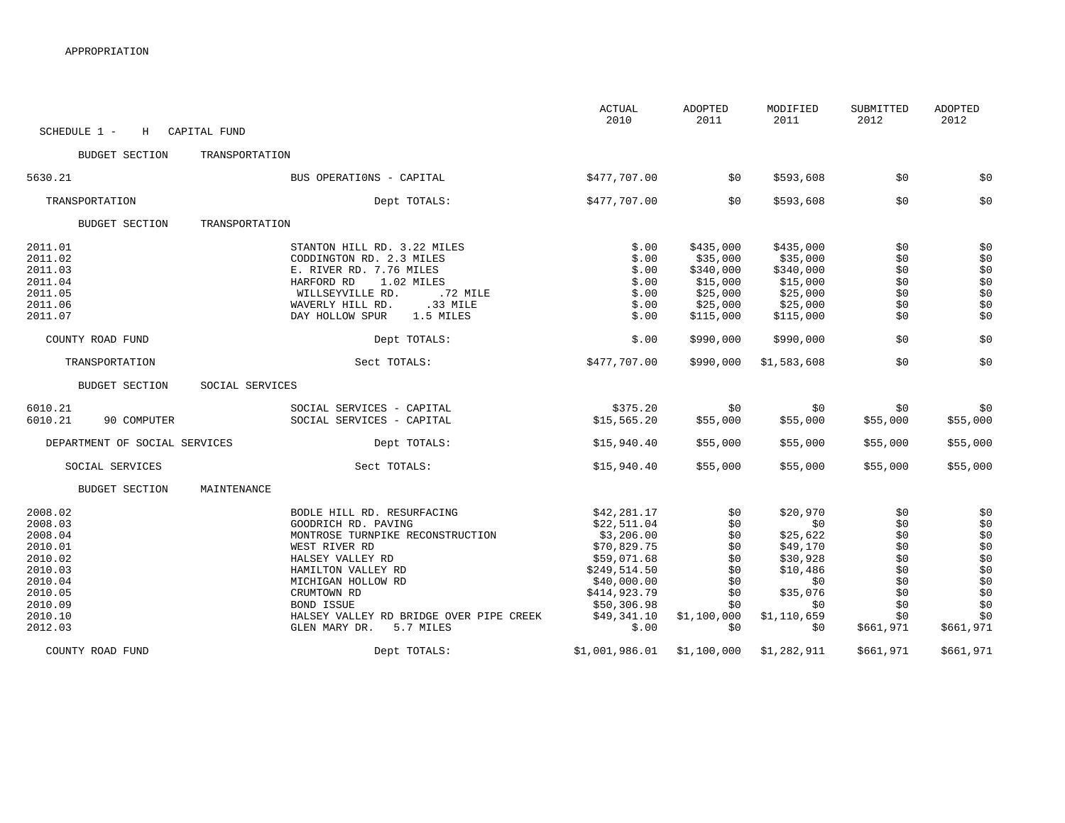APPROPRIATION

SCHEDULE 1 - H CAPITAL FUND

| | | ACTUAL 2010 | ADOPTED 2011 | MODIFIED 2011 | SUBMITTED 2012 | ADOPTED 2012 |
|---|---|---|---|---|---|---|
| BUDGET SECTION TRANSPORTATION | | | | | | |
| 5630.21 | BUS OPERATI0NS - CAPITAL | $477,707.00 | $0 | $593,608 | $0 | $0 |
| TRANSPORTATION | Dept TOTALS: | $477,707.00 | $0 | $593,608 | $0 | $0 |
| BUDGET SECTION TRANSPORTATION | | | | | | |
| 2011.01 | STANTON HILL RD. 3.22 MILES | $.00 | $435,000 | $435,000 | $0 | $0 |
| 2011.02 | CODDINGTON RD. 2.3 MILES | $.00 | $35,000 | $35,000 | $0 | $0 |
| 2011.03 | E. RIVER RD. 7.76 MILES | $.00 | $340,000 | $340,000 | $0 | $0 |
| 2011.04 | HARFORD RD 1.02 MILES | $.00 | $15,000 | $15,000 | $0 | $0 |
| 2011.05 | WILLSEYVILLE RD. .72 MILE | $.00 | $25,000 | $25,000 | $0 | $0 |
| 2011.06 | WAVERLY HILL RD. .33 MILE | $.00 | $25,000 | $25,000 | $0 | $0 |
| 2011.07 | DAY HOLLOW SPUR 1.5 MILES | $.00 | $115,000 | $115,000 | $0 | $0 |
| COUNTY ROAD FUND | Dept TOTALS: | $.00 | $990,000 | $990,000 | $0 | $0 |
| TRANSPORTATION | Sect TOTALS: | $477,707.00 | $990,000 | $1,583,608 | $0 | $0 |
| BUDGET SECTION SOCIAL SERVICES | | | | | | |
| 6010.21 | SOCIAL SERVICES - CAPITAL | $375.20 | $0 | $0 | $0 | $0 |
| 6010.21 90 COMPUTER | SOCIAL SERVICES - CAPITAL | $15,565.20 | $55,000 | $55,000 | $55,000 | $55,000 |
| DEPARTMENT OF SOCIAL SERVICES | Dept TOTALS: | $15,940.40 | $55,000 | $55,000 | $55,000 | $55,000 |
| SOCIAL SERVICES | Sect TOTALS: | $15,940.40 | $55,000 | $55,000 | $55,000 | $55,000 |
| BUDGET SECTION MAINTENANCE | | | | | | |
| 2008.02 | BODLE HILL RD. RESURFACING | $42,281.17 | $0 | $20,970 | $0 | $0 |
| 2008.03 | GOODRICH RD. PAVING | $22,511.04 | $0 | $0 | $0 | $0 |
| 2008.04 | MONTROSE TURNPIKE RECONSTRUCTION | $3,206.00 | $0 | $25,622 | $0 | $0 |
| 2010.01 | WEST RIVER RD | $70,829.75 | $0 | $49,170 | $0 | $0 |
| 2010.02 | HALSEY VALLEY RD | $59,071.68 | $0 | $30,928 | $0 | $0 |
| 2010.03 | HAMILTON VALLEY RD | $249,514.50 | $0 | $10,486 | $0 | $0 |
| 2010.04 | MICHIGAN HOLLOW RD | $40,000.00 | $0 | $0 | $0 | $0 |
| 2010.05 | CRUMTOWN RD | $414,923.79 | $0 | $35,076 | $0 | $0 |
| 2010.09 | BOND ISSUE | $50,306.98 | $0 | $0 | $0 | $0 |
| 2010.10 | HALSEY VALLEY RD BRIDGE OVER PIPE CREEK | $49,341.10 | $1,100,000 | $1,110,659 | $0 | $0 |
| 2012.03 | GLEN MARY DR. 5.7 MILES | $.00 | $0 | $0 | $661,971 | $661,971 |
| COUNTY ROAD FUND | Dept TOTALS: | $1,001,986.01 | $1,100,000 | $1,282,911 | $661,971 | $661,971 |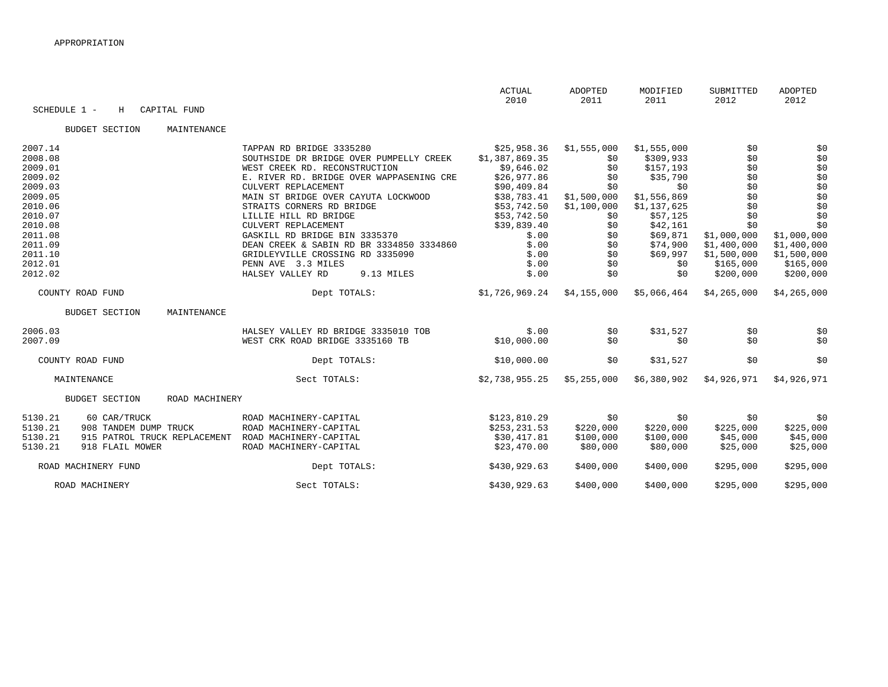APPROPRIATION

SCHEDULE 1 - H CAPITAL FUND

| | | ACTUAL 2010 | ADOPTED 2011 | MODIFIED 2011 | SUBMITTED 2012 | ADOPTED 2012 |
|---|---|---|---|---|---|---|
| **BUDGET SECTION MAINTENANCE** | | | | | | |
| 2007.14 | TAPPAN RD BRIDGE 3335280 | $25,958.36 | $1,555,000 | $1,555,000 | $0 | $0 |
| 2008.08 | SOUTHSIDE DR BRIDGE OVER PUMPELLY CREEK | $1,387,869.35 | $0 | $309,933 | $0 | $0 |
| 2009.01 | WEST CREEK RD. RECONSTRUCTION | $9,646.02 | $0 | $157,193 | $0 | $0 |
| 2009.02 | E. RIVER RD. BRIDGE OVER WAPPASENING CRE | $26,977.86 | $0 | $35,790 | $0 | $0 |
| 2009.03 | CULVERT REPLACEMENT | $90,409.84 | $0 | $0 | $0 | $0 |
| 2009.05 | MAIN ST BRIDGE OVER CAYUTA LOCKWOOD | $38,783.41 | $1,500,000 | $1,556,869 | $0 | $0 |
| 2010.06 | STRAITS CORNERS RD BRIDGE | $53,742.50 | $1,100,000 | $1,137,625 | $0 | $0 |
| 2010.07 | LILLIE HILL RD BRIDGE | $53,742.50 | $0 | $57,125 | $0 | $0 |
| 2010.08 | CULVERT REPLACEMENT | $39,839.40 | $0 | $42,161 | $0 | $0 |
| 2011.08 | GASKILL RD BRIDGE BIN 3335370 | $.00 | $0 | $69,871 | $1,000,000 | $1,000,000 |
| 2011.09 | DEAN CREEK & SABIN RD BR 3334850 3334860 | $.00 | $0 | $74,900 | $1,400,000 | $1,400,000 |
| 2011.10 | GRIDLEYVILLE CROSSING RD 3335090 | $.00 | $0 | $69,997 | $1,500,000 | $1,500,000 |
| 2012.01 | PENN AVE 3.3 MILES | $.00 | $0 | $0 | $165,000 | $165,000 |
| 2012.02 | HALSEY VALLEY RD 9.13 MILES | $.00 | $0 | $0 | $200,000 | $200,000 |
| COUNTY ROAD FUND | Dept TOTALS: | $1,726,969.24 | $4,155,000 | $5,066,464 | $4,265,000 | $4,265,000 |
| **BUDGET SECTION MAINTENANCE** | | | | | | |
| 2006.03 | HALSEY VALLEY RD BRIDGE 3335010 TOB | $.00 | $0 | $31,527 | $0 | $0 |
| 2007.09 | WEST CRK ROAD BRIDGE 3335160 TB | $10,000.00 | $0 | $0 | $0 | $0 |
| COUNTY ROAD FUND | Dept TOTALS: | $10,000.00 | $0 | $31,527 | $0 | $0 |
| MAINTENANCE | Sect TOTALS: | $2,738,955.25 | $5,255,000 | $6,380,902 | $4,926,971 | $4,926,971 |
| **BUDGET SECTION ROAD MACHINERY** | | | | | | |
| 5130.21 60 CAR/TRUCK | ROAD MACHINERY-CAPITAL | $123,810.29 | $0 | $0 | $0 | $0 |
| 5130.21 908 TANDEM DUMP TRUCK | ROAD MACHINERY-CAPITAL | $253,231.53 | $220,000 | $220,000 | $225,000 | $225,000 |
| 5130.21 915 PATROL TRUCK REPLACEMENT | ROAD MACHINERY-CAPITAL | $30,417.81 | $100,000 | $100,000 | $45,000 | $45,000 |
| 5130.21 918 FLAIL MOWER | ROAD MACHINERY-CAPITAL | $23,470.00 | $80,000 | $80,000 | $25,000 | $25,000 |
| ROAD MACHINERY FUND | Dept TOTALS: | $430,929.63 | $400,000 | $400,000 | $295,000 | $295,000 |
| ROAD MACHINERY | Sect TOTALS: | $430,929.63 | $400,000 | $400,000 | $295,000 | $295,000 |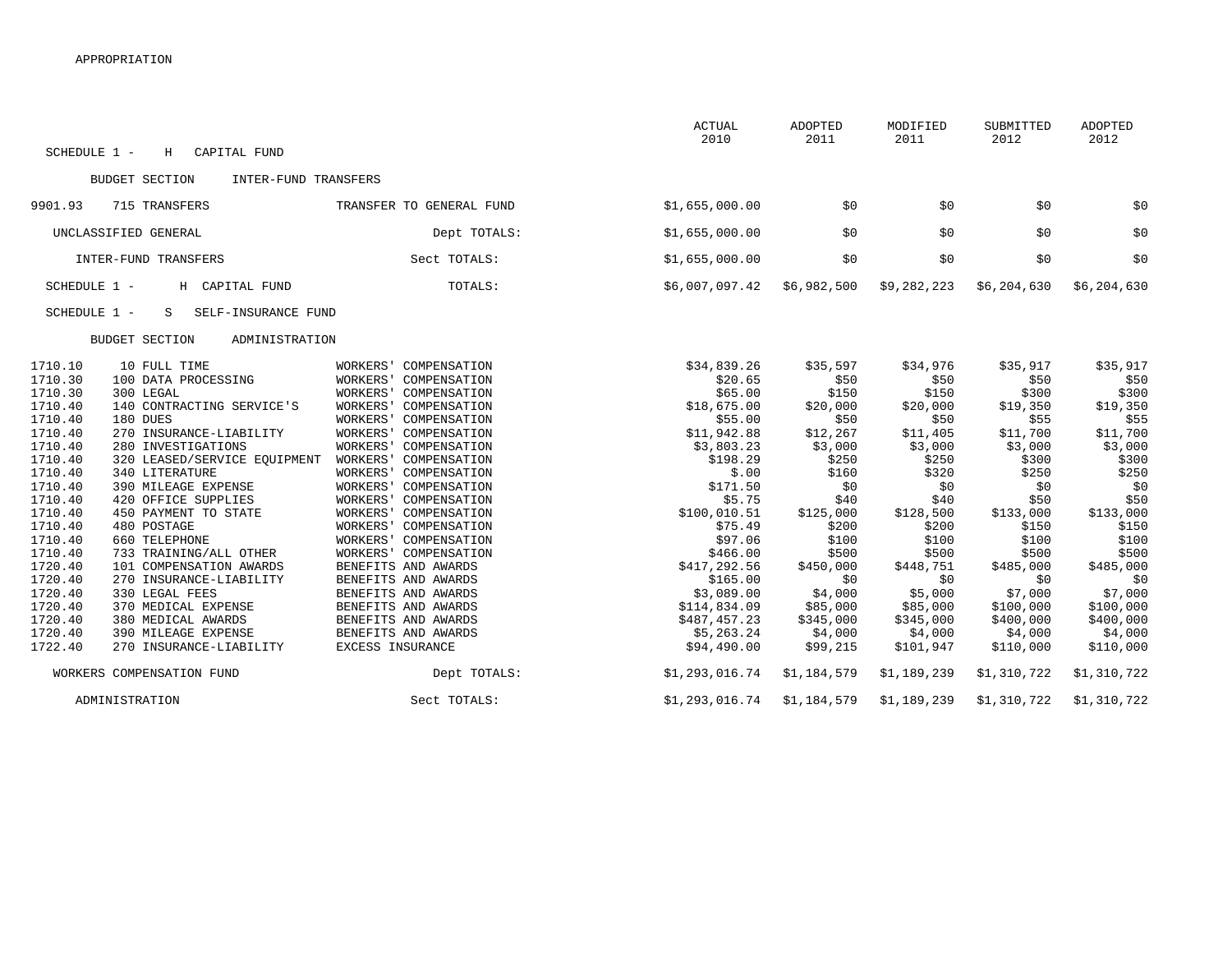APPROPRIATION

| | | | ACTUAL 2010 | ADOPTED 2011 | MODIFIED 2011 | SUBMITTED 2012 | ADOPTED 2012 |
|---|---|---|---|---|---|---|---|
| SCHEDULE 1 - H CAPITAL FUND | | | | | | | |
| BUDGET SECTION INTER-FUND TRANSFERS | | | | | | | |
| 9901.93 | 715 TRANSFERS | TRANSFER TO GENERAL FUND | $1,655,000.00 | $0 | $0 | $0 | $0 |
| UNCLASSIFIED GENERAL | | Dept TOTALS: | $1,655,000.00 | $0 | $0 | $0 | $0 |
| INTER-FUND TRANSFERS | | Sect TOTALS: | $1,655,000.00 | $0 | $0 | $0 | $0 |
| SCHEDULE 1 - H CAPITAL FUND | | TOTALS: | $6,007,097.42 | $6,982,500 | $9,282,223 | $6,204,630 | $6,204,630 |
| SCHEDULE 1 - S SELF-INSURANCE FUND | | | | | | | |
| BUDGET SECTION ADMINISTRATION | | | | | | | |
| 1710.10 | 10 FULL TIME | WORKERS' COMPENSATION | $34,839.26 | $35,597 | $34,976 | $35,917 | $35,917 |
| 1710.30 | 100 DATA PROCESSING | WORKERS' COMPENSATION | $20.65 | $50 | $50 | $50 | $50 |
| 1710.30 | 300 LEGAL | WORKERS' COMPENSATION | $65.00 | $150 | $150 | $300 | $300 |
| 1710.40 | 140 CONTRACTING SERVICE'S | WORKERS' COMPENSATION | $18,675.00 | $20,000 | $20,000 | $19,350 | $19,350 |
| 1710.40 | 180 DUES | WORKERS' COMPENSATION | $55.00 | $50 | $50 | $55 | $55 |
| 1710.40 | 270 INSURANCE-LIABILITY | WORKERS' COMPENSATION | $11,942.88 | $12,267 | $11,405 | $11,700 | $11,700 |
| 1710.40 | 280 INVESTIGATIONS | WORKERS' COMPENSATION | $3,803.23 | $3,000 | $3,000 | $3,000 | $3,000 |
| 1710.40 | 320 LEASED/SERVICE EQUIPMENT | WORKERS' COMPENSATION | $198.29 | $250 | $250 | $300 | $300 |
| 1710.40 | 340 LITERATURE | WORKERS' COMPENSATION | $.00 | $160 | $320 | $250 | $250 |
| 1710.40 | 390 MILEAGE EXPENSE | WORKERS' COMPENSATION | $171.50 | $0 | $0 | $0 | $0 |
| 1710.40 | 420 OFFICE SUPPLIES | WORKERS' COMPENSATION | $5.75 | $40 | $40 | $50 | $50 |
| 1710.40 | 450 PAYMENT TO STATE | WORKERS' COMPENSATION | $100,010.51 | $125,000 | $128,500 | $133,000 | $133,000 |
| 1710.40 | 480 POSTAGE | WORKERS' COMPENSATION | $75.49 | $200 | $200 | $150 | $150 |
| 1710.40 | 660 TELEPHONE | WORKERS' COMPENSATION | $97.06 | $100 | $100 | $100 | $100 |
| 1710.40 | 733 TRAINING/ALL OTHER | WORKERS' COMPENSATION | $466.00 | $500 | $500 | $500 | $500 |
| 1720.40 | 101 COMPENSATION AWARDS | BENEFITS AND AWARDS | $417,292.56 | $450,000 | $448,751 | $485,000 | $485,000 |
| 1720.40 | 270 INSURANCE-LIABILITY | BENEFITS AND AWARDS | $165.00 | $0 | $0 | $0 | $0 |
| 1720.40 | 330 LEGAL FEES | BENEFITS AND AWARDS | $3,089.00 | $4,000 | $5,000 | $7,000 | $7,000 |
| 1720.40 | 370 MEDICAL EXPENSE | BENEFITS AND AWARDS | $114,834.09 | $85,000 | $85,000 | $100,000 | $100,000 |
| 1720.40 | 380 MEDICAL AWARDS | BENEFITS AND AWARDS | $487,457.23 | $345,000 | $345,000 | $400,000 | $400,000 |
| 1720.40 | 390 MILEAGE EXPENSE | BENEFITS AND AWARDS | $5,263.24 | $4,000 | $4,000 | $4,000 | $4,000 |
| 1722.40 | 270 INSURANCE-LIABILITY | EXCESS INSURANCE | $94,490.00 | $99,215 | $101,947 | $110,000 | $110,000 |
| WORKERS COMPENSATION FUND | | Dept TOTALS: | $1,293,016.74 | $1,184,579 | $1,189,239 | $1,310,722 | $1,310,722 |
| ADMINISTRATION | | Sect TOTALS: | $1,293,016.74 | $1,184,579 | $1,189,239 | $1,310,722 | $1,310,722 |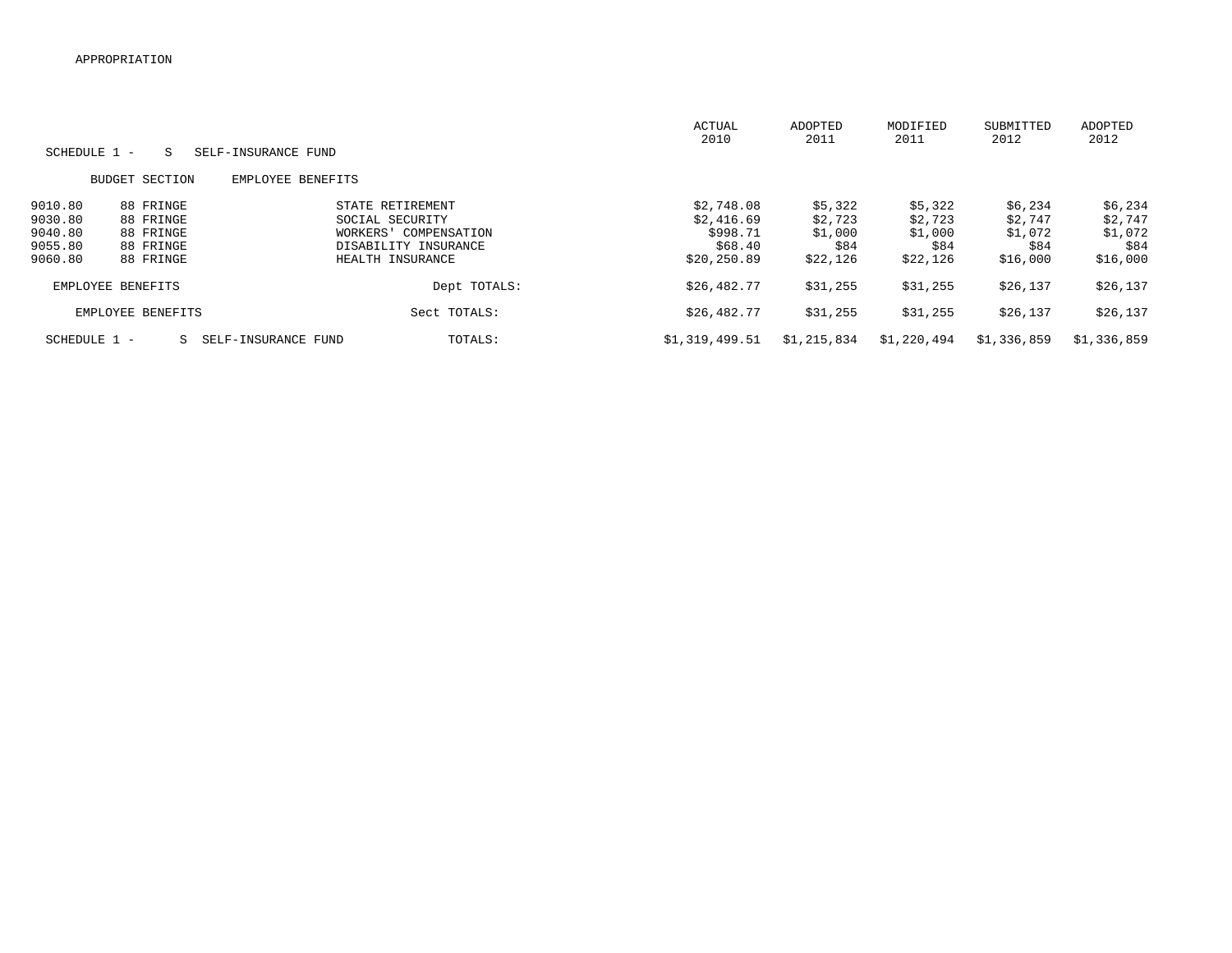APPROPRIATION

| SCHEDULE 1 - S SELF-INSURANCE FUND | | | ACTUAL 2010 | ADOPTED 2011 | MODIFIED 2011 | SUBMITTED 2012 | ADOPTED 2012 |
|---|---|---|---|---|---|---|---|
| BUDGET SECTION | EMPLOYEE BENEFITS | | | | | | |
| 9010.80 | 88 FRINGE | STATE RETIREMENT | $2,748.08 | $5,322 | $5,322 | $6,234 | $6,234 |
| 9030.80 | 88 FRINGE | SOCIAL SECURITY | $2,416.69 | $2,723 | $2,723 | $2,747 | $2,747 |
| 9040.80 | 88 FRINGE | WORKERS' COMPENSATION | $998.71 | $1,000 | $1,000 | $1,072 | $1,072 |
| 9055.80 | 88 FRINGE | DISABILITY INSURANCE | $68.40 | $84 | $84 | $84 | $84 |
| 9060.80 | 88 FRINGE | HEALTH INSURANCE | $20,250.89 | $22,126 | $22,126 | $16,000 | $16,000 |
| EMPLOYEE BENEFITS | | Dept TOTALS: | $26,482.77 | $31,255 | $31,255 | $26,137 | $26,137 |
| EMPLOYEE BENEFITS | | Sect TOTALS: | $26,482.77 | $31,255 | $31,255 | $26,137 | $26,137 |
| SCHEDULE 1 - S SELF-INSURANCE FUND | | TOTALS: | $1,319,499.51 | $1,215,834 | $1,220,494 | $1,336,859 | $1,336,859 |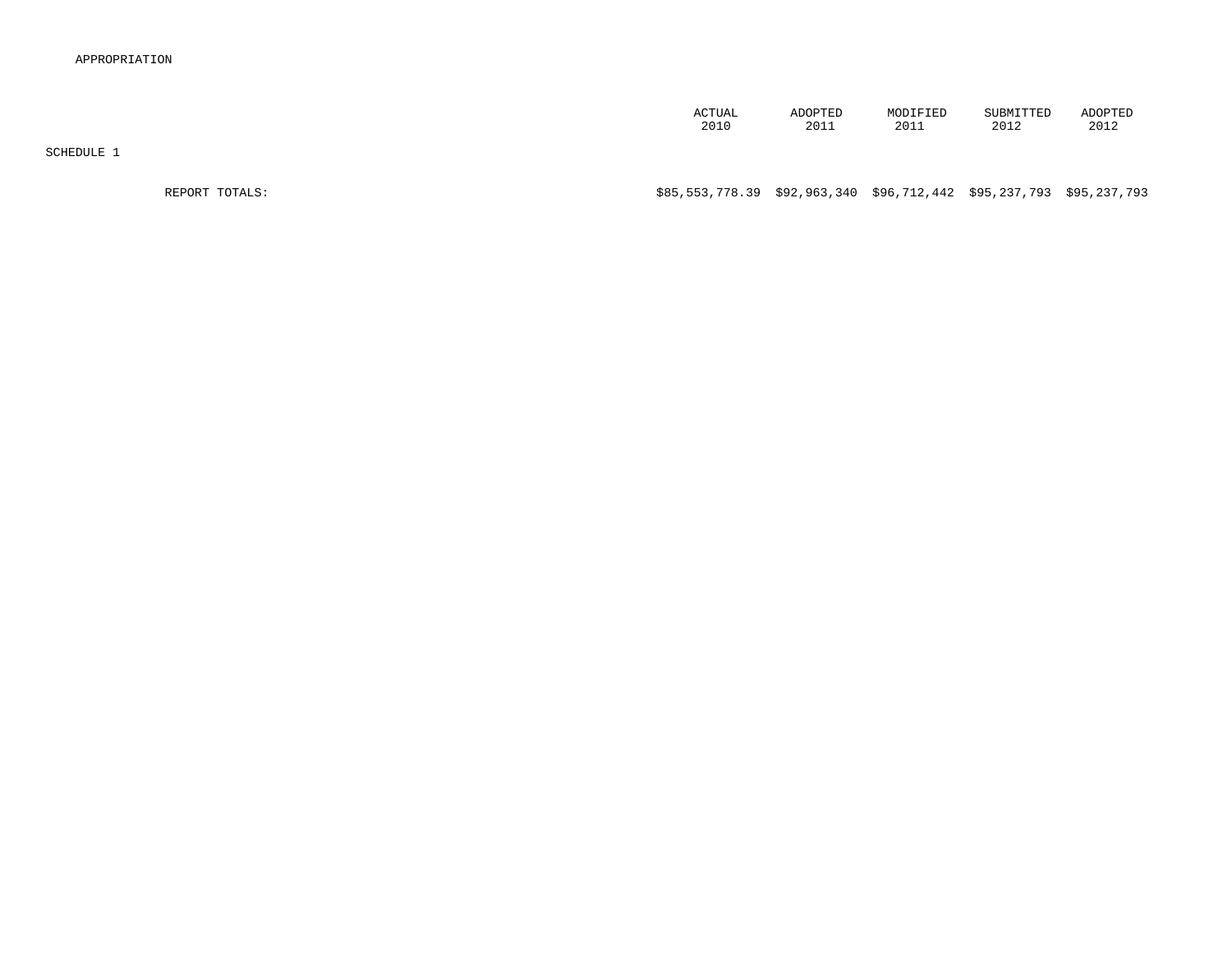APPROPRIATION

SCHEDULE 1

| | ACTUAL 2010 | ADOPTED 2011 | MODIFIED 2011 | SUBMITTED 2012 | ADOPTED 2012 |
|---|---|---|---|---|---|
| REPORT TOTALS: | $85,553,778.39 | $92,963,340 | $96,712,442 | $95,237,793 | $95,237,793 |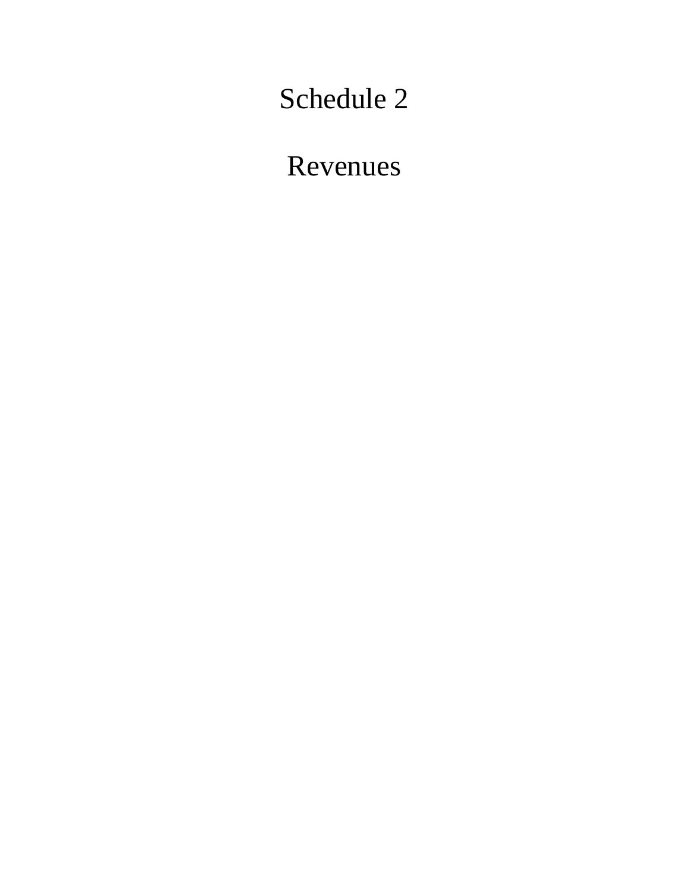# Schedule 2

# Revenues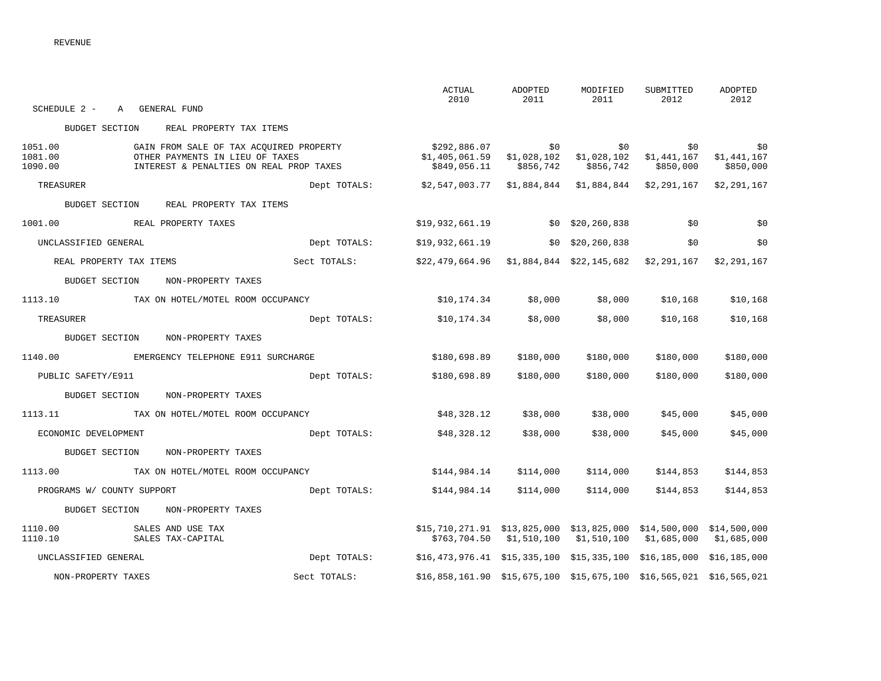REVENUE

SCHEDULE 2 - A GENERAL FUND

| Code | Description | | ACTUAL 2010 | ADOPTED 2011 | MODIFIED 2011 | SUBMITTED 2012 | ADOPTED 2012 |
|---|---|---|---|---|---|---|---|
| | BUDGET SECTION REAL PROPERTY TAX ITEMS | | | | | | |
| 1051.00 | GAIN FROM SALE OF TAX ACQUIRED PROPERTY | | $292,886.07 | $0 | $0 | $0 | $0 |
| 1081.00 | OTHER PAYMENTS IN LIEU OF TAXES | | $1,405,061.59 | $1,028,102 | $1,028,102 | $1,441,167 | $1,441,167 |
| 1090.00 | INTEREST & PENALTIES ON REAL PROP TAXES | | $849,056.11 | $856,742 | $856,742 | $850,000 | $850,000 |
| TREASURER | | Dept TOTALS: | $2,547,003.77 | $1,884,844 | $1,884,844 | $2,291,167 | $2,291,167 |
| | BUDGET SECTION REAL PROPERTY TAX ITEMS | | | | | | |
| 1001.00 | REAL PROPERTY TAXES | | $19,932,661.19 | $0 | $20,260,838 | $0 | $0 |
| UNCLASSIFIED GENERAL | | Dept TOTALS: | $19,932,661.19 | $0 | $20,260,838 | $0 | $0 |
| REAL PROPERTY TAX ITEMS | | Sect TOTALS: | $22,479,664.96 | $1,884,844 | $22,145,682 | $2,291,167 | $2,291,167 |
| | BUDGET SECTION NON-PROPERTY TAXES | | | | | | |
| 1113.10 | TAX ON HOTEL/MOTEL ROOM OCCUPANCY | | $10,174.34 | $8,000 | $8,000 | $10,168 | $10,168 |
| TREASURER | | Dept TOTALS: | $10,174.34 | $8,000 | $8,000 | $10,168 | $10,168 |
| | BUDGET SECTION NON-PROPERTY TAXES | | | | | | |
| 1140.00 | EMERGENCY TELEPHONE E911 SURCHARGE | | $180,698.89 | $180,000 | $180,000 | $180,000 | $180,000 |
| PUBLIC SAFETY/E911 | | Dept TOTALS: | $180,698.89 | $180,000 | $180,000 | $180,000 | $180,000 |
| | BUDGET SECTION NON-PROPERTY TAXES | | | | | | |
| 1113.11 | TAX ON HOTEL/MOTEL ROOM OCCUPANCY | | $48,328.12 | $38,000 | $38,000 | $45,000 | $45,000 |
| ECONOMIC DEVELOPMENT | | Dept TOTALS: | $48,328.12 | $38,000 | $38,000 | $45,000 | $45,000 |
| | BUDGET SECTION NON-PROPERTY TAXES | | | | | | |
| 1113.00 | TAX ON HOTEL/MOTEL ROOM OCCUPANCY | | $144,984.14 | $114,000 | $114,000 | $144,853 | $144,853 |
| PROGRAMS W/ COUNTY SUPPORT | | Dept TOTALS: | $144,984.14 | $114,000 | $114,000 | $144,853 | $144,853 |
| | BUDGET SECTION NON-PROPERTY TAXES | | | | | | |
| 1110.00 | SALES AND USE TAX | | $15,710,271.91 | $13,825,000 | $13,825,000 | $14,500,000 | $14,500,000 |
| 1110.10 | SALES TAX-CAPITAL | | $763,704.50 | $1,510,100 | $1,510,100 | $1,685,000 | $1,685,000 |
| UNCLASSIFIED GENERAL | | Dept TOTALS: | $16,473,976.41 | $15,335,100 | $15,335,100 | $16,185,000 | $16,185,000 |
| NON-PROPERTY TAXES | | Sect TOTALS: | $16,858,161.90 | $15,675,100 | $15,675,100 | $16,565,021 | $16,565,021 |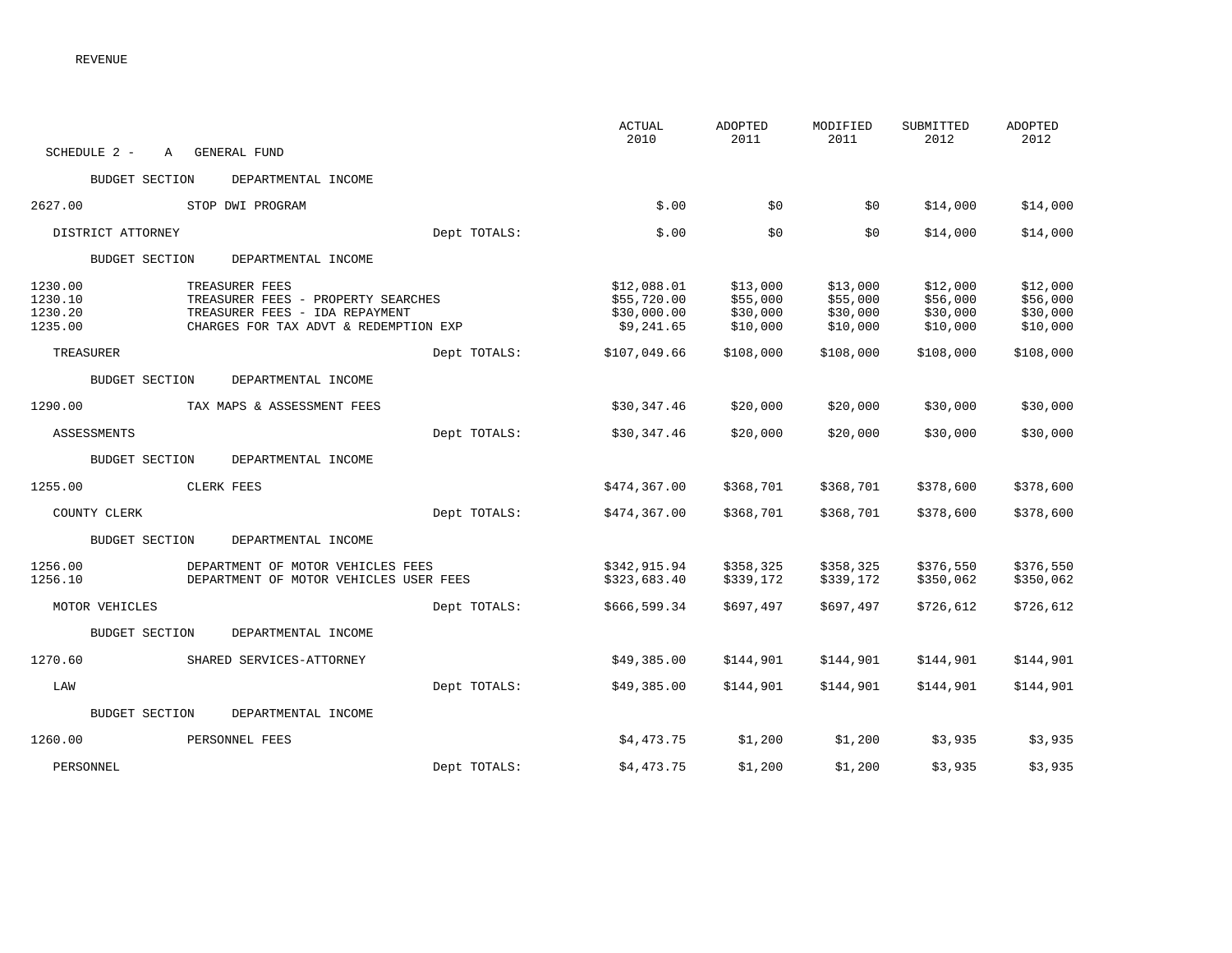REVENUE

SCHEDULE 2 - A GENERAL FUND

| | | | ACTUAL 2010 | ADOPTED 2011 | MODIFIED 2011 | SUBMITTED 2012 | ADOPTED 2012 |
|---|---|---|---|---|---|---|---|
| BUDGET SECTION | DEPARTMENTAL INCOME | | | | | | |
| 2627.00 | STOP DWI PROGRAM | | $.00 | $0 | $0 | $14,000 | $14,000 |
| DISTRICT ATTORNEY | | Dept TOTALS: | $.00 | $0 | $0 | $14,000 | $14,000 |
| BUDGET SECTION | DEPARTMENTAL INCOME | | | | | | |
| 1230.00 | TREASURER FEES | | $12,088.01 | $13,000 | $13,000 | $12,000 | $12,000 |
| 1230.10 | TREASURER FEES - PROPERTY SEARCHES | | $55,720.00 | $55,000 | $55,000 | $56,000 | $56,000 |
| 1230.20 | TREASURER FEES - IDA REPAYMENT | | $30,000.00 | $30,000 | $30,000 | $30,000 | $30,000 |
| 1235.00 | CHARGES FOR TAX ADVT & REDEMPTION EXP | | $9,241.65 | $10,000 | $10,000 | $10,000 | $10,000 |
| TREASURER | | Dept TOTALS: | $107,049.66 | $108,000 | $108,000 | $108,000 | $108,000 |
| BUDGET SECTION | DEPARTMENTAL INCOME | | | | | | |
| 1290.00 | TAX MAPS & ASSESSMENT FEES | | $30,347.46 | $20,000 | $20,000 | $30,000 | $30,000 |
| ASSESSMENTS | | Dept TOTALS: | $30,347.46 | $20,000 | $20,000 | $30,000 | $30,000 |
| BUDGET SECTION | DEPARTMENTAL INCOME | | | | | | |
| 1255.00 | CLERK FEES | | $474,367.00 | $368,701 | $368,701 | $378,600 | $378,600 |
| COUNTY CLERK | | Dept TOTALS: | $474,367.00 | $368,701 | $368,701 | $378,600 | $378,600 |
| BUDGET SECTION | DEPARTMENTAL INCOME | | | | | | |
| 1256.00 | DEPARTMENT OF MOTOR VEHICLES FEES | | $342,915.94 | $358,325 | $358,325 | $376,550 | $376,550 |
| 1256.10 | DEPARTMENT OF MOTOR VEHICLES USER FEES | | $323,683.40 | $339,172 | $339,172 | $350,062 | $350,062 |
| MOTOR VEHICLES | | Dept TOTALS: | $666,599.34 | $697,497 | $697,497 | $726,612 | $726,612 |
| BUDGET SECTION | DEPARTMENTAL INCOME | | | | | | |
| 1270.60 | SHARED SERVICES-ATTORNEY | | $49,385.00 | $144,901 | $144,901 | $144,901 | $144,901 |
| LAW | | Dept TOTALS: | $49,385.00 | $144,901 | $144,901 | $144,901 | $144,901 |
| BUDGET SECTION | DEPARTMENTAL INCOME | | | | | | |
| 1260.00 | PERSONNEL FEES | | $4,473.75 | $1,200 | $1,200 | $3,935 | $3,935 |
| PERSONNEL | | Dept TOTALS: | $4,473.75 | $1,200 | $1,200 | $3,935 | $3,935 |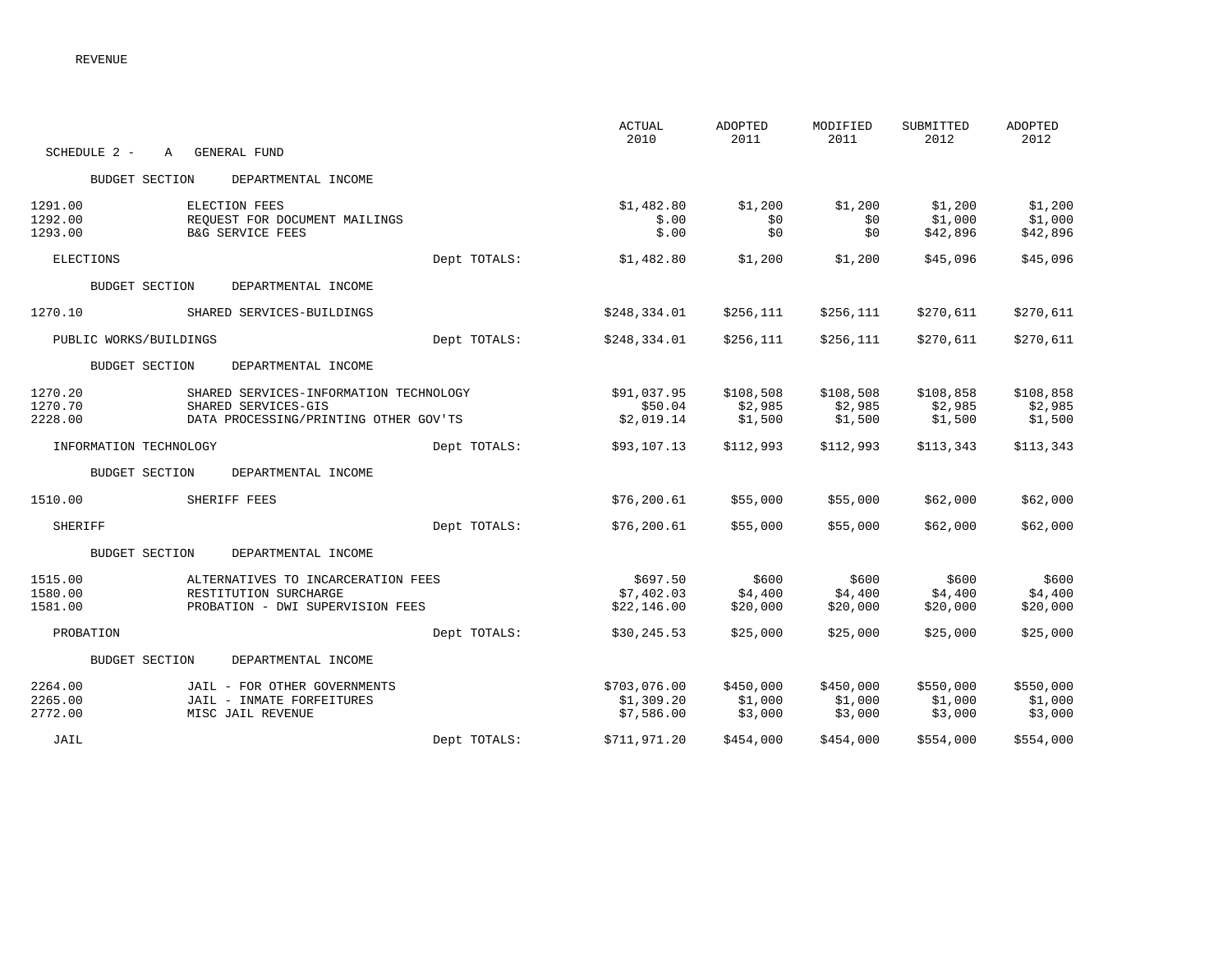REVENUE

| SCHEDULE 2 - A GENERAL FUND | | | ACTUAL 2010 | ADOPTED 2011 | MODIFIED 2011 | SUBMITTED 2012 | ADOPTED 2012 |
|---|---|---|---|---|---|---|---|
| BUDGET SECTION | DEPARTMENTAL INCOME | | | | | | |
| 1291.00 | ELECTION FEES | | $1,482.80 | $1,200 | $1,200 | $1,200 | $1,200 |
| 1292.00 | REQUEST FOR DOCUMENT MAILINGS | | $.00 | $0 | $0 | $1,000 | $1,000 |
| 1293.00 | B&G SERVICE FEES | | $.00 | $0 | $0 | $42,896 | $42,896 |
| ELECTIONS | | Dept TOTALS: | $1,482.80 | $1,200 | $1,200 | $45,096 | $45,096 |
| BUDGET SECTION | DEPARTMENTAL INCOME | | | | | | |
| 1270.10 | SHARED SERVICES-BUILDINGS | | $248,334.01 | $256,111 | $256,111 | $270,611 | $270,611 |
| PUBLIC WORKS/BUILDINGS | | Dept TOTALS: | $248,334.01 | $256,111 | $256,111 | $270,611 | $270,611 |
| BUDGET SECTION | DEPARTMENTAL INCOME | | | | | | |
| 1270.20 | SHARED SERVICES-INFORMATION TECHNOLOGY | | $91,037.95 | $108,508 | $108,508 | $108,858 | $108,858 |
| 1270.70 | SHARED SERVICES-GIS | | $50.04 | $2,985 | $2,985 | $2,985 | $2,985 |
| 2228.00 | DATA PROCESSING/PRINTING OTHER GOV'TS | | $2,019.14 | $1,500 | $1,500 | $1,500 | $1,500 |
| INFORMATION TECHNOLOGY | | Dept TOTALS: | $93,107.13 | $112,993 | $112,993 | $113,343 | $113,343 |
| BUDGET SECTION | DEPARTMENTAL INCOME | | | | | | |
| 1510.00 | SHERIFF FEES | | $76,200.61 | $55,000 | $55,000 | $62,000 | $62,000 |
| SHERIFF | | Dept TOTALS: | $76,200.61 | $55,000 | $55,000 | $62,000 | $62,000 |
| BUDGET SECTION | DEPARTMENTAL INCOME | | | | | | |
| 1515.00 | ALTERNATIVES TO INCARCERATION FEES | | $697.50 | $600 | $600 | $600 | $600 |
| 1580.00 | RESTITUTION SURCHARGE | | $7,402.03 | $4,400 | $4,400 | $4,400 | $4,400 |
| 1581.00 | PROBATION - DWI SUPERVISION FEES | | $22,146.00 | $20,000 | $20,000 | $20,000 | $20,000 |
| PROBATION | | Dept TOTALS: | $30,245.53 | $25,000 | $25,000 | $25,000 | $25,000 |
| BUDGET SECTION | DEPARTMENTAL INCOME | | | | | | |
| 2264.00 | JAIL - FOR OTHER GOVERNMENTS | | $703,076.00 | $450,000 | $450,000 | $550,000 | $550,000 |
| 2265.00 | JAIL - INMATE FORFEITURES | | $1,309.20 | $1,000 | $1,000 | $1,000 | $1,000 |
| 2772.00 | MISC JAIL REVENUE | | $7,586.00 | $3,000 | $3,000 | $3,000 | $3,000 |
| JAIL | | Dept TOTALS: | $711,971.20 | $454,000 | $454,000 | $554,000 | $554,000 |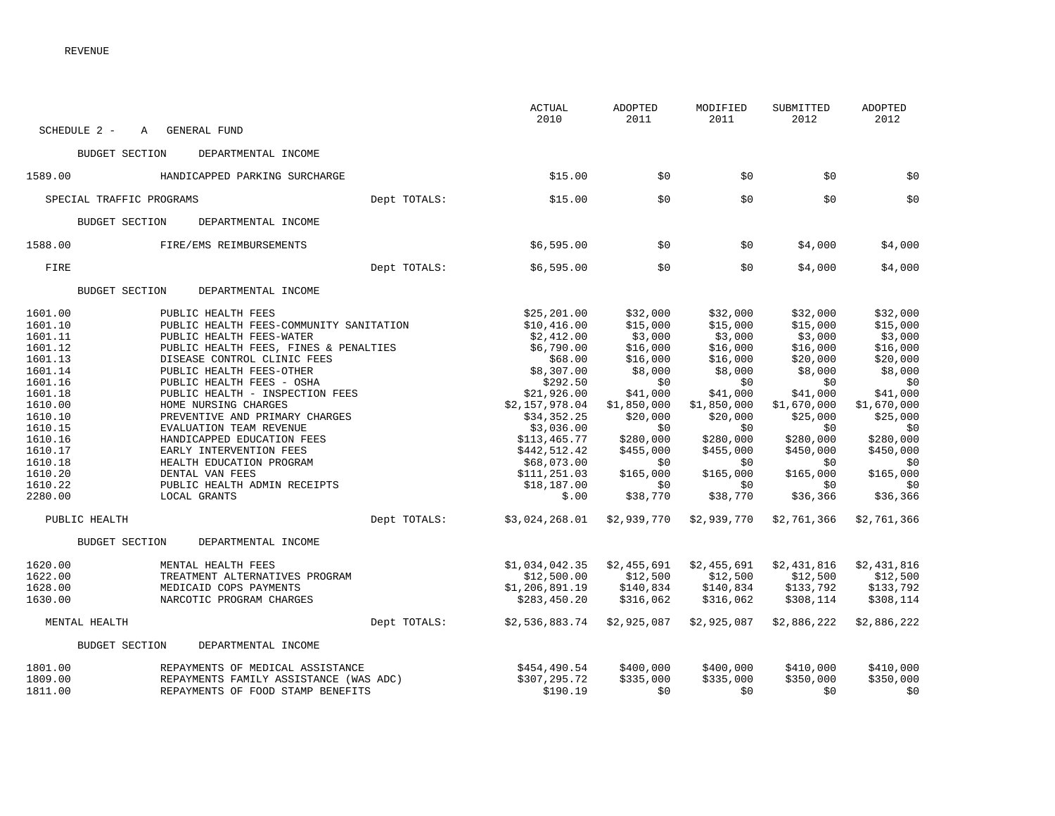REVENUE

SCHEDULE 2 - A GENERAL FUND

| | | ACTUAL 2010 | ADOPTED 2011 | MODIFIED 2011 | SUBMITTED 2012 | ADOPTED 2012 |
|---|---|---|---|---|---|---|
| BUDGET SECTION | DEPARTMENTAL INCOME | | | | | |
| 1589.00 | HANDICAPPED PARKING SURCHARGE | $15.00 | $0 | $0 | $0 | $0 |
| SPECIAL TRAFFIC PROGRAMS | Dept TOTALS: | $15.00 | $0 | $0 | $0 | $0 |
| BUDGET SECTION | DEPARTMENTAL INCOME | | | | | |
| 1588.00 | FIRE/EMS REIMBURSEMENTS | $6,595.00 | $0 | $0 | $4,000 | $4,000 |
| FIRE | Dept TOTALS: | $6,595.00 | $0 | $0 | $4,000 | $4,000 |
| BUDGET SECTION | DEPARTMENTAL INCOME | | | | | |
| 1601.00 | PUBLIC HEALTH FEES | $25,201.00 | $32,000 | $32,000 | $32,000 | $32,000 |
| 1601.10 | PUBLIC HEALTH FEES-COMMUNITY SANITATION | $10,416.00 | $15,000 | $15,000 | $15,000 | $15,000 |
| 1601.11 | PUBLIC HEALTH FEES-WATER | $2,412.00 | $3,000 | $3,000 | $3,000 | $3,000 |
| 1601.12 | PUBLIC HEALTH FEES, FINES & PENALTIES | $6,790.00 | $16,000 | $16,000 | $16,000 | $16,000 |
| 1601.13 | DISEASE CONTROL CLINIC FEES | $68.00 | $16,000 | $16,000 | $20,000 | $20,000 |
| 1601.14 | PUBLIC HEALTH FEES-OTHER | $8,307.00 | $8,000 | $8,000 | $8,000 | $8,000 |
| 1601.16 | PUBLIC HEALTH FEES - OSHA | $292.50 | $0 | $0 | $0 | $0 |
| 1601.18 | PUBLIC HEALTH - INSPECTION FEES | $21,926.00 | $41,000 | $41,000 | $41,000 | $41,000 |
| 1610.00 | HOME NURSING CHARGES | $2,157,978.04 | $1,850,000 | $1,850,000 | $1,670,000 | $1,670,000 |
| 1610.10 | PREVENTIVE AND PRIMARY CHARGES | $34,352.25 | $20,000 | $20,000 | $25,000 | $25,000 |
| 1610.15 | EVALUATION TEAM REVENUE | $3,036.00 | $0 | $0 | $0 | $0 |
| 1610.16 | HANDICAPPED EDUCATION FEES | $113,465.77 | $280,000 | $280,000 | $280,000 | $280,000 |
| 1610.17 | EARLY INTERVENTION FEES | $442,512.42 | $455,000 | $455,000 | $450,000 | $450,000 |
| 1610.18 | HEALTH EDUCATION PROGRAM | $68,073.00 | $0 | $0 | $0 | $0 |
| 1610.20 | DENTAL VAN FEES | $111,251.03 | $165,000 | $165,000 | $165,000 | $165,000 |
| 1610.22 | PUBLIC HEALTH ADMIN RECEIPTS | $18,187.00 | $0 | $0 | $0 | $0 |
| 2280.00 | LOCAL GRANTS | $.00 | $38,770 | $38,770 | $36,366 | $36,366 |
| PUBLIC HEALTH | Dept TOTALS: | $3,024,268.01 | $2,939,770 | $2,939,770 | $2,761,366 | $2,761,366 |
| BUDGET SECTION | DEPARTMENTAL INCOME | | | | | |
| 1620.00 | MENTAL HEALTH FEES | $1,034,042.35 | $2,455,691 | $2,455,691 | $2,431,816 | $2,431,816 |
| 1622.00 | TREATMENT ALTERNATIVES PROGRAM | $12,500.00 | $12,500 | $12,500 | $12,500 | $12,500 |
| 1628.00 | MEDICAID COPS PAYMENTS | $1,206,891.19 | $140,834 | $140,834 | $133,792 | $133,792 |
| 1630.00 | NARCOTIC PROGRAM CHARGES | $283,450.20 | $316,062 | $316,062 | $308,114 | $308,114 |
| MENTAL HEALTH | Dept TOTALS: | $2,536,883.74 | $2,925,087 | $2,925,087 | $2,886,222 | $2,886,222 |
| BUDGET SECTION | DEPARTMENTAL INCOME | | | | | |
| 1801.00 | REPAYMENTS OF MEDICAL ASSISTANCE | $454,490.54 | $400,000 | $400,000 | $410,000 | $410,000 |
| 1809.00 | REPAYMENTS FAMILY ASSISTANCE (WAS ADC) | $307,295.72 | $335,000 | $335,000 | $350,000 | $350,000 |
| 1811.00 | REPAYMENTS OF FOOD STAMP BENEFITS | $190.19 | $0 | $0 | $0 | $0 |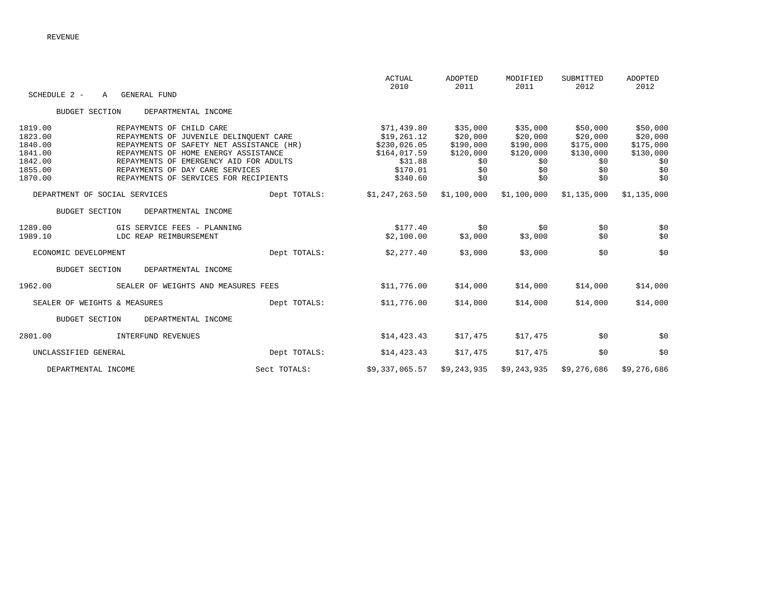REVENUE

SCHEDULE 2 - A GENERAL FUND

| | | | ACTUAL 2010 | ADOPTED 2011 | MODIFIED 2011 | SUBMITTED 2012 | ADOPTED 2012 |
|---|---|---|---|---|---|---|---|
| BUDGET SECTION | DEPARTMENTAL INCOME | | | | | | |
| 1819.00 | REPAYMENTS OF CHILD CARE | | $71,439.80 | $35,000 | $35,000 | $50,000 | $50,000 |
| 1823.00 | REPAYMENTS OF JUVENILE DELINQUENT CARE | | $19,261.12 | $20,000 | $20,000 | $20,000 | $20,000 |
| 1840.00 | REPAYMENTS OF SAFETY NET ASSISTANCE (HR) | | $230,026.05 | $190,000 | $190,000 | $175,000 | $175,000 |
| 1841.00 | REPAYMENTS OF HOME ENERGY ASSISTANCE | | $164,017.59 | $120,000 | $120,000 | $130,000 | $130,000 |
| 1842.00 | REPAYMENTS OF EMERGENCY AID FOR ADULTS | | $31.88 | $0 | $0 | $0 | $0 |
| 1855.00 | REPAYMENTS OF DAY CARE SERVICES | | $170.01 | $0 | $0 | $0 | $0 |
| 1870.00 | REPAYMENTS OF SERVICES FOR RECIPIENTS | | $340.60 | $0 | $0 | $0 | $0 |
| DEPARTMENT OF SOCIAL SERVICES | | Dept TOTALS: | $1,247,263.50 | $1,100,000 | $1,100,000 | $1,135,000 | $1,135,000 |
| BUDGET SECTION | DEPARTMENTAL INCOME | | | | | | |
| 1289.00 | GIS SERVICE FEES - PLANNING | | $177.40 | $0 | $0 | $0 | $0 |
| 1989.10 | LDC REAP REIMBURSEMENT | | $2,100.00 | $3,000 | $3,000 | $0 | $0 |
| ECONOMIC DEVELOPMENT | | Dept TOTALS: | $2,277.40 | $3,000 | $3,000 | $0 | $0 |
| BUDGET SECTION | DEPARTMENTAL INCOME | | | | | | |
| 1962.00 | SEALER OF WEIGHTS AND MEASURES FEES | | $11,776.00 | $14,000 | $14,000 | $14,000 | $14,000 |
| SEALER OF WEIGHTS & MEASURES | | Dept TOTALS: | $11,776.00 | $14,000 | $14,000 | $14,000 | $14,000 |
| BUDGET SECTION | DEPARTMENTAL INCOME | | | | | | |
| 2801.00 | INTERFUND REVENUES | | $14,423.43 | $17,475 | $17,475 | $0 | $0 |
| UNCLASSIFIED GENERAL | | Dept TOTALS: | $14,423.43 | $17,475 | $17,475 | $0 | $0 |
| DEPARTMENTAL INCOME | | Sect TOTALS: | $9,337,065.57 | $9,243,935 | $9,243,935 | $9,276,686 | $9,276,686 |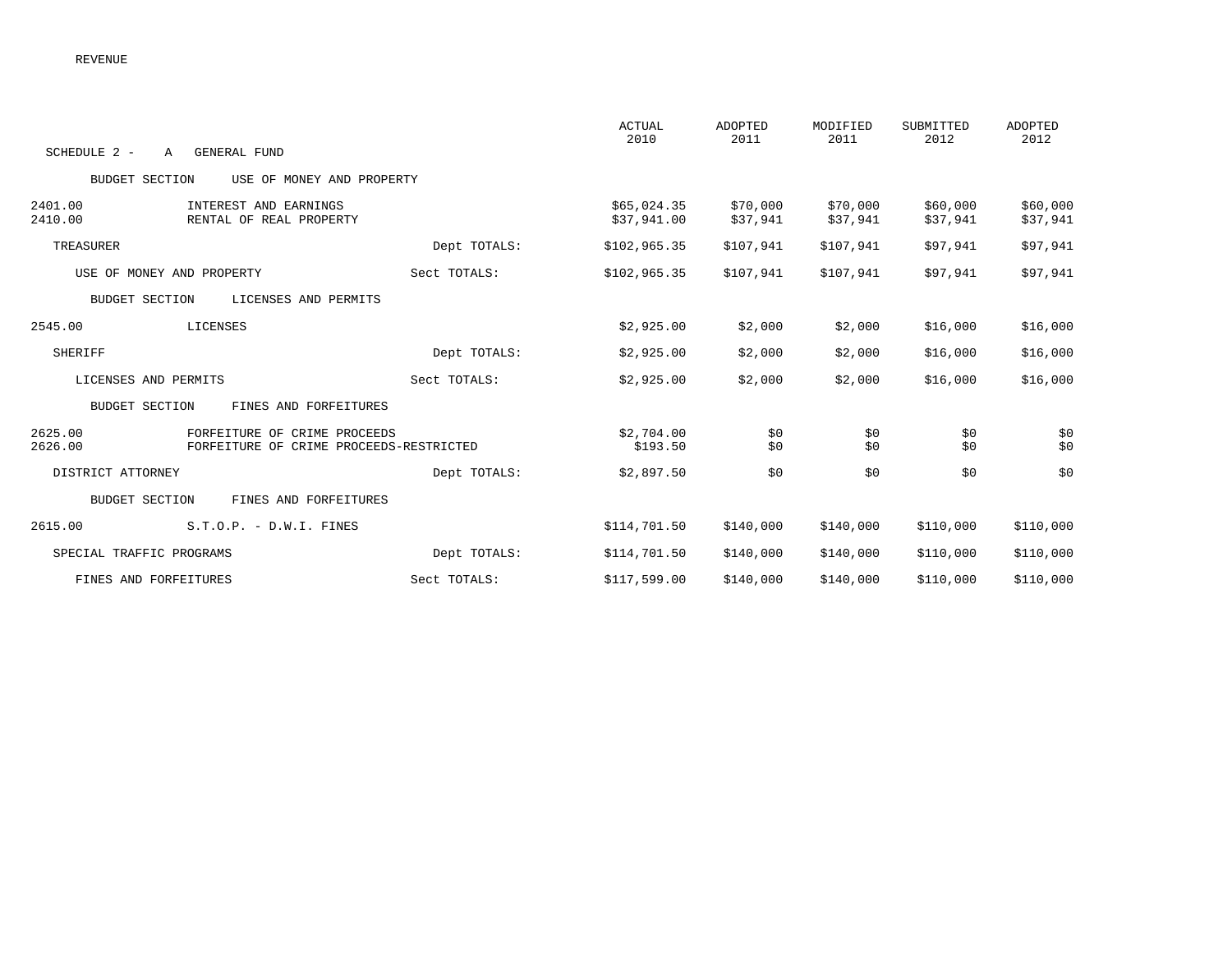REVENUE

SCHEDULE 2 - A GENERAL FUND

| | | | ACTUAL 2010 | ADOPTED 2011 | MODIFIED 2011 | SUBMITTED 2012 | ADOPTED 2012 |
|---|---|---|---|---|---|---|---|
| BUDGET SECTION | USE OF MONEY AND PROPERTY | | | | | | |
| 2401.00 | INTEREST AND EARNINGS | | $65,024.35 | $70,000 | $70,000 | $60,000 | $60,000 |
| 2410.00 | RENTAL OF REAL PROPERTY | | $37,941.00 | $37,941 | $37,941 | $37,941 | $37,941 |
| TREASURER | | Dept TOTALS: | $102,965.35 | $107,941 | $107,941 | $97,941 | $97,941 |
| USE OF MONEY AND PROPERTY | | Sect TOTALS: | $102,965.35 | $107,941 | $107,941 | $97,941 | $97,941 |
| BUDGET SECTION | LICENSES AND PERMITS | | | | | | |
| 2545.00 | LICENSES | | $2,925.00 | $2,000 | $2,000 | $16,000 | $16,000 |
| SHERIFF | | Dept TOTALS: | $2,925.00 | $2,000 | $2,000 | $16,000 | $16,000 |
| LICENSES AND PERMITS | | Sect TOTALS: | $2,925.00 | $2,000 | $2,000 | $16,000 | $16,000 |
| BUDGET SECTION | FINES AND FORFEITURES | | | | | | |
| 2625.00 | FORFEITURE OF CRIME PROCEEDS | | $2,704.00 | $0 | $0 | $0 | $0 |
| 2626.00 | FORFEITURE OF CRIME PROCEEDS-RESTRICTED | | $193.50 | $0 | $0 | $0 | $0 |
| DISTRICT ATTORNEY | | Dept TOTALS: | $2,897.50 | $0 | $0 | $0 | $0 |
| BUDGET SECTION | FINES AND FORFEITURES | | | | | | |
| 2615.00 | S.T.O.P. - D.W.I. FINES | | $114,701.50 | $140,000 | $140,000 | $110,000 | $110,000 |
| SPECIAL TRAFFIC PROGRAMS | | Dept TOTALS: | $114,701.50 | $140,000 | $140,000 | $110,000 | $110,000 |
| FINES AND FORFEITURES | | Sect TOTALS: | $117,599.00 | $140,000 | $140,000 | $110,000 | $110,000 |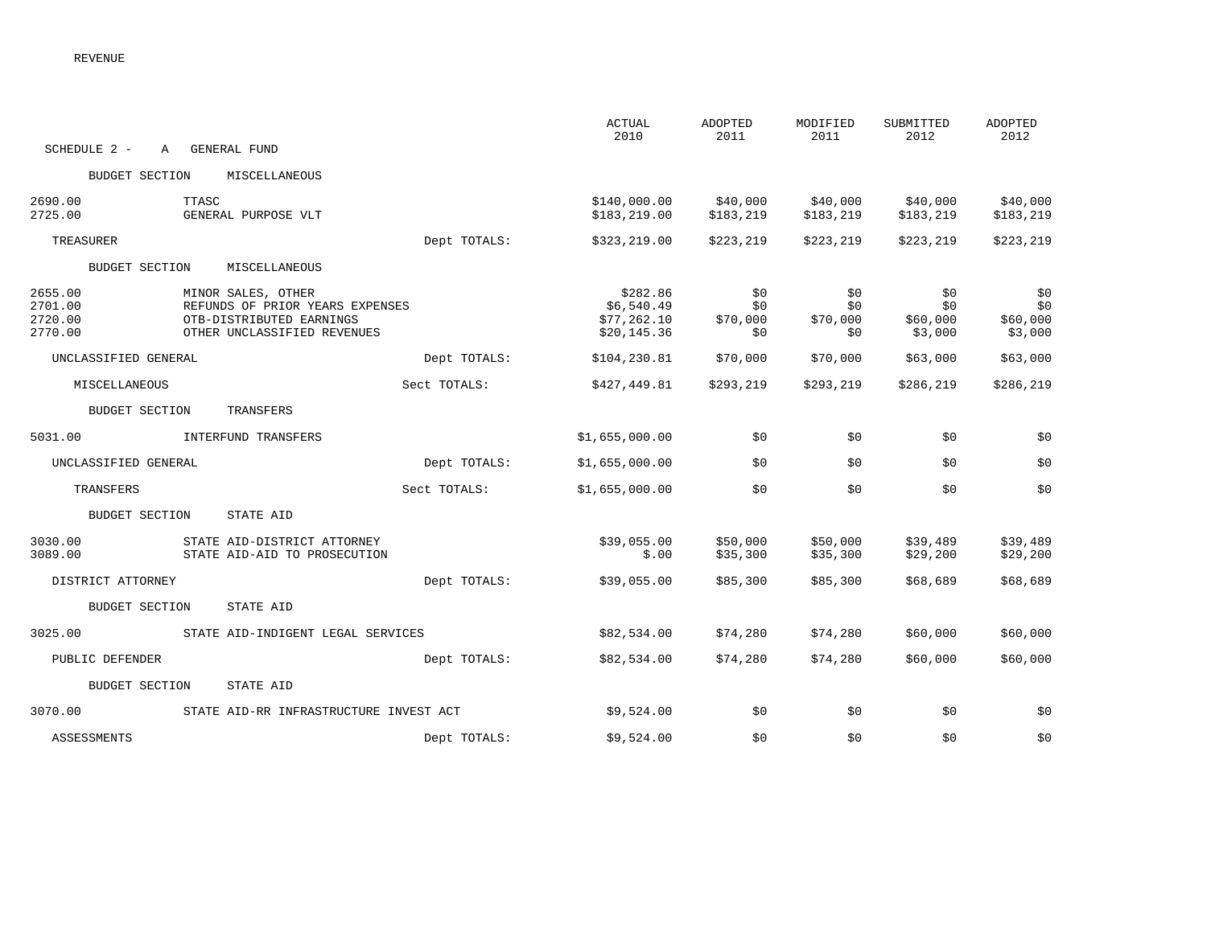REVENUE

SCHEDULE 2 - A GENERAL FUND

| | | | ACTUAL 2010 | ADOPTED 2011 | MODIFIED 2011 | SUBMITTED 2012 | ADOPTED 2012 |
|---|---|---|---|---|---|---|---|
| BUDGET SECTION | MISCELLANEOUS | | | | | | |
| 2690.00 | TTASC | | $140,000.00 | $40,000 | $40,000 | $40,000 | $40,000 |
| 2725.00 | GENERAL PURPOSE VLT | | $183,219.00 | $183,219 | $183,219 | $183,219 | $183,219 |
| TREASURER | | Dept TOTALS: | $323,219.00 | $223,219 | $223,219 | $223,219 | $223,219 |
| BUDGET SECTION | MISCELLANEOUS | | | | | | |
| 2655.00 | MINOR SALES, OTHER | | $282.86 | $0 | $0 | $0 | $0 |
| 2701.00 | REFUNDS OF PRIOR YEARS EXPENSES | | $6,540.49 | $0 | $0 | $0 | $0 |
| 2720.00 | OTB-DISTRIBUTED EARNINGS | | $77,262.10 | $70,000 | $70,000 | $60,000 | $60,000 |
| 2770.00 | OTHER UNCLASSIFIED REVENUES | | $20,145.36 | $0 | $0 | $3,000 | $3,000 |
| UNCLASSIFIED GENERAL | | Dept TOTALS: | $104,230.81 | $70,000 | $70,000 | $63,000 | $63,000 |
| MISCELLANEOUS | | Sect TOTALS: | $427,449.81 | $293,219 | $293,219 | $286,219 | $286,219 |
| BUDGET SECTION | TRANSFERS | | | | | | |
| 5031.00 | INTERFUND TRANSFERS | | $1,655,000.00 | $0 | $0 | $0 | $0 |
| UNCLASSIFIED GENERAL | | Dept TOTALS: | $1,655,000.00 | $0 | $0 | $0 | $0 |
| TRANSFERS | | Sect TOTALS: | $1,655,000.00 | $0 | $0 | $0 | $0 |
| BUDGET SECTION | STATE AID | | | | | | |
| 3030.00 | STATE AID-DISTRICT ATTORNEY | | $39,055.00 | $50,000 | $50,000 | $39,489 | $39,489 |
| 3089.00 | STATE AID-AID TO PROSECUTION | | $.00 | $35,300 | $35,300 | $29,200 | $29,200 |
| DISTRICT ATTORNEY | | Dept TOTALS: | $39,055.00 | $85,300 | $85,300 | $68,689 | $68,689 |
| BUDGET SECTION | STATE AID | | | | | | |
| 3025.00 | STATE AID-INDIGENT LEGAL SERVICES | | $82,534.00 | $74,280 | $74,280 | $60,000 | $60,000 |
| PUBLIC DEFENDER | | Dept TOTALS: | $82,534.00 | $74,280 | $74,280 | $60,000 | $60,000 |
| BUDGET SECTION | STATE AID | | | | | | |
| 3070.00 | STATE AID-RR INFRASTRUCTURE INVEST ACT | | $9,524.00 | $0 | $0 | $0 | $0 |
| ASSESSMENTS | | Dept TOTALS: | $9,524.00 | $0 | $0 | $0 | $0 |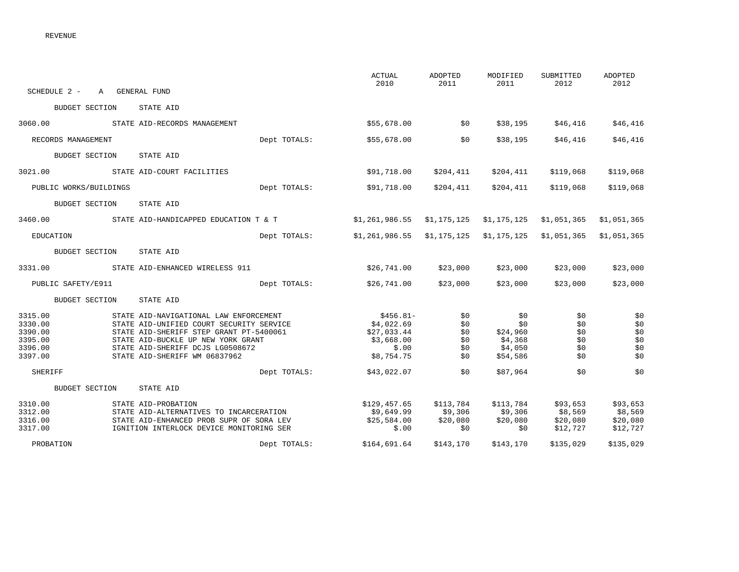REVENUE

SCHEDULE 2 - A GENERAL FUND

| | | | ACTUAL 2010 | ADOPTED 2011 | MODIFIED 2011 | SUBMITTED 2012 | ADOPTED 2012 |
|---|---|---|---|---|---|---|---|
| BUDGET SECTION | STATE AID | | | | | | |
| 3060.00 | STATE AID-RECORDS MANAGEMENT | | $55,678.00 | $0 | $38,195 | $46,416 | $46,416 |
| RECORDS MANAGEMENT | | Dept TOTALS: | $55,678.00 | $0 | $38,195 | $46,416 | $46,416 |
| BUDGET SECTION | STATE AID | | | | | | |
| 3021.00 | STATE AID-COURT FACILITIES | | $91,718.00 | $204,411 | $204,411 | $119,068 | $119,068 |
| PUBLIC WORKS/BUILDINGS | | Dept TOTALS: | $91,718.00 | $204,411 | $204,411 | $119,068 | $119,068 |
| BUDGET SECTION | STATE AID | | | | | | |
| 3460.00 | STATE AID-HANDICAPPED EDUCATION T & T | | $1,261,986.55 | $1,175,125 | $1,175,125 | $1,051,365 | $1,051,365 |
| EDUCATION | | Dept TOTALS: | $1,261,986.55 | $1,175,125 | $1,175,125 | $1,051,365 | $1,051,365 |
| BUDGET SECTION | STATE AID | | | | | | |
| 3331.00 | STATE AID-ENHANCED WIRELESS 911 | | $26,741.00 | $23,000 | $23,000 | $23,000 | $23,000 |
| PUBLIC SAFETY/E911 | | Dept TOTALS: | $26,741.00 | $23,000 | $23,000 | $23,000 | $23,000 |
| BUDGET SECTION | STATE AID | | | | | | |
| 3315.00 | STATE AID-NAVIGATIONAL LAW ENFORCEMENT | | $456.81- | $0 | $0 | $0 | $0 |
| 3330.00 | STATE AID-UNIFIED COURT SECURITY SERVICE | | $4,022.69 | $0 | $0 | $0 | $0 |
| 3390.00 | STATE AID-SHERIFF STEP GRANT PT-5400061 | | $27,033.44 | $0 | $24,960 | $0 | $0 |
| 3395.00 | STATE AID-BUCKLE UP NEW YORK GRANT | | $3,668.00 | $0 | $4,368 | $0 | $0 |
| 3396.00 | STATE AID-SHERIFF DCJS LG0508672 | | $.00 | $0 | $4,050 | $0 | $0 |
| 3397.00 | STATE AID-SHERIFF WM 06837962 | | $8,754.75 | $0 | $54,586 | $0 | $0 |
| SHERIFF | | Dept TOTALS: | $43,022.07 | $0 | $87,964 | $0 | $0 |
| BUDGET SECTION | STATE AID | | | | | | |
| 3310.00 | STATE AID-PROBATION | | $129,457.65 | $113,784 | $113,784 | $93,653 | $93,653 |
| 3312.00 | STATE AID-ALTERNATIVES TO INCARCERATION | | $9,649.99 | $9,306 | $9,306 | $8,569 | $8,569 |
| 3316.00 | STATE AID-ENHANCED PROB SUPR OF SORA LEV | | $25,584.00 | $20,080 | $20,080 | $20,080 | $20,080 |
| 3317.00 | IGNITION INTERLOCK DEVICE MONITORING SER | | $.00 | $0 | $0 | $12,727 | $12,727 |
| PROBATION | | Dept TOTALS: | $164,691.64 | $143,170 | $143,170 | $135,029 | $135,029 |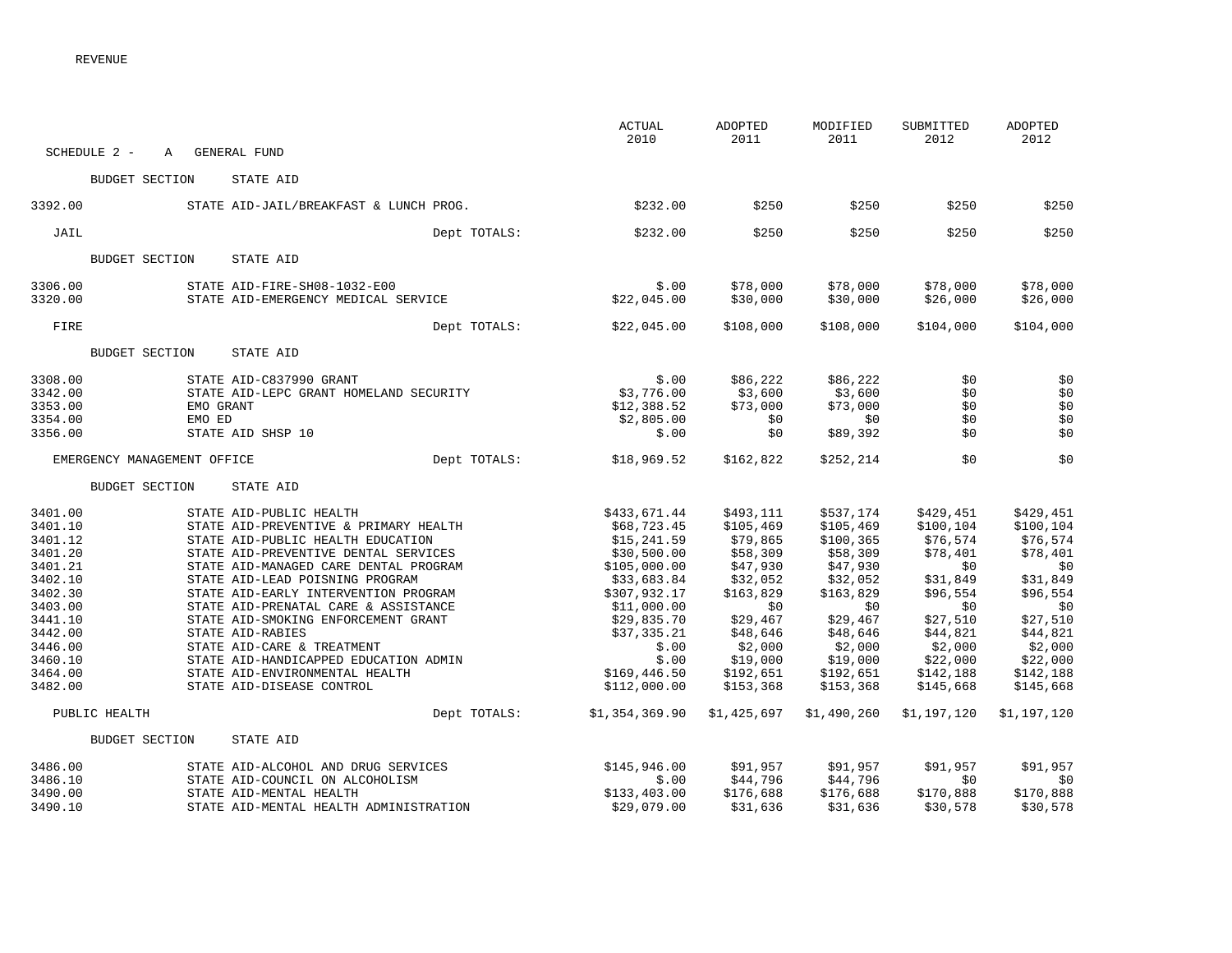REVENUE

| SCHEDULE 2 - A GENERAL FUND | | ACTUAL 2010 | ADOPTED 2011 | MODIFIED 2011 | SUBMITTED 2012 | ADOPTED 2012 |
|---|---|---|---|---|---|---|
| BUDGET SECTION | STATE AID | | | | | |
| 3392.00 | STATE AID-JAIL/BREAKFAST & LUNCH PROG. | $232.00 | $250 | $250 | $250 | $250 |
| JAIL | Dept TOTALS: | $232.00 | $250 | $250 | $250 | $250 |
| BUDGET SECTION | STATE AID | | | | | |
| 3306.00 | STATE AID-FIRE-SH08-1032-E00 | $.00 | $78,000 | $78,000 | $78,000 | $78,000 |
| 3320.00 | STATE AID-EMERGENCY MEDICAL SERVICE | $22,045.00 | $30,000 | $30,000 | $26,000 | $26,000 |
| FIRE | Dept TOTALS: | $22,045.00 | $108,000 | $108,000 | $104,000 | $104,000 |
| BUDGET SECTION | STATE AID | | | | | |
| 3308.00 | STATE AID-C837990 GRANT | $.00 | $86,222 | $86,222 | $0 | $0 |
| 3342.00 | STATE AID-LEPC GRANT HOMELAND SECURITY | $3,776.00 | $3,600 | $3,600 | $0 | $0 |
| 3353.00 | EMO GRANT | $12,388.52 | $73,000 | $73,000 | $0 | $0 |
| 3354.00 | EMO ED | $2,805.00 | $0 | $0 | $0 | $0 |
| 3356.00 | STATE AID SHSP 10 | $.00 | $0 | $89,392 | $0 | $0 |
| EMERGENCY MANAGEMENT OFFICE | Dept TOTALS: | $18,969.52 | $162,822 | $252,214 | $0 | $0 |
| BUDGET SECTION | STATE AID | | | | | |
| 3401.00 | STATE AID-PUBLIC HEALTH | $433,671.44 | $493,111 | $537,174 | $429,451 | $429,451 |
| 3401.10 | STATE AID-PREVENTIVE & PRIMARY HEALTH | $68,723.45 | $105,469 | $105,469 | $100,104 | $100,104 |
| 3401.12 | STATE AID-PUBLIC HEALTH EDUCATION | $15,241.59 | $79,865 | $100,365 | $76,574 | $76,574 |
| 3401.20 | STATE AID-PREVENTIVE DENTAL SERVICES | $30,500.00 | $58,309 | $58,309 | $78,401 | $78,401 |
| 3401.21 | STATE AID-MANAGED CARE DENTAL PROGRAM | $105,000.00 | $47,930 | $47,930 | $0 | $0 |
| 3402.10 | STATE AID-LEAD POISNING PROGRAM | $33,683.84 | $32,052 | $32,052 | $31,849 | $31,849 |
| 3402.30 | STATE AID-EARLY INTERVENTION PROGRAM | $307,932.17 | $163,829 | $163,829 | $96,554 | $96,554 |
| 3403.00 | STATE AID-PRENATAL CARE & ASSISTANCE | $11,000.00 | $0 | $0 | $0 | $0 |
| 3441.10 | STATE AID-SMOKING ENFORCEMENT GRANT | $29,835.70 | $29,467 | $29,467 | $27,510 | $27,510 |
| 3442.00 | STATE AID-RABIES | $37,335.21 | $48,646 | $48,646 | $44,821 | $44,821 |
| 3446.00 | STATE AID-CARE & TREATMENT | $.00 | $2,000 | $2,000 | $2,000 | $2,000 |
| 3460.10 | STATE AID-HANDICAPPED EDUCATION ADMIN | $.00 | $19,000 | $19,000 | $22,000 | $22,000 |
| 3464.00 | STATE AID-ENVIRONMENTAL HEALTH | $169,446.50 | $192,651 | $192,651 | $142,188 | $142,188 |
| 3482.00 | STATE AID-DISEASE CONTROL | $112,000.00 | $153,368 | $153,368 | $145,668 | $145,668 |
| PUBLIC HEALTH | Dept TOTALS: | $1,354,369.90 | $1,425,697 | $1,490,260 | $1,197,120 | $1,197,120 |
| BUDGET SECTION | STATE AID | | | | | |
| 3486.00 | STATE AID-ALCOHOL AND DRUG SERVICES | $145,946.00 | $91,957 | $91,957 | $91,957 | $91,957 |
| 3486.10 | STATE AID-COUNCIL ON ALCOHOLISM | $.00 | $44,796 | $44,796 | $0 | $0 |
| 3490.00 | STATE AID-MENTAL HEALTH | $133,403.00 | $176,688 | $176,688 | $170,888 | $170,888 |
| 3490.10 | STATE AID-MENTAL HEALTH ADMINISTRATION | $29,079.00 | $31,636 | $31,636 | $30,578 | $30,578 |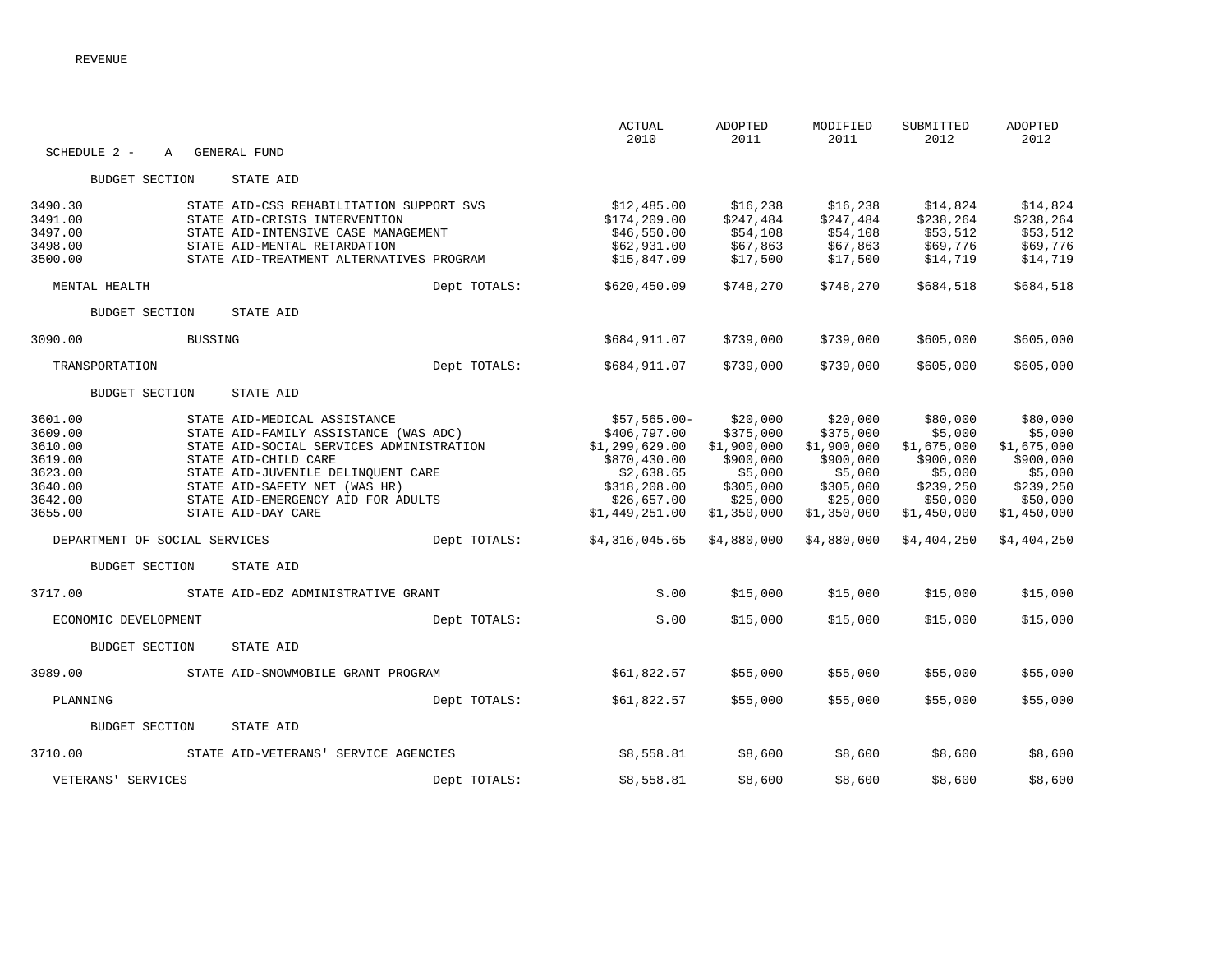REVENUE

SCHEDULE 2 - A GENERAL FUND

| | | | ACTUAL 2010 | ADOPTED 2011 | MODIFIED 2011 | SUBMITTED 2012 | ADOPTED 2012 |
|---|---|---|---|---|---|---|---|
| BUDGET SECTION | STATE AID | | | | | | |
| 3490.30 | STATE AID-CSS REHABILITATION SUPPORT SVS | | $12,485.00 | $16,238 | $16,238 | $14,824 | $14,824 |
| 3491.00 | STATE AID-CRISIS INTERVENTION | | $174,209.00 | $247,484 | $247,484 | $238,264 | $238,264 |
| 3497.00 | STATE AID-INTENSIVE CASE MANAGEMENT | | $46,550.00 | $54,108 | $54,108 | $53,512 | $53,512 |
| 3498.00 | STATE AID-MENTAL RETARDATION | | $62,931.00 | $67,863 | $67,863 | $69,776 | $69,776 |
| 3500.00 | STATE AID-TREATMENT ALTERNATIVES PROGRAM | | $15,847.09 | $17,500 | $17,500 | $14,719 | $14,719 |
| MENTAL HEALTH | | Dept TOTALS: | $620,450.09 | $748,270 | $748,270 | $684,518 | $684,518 |
| BUDGET SECTION | STATE AID | | | | | | |
| 3090.00 | BUSSING | | $684,911.07 | $739,000 | $739,000 | $605,000 | $605,000 |
| TRANSPORTATION | | Dept TOTALS: | $684,911.07 | $739,000 | $739,000 | $605,000 | $605,000 |
| BUDGET SECTION | STATE AID | | | | | | |
| 3601.00 | STATE AID-MEDICAL ASSISTANCE | | $57,565.00- | $20,000 | $20,000 | $80,000 | $80,000 |
| 3609.00 | STATE AID-FAMILY ASSISTANCE (WAS ADC) | | $406,797.00 | $375,000 | $375,000 | $5,000 | $5,000 |
| 3610.00 | STATE AID-SOCIAL SERVICES ADMINISTRATION | | $1,299,629.00 | $1,900,000 | $1,900,000 | $1,675,000 | $1,675,000 |
| 3619.00 | STATE AID-CHILD CARE | | $870,430.00 | $900,000 | $900,000 | $900,000 | $900,000 |
| 3623.00 | STATE AID-JUVENILE DELINQUENT CARE | | $2,638.65 | $5,000 | $5,000 | $5,000 | $5,000 |
| 3640.00 | STATE AID-SAFETY NET (WAS HR) | | $318,208.00 | $305,000 | $305,000 | $239,250 | $239,250 |
| 3642.00 | STATE AID-EMERGENCY AID FOR ADULTS | | $26,657.00 | $25,000 | $25,000 | $50,000 | $50,000 |
| 3655.00 | STATE AID-DAY CARE | | $1,449,251.00 | $1,350,000 | $1,350,000 | $1,450,000 | $1,450,000 |
| DEPARTMENT OF SOCIAL SERVICES | | Dept TOTALS: | $4,316,045.65 | $4,880,000 | $4,880,000 | $4,404,250 | $4,404,250 |
| BUDGET SECTION | STATE AID | | | | | | |
| 3717.00 | STATE AID-EDZ ADMINISTRATIVE GRANT | | $.00 | $15,000 | $15,000 | $15,000 | $15,000 |
| ECONOMIC DEVELOPMENT | | Dept TOTALS: | $.00 | $15,000 | $15,000 | $15,000 | $15,000 |
| BUDGET SECTION | STATE AID | | | | | | |
| 3989.00 | STATE AID-SNOWMOBILE GRANT PROGRAM | | $61,822.57 | $55,000 | $55,000 | $55,000 | $55,000 |
| PLANNING | | Dept TOTALS: | $61,822.57 | $55,000 | $55,000 | $55,000 | $55,000 |
| BUDGET SECTION | STATE AID | | | | | | |
| 3710.00 | STATE AID-VETERANS' SERVICE AGENCIES | | $8,558.81 | $8,600 | $8,600 | $8,600 | $8,600 |
| VETERANS' SERVICES | | Dept TOTALS: | $8,558.81 | $8,600 | $8,600 | $8,600 | $8,600 |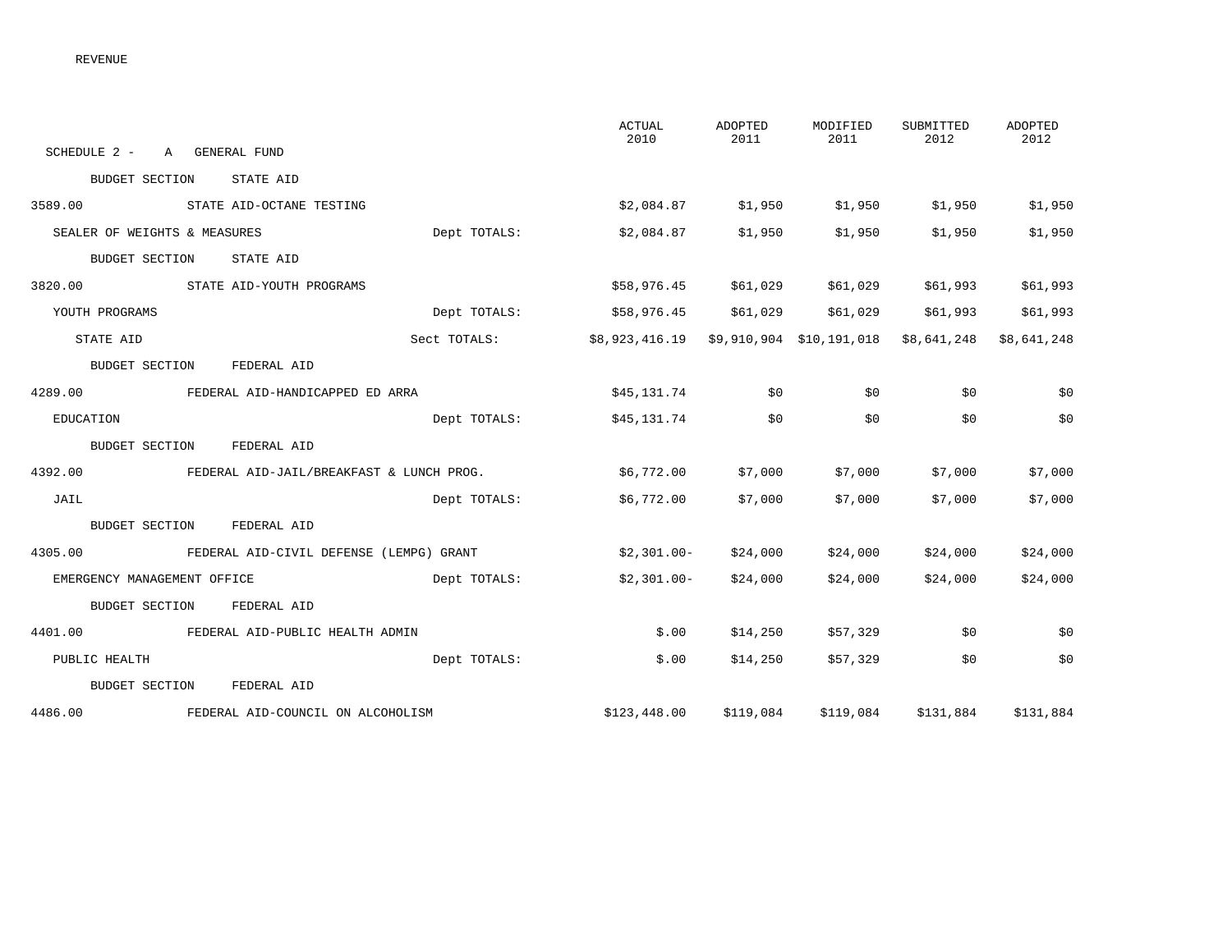REVENUE

SCHEDULE 2 - A GENERAL FUND

| | | | ACTUAL 2010 | ADOPTED 2011 | MODIFIED 2011 | SUBMITTED 2012 | ADOPTED 2012 |
|---|---|---|---|---|---|---|---|
| BUDGET SECTION | STATE AID | | | | | | |
| 3589.00 | STATE AID-OCTANE TESTING | | $2,084.87 | $1,950 | $1,950 | $1,950 | $1,950 |
| SEALER OF WEIGHTS & MEASURES | | Dept TOTALS: | $2,084.87 | $1,950 | $1,950 | $1,950 | $1,950 |
| BUDGET SECTION | STATE AID | | | | | | |
| 3820.00 | STATE AID-YOUTH PROGRAMS | | $58,976.45 | $61,029 | $61,029 | $61,993 | $61,993 |
| YOUTH PROGRAMS | | Dept TOTALS: | $58,976.45 | $61,029 | $61,029 | $61,993 | $61,993 |
| STATE AID | | Sect TOTALS: | $8,923,416.19 | $9,910,904 | $10,191,018 | $8,641,248 | $8,641,248 |
| BUDGET SECTION | FEDERAL AID | | | | | | |
| 4289.00 | FEDERAL AID-HANDICAPPED ED ARRA | | $45,131.74 | $0 | $0 | $0 | $0 |
| EDUCATION | | Dept TOTALS: | $45,131.74 | $0 | $0 | $0 | $0 |
| BUDGET SECTION | FEDERAL AID | | | | | | |
| 4392.00 | FEDERAL AID-JAIL/BREAKFAST & LUNCH PROG. | | $6,772.00 | $7,000 | $7,000 | $7,000 | $7,000 |
| JAIL | | Dept TOTALS: | $6,772.00 | $7,000 | $7,000 | $7,000 | $7,000 |
| BUDGET SECTION | FEDERAL AID | | | | | | |
| 4305.00 | FEDERAL AID-CIVIL DEFENSE (LEMPG) GRANT | | $2,301.00- | $24,000 | $24,000 | $24,000 | $24,000 |
| EMERGENCY MANAGEMENT OFFICE | | Dept TOTALS: | $2,301.00- | $24,000 | $24,000 | $24,000 | $24,000 |
| BUDGET SECTION | FEDERAL AID | | | | | | |
| 4401.00 | FEDERAL AID-PUBLIC HEALTH ADMIN | | $.00 | $14,250 | $57,329 | $0 | $0 |
| PUBLIC HEALTH | | Dept TOTALS: | $.00 | $14,250 | $57,329 | $0 | $0 |
| BUDGET SECTION | FEDERAL AID | | | | | | |
| 4486.00 | FEDERAL AID-COUNCIL ON ALCOHOLISM | | $123,448.00 | $119,084 | $119,084 | $131,884 | $131,884 |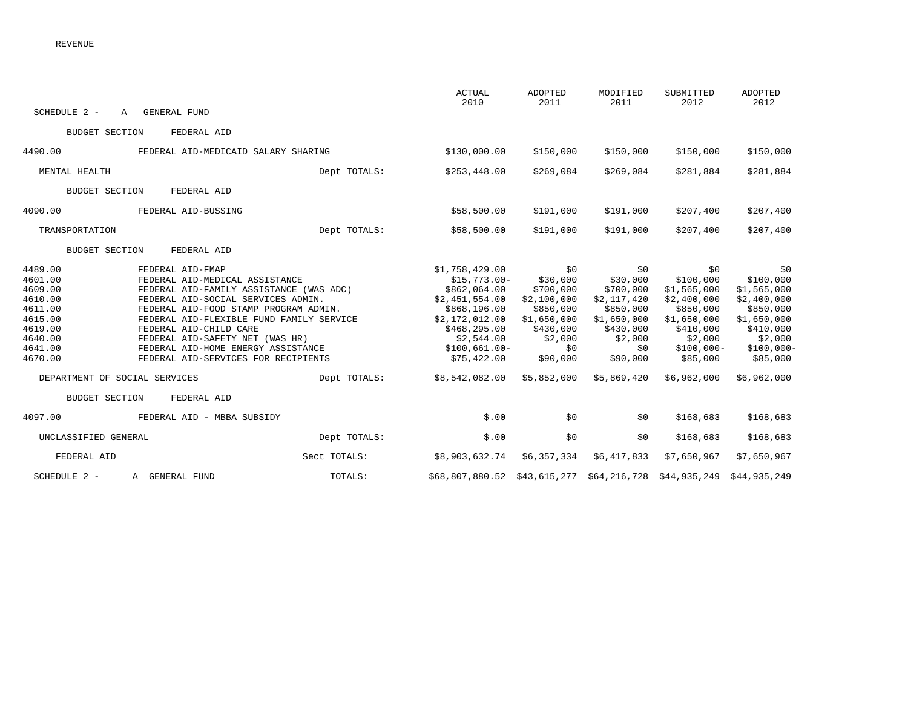REVENUE

| | | | ACTUAL 2010 | ADOPTED 2011 | MODIFIED 2011 | SUBMITTED 2012 | ADOPTED 2012 |
|---|---|---|---|---|---|---|---|
| SCHEDULE 2 - A GENERAL FUND | | | | | | | |
| BUDGET SECTION FEDERAL AID | | | | | | | |
| 4490.00 | FEDERAL AID-MEDICAID SALARY SHARING | | $130,000.00 | $150,000 | $150,000 | $150,000 | $150,000 |
| MENTAL HEALTH | | Dept TOTALS: | $253,448.00 | $269,084 | $269,084 | $281,884 | $281,884 |
| BUDGET SECTION FEDERAL AID | | | | | | | |
| 4090.00 | FEDERAL AID-BUSSING | | $58,500.00 | $191,000 | $191,000 | $207,400 | $207,400 |
| TRANSPORTATION | | Dept TOTALS: | $58,500.00 | $191,000 | $191,000 | $207,400 | $207,400 |
| BUDGET SECTION FEDERAL AID | | | | | | | |
| 4489.00 | FEDERAL AID-FMAP | | $1,758,429.00 | $0 | $0 | $0 | $0 |
| 4601.00 | FEDERAL AID-MEDICAL ASSISTANCE | | $15,773.00- | $30,000 | $30,000 | $100,000 | $100,000 |
| 4609.00 | FEDERAL AID-FAMILY ASSISTANCE (WAS ADC) | | $862,064.00 | $700,000 | $700,000 | $1,565,000 | $1,565,000 |
| 4610.00 | FEDERAL AID-SOCIAL SERVICES ADMIN. | | $2,451,554.00 | $2,100,000 | $2,117,420 | $2,400,000 | $2,400,000 |
| 4611.00 | FEDERAL AID-FOOD STAMP PROGRAM ADMIN. | | $868,196.00 | $850,000 | $850,000 | $850,000 | $850,000 |
| 4615.00 | FEDERAL AID-FLEXIBLE FUND FAMILY SERVICE | | $2,172,012.00 | $1,650,000 | $1,650,000 | $1,650,000 | $1,650,000 |
| 4619.00 | FEDERAL AID-CHILD CARE | | $468,295.00 | $430,000 | $430,000 | $410,000 | $410,000 |
| 4640.00 | FEDERAL AID-SAFETY NET (WAS HR) | | $2,544.00 | $2,000 | $2,000 | $2,000 | $2,000 |
| 4641.00 | FEDERAL AID-HOME ENERGY ASSISTANCE | | $100,661.00- | $0 | $0 | $100,000- | $100,000- |
| 4670.00 | FEDERAL AID-SERVICES FOR RECIPIENTS | | $75,422.00 | $90,000 | $90,000 | $85,000 | $85,000 |
| DEPARTMENT OF SOCIAL SERVICES | | Dept TOTALS: | $8,542,082.00 | $5,852,000 | $5,869,420 | $6,962,000 | $6,962,000 |
| BUDGET SECTION FEDERAL AID | | | | | | | |
| 4097.00 | FEDERAL AID - MBBA SUBSIDY | | $.00 | $0 | $0 | $168,683 | $168,683 |
| UNCLASSIFIED GENERAL | | Dept TOTALS: | $.00 | $0 | $0 | $168,683 | $168,683 |
| FEDERAL AID | | Sect TOTALS: | $8,903,632.74 | $6,357,334 | $6,417,833 | $7,650,967 | $7,650,967 |
| SCHEDULE 2 - A GENERAL FUND | | TOTALS: | $68,807,880.52 | $43,615,277 | $64,216,728 | $44,935,249 | $44,935,249 |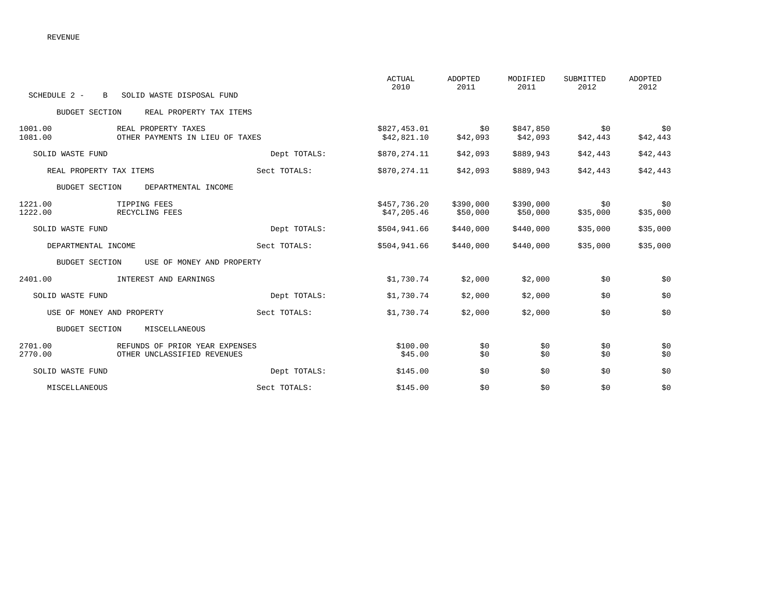REVENUE

| SCHEDULE 2 - B SOLID WASTE DISPOSAL FUND | | | ACTUAL 2010 | ADOPTED 2011 | MODIFIED 2011 | SUBMITTED 2012 | ADOPTED 2012 |
|---|---|---|---|---|---|---|---|
| BUDGET SECTION | REAL PROPERTY TAX ITEMS | | | | | | |
| 1001.00 | REAL PROPERTY TAXES | | $827,453.01 | $0 | $847,850 | $0 | $0 |
| 1081.00 | OTHER PAYMENTS IN LIEU OF TAXES | | $42,821.10 | $42,093 | $42,093 | $42,443 | $42,443 |
| SOLID WASTE FUND | | Dept TOTALS: | $870,274.11 | $42,093 | $889,943 | $42,443 | $42,443 |
| REAL PROPERTY TAX ITEMS | | Sect TOTALS: | $870,274.11 | $42,093 | $889,943 | $42,443 | $42,443 |
| BUDGET SECTION | DEPARTMENTAL INCOME | | | | | | |
| 1221.00 | TIPPING FEES | | $457,736.20 | $390,000 | $390,000 | $0 | $0 |
| 1222.00 | RECYCLING FEES | | $47,205.46 | $50,000 | $50,000 | $35,000 | $35,000 |
| SOLID WASTE FUND | | Dept TOTALS: | $504,941.66 | $440,000 | $440,000 | $35,000 | $35,000 |
| DEPARTMENTAL INCOME | | Sect TOTALS: | $504,941.66 | $440,000 | $440,000 | $35,000 | $35,000 |
| BUDGET SECTION | USE OF MONEY AND PROPERTY | | | | | | |
| 2401.00 | INTEREST AND EARNINGS | | $1,730.74 | $2,000 | $2,000 | $0 | $0 |
| SOLID WASTE FUND | | Dept TOTALS: | $1,730.74 | $2,000 | $2,000 | $0 | $0 |
| USE OF MONEY AND PROPERTY | | Sect TOTALS: | $1,730.74 | $2,000 | $2,000 | $0 | $0 |
| BUDGET SECTION | MISCELLANEOUS | | | | | | |
| 2701.00 | REFUNDS OF PRIOR YEAR EXPENSES | | $100.00 | $0 | $0 | $0 | $0 |
| 2770.00 | OTHER UNCLASSIFIED REVENUES | | $45.00 | $0 | $0 | $0 | $0 |
| SOLID WASTE FUND | | Dept TOTALS: | $145.00 | $0 | $0 | $0 | $0 |
| MISCELLANEOUS | | Sect TOTALS: | $145.00 | $0 | $0 | $0 | $0 |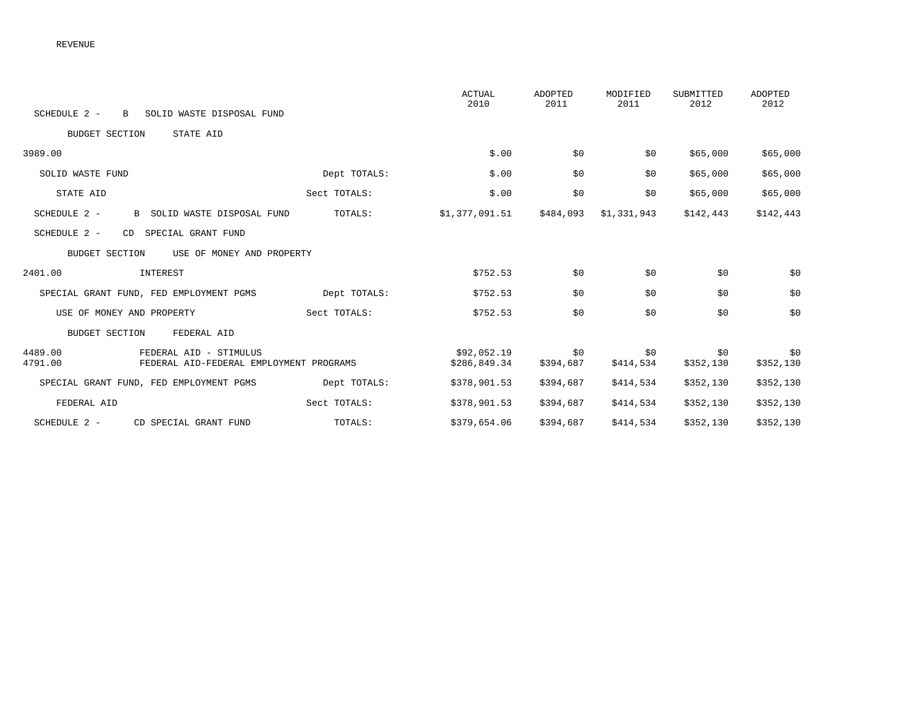REVENUE

| | | ACTUAL 2010 | ADOPTED 2011 | MODIFIED 2011 | SUBMITTED 2012 | ADOPTED 2012 |
|---|---|---|---|---|---|---|
| SCHEDULE 2 - B SOLID WASTE DISPOSAL FUND | | | | | | |
| BUDGET SECTION STATE AID | | | | | | |
| 3989.00 | | $.00 | $0 | $0 | $65,000 | $65,000 |
| SOLID WASTE FUND | Dept TOTALS: | $.00 | $0 | $0 | $65,000 | $65,000 |
| STATE AID | Sect TOTALS: | $.00 | $0 | $0 | $65,000 | $65,000 |
| SCHEDULE 2 - B SOLID WASTE DISPOSAL FUND | TOTALS: | $1,377,091.51 | $484,093 | $1,331,943 | $142,443 | $142,443 |
| SCHEDULE 2 - CD SPECIAL GRANT FUND | | | | | | |
| BUDGET SECTION USE OF MONEY AND PROPERTY | | | | | | |
| 2401.00 INTEREST | | $752.53 | $0 | $0 | $0 | $0 |
| SPECIAL GRANT FUND, FED EMPLOYMENT PGMS | Dept TOTALS: | $752.53 | $0 | $0 | $0 | $0 |
| USE OF MONEY AND PROPERTY | Sect TOTALS: | $752.53 | $0 | $0 | $0 | $0 |
| BUDGET SECTION FEDERAL AID | | | | | | |
| 4489.00 FEDERAL AID - STIMULUS | | $92,052.19 | $0 | $0 | $0 | $0 |
| 4791.00 FEDERAL AID-FEDERAL EMPLOYMENT PROGRAMS | | $286,849.34 | $394,687 | $414,534 | $352,130 | $352,130 |
| SPECIAL GRANT FUND, FED EMPLOYMENT PGMS | Dept TOTALS: | $378,901.53 | $394,687 | $414,534 | $352,130 | $352,130 |
| FEDERAL AID | Sect TOTALS: | $378,901.53 | $394,687 | $414,534 | $352,130 | $352,130 |
| SCHEDULE 2 - CD SPECIAL GRANT FUND | TOTALS: | $379,654.06 | $394,687 | $414,534 | $352,130 | $352,130 |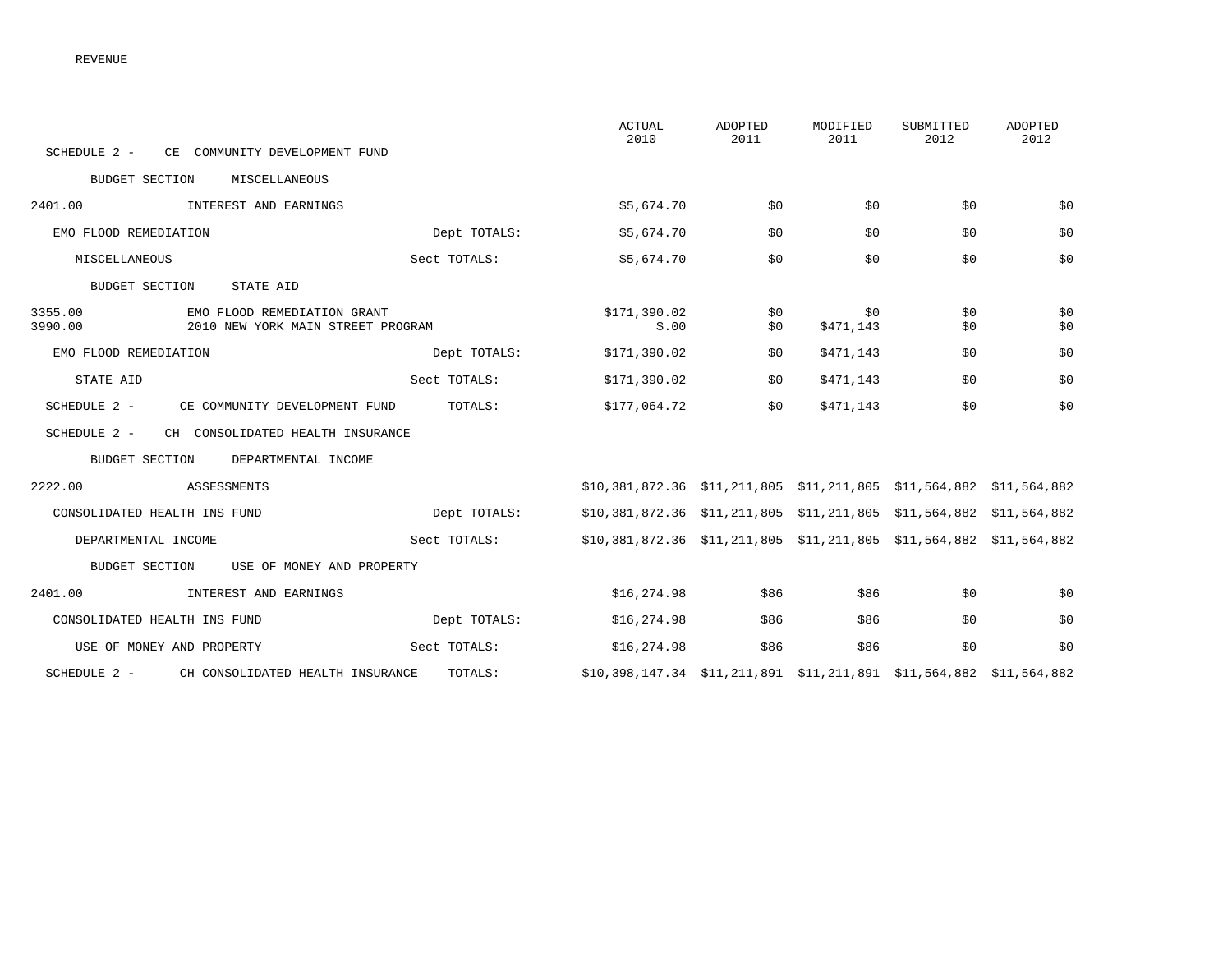REVENUE

| | | ACTUAL 2010 | ADOPTED 2011 | MODIFIED 2011 | SUBMITTED 2012 | ADOPTED 2012 |
|---|---|---|---|---|---|---|
| SCHEDULE 2 - CE COMMUNITY DEVELOPMENT FUND | | | | | | |
| BUDGET SECTION MISCELLANEOUS | | | | | | |
| 2401.00 INTEREST AND EARNINGS | | $5,674.70 | $0 | $0 | $0 | $0 |
| EMO FLOOD REMEDIATION | Dept TOTALS: | $5,674.70 | $0 | $0 | $0 | $0 |
| MISCELLANEOUS | Sect TOTALS: | $5,674.70 | $0 | $0 | $0 | $0 |
| BUDGET SECTION STATE AID | | | | | | |
| 3355.00 EMO FLOOD REMEDIATION GRANT | | $171,390.02 | $0 | $0 | $0 | $0 |
| 3990.00 2010 NEW YORK MAIN STREET PROGRAM | | $.00 | $0 | $471,143 | $0 | $0 |
| EMO FLOOD REMEDIATION | Dept TOTALS: | $171,390.02 | $0 | $471,143 | $0 | $0 |
| STATE AID | Sect TOTALS: | $171,390.02 | $0 | $471,143 | $0 | $0 |
| SCHEDULE 2 - CE COMMUNITY DEVELOPMENT FUND | TOTALS: | $177,064.72 | $0 | $471,143 | $0 | $0 |
| SCHEDULE 2 - CH CONSOLIDATED HEALTH INSURANCE | | | | | | |
| BUDGET SECTION DEPARTMENTAL INCOME | | | | | | |
| 2222.00 ASSESSMENTS | | $10,381,872.36 | $11,211,805 | $11,211,805 | $11,564,882 | $11,564,882 |
| CONSOLIDATED HEALTH INS FUND | Dept TOTALS: | $10,381,872.36 | $11,211,805 | $11,211,805 | $11,564,882 | $11,564,882 |
| DEPARTMENTAL INCOME | Sect TOTALS: | $10,381,872.36 | $11,211,805 | $11,211,805 | $11,564,882 | $11,564,882 |
| BUDGET SECTION USE OF MONEY AND PROPERTY | | | | | | |
| 2401.00 INTEREST AND EARNINGS | | $16,274.98 | $86 | $86 | $0 | $0 |
| CONSOLIDATED HEALTH INS FUND | Dept TOTALS: | $16,274.98 | $86 | $86 | $0 | $0 |
| USE OF MONEY AND PROPERTY | Sect TOTALS: | $16,274.98 | $86 | $86 | $0 | $0 |
| SCHEDULE 2 - CH CONSOLIDATED HEALTH INSURANCE | TOTALS: | $10,398,147.34 | $11,211,891 | $11,211,891 | $11,564,882 | $11,564,882 |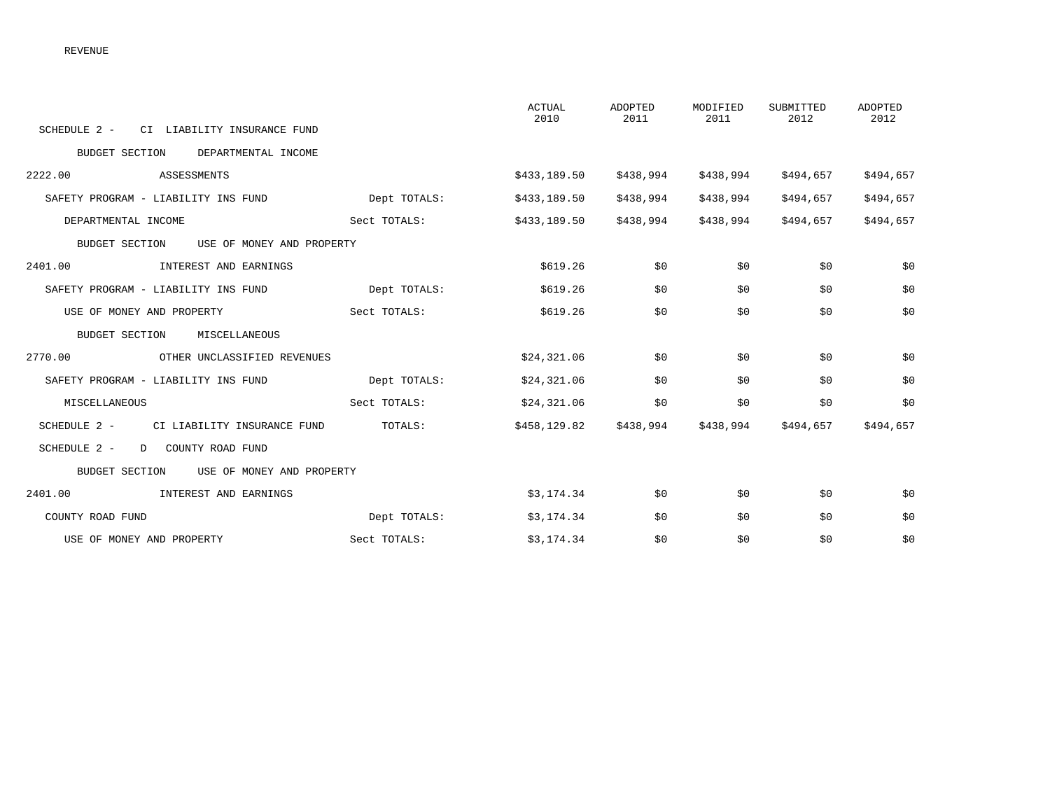REVENUE

| | | | ACTUAL 2010 | ADOPTED 2011 | MODIFIED 2011 | SUBMITTED 2012 | ADOPTED 2012 |
|---|---|---|---|---|---|---|---|
| SCHEDULE 2 - CI LIABILITY INSURANCE FUND | | | | | | | |
| BUDGET SECTION DEPARTMENTAL INCOME | | | | | | | |
| 2222.00 | ASSESSMENTS | | $433,189.50 | $438,994 | $438,994 | $494,657 | $494,657 |
| SAFETY PROGRAM - LIABILITY INS FUND | | Dept TOTALS: | $433,189.50 | $438,994 | $438,994 | $494,657 | $494,657 |
| DEPARTMENTAL INCOME | | Sect TOTALS: | $433,189.50 | $438,994 | $438,994 | $494,657 | $494,657 |
| BUDGET SECTION USE OF MONEY AND PROPERTY | | | | | | | |
| 2401.00 | INTEREST AND EARNINGS | | $619.26 | $0 | $0 | $0 | $0 |
| SAFETY PROGRAM - LIABILITY INS FUND | | Dept TOTALS: | $619.26 | $0 | $0 | $0 | $0 |
| USE OF MONEY AND PROPERTY | | Sect TOTALS: | $619.26 | $0 | $0 | $0 | $0 |
| BUDGET SECTION MISCELLANEOUS | | | | | | | |
| 2770.00 | OTHER UNCLASSIFIED REVENUES | | $24,321.06 | $0 | $0 | $0 | $0 |
| SAFETY PROGRAM - LIABILITY INS FUND | | Dept TOTALS: | $24,321.06 | $0 | $0 | $0 | $0 |
| MISCELLANEOUS | | Sect TOTALS: | $24,321.06 | $0 | $0 | $0 | $0 |
| SCHEDULE 2 - CI LIABILITY INSURANCE FUND | | TOTALS: | $458,129.82 | $438,994 | $438,994 | $494,657 | $494,657 |
| SCHEDULE 2 - D COUNTY ROAD FUND | | | | | | | |
| BUDGET SECTION USE OF MONEY AND PROPERTY | | | | | | | |
| 2401.00 | INTEREST AND EARNINGS | | $3,174.34 | $0 | $0 | $0 | $0 |
| COUNTY ROAD FUND | | Dept TOTALS: | $3,174.34 | $0 | $0 | $0 | $0 |
| USE OF MONEY AND PROPERTY | | Sect TOTALS: | $3,174.34 | $0 | $0 | $0 | $0 |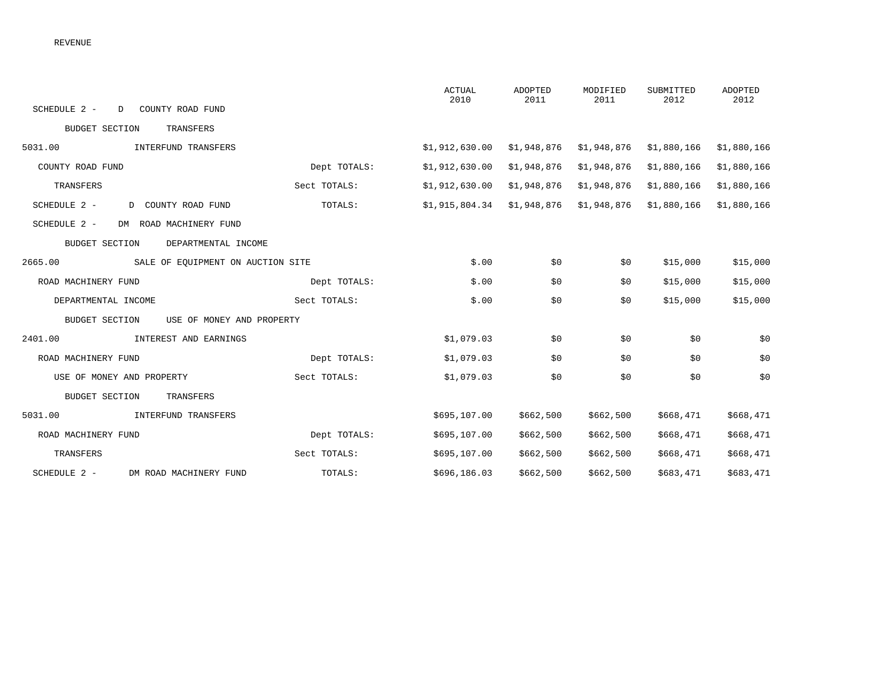REVENUE

| | | | ACTUAL 2010 | ADOPTED 2011 | MODIFIED 2011 | SUBMITTED 2012 | ADOPTED 2012 |
|---|---|---|---|---|---|---|---|
| SCHEDULE 2 - D COUNTY ROAD FUND | | | | | | | |
| BUDGET SECTION TRANSFERS | | | | | | | |
| 5031.00 | INTERFUND TRANSFERS | | $1,912,630.00 | $1,948,876 | $1,948,876 | $1,880,166 | $1,880,166 |
| COUNTY ROAD FUND | | Dept TOTALS: | $1,912,630.00 | $1,948,876 | $1,948,876 | $1,880,166 | $1,880,166 |
| TRANSFERS | | Sect TOTALS: | $1,912,630.00 | $1,948,876 | $1,948,876 | $1,880,166 | $1,880,166 |
| SCHEDULE 2 - | D COUNTY ROAD FUND | TOTALS: | $1,915,804.34 | $1,948,876 | $1,948,876 | $1,880,166 | $1,880,166 |
| SCHEDULE 2 - DM ROAD MACHINERY FUND | | | | | | | |
| BUDGET SECTION DEPARTMENTAL INCOME | | | | | | | |
| 2665.00 | SALE OF EQUIPMENT ON AUCTION SITE | | $.00 | $0 | $0 | $15,000 | $15,000 |
| ROAD MACHINERY FUND | | Dept TOTALS: | $.00 | $0 | $0 | $15,000 | $15,000 |
| DEPARTMENTAL INCOME | | Sect TOTALS: | $.00 | $0 | $0 | $15,000 | $15,000 |
| BUDGET SECTION USE OF MONEY AND PROPERTY | | | | | | | |
| 2401.00 | INTEREST AND EARNINGS | | $1,079.03 | $0 | $0 | $0 | $0 |
| ROAD MACHINERY FUND | | Dept TOTALS: | $1,079.03 | $0 | $0 | $0 | $0 |
| USE OF MONEY AND PROPERTY | | Sect TOTALS: | $1,079.03 | $0 | $0 | $0 | $0 |
| BUDGET SECTION TRANSFERS | | | | | | | |
| 5031.00 | INTERFUND TRANSFERS | | $695,107.00 | $662,500 | $662,500 | $668,471 | $668,471 |
| ROAD MACHINERY FUND | | Dept TOTALS: | $695,107.00 | $662,500 | $662,500 | $668,471 | $668,471 |
| TRANSFERS | | Sect TOTALS: | $695,107.00 | $662,500 | $662,500 | $668,471 | $668,471 |
| SCHEDULE 2 - | DM ROAD MACHINERY FUND | TOTALS: | $696,186.03 | $662,500 | $662,500 | $683,471 | $683,471 |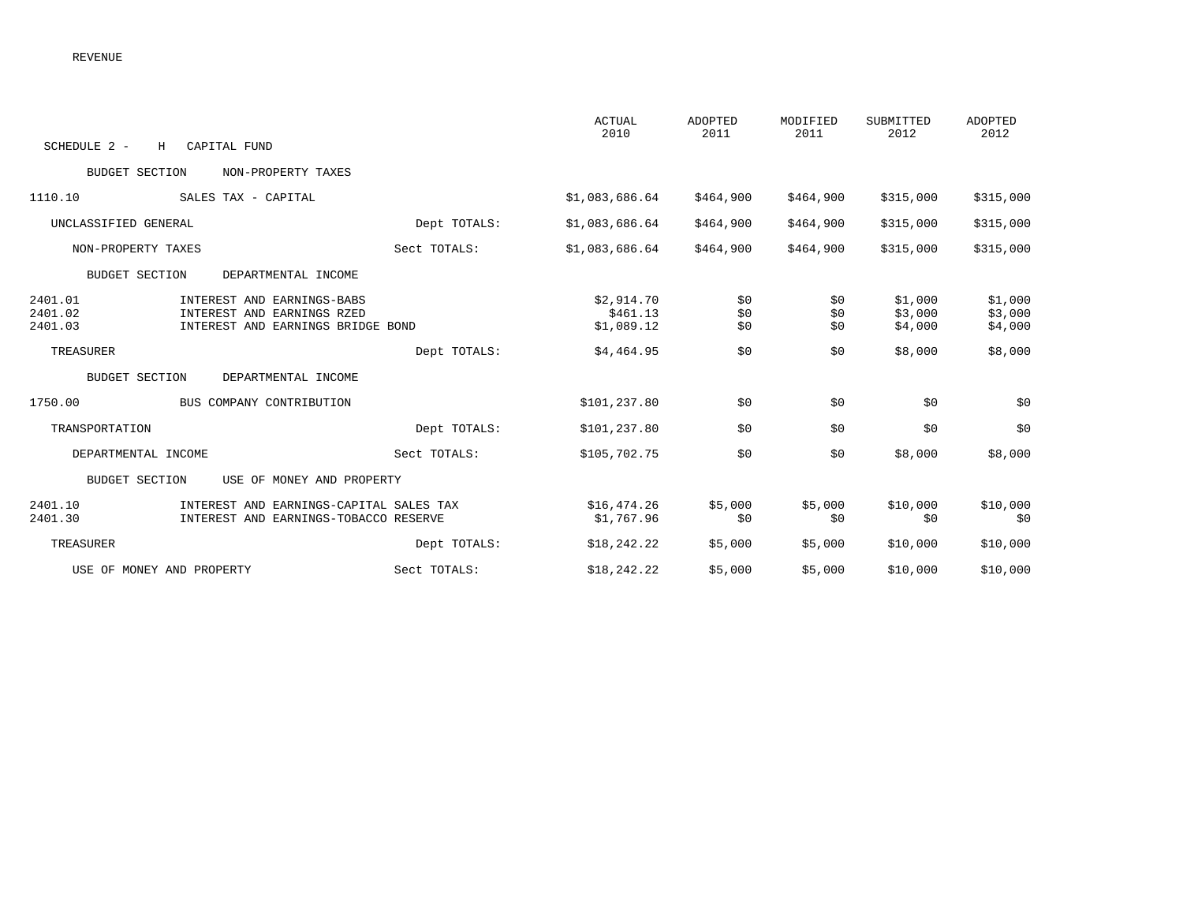REVENUE

| SCHEDULE 2 - H CAPITAL FUND | | | ACTUAL 2010 | ADOPTED 2011 | MODIFIED 2011 | SUBMITTED 2012 | ADOPTED 2012 |
|---|---|---|---|---|---|---|---|
| BUDGET SECTION NON-PROPERTY TAXES | | | | | | | |
| 1110.10 | SALES TAX - CAPITAL | | $1,083,686.64 | $464,900 | $464,900 | $315,000 | $315,000 |
| UNCLASSIFIED GENERAL | | Dept TOTALS: | $1,083,686.64 | $464,900 | $464,900 | $315,000 | $315,000 |
| NON-PROPERTY TAXES | | Sect TOTALS: | $1,083,686.64 | $464,900 | $464,900 | $315,000 | $315,000 |
| BUDGET SECTION DEPARTMENTAL INCOME | | | | | | | |
| 2401.01 | INTEREST AND EARNINGS-BABS | | $2,914.70 | $0 | $0 | $1,000 | $1,000 |
| 2401.02 | INTEREST AND EARNINGS RZED | | $461.13 | $0 | $0 | $3,000 | $3,000 |
| 2401.03 | INTEREST AND EARNINGS BRIDGE BOND | | $1,089.12 | $0 | $0 | $4,000 | $4,000 |
| TREASURER | | Dept TOTALS: | $4,464.95 | $0 | $0 | $8,000 | $8,000 |
| BUDGET SECTION DEPARTMENTAL INCOME | | | | | | | |
| 1750.00 | BUS COMPANY CONTRIBUTION | | $101,237.80 | $0 | $0 | $0 | $0 |
| TRANSPORTATION | | Dept TOTALS: | $101,237.80 | $0 | $0 | $0 | $0 |
| DEPARTMENTAL INCOME | | Sect TOTALS: | $105,702.75 | $0 | $0 | $8,000 | $8,000 |
| BUDGET SECTION USE OF MONEY AND PROPERTY | | | | | | | |
| 2401.10 | INTEREST AND EARNINGS-CAPITAL SALES TAX | | $16,474.26 | $5,000 | $5,000 | $10,000 | $10,000 |
| 2401.30 | INTEREST AND EARNINGS-TOBACCO RESERVE | | $1,767.96 | $0 | $0 | $0 | $0 |
| TREASURER | | Dept TOTALS: | $18,242.22 | $5,000 | $5,000 | $10,000 | $10,000 |
| USE OF MONEY AND PROPERTY | | Sect TOTALS: | $18,242.22 | $5,000 | $5,000 | $10,000 | $10,000 |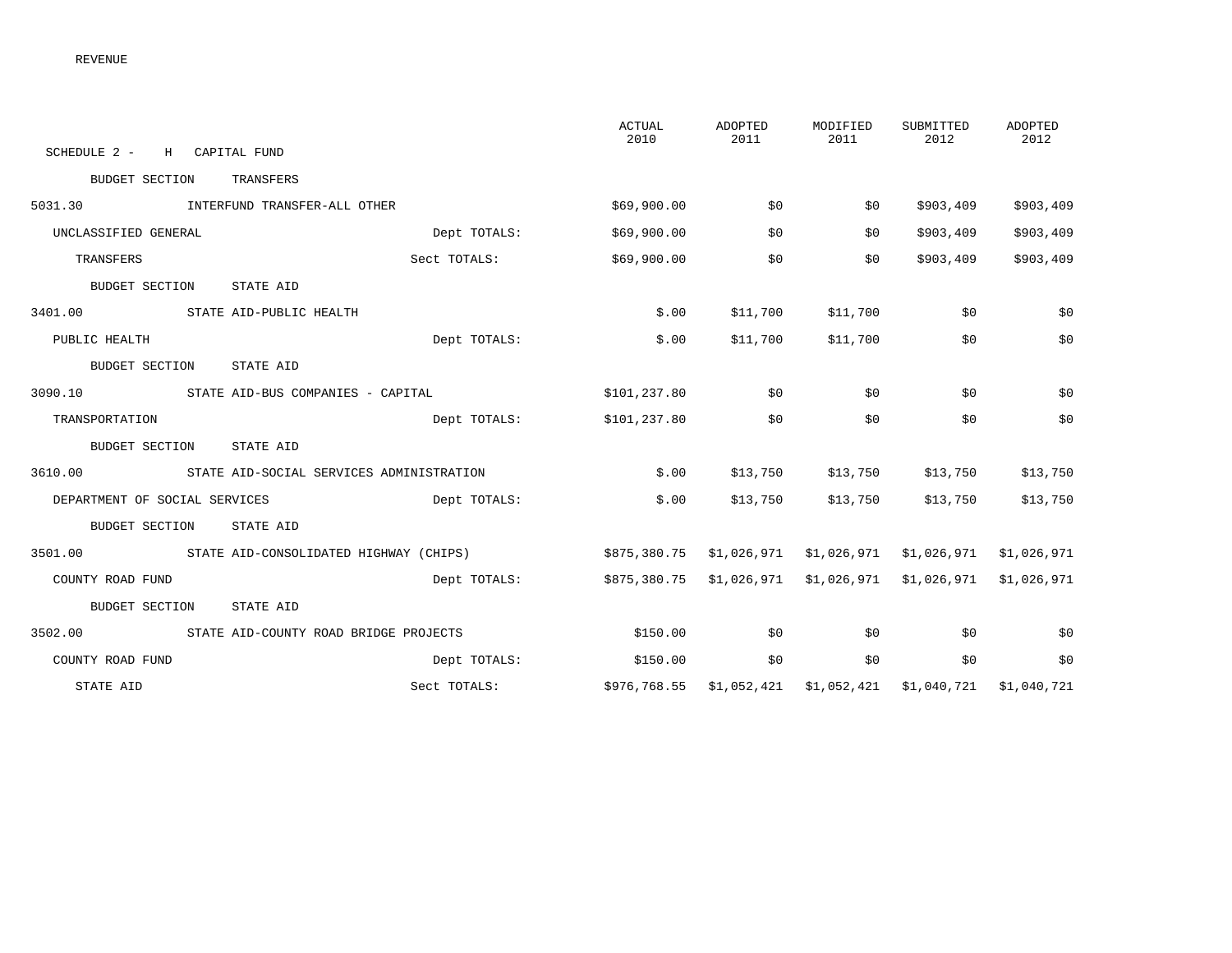REVENUE

| SCHEDULE 2 - H CAPITAL FUND | | | ACTUAL 2010 | ADOPTED 2011 | MODIFIED 2011 | SUBMITTED 2012 | ADOPTED 2012 |
|---|---|---|---|---|---|---|---|
| BUDGET SECTION TRANSFERS | | | | | | | |
| 5031.30 | INTERFUND TRANSFER-ALL OTHER | | $69,900.00 | $0 | $0 | $903,409 | $903,409 |
| UNCLASSIFIED GENERAL | | Dept TOTALS: | $69,900.00 | $0 | $0 | $903,409 | $903,409 |
| TRANSFERS | | Sect TOTALS: | $69,900.00 | $0 | $0 | $903,409 | $903,409 |
| BUDGET SECTION STATE AID | | | | | | | |
| 3401.00 | STATE AID-PUBLIC HEALTH | | $.00 | $11,700 | $11,700 | $0 | $0 |
| PUBLIC HEALTH | | Dept TOTALS: | $.00 | $11,700 | $11,700 | $0 | $0 |
| BUDGET SECTION STATE AID | | | | | | | |
| 3090.10 | STATE AID-BUS COMPANIES - CAPITAL | | $101,237.80 | $0 | $0 | $0 | $0 |
| TRANSPORTATION | | Dept TOTALS: | $101,237.80 | $0 | $0 | $0 | $0 |
| BUDGET SECTION STATE AID | | | | | | | |
| 3610.00 | STATE AID-SOCIAL SERVICES ADMINISTRATION | | $.00 | $13,750 | $13,750 | $13,750 | $13,750 |
| DEPARTMENT OF SOCIAL SERVICES | | Dept TOTALS: | $.00 | $13,750 | $13,750 | $13,750 | $13,750 |
| BUDGET SECTION STATE AID | | | | | | | |
| 3501.00 | STATE AID-CONSOLIDATED HIGHWAY (CHIPS) | | $875,380.75 | $1,026,971 | $1,026,971 | $1,026,971 | $1,026,971 |
| COUNTY ROAD FUND | | Dept TOTALS: | $875,380.75 | $1,026,971 | $1,026,971 | $1,026,971 | $1,026,971 |
| BUDGET SECTION STATE AID | | | | | | | |
| 3502.00 | STATE AID-COUNTY ROAD BRIDGE PROJECTS | | $150.00 | $0 | $0 | $0 | $0 |
| COUNTY ROAD FUND | | Dept TOTALS: | $150.00 | $0 | $0 | $0 | $0 |
| STATE AID | | Sect TOTALS: | $976,768.55 | $1,052,421 | $1,052,421 | $1,040,721 | $1,040,721 |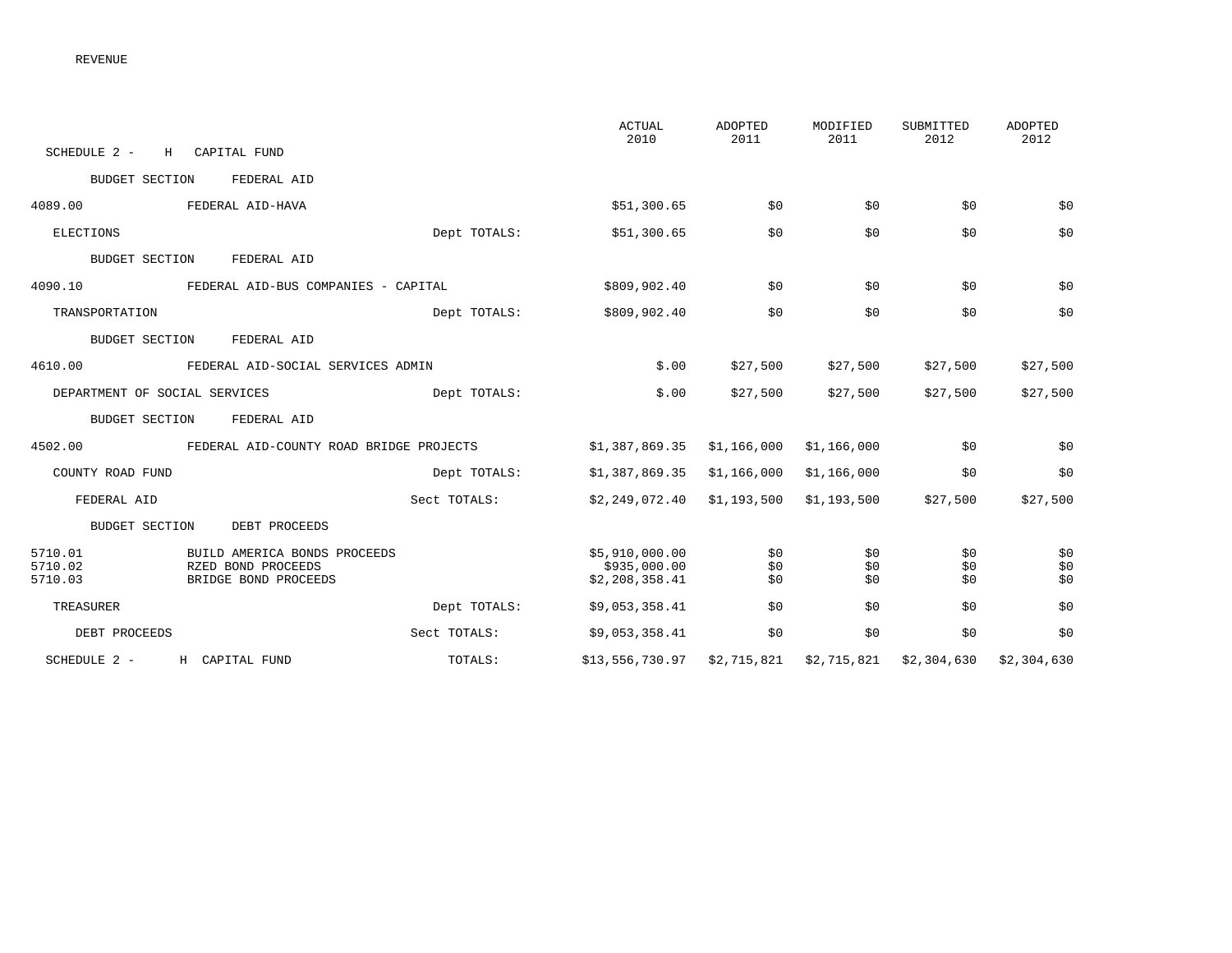REVENUE

| SCHEDULE 2 - H CAPITAL FUND | | | ACTUAL 2010 | ADOPTED 2011 | MODIFIED 2011 | SUBMITTED 2012 | ADOPTED 2012 |
|---|---|---|---|---|---|---|---|
| BUDGET SECTION | FEDERAL AID | | | | | | |
| 4089.00 | FEDERAL AID-HAVA | | $51,300.65 | $0 | $0 | $0 | $0 |
| ELECTIONS | | Dept TOTALS: | $51,300.65 | $0 | $0 | $0 | $0 |
| BUDGET SECTION | FEDERAL AID | | | | | | |
| 4090.10 | FEDERAL AID-BUS COMPANIES - CAPITAL | | $809,902.40 | $0 | $0 | $0 | $0 |
| TRANSPORTATION | | Dept TOTALS: | $809,902.40 | $0 | $0 | $0 | $0 |
| BUDGET SECTION | FEDERAL AID | | | | | | |
| 4610.00 | FEDERAL AID-SOCIAL SERVICES ADMIN | | $.00 | $27,500 | $27,500 | $27,500 | $27,500 |
| DEPARTMENT OF SOCIAL SERVICES | | Dept TOTALS: | $.00 | $27,500 | $27,500 | $27,500 | $27,500 |
| BUDGET SECTION | FEDERAL AID | | | | | | |
| 4502.00 | FEDERAL AID-COUNTY ROAD BRIDGE PROJECTS | | $1,387,869.35 | $1,166,000 | $1,166,000 | $0 | $0 |
| COUNTY ROAD FUND | | Dept TOTALS: | $1,387,869.35 | $1,166,000 | $1,166,000 | $0 | $0 |
| FEDERAL AID | | Sect TOTALS: | $2,249,072.40 | $1,193,500 | $1,193,500 | $27,500 | $27,500 |
| BUDGET SECTION | DEBT PROCEEDS | | | | | | |
| 5710.01 | BUILD AMERICA BONDS PROCEEDS | | $5,910,000.00 | $0 | $0 | $0 | $0 |
| 5710.02 | RZED BOND PROCEEDS | | $935,000.00 | $0 | $0 | $0 | $0 |
| 5710.03 | BRIDGE BOND PROCEEDS | | $2,208,358.41 | $0 | $0 | $0 | $0 |
| TREASURER | | Dept TOTALS: | $9,053,358.41 | $0 | $0 | $0 | $0 |
| DEBT PROCEEDS | | Sect TOTALS: | $9,053,358.41 | $0 | $0 | $0 | $0 |
| SCHEDULE 2 - H CAPITAL FUND | | TOTALS: | $13,556,730.97 | $2,715,821 | $2,715,821 | $2,304,630 | $2,304,630 |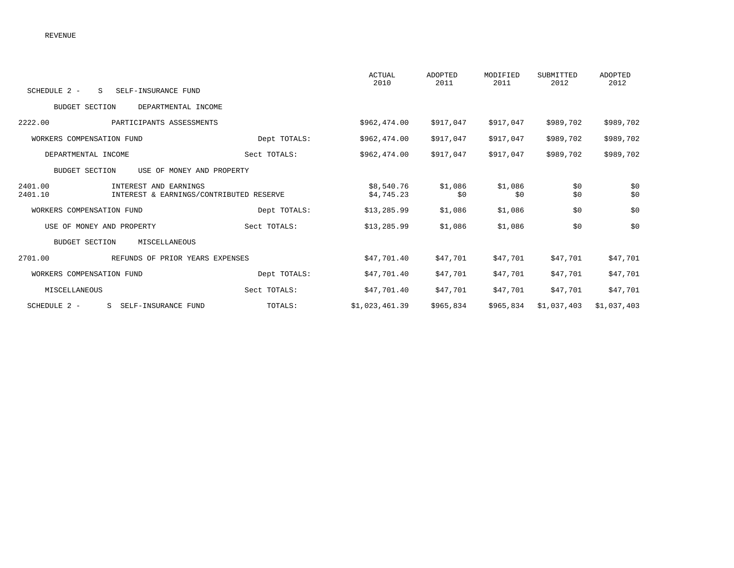REVENUE

| SCHEDULE 2 - S SELF-INSURANCE FUND | | | ACTUAL 2010 | ADOPTED 2011 | MODIFIED 2011 | SUBMITTED 2012 | ADOPTED 2012 |
|---|---|---|---|---|---|---|---|
| BUDGET SECTION DEPARTMENTAL INCOME | | | | | | | |
| 2222.00 | PARTICIPANTS ASSESSMENTS | | $962,474.00 | $917,047 | $917,047 | $989,702 | $989,702 |
| WORKERS COMPENSATION FUND | | Dept TOTALS: | $962,474.00 | $917,047 | $917,047 | $989,702 | $989,702 |
| DEPARTMENTAL INCOME | | Sect TOTALS: | $962,474.00 | $917,047 | $917,047 | $989,702 | $989,702 |
| BUDGET SECTION USE OF MONEY AND PROPERTY | | | | | | | |
| 2401.00 | INTEREST AND EARNINGS | | $8,540.76 | $1,086 | $1,086 | $0 | $0 |
| 2401.10 | INTEREST & EARNINGS/CONTRIBUTED RESERVE | | $4,745.23 | $0 | $0 | $0 | $0 |
| WORKERS COMPENSATION FUND | | Dept TOTALS: | $13,285.99 | $1,086 | $1,086 | $0 | $0 |
| USE OF MONEY AND PROPERTY | | Sect TOTALS: | $13,285.99 | $1,086 | $1,086 | $0 | $0 |
| BUDGET SECTION MISCELLANEOUS | | | | | | | |
| 2701.00 | REFUNDS OF PRIOR YEARS EXPENSES | | $47,701.40 | $47,701 | $47,701 | $47,701 | $47,701 |
| WORKERS COMPENSATION FUND | | Dept TOTALS: | $47,701.40 | $47,701 | $47,701 | $47,701 | $47,701 |
| MISCELLANEOUS | | Sect TOTALS: | $47,701.40 | $47,701 | $47,701 | $47,701 | $47,701 |
| SCHEDULE 2 - S SELF-INSURANCE FUND | | TOTALS: | $1,023,461.39 | $965,834 | $965,834 | $1,037,403 | $1,037,403 |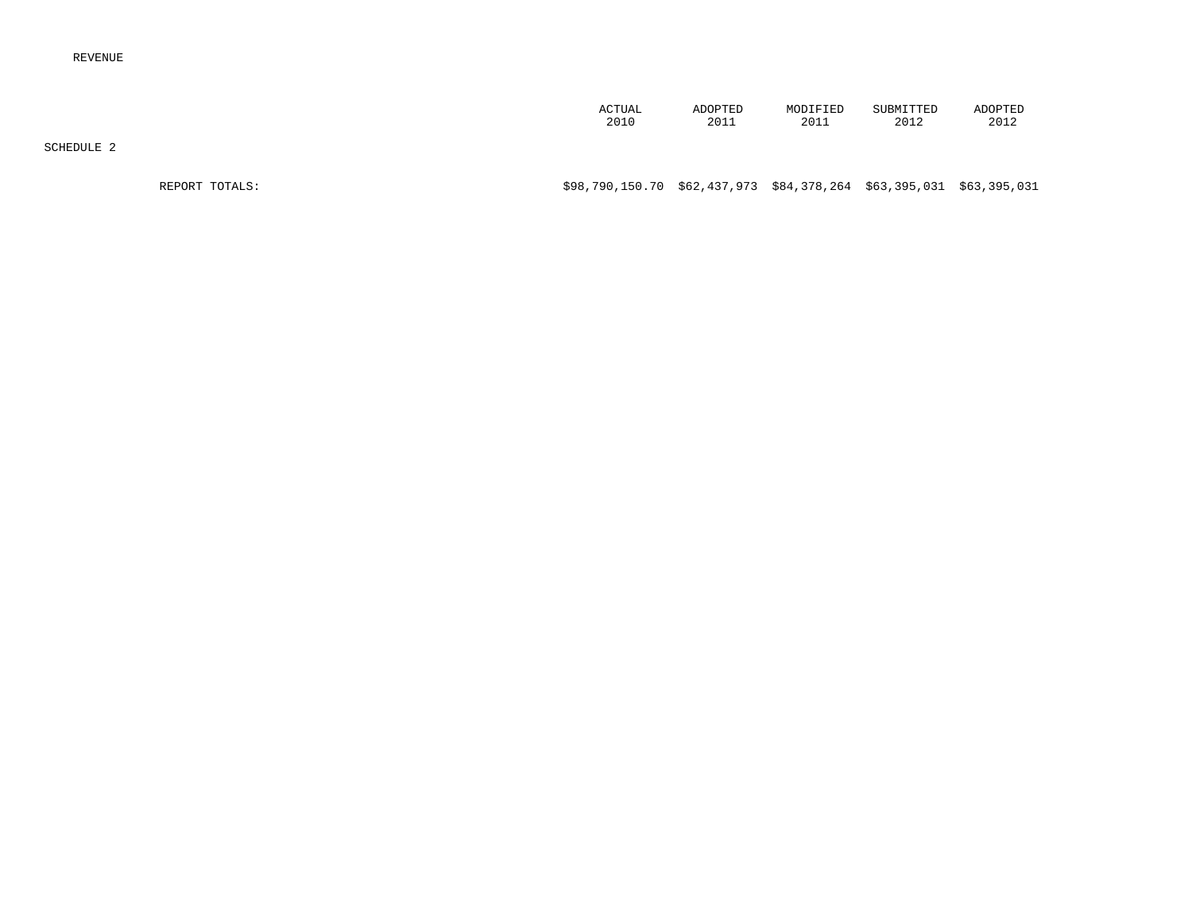REVENUE

SCHEDULE 2

| | ACTUAL 2010 | ADOPTED 2011 | MODIFIED 2011 | SUBMITTED 2012 | ADOPTED 2012 |
|---|---|---|---|---|---|
| REPORT TOTALS: | $98,790,150.70 | $62,437,973 | $84,378,264 | $63,395,031 | $63,395,031 |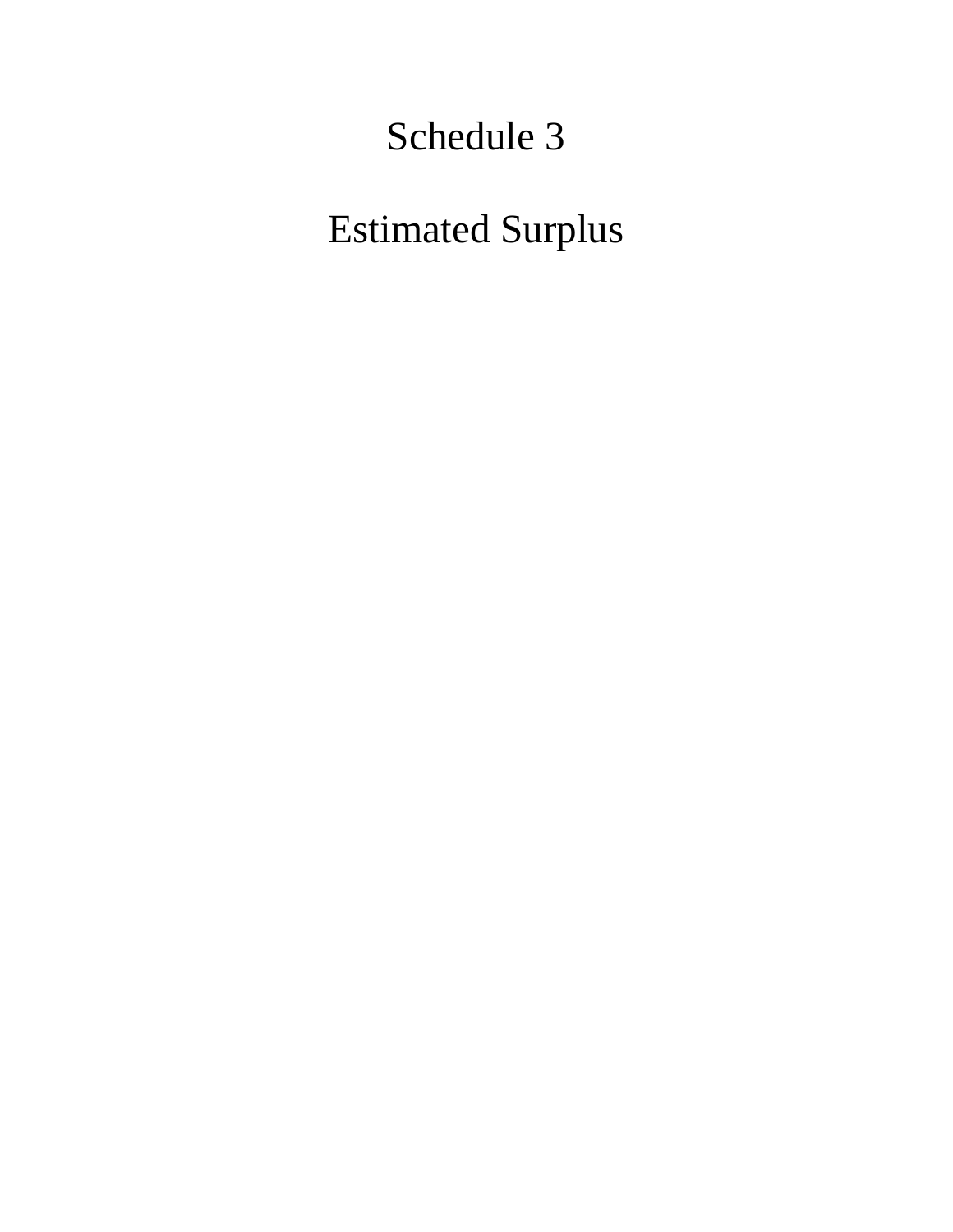# Schedule 3

# Estimated Surplus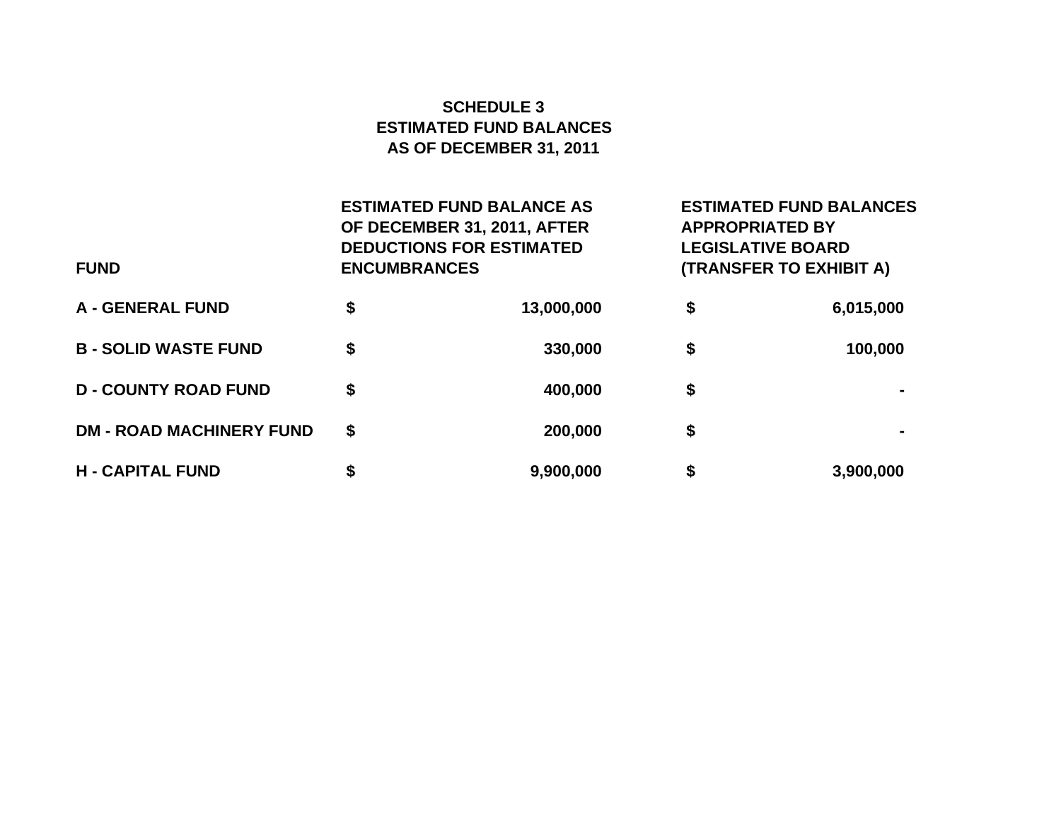# SCHEDULE 3
## ESTIMATED FUND BALANCES
## AS OF DECEMBER 31, 2011

| FUND | ESTIMATED FUND BALANCE AS OF DECEMBER 31, 2011, AFTER DEDUCTIONS FOR ESTIMATED ENCUMBRANCES | | ESTIMATED FUND BALANCES APPROPRIATED BY LEGISLATIVE BOARD (TRANSFER TO EXHIBIT A) | |
|---|---|---|---|---|
| A - GENERAL FUND | $ | 13,000,000 | $ | 6,015,000 |
| B - SOLID WASTE FUND | $ | 330,000 | $ | 100,000 |
| D - COUNTY ROAD FUND | $ | 400,000 | $ | - |
| DM - ROAD MACHINERY FUND | $ | 200,000 | $ | - |
| H - CAPITAL FUND | $ | 9,900,000 | $ | 3,900,000 |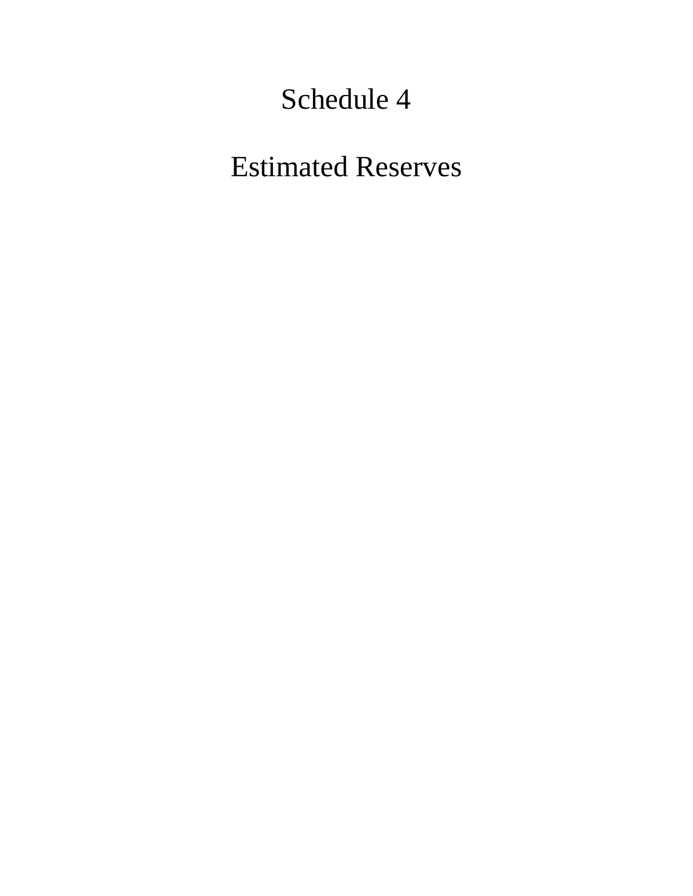# Schedule 4

# Estimated Reserves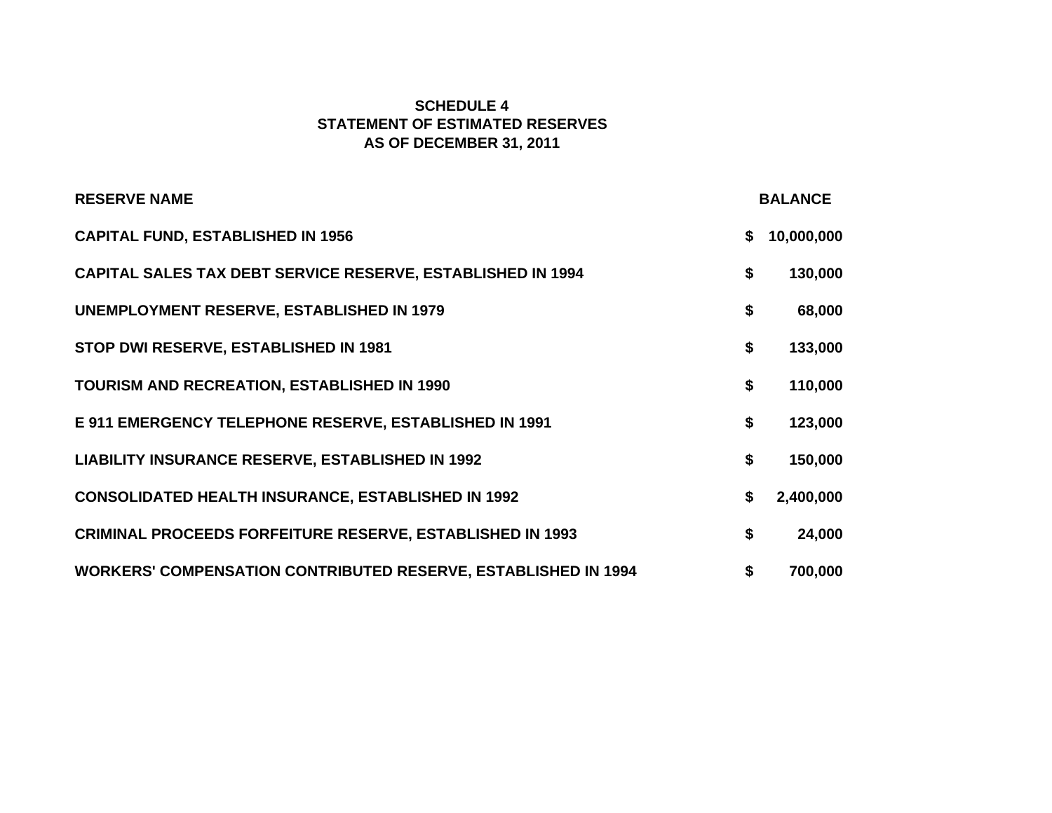**SCHEDULE 4**
**STATEMENT OF ESTIMATED RESERVES**
**AS OF DECEMBER 31, 2011**

| RESERVE NAME | BALANCE |
|---|---|
| CAPITAL FUND, ESTABLISHED IN 1956 | $ 10,000,000 |
| CAPITAL SALES TAX DEBT SERVICE RESERVE, ESTABLISHED IN 1994 | $ 130,000 |
| UNEMPLOYMENT RESERVE, ESTABLISHED IN 1979 | $ 68,000 |
| STOP DWI RESERVE, ESTABLISHED IN 1981 | $ 133,000 |
| TOURISM AND RECREATION, ESTABLISHED IN 1990 | $ 110,000 |
| E 911 EMERGENCY TELEPHONE RESERVE, ESTABLISHED IN 1991 | $ 123,000 |
| LIABILITY INSURANCE RESERVE, ESTABLISHED IN 1992 | $ 150,000 |
| CONSOLIDATED HEALTH INSURANCE, ESTABLISHED IN 1992 | $ 2,400,000 |
| CRIMINAL PROCEEDS FORFEITURE RESERVE, ESTABLISHED IN 1993 | $ 24,000 |
| WORKERS' COMPENSATION CONTRIBUTED RESERVE, ESTABLISHED IN 1994 | $ 700,000 |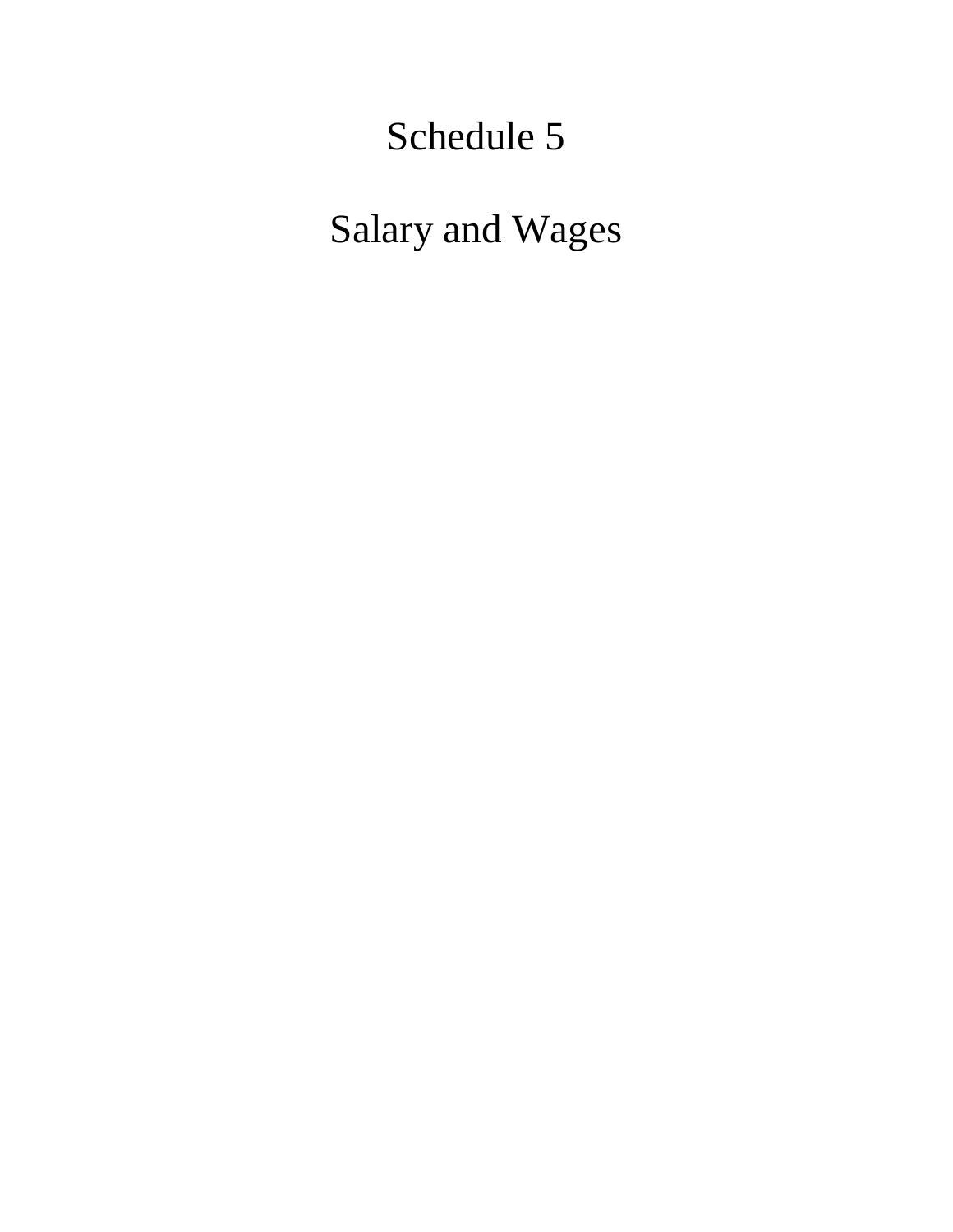# Schedule 5

# Salary and Wages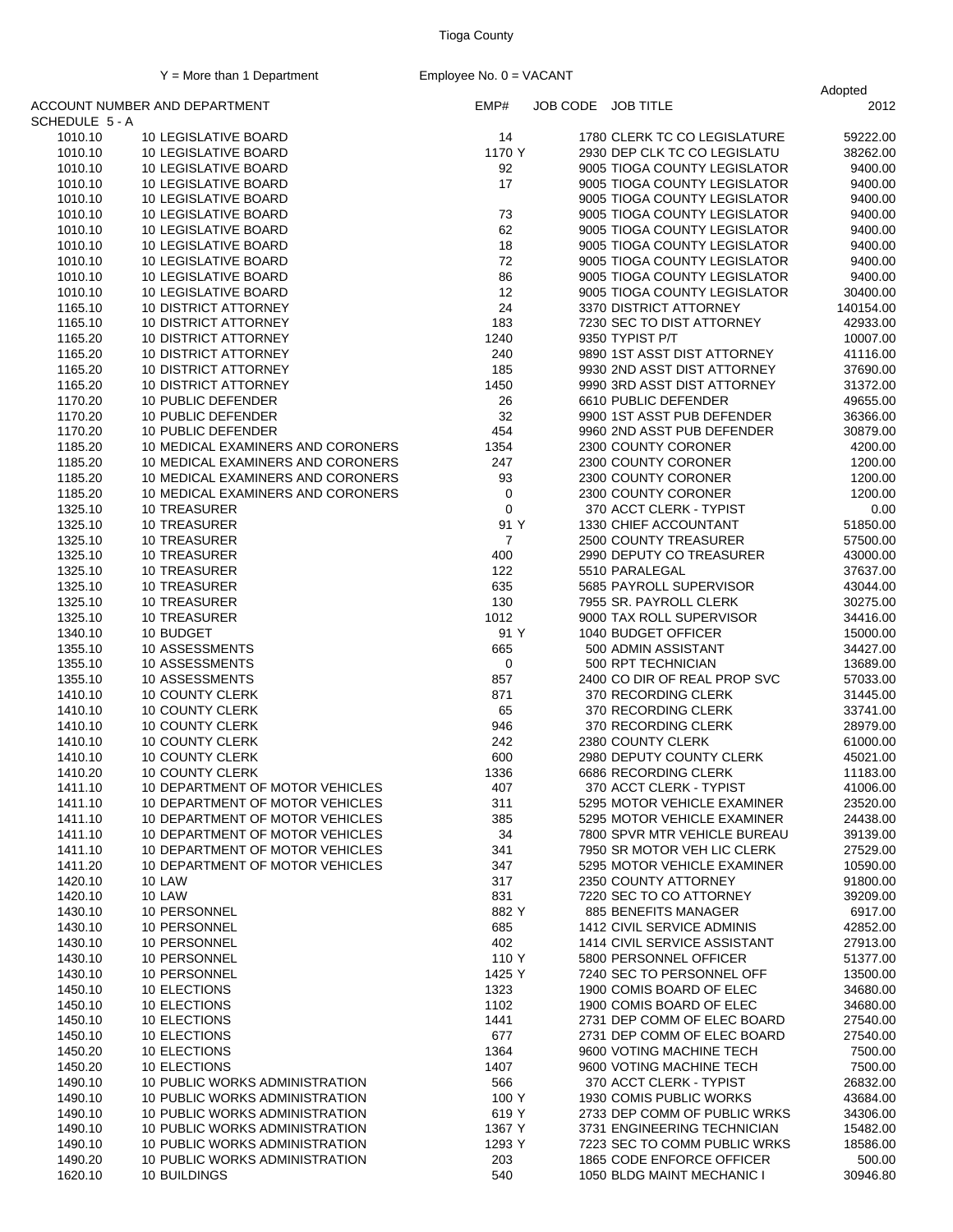Tioga County

Y = More than 1 Department &nbsp;&nbsp;&nbsp;&nbsp; Employee No. 0 = VACANT

| ACCOUNT NUMBER AND DEPARTMENT | | EMP# | JOB CODE | JOB TITLE | Adopted 2012 |
|---|---|---|---|---|---|
| SCHEDULE 5 - A | | | | | |
| 1010.10 | 10 LEGISLATIVE BOARD | 14 | 1780 | CLERK TC CO LEGISLATURE | 59222.00 |
| 1010.10 | 10 LEGISLATIVE BOARD | 1170 Y | 2930 | DEP CLK TC CO LEGISLATU | 38262.00 |
| 1010.10 | 10 LEGISLATIVE BOARD | 92 | 9005 | TIOGA COUNTY LEGISLATOR | 9400.00 |
| 1010.10 | 10 LEGISLATIVE BOARD | 17 | 9005 | TIOGA COUNTY LEGISLATOR | 9400.00 |
| 1010.10 | 10 LEGISLATIVE BOARD | | 9005 | TIOGA COUNTY LEGISLATOR | 9400.00 |
| 1010.10 | 10 LEGISLATIVE BOARD | 73 | 9005 | TIOGA COUNTY LEGISLATOR | 9400.00 |
| 1010.10 | 10 LEGISLATIVE BOARD | 62 | 9005 | TIOGA COUNTY LEGISLATOR | 9400.00 |
| 1010.10 | 10 LEGISLATIVE BOARD | 18 | 9005 | TIOGA COUNTY LEGISLATOR | 9400.00 |
| 1010.10 | 10 LEGISLATIVE BOARD | 72 | 9005 | TIOGA COUNTY LEGISLATOR | 9400.00 |
| 1010.10 | 10 LEGISLATIVE BOARD | 86 | 9005 | TIOGA COUNTY LEGISLATOR | 9400.00 |
| 1010.10 | 10 LEGISLATIVE BOARD | 12 | 9005 | TIOGA COUNTY LEGISLATOR | 30400.00 |
| 1165.10 | 10 DISTRICT ATTORNEY | 24 | 3370 | DISTRICT ATTORNEY | 140154.00 |
| 1165.10 | 10 DISTRICT ATTORNEY | 183 | 7230 | SEC TO DIST ATTORNEY | 42933.00 |
| 1165.20 | 10 DISTRICT ATTORNEY | 1240 | 9350 | TYPIST P/T | 10007.00 |
| 1165.20 | 10 DISTRICT ATTORNEY | 240 | 9890 | 1ST ASST DIST ATTORNEY | 41116.00 |
| 1165.20 | 10 DISTRICT ATTORNEY | 185 | 9930 | 2ND ASST DIST ATTORNEY | 37690.00 |
| 1165.20 | 10 DISTRICT ATTORNEY | 1450 | 9990 | 3RD ASST DIST ATTORNEY | 31372.00 |
| 1170.20 | 10 PUBLIC DEFENDER | 26 | 6610 | PUBLIC DEFENDER | 49655.00 |
| 1170.20 | 10 PUBLIC DEFENDER | 32 | 9900 | 1ST ASST PUB DEFENDER | 36366.00 |
| 1170.20 | 10 PUBLIC DEFENDER | 454 | 9960 | 2ND ASST PUB DEFENDER | 30879.00 |
| 1185.20 | 10 MEDICAL EXAMINERS AND CORONERS | 1354 | 2300 | COUNTY CORONER | 4200.00 |
| 1185.20 | 10 MEDICAL EXAMINERS AND CORONERS | 247 | 2300 | COUNTY CORONER | 1200.00 |
| 1185.20 | 10 MEDICAL EXAMINERS AND CORONERS | 93 | 2300 | COUNTY CORONER | 1200.00 |
| 1185.20 | 10 MEDICAL EXAMINERS AND CORONERS | 0 | 2300 | COUNTY CORONER | 1200.00 |
| 1325.10 | 10 TREASURER | 0 | 370 | ACCT CLERK - TYPIST | 0.00 |
| 1325.10 | 10 TREASURER | 91 Y | 1330 | CHIEF ACCOUNTANT | 51850.00 |
| 1325.10 | 10 TREASURER | 7 | 2500 | COUNTY TREASURER | 57500.00 |
| 1325.10 | 10 TREASURER | 400 | 2990 | DEPUTY CO TREASURER | 43000.00 |
| 1325.10 | 10 TREASURER | 122 | 5510 | PARALEGAL | 37637.00 |
| 1325.10 | 10 TREASURER | 635 | 5685 | PAYROLL SUPERVISOR | 43044.00 |
| 1325.10 | 10 TREASURER | 130 | 7955 | SR. PAYROLL CLERK | 30275.00 |
| 1325.10 | 10 TREASURER | 1012 | 9000 | TAX ROLL SUPERVISOR | 34416.00 |
| 1340.10 | 10 BUDGET | 91 Y | 1040 | BUDGET OFFICER | 15000.00 |
| 1355.10 | 10 ASSESSMENTS | 665 | 500 | ADMIN ASSISTANT | 34427.00 |
| 1355.10 | 10 ASSESSMENTS | 0 | 500 | RPT TECHNICIAN | 13689.00 |
| 1355.10 | 10 ASSESSMENTS | 857 | 2400 | CO DIR OF REAL PROP SVC | 57033.00 |
| 1410.10 | 10 COUNTY CLERK | 871 | 370 | RECORDING CLERK | 31445.00 |
| 1410.10 | 10 COUNTY CLERK | 65 | 370 | RECORDING CLERK | 33741.00 |
| 1410.10 | 10 COUNTY CLERK | 946 | 370 | RECORDING CLERK | 28979.00 |
| 1410.10 | 10 COUNTY CLERK | 242 | 2380 | COUNTY CLERK | 61000.00 |
| 1410.10 | 10 COUNTY CLERK | 600 | 2980 | DEPUTY COUNTY CLERK | 45021.00 |
| 1410.20 | 10 COUNTY CLERK | 1336 | 6686 | RECORDING CLERK | 11183.00 |
| 1411.10 | 10 DEPARTMENT OF MOTOR VEHICLES | 407 | 370 | ACCT CLERK - TYPIST | 41006.00 |
| 1411.10 | 10 DEPARTMENT OF MOTOR VEHICLES | 311 | 5295 | MOTOR VEHICLE EXAMINER | 23520.00 |
| 1411.10 | 10 DEPARTMENT OF MOTOR VEHICLES | 385 | 5295 | MOTOR VEHICLE EXAMINER | 24438.00 |
| 1411.10 | 10 DEPARTMENT OF MOTOR VEHICLES | 34 | 7800 | SPVR MTR VEHICLE BUREAU | 39139.00 |
| 1411.10 | 10 DEPARTMENT OF MOTOR VEHICLES | 341 | 7950 | SR MOTOR VEH LIC CLERK | 27529.00 |
| 1411.20 | 10 DEPARTMENT OF MOTOR VEHICLES | 347 | 5295 | MOTOR VEHICLE EXAMINER | 10590.00 |
| 1420.10 | 10 LAW | 317 | 2350 | COUNTY ATTORNEY | 91800.00 |
| 1420.10 | 10 LAW | 831 | 7220 | SEC TO CO ATTORNEY | 39209.00 |
| 1430.10 | 10 PERSONNEL | 882 Y | 885 | BENEFITS MANAGER | 6917.00 |
| 1430.10 | 10 PERSONNEL | 685 | 1412 | CIVIL SERVICE ADMINIS | 42852.00 |
| 1430.10 | 10 PERSONNEL | 402 | 1414 | CIVIL SERVICE ASSISTANT | 27913.00 |
| 1430.10 | 10 PERSONNEL | 110 Y | 5800 | PERSONNEL OFFICER | 51377.00 |
| 1430.10 | 10 PERSONNEL | 1425 Y | 7240 | SEC TO PERSONNEL OFF | 13500.00 |
| 1450.10 | 10 ELECTIONS | 1323 | 1900 | COMIS BOARD OF ELEC | 34680.00 |
| 1450.10 | 10 ELECTIONS | 1102 | 1900 | COMIS BOARD OF ELEC | 34680.00 |
| 1450.10 | 10 ELECTIONS | 1441 | 2731 | DEP COMM OF ELEC BOARD | 27540.00 |
| 1450.10 | 10 ELECTIONS | 677 | 2731 | DEP COMM OF ELEC BOARD | 27540.00 |
| 1450.20 | 10 ELECTIONS | 1364 | 9600 | VOTING MACHINE TECH | 7500.00 |
| 1450.20 | 10 ELECTIONS | 1407 | 9600 | VOTING MACHINE TECH | 7500.00 |
| 1490.10 | 10 PUBLIC WORKS ADMINISTRATION | 566 | 370 | ACCT CLERK - TYPIST | 26832.00 |
| 1490.10 | 10 PUBLIC WORKS ADMINISTRATION | 100 Y | 1930 | COMIS PUBLIC WORKS | 43684.00 |
| 1490.10 | 10 PUBLIC WORKS ADMINISTRATION | 619 Y | 2733 | DEP COMM OF PUBLIC WRKS | 34306.00 |
| 1490.10 | 10 PUBLIC WORKS ADMINISTRATION | 1367 Y | 3731 | ENGINEERING TECHNICIAN | 15482.00 |
| 1490.10 | 10 PUBLIC WORKS ADMINISTRATION | 1293 Y | 7223 | SEC TO COMM PUBLIC WRKS | 18586.00 |
| 1490.20 | 10 PUBLIC WORKS ADMINISTRATION | 203 | 1865 | CODE ENFORCE OFFICER | 500.00 |
| 1620.10 | 10 BUILDINGS | 540 | 1050 | BLDG MAINT MECHANIC I | 30946.80 |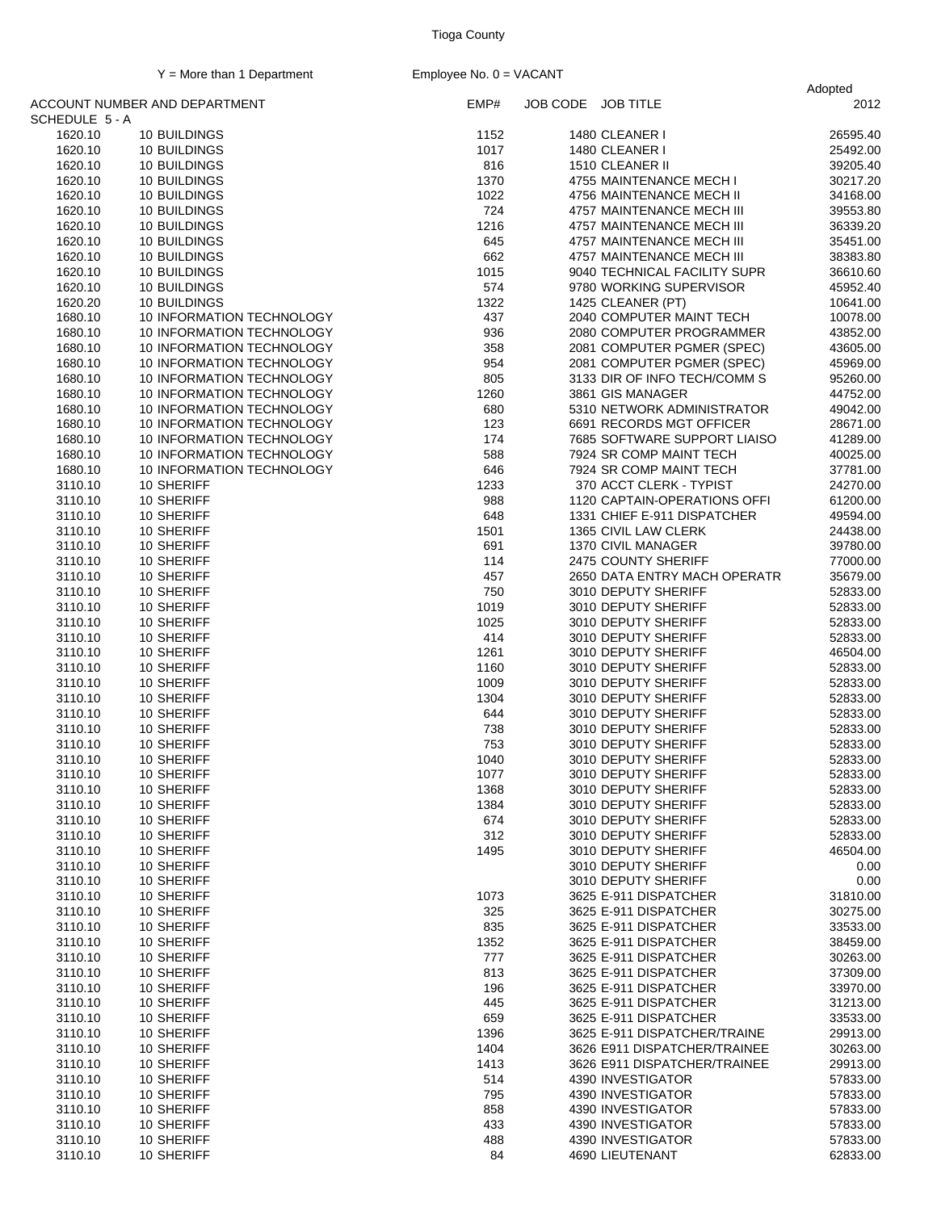Tioga County

Y = More than 1 Department

Employee No. 0 = VACANT

| ACCOUNT NUMBER AND DEPARTMENT | | EMP# | JOB CODE | JOB TITLE | Adopted 2012 |
|---|---|---|---|---|---|
| SCHEDULE 5 - A | | | | | |
| 1620.10 | 10 BUILDINGS | 1152 | 1480 | CLEANER I | 26595.40 |
| 1620.10 | 10 BUILDINGS | 1017 | 1480 | CLEANER I | 25492.00 |
| 1620.10 | 10 BUILDINGS | 816 | 1510 | CLEANER II | 39205.40 |
| 1620.10 | 10 BUILDINGS | 1370 | 4755 | MAINTENANCE MECH I | 30217.20 |
| 1620.10 | 10 BUILDINGS | 1022 | 4756 | MAINTENANCE MECH II | 34168.00 |
| 1620.10 | 10 BUILDINGS | 724 | 4757 | MAINTENANCE MECH III | 39553.80 |
| 1620.10 | 10 BUILDINGS | 1216 | 4757 | MAINTENANCE MECH III | 36339.20 |
| 1620.10 | 10 BUILDINGS | 645 | 4757 | MAINTENANCE MECH III | 35451.00 |
| 1620.10 | 10 BUILDINGS | 662 | 4757 | MAINTENANCE MECH III | 38383.80 |
| 1620.10 | 10 BUILDINGS | 1015 | 9040 | TECHNICAL FACILITY SUPR | 36610.60 |
| 1620.10 | 10 BUILDINGS | 574 | 9780 | WORKING SUPERVISOR | 45952.40 |
| 1620.20 | 10 BUILDINGS | 1322 | 1425 | CLEANER (PT) | 10641.00 |
| 1680.10 | 10 INFORMATION TECHNOLOGY | 437 | 2040 | COMPUTER MAINT TECH | 10078.00 |
| 1680.10 | 10 INFORMATION TECHNOLOGY | 936 | 2080 | COMPUTER PROGRAMMER | 43852.00 |
| 1680.10 | 10 INFORMATION TECHNOLOGY | 358 | 2081 | COMPUTER PGMER (SPEC) | 43605.00 |
| 1680.10 | 10 INFORMATION TECHNOLOGY | 954 | 2081 | COMPUTER PGMER (SPEC) | 45969.00 |
| 1680.10 | 10 INFORMATION TECHNOLOGY | 805 | 3133 | DIR OF INFO TECH/COMM S | 95260.00 |
| 1680.10 | 10 INFORMATION TECHNOLOGY | 1260 | 3861 | GIS MANAGER | 44752.00 |
| 1680.10 | 10 INFORMATION TECHNOLOGY | 680 | 5310 | NETWORK ADMINISTRATOR | 49042.00 |
| 1680.10 | 10 INFORMATION TECHNOLOGY | 123 | 6691 | RECORDS MGT OFFICER | 28671.00 |
| 1680.10 | 10 INFORMATION TECHNOLOGY | 174 | 7685 | SOFTWARE SUPPORT LIAISO | 41289.00 |
| 1680.10 | 10 INFORMATION TECHNOLOGY | 588 | 7924 | SR COMP MAINT TECH | 40025.00 |
| 1680.10 | 10 INFORMATION TECHNOLOGY | 646 | 7924 | SR COMP MAINT TECH | 37781.00 |
| 3110.10 | 10 SHERIFF | 1233 | 370 | ACCT CLERK - TYPIST | 24270.00 |
| 3110.10 | 10 SHERIFF | 988 | 1120 | CAPTAIN-OPERATIONS OFFI | 61200.00 |
| 3110.10 | 10 SHERIFF | 648 | 1331 | CHIEF E-911 DISPATCHER | 49594.00 |
| 3110.10 | 10 SHERIFF | 1501 | 1365 | CIVIL LAW CLERK | 24438.00 |
| 3110.10 | 10 SHERIFF | 691 | 1370 | CIVIL MANAGER | 39780.00 |
| 3110.10 | 10 SHERIFF | 114 | 2475 | COUNTY SHERIFF | 77000.00 |
| 3110.10 | 10 SHERIFF | 457 | 2650 | DATA ENTRY MACH OPERATR | 35679.00 |
| 3110.10 | 10 SHERIFF | 750 | 3010 | DEPUTY SHERIFF | 52833.00 |
| 3110.10 | 10 SHERIFF | 1019 | 3010 | DEPUTY SHERIFF | 52833.00 |
| 3110.10 | 10 SHERIFF | 1025 | 3010 | DEPUTY SHERIFF | 52833.00 |
| 3110.10 | 10 SHERIFF | 414 | 3010 | DEPUTY SHERIFF | 52833.00 |
| 3110.10 | 10 SHERIFF | 1261 | 3010 | DEPUTY SHERIFF | 46504.00 |
| 3110.10 | 10 SHERIFF | 1160 | 3010 | DEPUTY SHERIFF | 52833.00 |
| 3110.10 | 10 SHERIFF | 1009 | 3010 | DEPUTY SHERIFF | 52833.00 |
| 3110.10 | 10 SHERIFF | 1304 | 3010 | DEPUTY SHERIFF | 52833.00 |
| 3110.10 | 10 SHERIFF | 644 | 3010 | DEPUTY SHERIFF | 52833.00 |
| 3110.10 | 10 SHERIFF | 738 | 3010 | DEPUTY SHERIFF | 52833.00 |
| 3110.10 | 10 SHERIFF | 753 | 3010 | DEPUTY SHERIFF | 52833.00 |
| 3110.10 | 10 SHERIFF | 1040 | 3010 | DEPUTY SHERIFF | 52833.00 |
| 3110.10 | 10 SHERIFF | 1077 | 3010 | DEPUTY SHERIFF | 52833.00 |
| 3110.10 | 10 SHERIFF | 1368 | 3010 | DEPUTY SHERIFF | 52833.00 |
| 3110.10 | 10 SHERIFF | 1384 | 3010 | DEPUTY SHERIFF | 52833.00 |
| 3110.10 | 10 SHERIFF | 674 | 3010 | DEPUTY SHERIFF | 52833.00 |
| 3110.10 | 10 SHERIFF | 312 | 3010 | DEPUTY SHERIFF | 52833.00 |
| 3110.10 | 10 SHERIFF | 1495 | 3010 | DEPUTY SHERIFF | 46504.00 |
| 3110.10 | 10 SHERIFF | | 3010 | DEPUTY SHERIFF | 0.00 |
| 3110.10 | 10 SHERIFF | | 3010 | DEPUTY SHERIFF | 0.00 |
| 3110.10 | 10 SHERIFF | 1073 | 3625 | E-911 DISPATCHER | 31810.00 |
| 3110.10 | 10 SHERIFF | 325 | 3625 | E-911 DISPATCHER | 30275.00 |
| 3110.10 | 10 SHERIFF | 835 | 3625 | E-911 DISPATCHER | 33533.00 |
| 3110.10 | 10 SHERIFF | 1352 | 3625 | E-911 DISPATCHER | 38459.00 |
| 3110.10 | 10 SHERIFF | 777 | 3625 | E-911 DISPATCHER | 30263.00 |
| 3110.10 | 10 SHERIFF | 813 | 3625 | E-911 DISPATCHER | 37309.00 |
| 3110.10 | 10 SHERIFF | 196 | 3625 | E-911 DISPATCHER | 33970.00 |
| 3110.10 | 10 SHERIFF | 445 | 3625 | E-911 DISPATCHER | 31213.00 |
| 3110.10 | 10 SHERIFF | 659 | 3625 | E-911 DISPATCHER | 33533.00 |
| 3110.10 | 10 SHERIFF | 1396 | 3625 | E-911 DISPATCHER/TRAINE | 29913.00 |
| 3110.10 | 10 SHERIFF | 1404 | 3626 | E911 DISPATCHER/TRAINEE | 30263.00 |
| 3110.10 | 10 SHERIFF | 1413 | 3626 | E911 DISPATCHER/TRAINEE | 29913.00 |
| 3110.10 | 10 SHERIFF | 514 | 4390 | INVESTIGATOR | 57833.00 |
| 3110.10 | 10 SHERIFF | 795 | 4390 | INVESTIGATOR | 57833.00 |
| 3110.10 | 10 SHERIFF | 858 | 4390 | INVESTIGATOR | 57833.00 |
| 3110.10 | 10 SHERIFF | 433 | 4390 | INVESTIGATOR | 57833.00 |
| 3110.10 | 10 SHERIFF | 488 | 4390 | INVESTIGATOR | 57833.00 |
| 3110.10 | 10 SHERIFF | 84 | 4690 | LIEUTENANT | 62833.00 |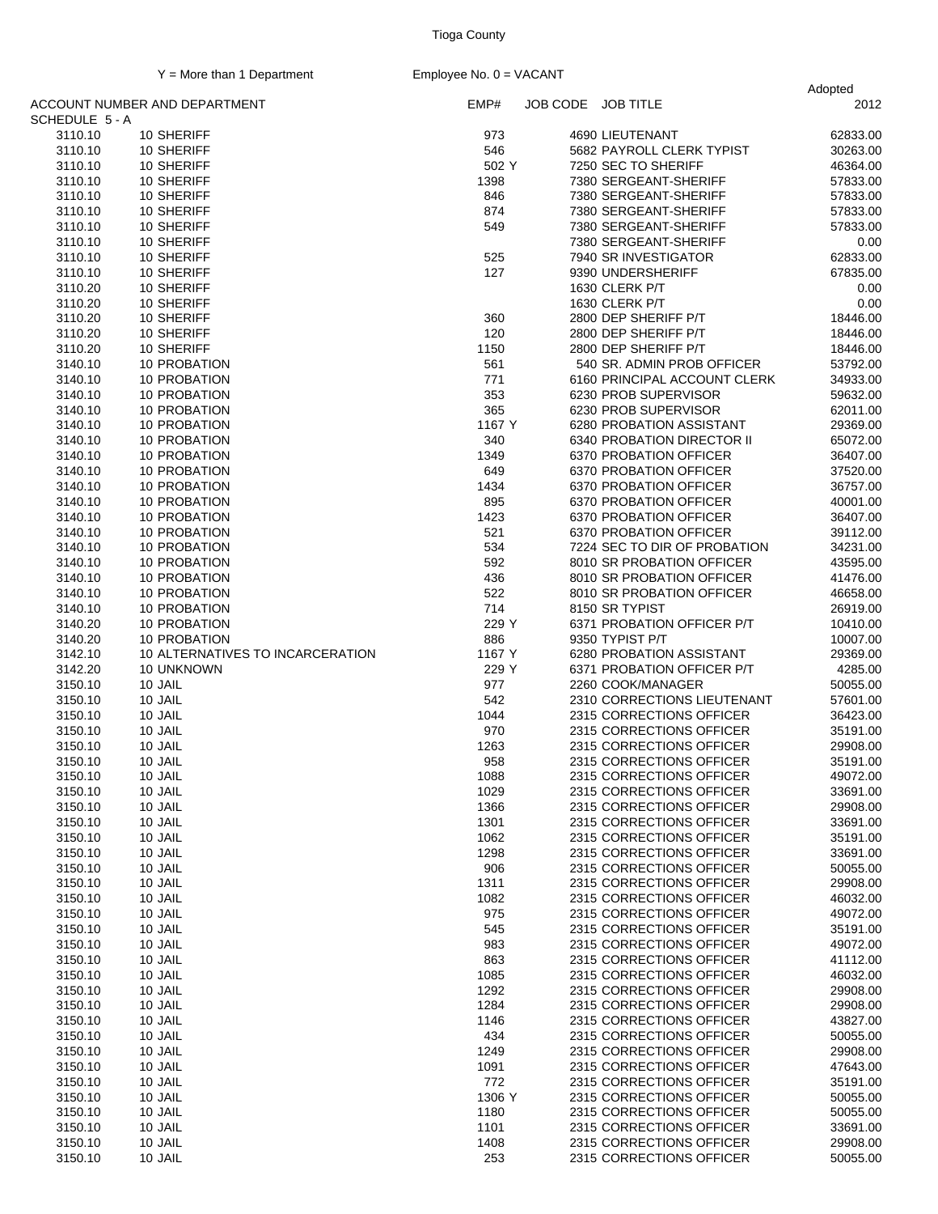Tioga County

Y = More than 1 Department    Employee No. 0 = VACANT

| ACCOUNT NUMBER AND DEPARTMENT | | EMP# | JOB CODE | JOB TITLE | Adopted 2012 |
|---|---|---|---|---|---|
| SCHEDULE 5 - A | | | | | |
| 3110.10 | 10 SHERIFF | 973 | 4690 | LIEUTENANT | 62833.00 |
| 3110.10 | 10 SHERIFF | 546 | 5682 | PAYROLL CLERK TYPIST | 30263.00 |
| 3110.10 | 10 SHERIFF | 502 Y | 7250 | SEC TO SHERIFF | 46364.00 |
| 3110.10 | 10 SHERIFF | 1398 | 7380 | SERGEANT-SHERIFF | 57833.00 |
| 3110.10 | 10 SHERIFF | 846 | 7380 | SERGEANT-SHERIFF | 57833.00 |
| 3110.10 | 10 SHERIFF | 874 | 7380 | SERGEANT-SHERIFF | 57833.00 |
| 3110.10 | 10 SHERIFF | 549 | 7380 | SERGEANT-SHERIFF | 57833.00 |
| 3110.10 | 10 SHERIFF | | 7380 | SERGEANT-SHERIFF | 0.00 |
| 3110.10 | 10 SHERIFF | 525 | 7940 | SR INVESTIGATOR | 62833.00 |
| 3110.10 | 10 SHERIFF | 127 | 9390 | UNDERSHERIFF | 67835.00 |
| 3110.20 | 10 SHERIFF | | 1630 | CLERK P/T | 0.00 |
| 3110.20 | 10 SHERIFF | | 1630 | CLERK P/T | 0.00 |
| 3110.20 | 10 SHERIFF | 360 | 2800 | DEP SHERIFF P/T | 18446.00 |
| 3110.20 | 10 SHERIFF | 120 | 2800 | DEP SHERIFF P/T | 18446.00 |
| 3110.20 | 10 SHERIFF | 1150 | 2800 | DEP SHERIFF P/T | 18446.00 |
| 3140.10 | 10 PROBATION | 561 | 540 | SR. ADMIN PROB OFFICER | 53792.00 |
| 3140.10 | 10 PROBATION | 771 | 6160 | PRINCIPAL ACCOUNT CLERK | 34933.00 |
| 3140.10 | 10 PROBATION | 353 | 6230 | PROB SUPERVISOR | 59632.00 |
| 3140.10 | 10 PROBATION | 365 | 6230 | PROB SUPERVISOR | 62011.00 |
| 3140.10 | 10 PROBATION | 1167 Y | 6280 | PROBATION ASSISTANT | 29369.00 |
| 3140.10 | 10 PROBATION | 340 | 6340 | PROBATION DIRECTOR II | 65072.00 |
| 3140.10 | 10 PROBATION | 1349 | 6370 | PROBATION OFFICER | 36407.00 |
| 3140.10 | 10 PROBATION | 649 | 6370 | PROBATION OFFICER | 37520.00 |
| 3140.10 | 10 PROBATION | 1434 | 6370 | PROBATION OFFICER | 36757.00 |
| 3140.10 | 10 PROBATION | 895 | 6370 | PROBATION OFFICER | 40001.00 |
| 3140.10 | 10 PROBATION | 1423 | 6370 | PROBATION OFFICER | 36407.00 |
| 3140.10 | 10 PROBATION | 521 | 6370 | PROBATION OFFICER | 39112.00 |
| 3140.10 | 10 PROBATION | 534 | 7224 | SEC TO DIR OF PROBATION | 34231.00 |
| 3140.10 | 10 PROBATION | 592 | 8010 | SR PROBATION OFFICER | 43595.00 |
| 3140.10 | 10 PROBATION | 436 | 8010 | SR PROBATION OFFICER | 41476.00 |
| 3140.10 | 10 PROBATION | 522 | 8010 | SR PROBATION OFFICER | 46658.00 |
| 3140.10 | 10 PROBATION | 714 | 8150 | SR TYPIST | 26919.00 |
| 3140.20 | 10 PROBATION | 229 Y | 6371 | PROBATION OFFICER P/T | 10410.00 |
| 3140.20 | 10 PROBATION | 886 | 9350 | TYPIST P/T | 10007.00 |
| 3142.10 | 10 ALTERNATIVES TO INCARCERATION | 1167 Y | 6280 | PROBATION ASSISTANT | 29369.00 |
| 3142.20 | 10 UNKNOWN | 229 Y | 6371 | PROBATION OFFICER P/T | 4285.00 |
| 3150.10 | 10 JAIL | 977 | 2260 | COOK/MANAGER | 50055.00 |
| 3150.10 | 10 JAIL | 542 | 2310 | CORRECTIONS LIEUTENANT | 57601.00 |
| 3150.10 | 10 JAIL | 1044 | 2315 | CORRECTIONS OFFICER | 36423.00 |
| 3150.10 | 10 JAIL | 970 | 2315 | CORRECTIONS OFFICER | 35191.00 |
| 3150.10 | 10 JAIL | 1263 | 2315 | CORRECTIONS OFFICER | 29908.00 |
| 3150.10 | 10 JAIL | 958 | 2315 | CORRECTIONS OFFICER | 35191.00 |
| 3150.10 | 10 JAIL | 1088 | 2315 | CORRECTIONS OFFICER | 49072.00 |
| 3150.10 | 10 JAIL | 1029 | 2315 | CORRECTIONS OFFICER | 33691.00 |
| 3150.10 | 10 JAIL | 1366 | 2315 | CORRECTIONS OFFICER | 29908.00 |
| 3150.10 | 10 JAIL | 1301 | 2315 | CORRECTIONS OFFICER | 33691.00 |
| 3150.10 | 10 JAIL | 1062 | 2315 | CORRECTIONS OFFICER | 35191.00 |
| 3150.10 | 10 JAIL | 1298 | 2315 | CORRECTIONS OFFICER | 33691.00 |
| 3150.10 | 10 JAIL | 906 | 2315 | CORRECTIONS OFFICER | 50055.00 |
| 3150.10 | 10 JAIL | 1311 | 2315 | CORRECTIONS OFFICER | 29908.00 |
| 3150.10 | 10 JAIL | 1082 | 2315 | CORRECTIONS OFFICER | 46032.00 |
| 3150.10 | 10 JAIL | 975 | 2315 | CORRECTIONS OFFICER | 49072.00 |
| 3150.10 | 10 JAIL | 545 | 2315 | CORRECTIONS OFFICER | 35191.00 |
| 3150.10 | 10 JAIL | 983 | 2315 | CORRECTIONS OFFICER | 49072.00 |
| 3150.10 | 10 JAIL | 863 | 2315 | CORRECTIONS OFFICER | 41112.00 |
| 3150.10 | 10 JAIL | 1085 | 2315 | CORRECTIONS OFFICER | 46032.00 |
| 3150.10 | 10 JAIL | 1292 | 2315 | CORRECTIONS OFFICER | 29908.00 |
| 3150.10 | 10 JAIL | 1284 | 2315 | CORRECTIONS OFFICER | 29908.00 |
| 3150.10 | 10 JAIL | 1146 | 2315 | CORRECTIONS OFFICER | 43827.00 |
| 3150.10 | 10 JAIL | 434 | 2315 | CORRECTIONS OFFICER | 50055.00 |
| 3150.10 | 10 JAIL | 1249 | 2315 | CORRECTIONS OFFICER | 29908.00 |
| 3150.10 | 10 JAIL | 1091 | 2315 | CORRECTIONS OFFICER | 47643.00 |
| 3150.10 | 10 JAIL | 772 | 2315 | CORRECTIONS OFFICER | 35191.00 |
| 3150.10 | 10 JAIL | 1306 Y | 2315 | CORRECTIONS OFFICER | 50055.00 |
| 3150.10 | 10 JAIL | 1180 | 2315 | CORRECTIONS OFFICER | 50055.00 |
| 3150.10 | 10 JAIL | 1101 | 2315 | CORRECTIONS OFFICER | 33691.00 |
| 3150.10 | 10 JAIL | 1408 | 2315 | CORRECTIONS OFFICER | 29908.00 |
| 3150.10 | 10 JAIL | 253 | 2315 | CORRECTIONS OFFICER | 50055.00 |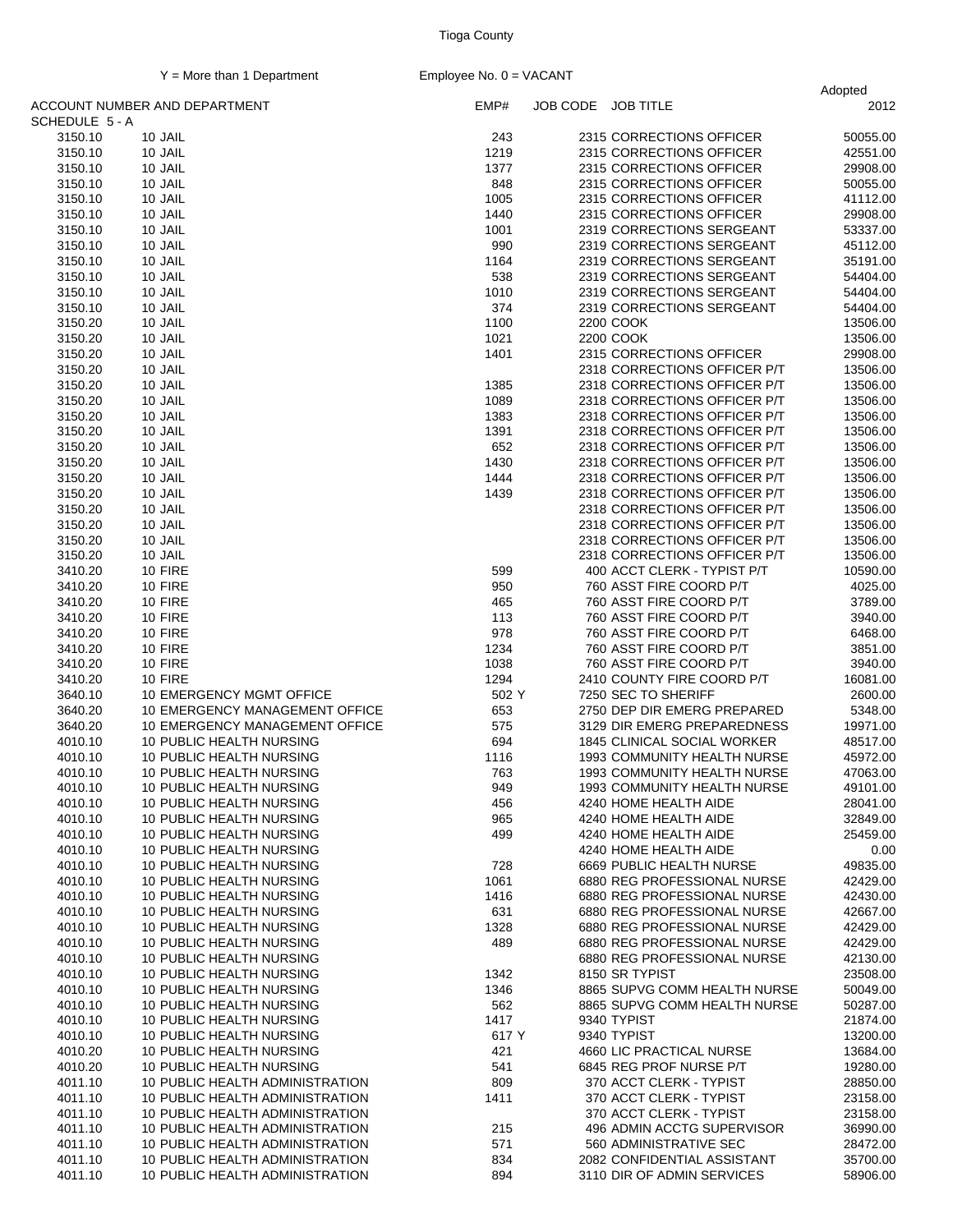Tioga County

Y = More than 1 Department    Employee No. 0 = VACANT

| ACCOUNT NUMBER AND DEPARTMENT | | EMP# | JOB CODE | JOB TITLE | Adopted 2012 |
|---|---|---|---|---|---|
| SCHEDULE 5 - A | | | | | |
| 3150.10 | 10 JAIL | 243 | 2315 | CORRECTIONS OFFICER | 50055.00 |
| 3150.10 | 10 JAIL | 1219 | 2315 | CORRECTIONS OFFICER | 42551.00 |
| 3150.10 | 10 JAIL | 1377 | 2315 | CORRECTIONS OFFICER | 29908.00 |
| 3150.10 | 10 JAIL | 848 | 2315 | CORRECTIONS OFFICER | 50055.00 |
| 3150.10 | 10 JAIL | 1005 | 2315 | CORRECTIONS OFFICER | 41112.00 |
| 3150.10 | 10 JAIL | 1440 | 2315 | CORRECTIONS OFFICER | 29908.00 |
| 3150.10 | 10 JAIL | 1001 | 2319 | CORRECTIONS SERGEANT | 53337.00 |
| 3150.10 | 10 JAIL | 990 | 2319 | CORRECTIONS SERGEANT | 45112.00 |
| 3150.10 | 10 JAIL | 1164 | 2319 | CORRECTIONS SERGEANT | 35191.00 |
| 3150.10 | 10 JAIL | 538 | 2319 | CORRECTIONS SERGEANT | 54404.00 |
| 3150.10 | 10 JAIL | 1010 | 2319 | CORRECTIONS SERGEANT | 54404.00 |
| 3150.10 | 10 JAIL | 374 | 2319 | CORRECTIONS SERGEANT | 54404.00 |
| 3150.20 | 10 JAIL | 1100 | 2200 | COOK | 13506.00 |
| 3150.20 | 10 JAIL | 1021 | 2200 | COOK | 13506.00 |
| 3150.20 | 10 JAIL | 1401 | 2315 | CORRECTIONS OFFICER | 29908.00 |
| 3150.20 | 10 JAIL | | 2318 | CORRECTIONS OFFICER P/T | 13506.00 |
| 3150.20 | 10 JAIL | 1385 | 2318 | CORRECTIONS OFFICER P/T | 13506.00 |
| 3150.20 | 10 JAIL | 1089 | 2318 | CORRECTIONS OFFICER P/T | 13506.00 |
| 3150.20 | 10 JAIL | 1383 | 2318 | CORRECTIONS OFFICER P/T | 13506.00 |
| 3150.20 | 10 JAIL | 1391 | 2318 | CORRECTIONS OFFICER P/T | 13506.00 |
| 3150.20 | 10 JAIL | 652 | 2318 | CORRECTIONS OFFICER P/T | 13506.00 |
| 3150.20 | 10 JAIL | 1430 | 2318 | CORRECTIONS OFFICER P/T | 13506.00 |
| 3150.20 | 10 JAIL | 1444 | 2318 | CORRECTIONS OFFICER P/T | 13506.00 |
| 3150.20 | 10 JAIL | 1439 | 2318 | CORRECTIONS OFFICER P/T | 13506.00 |
| 3150.20 | 10 JAIL | | 2318 | CORRECTIONS OFFICER P/T | 13506.00 |
| 3150.20 | 10 JAIL | | 2318 | CORRECTIONS OFFICER P/T | 13506.00 |
| 3150.20 | 10 JAIL | | 2318 | CORRECTIONS OFFICER P/T | 13506.00 |
| 3150.20 | 10 JAIL | | 2318 | CORRECTIONS OFFICER P/T | 13506.00 |
| 3410.20 | 10 FIRE | 599 | 400 | ACCT CLERK - TYPIST P/T | 10590.00 |
| 3410.20 | 10 FIRE | 950 | 760 | ASST FIRE COORD P/T | 4025.00 |
| 3410.20 | 10 FIRE | 465 | 760 | ASST FIRE COORD P/T | 3789.00 |
| 3410.20 | 10 FIRE | 113 | 760 | ASST FIRE COORD P/T | 3940.00 |
| 3410.20 | 10 FIRE | 978 | 760 | ASST FIRE COORD P/T | 6468.00 |
| 3410.20 | 10 FIRE | 1234 | 760 | ASST FIRE COORD P/T | 3851.00 |
| 3410.20 | 10 FIRE | 1038 | 760 | ASST FIRE COORD P/T | 3940.00 |
| 3410.20 | 10 FIRE | 1294 | 2410 | COUNTY FIRE COORD P/T | 16081.00 |
| 3640.10 | 10 EMERGENCY MGMT OFFICE | 502 Y | 7250 | SEC TO SHERIFF | 2600.00 |
| 3640.20 | 10 EMERGENCY MANAGEMENT OFFICE | 653 | 2750 | DEP DIR EMERG PREPARED | 5348.00 |
| 3640.20 | 10 EMERGENCY MANAGEMENT OFFICE | 575 | 3129 | DIR EMERG PREPAREDNESS | 19971.00 |
| 4010.10 | 10 PUBLIC HEALTH NURSING | 694 | 1845 | CLINICAL SOCIAL WORKER | 48517.00 |
| 4010.10 | 10 PUBLIC HEALTH NURSING | 1116 | 1993 | COMMUNITY HEALTH NURSE | 45972.00 |
| 4010.10 | 10 PUBLIC HEALTH NURSING | 763 | 1993 | COMMUNITY HEALTH NURSE | 47063.00 |
| 4010.10 | 10 PUBLIC HEALTH NURSING | 949 | 1993 | COMMUNITY HEALTH NURSE | 49101.00 |
| 4010.10 | 10 PUBLIC HEALTH NURSING | 456 | 4240 | HOME HEALTH AIDE | 28041.00 |
| 4010.10 | 10 PUBLIC HEALTH NURSING | 965 | 4240 | HOME HEALTH AIDE | 32849.00 |
| 4010.10 | 10 PUBLIC HEALTH NURSING | 499 | 4240 | HOME HEALTH AIDE | 25459.00 |
| 4010.10 | 10 PUBLIC HEALTH NURSING | | 4240 | HOME HEALTH AIDE | 0.00 |
| 4010.10 | 10 PUBLIC HEALTH NURSING | 728 | 6669 | PUBLIC HEALTH NURSE | 49835.00 |
| 4010.10 | 10 PUBLIC HEALTH NURSING | 1061 | 6880 | REG PROFESSIONAL NURSE | 42429.00 |
| 4010.10 | 10 PUBLIC HEALTH NURSING | 1416 | 6880 | REG PROFESSIONAL NURSE | 42430.00 |
| 4010.10 | 10 PUBLIC HEALTH NURSING | 631 | 6880 | REG PROFESSIONAL NURSE | 42667.00 |
| 4010.10 | 10 PUBLIC HEALTH NURSING | 1328 | 6880 | REG PROFESSIONAL NURSE | 42429.00 |
| 4010.10 | 10 PUBLIC HEALTH NURSING | 489 | 6880 | REG PROFESSIONAL NURSE | 42429.00 |
| 4010.10 | 10 PUBLIC HEALTH NURSING | | 6880 | REG PROFESSIONAL NURSE | 42130.00 |
| 4010.10 | 10 PUBLIC HEALTH NURSING | 1342 | 8150 | SR TYPIST | 23508.00 |
| 4010.10 | 10 PUBLIC HEALTH NURSING | 1346 | 8865 | SUPVG COMM HEALTH NURSE | 50049.00 |
| 4010.10 | 10 PUBLIC HEALTH NURSING | 562 | 8865 | SUPVG COMM HEALTH NURSE | 50287.00 |
| 4010.10 | 10 PUBLIC HEALTH NURSING | 1417 | 9340 | TYPIST | 21874.00 |
| 4010.10 | 10 PUBLIC HEALTH NURSING | 617 Y | 9340 | TYPIST | 13200.00 |
| 4010.20 | 10 PUBLIC HEALTH NURSING | 421 | 4660 | LIC PRACTICAL NURSE | 13684.00 |
| 4010.20 | 10 PUBLIC HEALTH NURSING | 541 | 6845 | REG PROF NURSE P/T | 19280.00 |
| 4011.10 | 10 PUBLIC HEALTH ADMINISTRATION | 809 | 370 | ACCT CLERK - TYPIST | 28850.00 |
| 4011.10 | 10 PUBLIC HEALTH ADMINISTRATION | 1411 | 370 | ACCT CLERK - TYPIST | 23158.00 |
| 4011.10 | 10 PUBLIC HEALTH ADMINISTRATION | | 370 | ACCT CLERK - TYPIST | 23158.00 |
| 4011.10 | 10 PUBLIC HEALTH ADMINISTRATION | 215 | 496 | ADMIN ACCTG SUPERVISOR | 36990.00 |
| 4011.10 | 10 PUBLIC HEALTH ADMINISTRATION | 571 | 560 | ADMINISTRATIVE SEC | 28472.00 |
| 4011.10 | 10 PUBLIC HEALTH ADMINISTRATION | 834 | 2082 | CONFIDENTIAL ASSISTANT | 35700.00 |
| 4011.10 | 10 PUBLIC HEALTH ADMINISTRATION | 894 | 3110 | DIR OF ADMIN SERVICES | 58906.00 |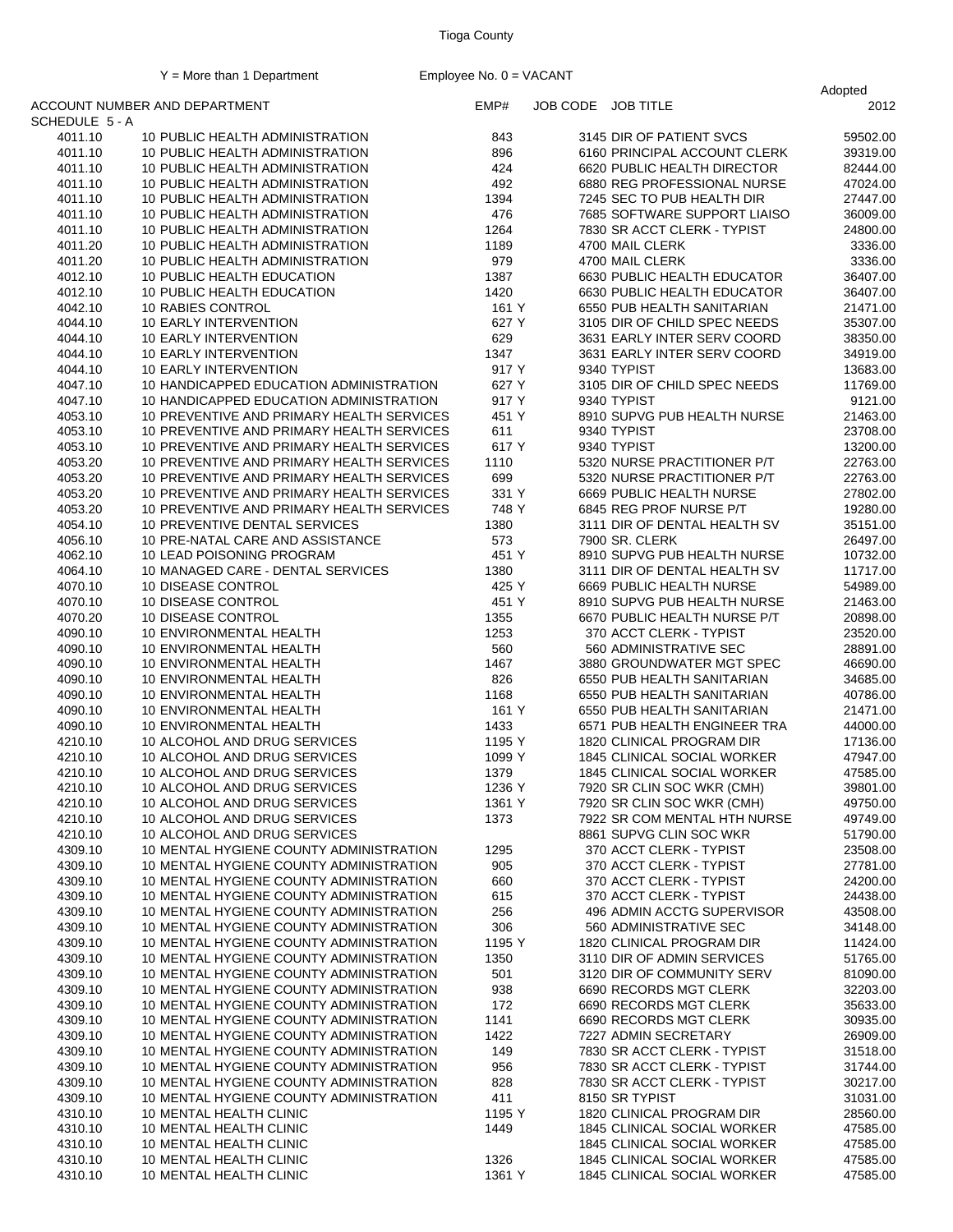Tioga County

Y = More than 1 Department  Employee No. 0 = VACANT

| ACCOUNT NUMBER AND DEPARTMENT | | EMP# | JOB CODE JOB TITLE | Adopted 2012 |
|---|---|---|---|---|
| SCHEDULE 5 - A | | | | |
| 4011.10 | 10 PUBLIC HEALTH ADMINISTRATION | 843 | 3145 DIR OF PATIENT SVCS | 59502.00 |
| 4011.10 | 10 PUBLIC HEALTH ADMINISTRATION | 896 | 6160 PRINCIPAL ACCOUNT CLERK | 39319.00 |
| 4011.10 | 10 PUBLIC HEALTH ADMINISTRATION | 424 | 6620 PUBLIC HEALTH DIRECTOR | 82444.00 |
| 4011.10 | 10 PUBLIC HEALTH ADMINISTRATION | 492 | 6880 REG PROFESSIONAL NURSE | 47024.00 |
| 4011.10 | 10 PUBLIC HEALTH ADMINISTRATION | 1394 | 7245 SEC TO PUB HEALTH DIR | 27447.00 |
| 4011.10 | 10 PUBLIC HEALTH ADMINISTRATION | 476 | 7685 SOFTWARE SUPPORT LIAISO | 36009.00 |
| 4011.10 | 10 PUBLIC HEALTH ADMINISTRATION | 1264 | 7830 SR ACCT CLERK - TYPIST | 24800.00 |
| 4011.20 | 10 PUBLIC HEALTH ADMINISTRATION | 1189 | 4700 MAIL CLERK | 3336.00 |
| 4011.20 | 10 PUBLIC HEALTH ADMINISTRATION | 979 | 4700 MAIL CLERK | 3336.00 |
| 4012.10 | 10 PUBLIC HEALTH EDUCATION | 1387 | 6630 PUBLIC HEALTH EDUCATOR | 36407.00 |
| 4012.10 | 10 PUBLIC HEALTH EDUCATION | 1420 | 6630 PUBLIC HEALTH EDUCATOR | 36407.00 |
| 4042.10 | 10 RABIES CONTROL | 161 Y | 6550 PUB HEALTH SANITARIAN | 21471.00 |
| 4044.10 | 10 EARLY INTERVENTION | 627 Y | 3105 DIR OF CHILD SPEC NEEDS | 35307.00 |
| 4044.10 | 10 EARLY INTERVENTION | 629 | 3631 EARLY INTER SERV COORD | 38350.00 |
| 4044.10 | 10 EARLY INTERVENTION | 1347 | 3631 EARLY INTER SERV COORD | 34919.00 |
| 4044.10 | 10 EARLY INTERVENTION | 917 Y | 9340 TYPIST | 13683.00 |
| 4047.10 | 10 HANDICAPPED EDUCATION ADMINISTRATION | 627 Y | 3105 DIR OF CHILD SPEC NEEDS | 11769.00 |
| 4047.10 | 10 HANDICAPPED EDUCATION ADMINISTRATION | 917 Y | 9340 TYPIST | 9121.00 |
| 4053.10 | 10 PREVENTIVE AND PRIMARY HEALTH SERVICES | 451 Y | 8910 SUPVG PUB HEALTH NURSE | 21463.00 |
| 4053.10 | 10 PREVENTIVE AND PRIMARY HEALTH SERVICES | 611 | 9340 TYPIST | 23708.00 |
| 4053.10 | 10 PREVENTIVE AND PRIMARY HEALTH SERVICES | 617 Y | 9340 TYPIST | 13200.00 |
| 4053.20 | 10 PREVENTIVE AND PRIMARY HEALTH SERVICES | 1110 | 5320 NURSE PRACTITIONER P/T | 22763.00 |
| 4053.20 | 10 PREVENTIVE AND PRIMARY HEALTH SERVICES | 699 | 5320 NURSE PRACTITIONER P/T | 22763.00 |
| 4053.20 | 10 PREVENTIVE AND PRIMARY HEALTH SERVICES | 331 Y | 6669 PUBLIC HEALTH NURSE | 27802.00 |
| 4053.20 | 10 PREVENTIVE AND PRIMARY HEALTH SERVICES | 748 Y | 6845 REG PROF NURSE P/T | 19280.00 |
| 4054.10 | 10 PREVENTIVE DENTAL SERVICES | 1380 | 3111 DIR OF DENTAL HEALTH SV | 35151.00 |
| 4056.10 | 10 PRE-NATAL CARE AND ASSISTANCE | 573 | 7900 SR. CLERK | 26497.00 |
| 4062.10 | 10 LEAD POISONING PROGRAM | 451 Y | 8910 SUPVG PUB HEALTH NURSE | 10732.00 |
| 4064.10 | 10 MANAGED CARE - DENTAL SERVICES | 1380 | 3111 DIR OF DENTAL HEALTH SV | 11717.00 |
| 4070.10 | 10 DISEASE CONTROL | 425 Y | 6669 PUBLIC HEALTH NURSE | 54989.00 |
| 4070.10 | 10 DISEASE CONTROL | 451 Y | 8910 SUPVG PUB HEALTH NURSE | 21463.00 |
| 4070.20 | 10 DISEASE CONTROL | 1355 | 6670 PUBLIC HEALTH NURSE P/T | 20898.00 |
| 4090.10 | 10 ENVIRONMENTAL HEALTH | 1253 | 370 ACCT CLERK - TYPIST | 23520.00 |
| 4090.10 | 10 ENVIRONMENTAL HEALTH | 560 | 560 ADMINISTRATIVE SEC | 28891.00 |
| 4090.10 | 10 ENVIRONMENTAL HEALTH | 1467 | 3880 GROUNDWATER MGT SPEC | 46690.00 |
| 4090.10 | 10 ENVIRONMENTAL HEALTH | 826 | 6550 PUB HEALTH SANITARIAN | 34685.00 |
| 4090.10 | 10 ENVIRONMENTAL HEALTH | 1168 | 6550 PUB HEALTH SANITARIAN | 40786.00 |
| 4090.10 | 10 ENVIRONMENTAL HEALTH | 161 Y | 6550 PUB HEALTH SANITARIAN | 21471.00 |
| 4090.10 | 10 ENVIRONMENTAL HEALTH | 1433 | 6571 PUB HEALTH ENGINEER TRA | 44000.00 |
| 4210.10 | 10 ALCOHOL AND DRUG SERVICES | 1195 Y | 1820 CLINICAL PROGRAM DIR | 17136.00 |
| 4210.10 | 10 ALCOHOL AND DRUG SERVICES | 1099 Y | 1845 CLINICAL SOCIAL WORKER | 47947.00 |
| 4210.10 | 10 ALCOHOL AND DRUG SERVICES | 1379 | 1845 CLINICAL SOCIAL WORKER | 47585.00 |
| 4210.10 | 10 ALCOHOL AND DRUG SERVICES | 1236 Y | 7920 SR CLIN SOC WKR (CMH) | 39801.00 |
| 4210.10 | 10 ALCOHOL AND DRUG SERVICES | 1361 Y | 7920 SR CLIN SOC WKR (CMH) | 49750.00 |
| 4210.10 | 10 ALCOHOL AND DRUG SERVICES | 1373 | 7922 SR COM MENTAL HTH NURSE | 49749.00 |
| 4210.10 | 10 ALCOHOL AND DRUG SERVICES | | 8861 SUPVG CLIN SOC WKR | 51790.00 |
| 4309.10 | 10 MENTAL HYGIENE COUNTY ADMINISTRATION | 1295 | 370 ACCT CLERK - TYPIST | 23508.00 |
| 4309.10 | 10 MENTAL HYGIENE COUNTY ADMINISTRATION | 905 | 370 ACCT CLERK - TYPIST | 27781.00 |
| 4309.10 | 10 MENTAL HYGIENE COUNTY ADMINISTRATION | 660 | 370 ACCT CLERK - TYPIST | 24200.00 |
| 4309.10 | 10 MENTAL HYGIENE COUNTY ADMINISTRATION | 615 | 370 ACCT CLERK - TYPIST | 24438.00 |
| 4309.10 | 10 MENTAL HYGIENE COUNTY ADMINISTRATION | 256 | 496 ADMIN ACCTG SUPERVISOR | 43508.00 |
| 4309.10 | 10 MENTAL HYGIENE COUNTY ADMINISTRATION | 306 | 560 ADMINISTRATIVE SEC | 34148.00 |
| 4309.10 | 10 MENTAL HYGIENE COUNTY ADMINISTRATION | 1195 Y | 1820 CLINICAL PROGRAM DIR | 11424.00 |
| 4309.10 | 10 MENTAL HYGIENE COUNTY ADMINISTRATION | 1350 | 3110 DIR OF ADMIN SERVICES | 51765.00 |
| 4309.10 | 10 MENTAL HYGIENE COUNTY ADMINISTRATION | 501 | 3120 DIR OF COMMUNITY SERV | 81090.00 |
| 4309.10 | 10 MENTAL HYGIENE COUNTY ADMINISTRATION | 938 | 6690 RECORDS MGT CLERK | 32203.00 |
| 4309.10 | 10 MENTAL HYGIENE COUNTY ADMINISTRATION | 172 | 6690 RECORDS MGT CLERK | 35633.00 |
| 4309.10 | 10 MENTAL HYGIENE COUNTY ADMINISTRATION | 1141 | 6690 RECORDS MGT CLERK | 30935.00 |
| 4309.10 | 10 MENTAL HYGIENE COUNTY ADMINISTRATION | 1422 | 7227 ADMIN SECRETARY | 26909.00 |
| 4309.10 | 10 MENTAL HYGIENE COUNTY ADMINISTRATION | 149 | 7830 SR ACCT CLERK - TYPIST | 31518.00 |
| 4309.10 | 10 MENTAL HYGIENE COUNTY ADMINISTRATION | 956 | 7830 SR ACCT CLERK - TYPIST | 31744.00 |
| 4309.10 | 10 MENTAL HYGIENE COUNTY ADMINISTRATION | 828 | 7830 SR ACCT CLERK - TYPIST | 30217.00 |
| 4309.10 | 10 MENTAL HYGIENE COUNTY ADMINISTRATION | 411 | 8150 SR TYPIST | 31031.00 |
| 4310.10 | 10 MENTAL HEALTH CLINIC | 1195 Y | 1820 CLINICAL PROGRAM DIR | 28560.00 |
| 4310.10 | 10 MENTAL HEALTH CLINIC | 1449 | 1845 CLINICAL SOCIAL WORKER | 47585.00 |
| 4310.10 | 10 MENTAL HEALTH CLINIC | | 1845 CLINICAL SOCIAL WORKER | 47585.00 |
| 4310.10 | 10 MENTAL HEALTH CLINIC | 1326 | 1845 CLINICAL SOCIAL WORKER | 47585.00 |
| 4310.10 | 10 MENTAL HEALTH CLINIC | 1361 Y | 1845 CLINICAL SOCIAL WORKER | 47585.00 |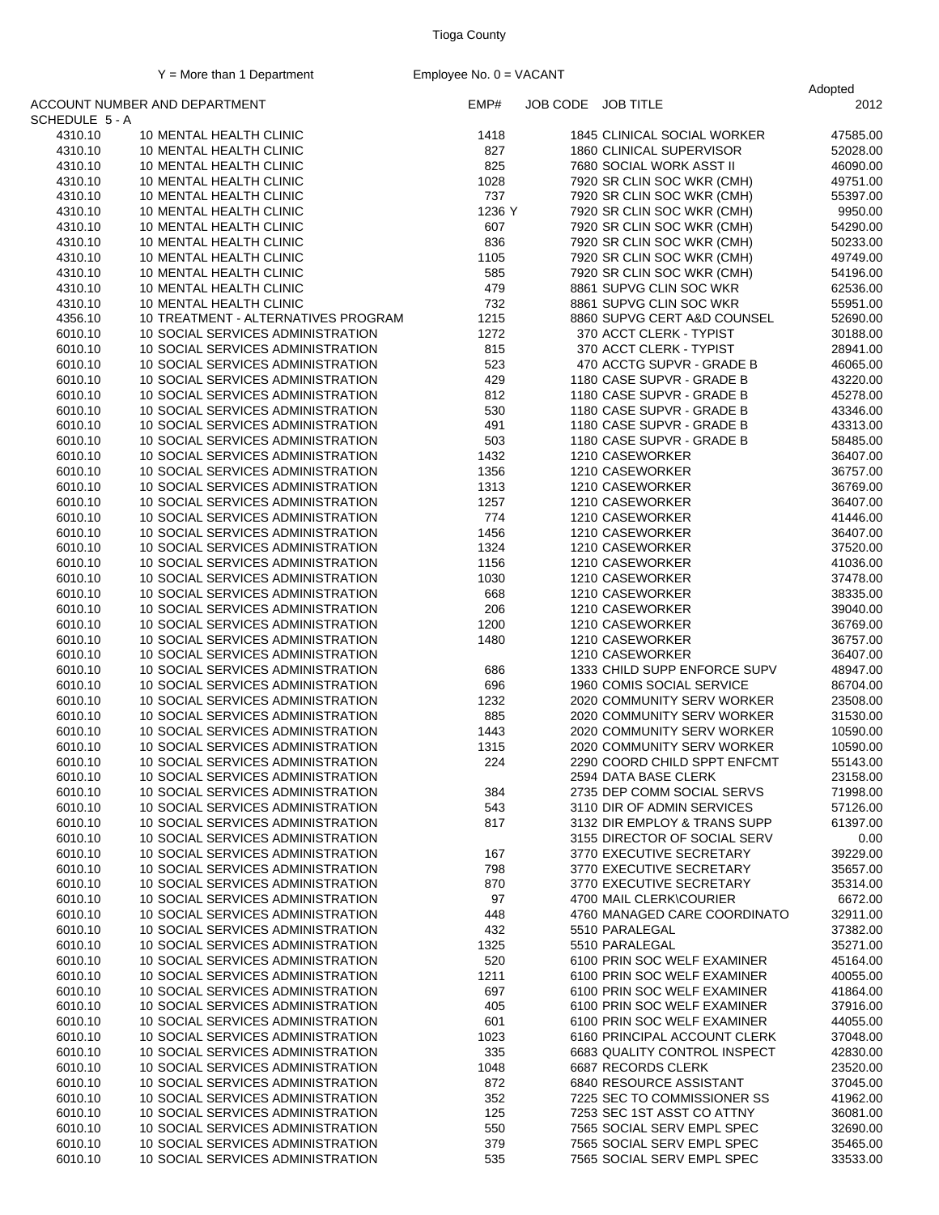Tioga County

Y = More than 1 Department &nbsp;&nbsp;&nbsp;&nbsp;&nbsp;&nbsp; Employee No. 0 = VACANT

| ACCOUNT NUMBER AND DEPARTMENT | | EMP# | JOB CODE | JOB TITLE | Adopted 2012 |
|---|---|---|---|---|---|
| SCHEDULE 5 - A | | | | | |
| 4310.10 | 10 MENTAL HEALTH CLINIC | 1418 | 1845 | CLINICAL SOCIAL WORKER | 47585.00 |
| 4310.10 | 10 MENTAL HEALTH CLINIC | 827 | 1860 | CLINICAL SUPERVISOR | 52028.00 |
| 4310.10 | 10 MENTAL HEALTH CLINIC | 825 | 7680 | SOCIAL WORK ASST II | 46090.00 |
| 4310.10 | 10 MENTAL HEALTH CLINIC | 1028 | 7920 | SR CLIN SOC WKR (CMH) | 49751.00 |
| 4310.10 | 10 MENTAL HEALTH CLINIC | 737 | 7920 | SR CLIN SOC WKR (CMH) | 55397.00 |
| 4310.10 | 10 MENTAL HEALTH CLINIC | 1236 Y | 7920 | SR CLIN SOC WKR (CMH) | 9950.00 |
| 4310.10 | 10 MENTAL HEALTH CLINIC | 607 | 7920 | SR CLIN SOC WKR (CMH) | 54290.00 |
| 4310.10 | 10 MENTAL HEALTH CLINIC | 836 | 7920 | SR CLIN SOC WKR (CMH) | 50233.00 |
| 4310.10 | 10 MENTAL HEALTH CLINIC | 1105 | 7920 | SR CLIN SOC WKR (CMH) | 49749.00 |
| 4310.10 | 10 MENTAL HEALTH CLINIC | 585 | 7920 | SR CLIN SOC WKR (CMH) | 54196.00 |
| 4310.10 | 10 MENTAL HEALTH CLINIC | 479 | 8861 | SUPVG CLIN SOC WKR | 62536.00 |
| 4310.10 | 10 MENTAL HEALTH CLINIC | 732 | 8861 | SUPVG CLIN SOC WKR | 55951.00 |
| 4356.10 | 10 TREATMENT - ALTERNATIVES PROGRAM | 1215 | 8860 | SUPVG CERT A&D COUNSEL | 52690.00 |
| 6010.10 | 10 SOCIAL SERVICES ADMINISTRATION | 1272 | 370 | ACCT CLERK - TYPIST | 30188.00 |
| 6010.10 | 10 SOCIAL SERVICES ADMINISTRATION | 815 | 370 | ACCT CLERK - TYPIST | 28941.00 |
| 6010.10 | 10 SOCIAL SERVICES ADMINISTRATION | 523 | 470 | ACCTG SUPVR - GRADE B | 46065.00 |
| 6010.10 | 10 SOCIAL SERVICES ADMINISTRATION | 429 | 1180 | CASE SUPVR - GRADE B | 43220.00 |
| 6010.10 | 10 SOCIAL SERVICES ADMINISTRATION | 812 | 1180 | CASE SUPVR - GRADE B | 45278.00 |
| 6010.10 | 10 SOCIAL SERVICES ADMINISTRATION | 530 | 1180 | CASE SUPVR - GRADE B | 43346.00 |
| 6010.10 | 10 SOCIAL SERVICES ADMINISTRATION | 491 | 1180 | CASE SUPVR - GRADE B | 43313.00 |
| 6010.10 | 10 SOCIAL SERVICES ADMINISTRATION | 503 | 1180 | CASE SUPVR - GRADE B | 58485.00 |
| 6010.10 | 10 SOCIAL SERVICES ADMINISTRATION | 1432 | 1210 | CASEWORKER | 36407.00 |
| 6010.10 | 10 SOCIAL SERVICES ADMINISTRATION | 1356 | 1210 | CASEWORKER | 36757.00 |
| 6010.10 | 10 SOCIAL SERVICES ADMINISTRATION | 1313 | 1210 | CASEWORKER | 36769.00 |
| 6010.10 | 10 SOCIAL SERVICES ADMINISTRATION | 1257 | 1210 | CASEWORKER | 36407.00 |
| 6010.10 | 10 SOCIAL SERVICES ADMINISTRATION | 774 | 1210 | CASEWORKER | 41446.00 |
| 6010.10 | 10 SOCIAL SERVICES ADMINISTRATION | 1456 | 1210 | CASEWORKER | 36407.00 |
| 6010.10 | 10 SOCIAL SERVICES ADMINISTRATION | 1324 | 1210 | CASEWORKER | 37520.00 |
| 6010.10 | 10 SOCIAL SERVICES ADMINISTRATION | 1156 | 1210 | CASEWORKER | 41036.00 |
| 6010.10 | 10 SOCIAL SERVICES ADMINISTRATION | 1030 | 1210 | CASEWORKER | 37478.00 |
| 6010.10 | 10 SOCIAL SERVICES ADMINISTRATION | 668 | 1210 | CASEWORKER | 38335.00 |
| 6010.10 | 10 SOCIAL SERVICES ADMINISTRATION | 206 | 1210 | CASEWORKER | 39040.00 |
| 6010.10 | 10 SOCIAL SERVICES ADMINISTRATION | 1200 | 1210 | CASEWORKER | 36769.00 |
| 6010.10 | 10 SOCIAL SERVICES ADMINISTRATION | 1480 | 1210 | CASEWORKER | 36757.00 |
| 6010.10 | 10 SOCIAL SERVICES ADMINISTRATION | | 1210 | CASEWORKER | 36407.00 |
| 6010.10 | 10 SOCIAL SERVICES ADMINISTRATION | 686 | 1333 | CHILD SUPP ENFORCE SUPV | 48947.00 |
| 6010.10 | 10 SOCIAL SERVICES ADMINISTRATION | 696 | 1960 | COMIS SOCIAL SERVICE | 86704.00 |
| 6010.10 | 10 SOCIAL SERVICES ADMINISTRATION | 1232 | 2020 | COMMUNITY SERV WORKER | 23508.00 |
| 6010.10 | 10 SOCIAL SERVICES ADMINISTRATION | 885 | 2020 | COMMUNITY SERV WORKER | 31530.00 |
| 6010.10 | 10 SOCIAL SERVICES ADMINISTRATION | 1443 | 2020 | COMMUNITY SERV WORKER | 10590.00 |
| 6010.10 | 10 SOCIAL SERVICES ADMINISTRATION | 1315 | 2020 | COMMUNITY SERV WORKER | 10590.00 |
| 6010.10 | 10 SOCIAL SERVICES ADMINISTRATION | 224 | 2290 | COORD CHILD SPPT ENFCMT | 55143.00 |
| 6010.10 | 10 SOCIAL SERVICES ADMINISTRATION | | 2594 | DATA BASE CLERK | 23158.00 |
| 6010.10 | 10 SOCIAL SERVICES ADMINISTRATION | 384 | 2735 | DEP COMM SOCIAL SERVS | 71998.00 |
| 6010.10 | 10 SOCIAL SERVICES ADMINISTRATION | 543 | 3110 | DIR OF ADMIN SERVICES | 57126.00 |
| 6010.10 | 10 SOCIAL SERVICES ADMINISTRATION | 817 | 3132 | DIR EMPLOY & TRANS SUPP | 61397.00 |
| 6010.10 | 10 SOCIAL SERVICES ADMINISTRATION | | 3155 | DIRECTOR OF SOCIAL SERV | 0.00 |
| 6010.10 | 10 SOCIAL SERVICES ADMINISTRATION | 167 | 3770 | EXECUTIVE SECRETARY | 39229.00 |
| 6010.10 | 10 SOCIAL SERVICES ADMINISTRATION | 798 | 3770 | EXECUTIVE SECRETARY | 35657.00 |
| 6010.10 | 10 SOCIAL SERVICES ADMINISTRATION | 870 | 3770 | EXECUTIVE SECRETARY | 35314.00 |
| 6010.10 | 10 SOCIAL SERVICES ADMINISTRATION | 97 | 4700 | MAIL CLERK\COURIER | 6672.00 |
| 6010.10 | 10 SOCIAL SERVICES ADMINISTRATION | 448 | 4760 | MANAGED CARE COORDINATO | 32911.00 |
| 6010.10 | 10 SOCIAL SERVICES ADMINISTRATION | 432 | 5510 | PARALEGAL | 37382.00 |
| 6010.10 | 10 SOCIAL SERVICES ADMINISTRATION | 1325 | 5510 | PARALEGAL | 35271.00 |
| 6010.10 | 10 SOCIAL SERVICES ADMINISTRATION | 520 | 6100 | PRIN SOC WELF EXAMINER | 45164.00 |
| 6010.10 | 10 SOCIAL SERVICES ADMINISTRATION | 1211 | 6100 | PRIN SOC WELF EXAMINER | 40055.00 |
| 6010.10 | 10 SOCIAL SERVICES ADMINISTRATION | 697 | 6100 | PRIN SOC WELF EXAMINER | 41864.00 |
| 6010.10 | 10 SOCIAL SERVICES ADMINISTRATION | 405 | 6100 | PRIN SOC WELF EXAMINER | 37916.00 |
| 6010.10 | 10 SOCIAL SERVICES ADMINISTRATION | 601 | 6100 | PRIN SOC WELF EXAMINER | 44055.00 |
| 6010.10 | 10 SOCIAL SERVICES ADMINISTRATION | 1023 | 6160 | PRINCIPAL ACCOUNT CLERK | 37048.00 |
| 6010.10 | 10 SOCIAL SERVICES ADMINISTRATION | 335 | 6683 | QUALITY CONTROL INSPECT | 42830.00 |
| 6010.10 | 10 SOCIAL SERVICES ADMINISTRATION | 1048 | 6687 | RECORDS CLERK | 23520.00 |
| 6010.10 | 10 SOCIAL SERVICES ADMINISTRATION | 872 | 6840 | RESOURCE ASSISTANT | 37045.00 |
| 6010.10 | 10 SOCIAL SERVICES ADMINISTRATION | 352 | 7225 | SEC TO COMMISSIONER SS | 41962.00 |
| 6010.10 | 10 SOCIAL SERVICES ADMINISTRATION | 125 | 7253 | SEC 1ST ASST CO ATTNY | 36081.00 |
| 6010.10 | 10 SOCIAL SERVICES ADMINISTRATION | 550 | 7565 | SOCIAL SERV EMPL SPEC | 32690.00 |
| 6010.10 | 10 SOCIAL SERVICES ADMINISTRATION | 379 | 7565 | SOCIAL SERV EMPL SPEC | 35465.00 |
| 6010.10 | 10 SOCIAL SERVICES ADMINISTRATION | 535 | 7565 | SOCIAL SERV EMPL SPEC | 33533.00 |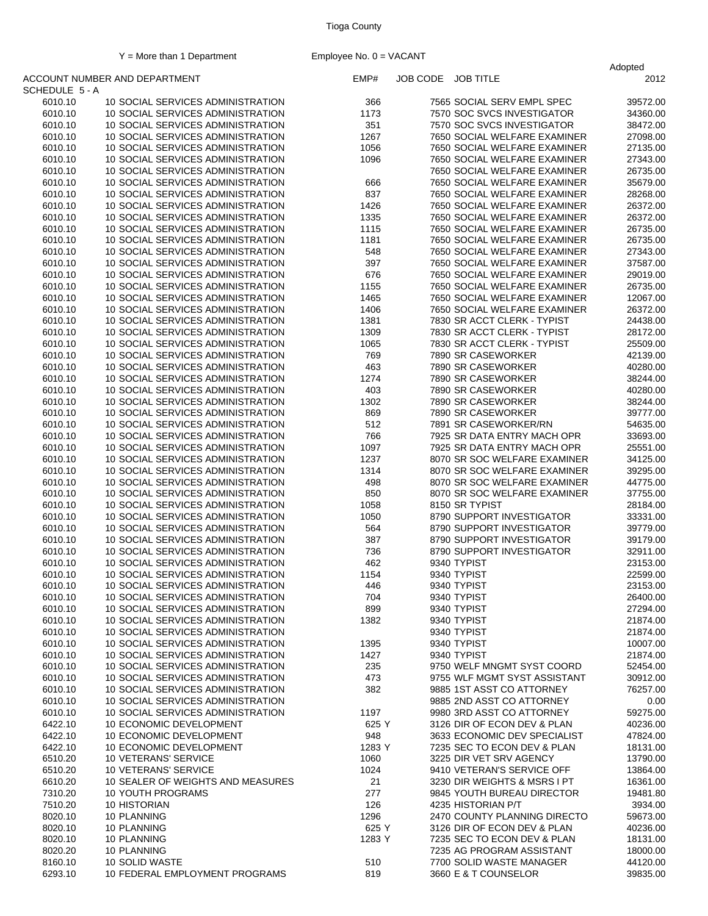Tioga County

Y = More than 1 Department    Employee No. 0 = VACANT

| ACCOUNT NUMBER AND DEPARTMENT | | EMP# | JOB CODE | JOB TITLE | Adopted 2012 |
|---|---|---|---|---|---|
| SCHEDULE 5 - A | | | | | |
| 6010.10 | 10 SOCIAL SERVICES ADMINISTRATION | 366 | 7565 | SOCIAL SERV EMPL SPEC | 39572.00 |
| 6010.10 | 10 SOCIAL SERVICES ADMINISTRATION | 1173 | 7570 | SOC SVCS INVESTIGATOR | 34360.00 |
| 6010.10 | 10 SOCIAL SERVICES ADMINISTRATION | 351 | 7570 | SOC SVCS INVESTIGATOR | 38472.00 |
| 6010.10 | 10 SOCIAL SERVICES ADMINISTRATION | 1267 | 7650 | SOCIAL WELFARE EXAMINER | 27098.00 |
| 6010.10 | 10 SOCIAL SERVICES ADMINISTRATION | 1056 | 7650 | SOCIAL WELFARE EXAMINER | 27135.00 |
| 6010.10 | 10 SOCIAL SERVICES ADMINISTRATION | 1096 | 7650 | SOCIAL WELFARE EXAMINER | 27343.00 |
| 6010.10 | 10 SOCIAL SERVICES ADMINISTRATION | | 7650 | SOCIAL WELFARE EXAMINER | 26735.00 |
| 6010.10 | 10 SOCIAL SERVICES ADMINISTRATION | 666 | 7650 | SOCIAL WELFARE EXAMINER | 35679.00 |
| 6010.10 | 10 SOCIAL SERVICES ADMINISTRATION | 837 | 7650 | SOCIAL WELFARE EXAMINER | 28268.00 |
| 6010.10 | 10 SOCIAL SERVICES ADMINISTRATION | 1426 | 7650 | SOCIAL WELFARE EXAMINER | 26372.00 |
| 6010.10 | 10 SOCIAL SERVICES ADMINISTRATION | 1335 | 7650 | SOCIAL WELFARE EXAMINER | 26372.00 |
| 6010.10 | 10 SOCIAL SERVICES ADMINISTRATION | 1115 | 7650 | SOCIAL WELFARE EXAMINER | 26735.00 |
| 6010.10 | 10 SOCIAL SERVICES ADMINISTRATION | 1181 | 7650 | SOCIAL WELFARE EXAMINER | 26735.00 |
| 6010.10 | 10 SOCIAL SERVICES ADMINISTRATION | 548 | 7650 | SOCIAL WELFARE EXAMINER | 27343.00 |
| 6010.10 | 10 SOCIAL SERVICES ADMINISTRATION | 397 | 7650 | SOCIAL WELFARE EXAMINER | 37587.00 |
| 6010.10 | 10 SOCIAL SERVICES ADMINISTRATION | 676 | 7650 | SOCIAL WELFARE EXAMINER | 29019.00 |
| 6010.10 | 10 SOCIAL SERVICES ADMINISTRATION | 1155 | 7650 | SOCIAL WELFARE EXAMINER | 26735.00 |
| 6010.10 | 10 SOCIAL SERVICES ADMINISTRATION | 1465 | 7650 | SOCIAL WELFARE EXAMINER | 12067.00 |
| 6010.10 | 10 SOCIAL SERVICES ADMINISTRATION | 1406 | 7650 | SOCIAL WELFARE EXAMINER | 26372.00 |
| 6010.10 | 10 SOCIAL SERVICES ADMINISTRATION | 1381 | 7830 | SR ACCT CLERK - TYPIST | 24438.00 |
| 6010.10 | 10 SOCIAL SERVICES ADMINISTRATION | 1309 | 7830 | SR ACCT CLERK - TYPIST | 28172.00 |
| 6010.10 | 10 SOCIAL SERVICES ADMINISTRATION | 1065 | 7830 | SR ACCT CLERK - TYPIST | 25509.00 |
| 6010.10 | 10 SOCIAL SERVICES ADMINISTRATION | 769 | 7890 | SR CASEWORKER | 42139.00 |
| 6010.10 | 10 SOCIAL SERVICES ADMINISTRATION | 463 | 7890 | SR CASEWORKER | 40280.00 |
| 6010.10 | 10 SOCIAL SERVICES ADMINISTRATION | 1274 | 7890 | SR CASEWORKER | 38244.00 |
| 6010.10 | 10 SOCIAL SERVICES ADMINISTRATION | 403 | 7890 | SR CASEWORKER | 40280.00 |
| 6010.10 | 10 SOCIAL SERVICES ADMINISTRATION | 1302 | 7890 | SR CASEWORKER | 38244.00 |
| 6010.10 | 10 SOCIAL SERVICES ADMINISTRATION | 869 | 7890 | SR CASEWORKER | 39777.00 |
| 6010.10 | 10 SOCIAL SERVICES ADMINISTRATION | 512 | 7891 | SR CASEWORKER/RN | 54635.00 |
| 6010.10 | 10 SOCIAL SERVICES ADMINISTRATION | 766 | 7925 | SR DATA ENTRY MACH OPR | 33693.00 |
| 6010.10 | 10 SOCIAL SERVICES ADMINISTRATION | 1097 | 7925 | SR DATA ENTRY MACH OPR | 25551.00 |
| 6010.10 | 10 SOCIAL SERVICES ADMINISTRATION | 1237 | 8070 | SR SOC WELFARE EXAMINER | 34125.00 |
| 6010.10 | 10 SOCIAL SERVICES ADMINISTRATION | 1314 | 8070 | SR SOC WELFARE EXAMINER | 39295.00 |
| 6010.10 | 10 SOCIAL SERVICES ADMINISTRATION | 498 | 8070 | SR SOC WELFARE EXAMINER | 44775.00 |
| 6010.10 | 10 SOCIAL SERVICES ADMINISTRATION | 850 | 8070 | SR SOC WELFARE EXAMINER | 37755.00 |
| 6010.10 | 10 SOCIAL SERVICES ADMINISTRATION | 1058 | 8150 | SR TYPIST | 28184.00 |
| 6010.10 | 10 SOCIAL SERVICES ADMINISTRATION | 1050 | 8790 | SUPPORT INVESTIGATOR | 33331.00 |
| 6010.10 | 10 SOCIAL SERVICES ADMINISTRATION | 564 | 8790 | SUPPORT INVESTIGATOR | 39779.00 |
| 6010.10 | 10 SOCIAL SERVICES ADMINISTRATION | 387 | 8790 | SUPPORT INVESTIGATOR | 39179.00 |
| 6010.10 | 10 SOCIAL SERVICES ADMINISTRATION | 736 | 8790 | SUPPORT INVESTIGATOR | 32911.00 |
| 6010.10 | 10 SOCIAL SERVICES ADMINISTRATION | 462 | 9340 | TYPIST | 23153.00 |
| 6010.10 | 10 SOCIAL SERVICES ADMINISTRATION | 1154 | 9340 | TYPIST | 22599.00 |
| 6010.10 | 10 SOCIAL SERVICES ADMINISTRATION | 446 | 9340 | TYPIST | 23153.00 |
| 6010.10 | 10 SOCIAL SERVICES ADMINISTRATION | 704 | 9340 | TYPIST | 26400.00 |
| 6010.10 | 10 SOCIAL SERVICES ADMINISTRATION | 899 | 9340 | TYPIST | 27294.00 |
| 6010.10 | 10 SOCIAL SERVICES ADMINISTRATION | 1382 | 9340 | TYPIST | 21874.00 |
| 6010.10 | 10 SOCIAL SERVICES ADMINISTRATION | | 9340 | TYPIST | 21874.00 |
| 6010.10 | 10 SOCIAL SERVICES ADMINISTRATION | 1395 | 9340 | TYPIST | 10007.00 |
| 6010.10 | 10 SOCIAL SERVICES ADMINISTRATION | 1427 | 9340 | TYPIST | 21874.00 |
| 6010.10 | 10 SOCIAL SERVICES ADMINISTRATION | 235 | 9750 | WELF MNGMT SYST COORD | 52454.00 |
| 6010.10 | 10 SOCIAL SERVICES ADMINISTRATION | 473 | 9755 | WLF MGMT SYST ASSISTANT | 30912.00 |
| 6010.10 | 10 SOCIAL SERVICES ADMINISTRATION | 382 | 9885 | 1ST ASST CO ATTORNEY | 76257.00 |
| 6010.10 | 10 SOCIAL SERVICES ADMINISTRATION | | 9885 | 2ND ASST CO ATTORNEY | 0.00 |
| 6010.10 | 10 SOCIAL SERVICES ADMINISTRATION | 1197 | 9980 | 3RD ASST CO ATTORNEY | 59275.00 |
| 6422.10 | 10 ECONOMIC DEVELOPMENT | 625 Y | 3126 | DIR OF ECON DEV & PLAN | 40236.00 |
| 6422.10 | 10 ECONOMIC DEVELOPMENT | 948 | 3633 | ECONOMIC DEV SPECIALIST | 47824.00 |
| 6422.10 | 10 ECONOMIC DEVELOPMENT | 1283 Y | 7235 | SEC TO ECON DEV & PLAN | 18131.00 |
| 6510.20 | 10 VETERANS' SERVICE | 1060 | 3225 | DIR VET SRV AGENCY | 13790.00 |
| 6510.20 | 10 VETERANS' SERVICE | 1024 | 9410 | VETERAN'S SERVICE OFF | 13864.00 |
| 6610.20 | 10 SEALER OF WEIGHTS AND MEASURES | 21 | 3230 | DIR WEIGHTS & MSRS I PT | 16361.00 |
| 7310.20 | 10 YOUTH PROGRAMS | 277 | 9845 | YOUTH BUREAU DIRECTOR | 19481.80 |
| 7510.20 | 10 HISTORIAN | 126 | 4235 | HISTORIAN P/T | 3934.00 |
| 8020.10 | 10 PLANNING | 1296 | 2470 | COUNTY PLANNING DIRECTO | 59673.00 |
| 8020.10 | 10 PLANNING | 625 Y | 3126 | DIR OF ECON DEV & PLAN | 40236.00 |
| 8020.10 | 10 PLANNING | 1283 Y | 7235 | SEC TO ECON DEV & PLAN | 18131.00 |
| 8020.20 | 10 PLANNING | | 7235 | AG PROGRAM ASSISTANT | 18000.00 |
| 8160.10 | 10 SOLID WASTE | 510 | 7700 | SOLID WASTE MANAGER | 44120.00 |
| 6293.10 | 10 FEDERAL EMPLOYMENT PROGRAMS | 819 | 3660 | E & T COUNSELOR | 39835.00 |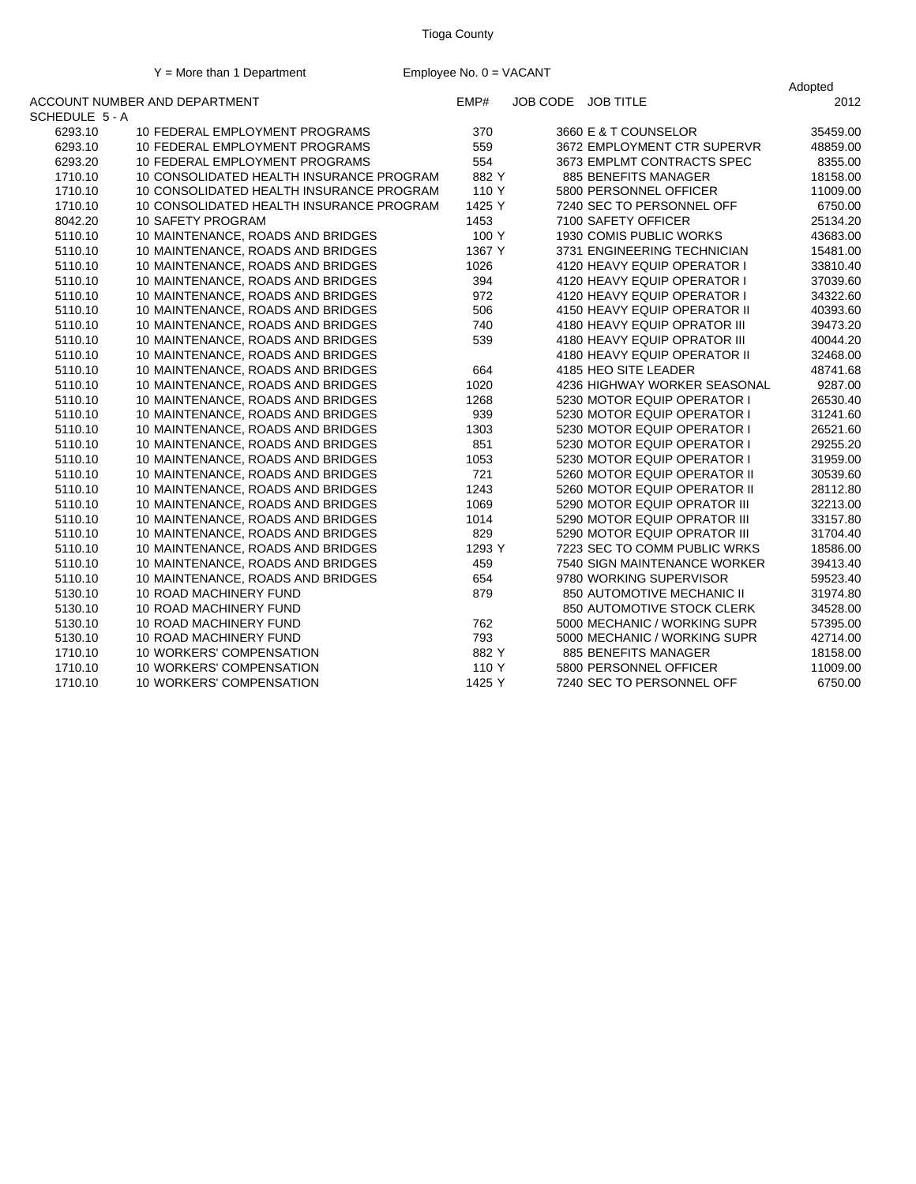Tioga County

Y = More than 1 Department    Employee No. 0 = VACANT

| ACCOUNT NUMBER AND DEPARTMENT | | EMP# | JOB CODE | JOB TITLE | Adopted 2012 |
|---|---|---|---|---|---|
| SCHEDULE 5 - A | | | | | |
| 6293.10 | 10 FEDERAL EMPLOYMENT PROGRAMS | 370 | 3660 | E & T COUNSELOR | 35459.00 |
| 6293.10 | 10 FEDERAL EMPLOYMENT PROGRAMS | 559 | 3672 | EMPLOYMENT CTR SUPERVR | 48859.00 |
| 6293.20 | 10 FEDERAL EMPLOYMENT PROGRAMS | 554 | 3673 | EMPLMT CONTRACTS SPEC | 8355.00 |
| 1710.10 | 10 CONSOLIDATED HEALTH INSURANCE PROGRAM | 882 Y | 885 | BENEFITS MANAGER | 18158.00 |
| 1710.10 | 10 CONSOLIDATED HEALTH INSURANCE PROGRAM | 110 Y | 5800 | PERSONNEL OFFICER | 11009.00 |
| 1710.10 | 10 CONSOLIDATED HEALTH INSURANCE PROGRAM | 1425 Y | 7240 | SEC TO PERSONNEL OFF | 6750.00 |
| 8042.20 | 10 SAFETY PROGRAM | 1453 | 7100 | SAFETY OFFICER | 25134.20 |
| 5110.10 | 10 MAINTENANCE, ROADS AND BRIDGES | 100 Y | 1930 | COMIS PUBLIC WORKS | 43683.00 |
| 5110.10 | 10 MAINTENANCE, ROADS AND BRIDGES | 1367 Y | 3731 | ENGINEERING TECHNICIAN | 15481.00 |
| 5110.10 | 10 MAINTENANCE, ROADS AND BRIDGES | 1026 | 4120 | HEAVY EQUIP OPERATOR I | 33810.40 |
| 5110.10 | 10 MAINTENANCE, ROADS AND BRIDGES | 394 | 4120 | HEAVY EQUIP OPERATOR I | 37039.60 |
| 5110.10 | 10 MAINTENANCE, ROADS AND BRIDGES | 972 | 4120 | HEAVY EQUIP OPERATOR I | 34322.60 |
| 5110.10 | 10 MAINTENANCE, ROADS AND BRIDGES | 506 | 4150 | HEAVY EQUIP OPERATOR II | 40393.60 |
| 5110.10 | 10 MAINTENANCE, ROADS AND BRIDGES | 740 | 4180 | HEAVY EQUIP OPRATOR III | 39473.20 |
| 5110.10 | 10 MAINTENANCE, ROADS AND BRIDGES | 539 | 4180 | HEAVY EQUIP OPRATOR III | 40044.20 |
| 5110.10 | 10 MAINTENANCE, ROADS AND BRIDGES | | 4180 | HEAVY EQUIP OPERATOR II | 32468.00 |
| 5110.10 | 10 MAINTENANCE, ROADS AND BRIDGES | 664 | 4185 | HEO SITE LEADER | 48741.68 |
| 5110.10 | 10 MAINTENANCE, ROADS AND BRIDGES | 1020 | 4236 | HIGHWAY WORKER SEASONAL | 9287.00 |
| 5110.10 | 10 MAINTENANCE, ROADS AND BRIDGES | 1268 | 5230 | MOTOR EQUIP OPERATOR I | 26530.40 |
| 5110.10 | 10 MAINTENANCE, ROADS AND BRIDGES | 939 | 5230 | MOTOR EQUIP OPERATOR I | 31241.60 |
| 5110.10 | 10 MAINTENANCE, ROADS AND BRIDGES | 1303 | 5230 | MOTOR EQUIP OPERATOR I | 26521.60 |
| 5110.10 | 10 MAINTENANCE, ROADS AND BRIDGES | 851 | 5230 | MOTOR EQUIP OPERATOR I | 29255.20 |
| 5110.10 | 10 MAINTENANCE, ROADS AND BRIDGES | 1053 | 5230 | MOTOR EQUIP OPERATOR I | 31959.00 |
| 5110.10 | 10 MAINTENANCE, ROADS AND BRIDGES | 721 | 5260 | MOTOR EQUIP OPERATOR II | 30539.60 |
| 5110.10 | 10 MAINTENANCE, ROADS AND BRIDGES | 1243 | 5260 | MOTOR EQUIP OPERATOR II | 28112.80 |
| 5110.10 | 10 MAINTENANCE, ROADS AND BRIDGES | 1069 | 5290 | MOTOR EQUIP OPRATOR III | 32213.00 |
| 5110.10 | 10 MAINTENANCE, ROADS AND BRIDGES | 1014 | 5290 | MOTOR EQUIP OPRATOR III | 33157.80 |
| 5110.10 | 10 MAINTENANCE, ROADS AND BRIDGES | 829 | 5290 | MOTOR EQUIP OPRATOR III | 31704.40 |
| 5110.10 | 10 MAINTENANCE, ROADS AND BRIDGES | 1293 Y | 7223 | SEC TO COMM PUBLIC WRKS | 18586.00 |
| 5110.10 | 10 MAINTENANCE, ROADS AND BRIDGES | 459 | 7540 | SIGN MAINTENANCE WORKER | 39413.40 |
| 5110.10 | 10 MAINTENANCE, ROADS AND BRIDGES | 654 | 9780 | WORKING SUPERVISOR | 59523.40 |
| 5130.10 | 10 ROAD MACHINERY FUND | 879 | 850 | AUTOMOTIVE MECHANIC II | 31974.80 |
| 5130.10 | 10 ROAD MACHINERY FUND | | 850 | AUTOMOTIVE STOCK CLERK | 34528.00 |
| 5130.10 | 10 ROAD MACHINERY FUND | 762 | 5000 | MECHANIC / WORKING SUPR | 57395.00 |
| 5130.10 | 10 ROAD MACHINERY FUND | 793 | 5000 | MECHANIC / WORKING SUPR | 42714.00 |
| 1710.10 | 10 WORKERS' COMPENSATION | 882 Y | 885 | BENEFITS MANAGER | 18158.00 |
| 1710.10 | 10 WORKERS' COMPENSATION | 110 Y | 5800 | PERSONNEL OFFICER | 11009.00 |
| 1710.10 | 10 WORKERS' COMPENSATION | 1425 Y | 7240 | SEC TO PERSONNEL OFF | 6750.00 |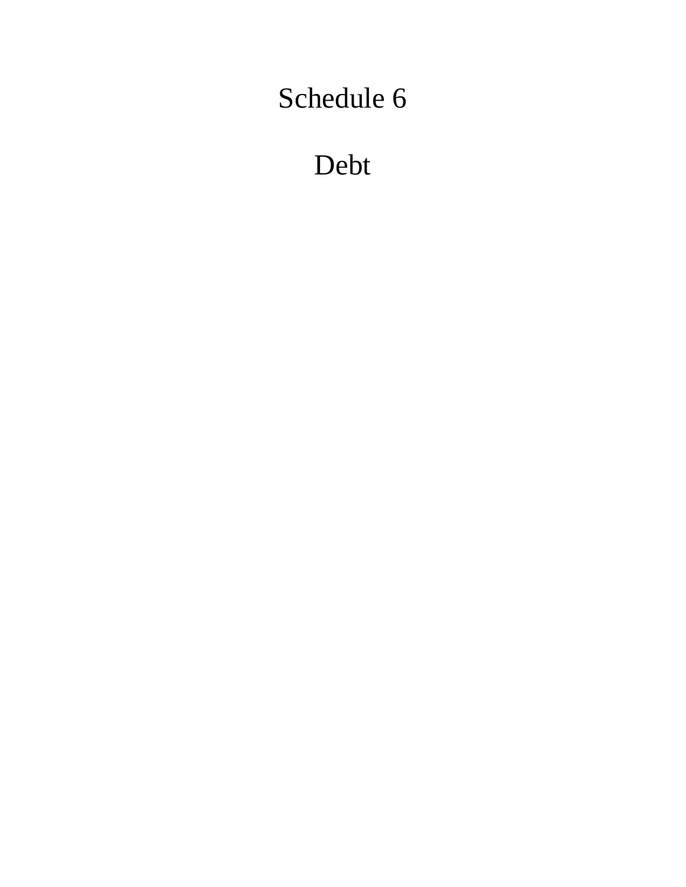# Schedule 6

# Debt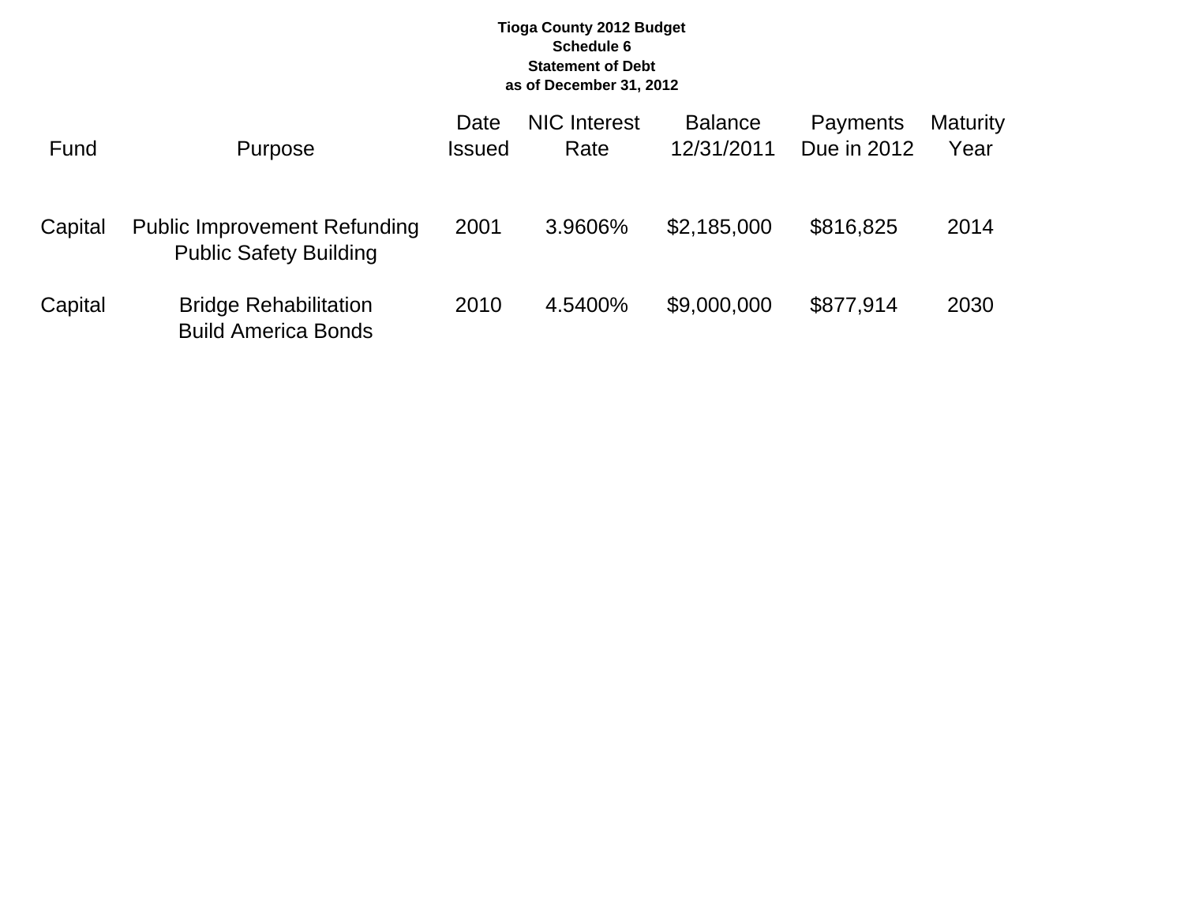**Tioga County 2012 Budget**
**Schedule 6**
**Statement of Debt**
**as of December 31, 2012**

| Fund | Purpose | Date Issued | NIC Interest Rate | Balance 12/31/2011 | Payments Due in 2012 | Maturity Year |
|---|---|---|---|---|---|---|
| Capital | Public Improvement Refunding Public Safety Building | 2001 | 3.9606% | $2,185,000 | $816,825 | 2014 |
| Capital | Bridge Rehabilitation Build America Bonds | 2010 | 4.5400% | $9,000,000 | $877,914 | 2030 |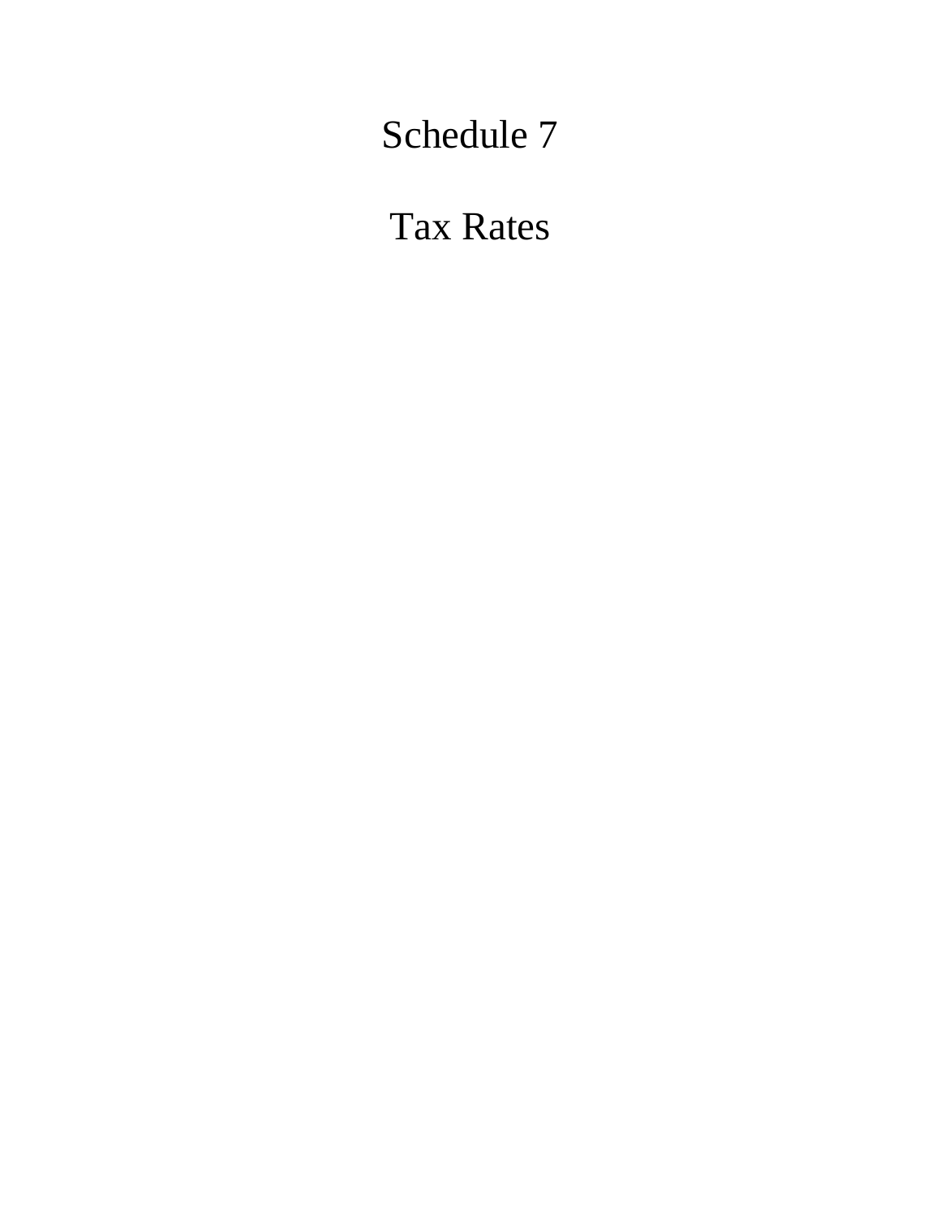# Schedule 7

# Tax Rates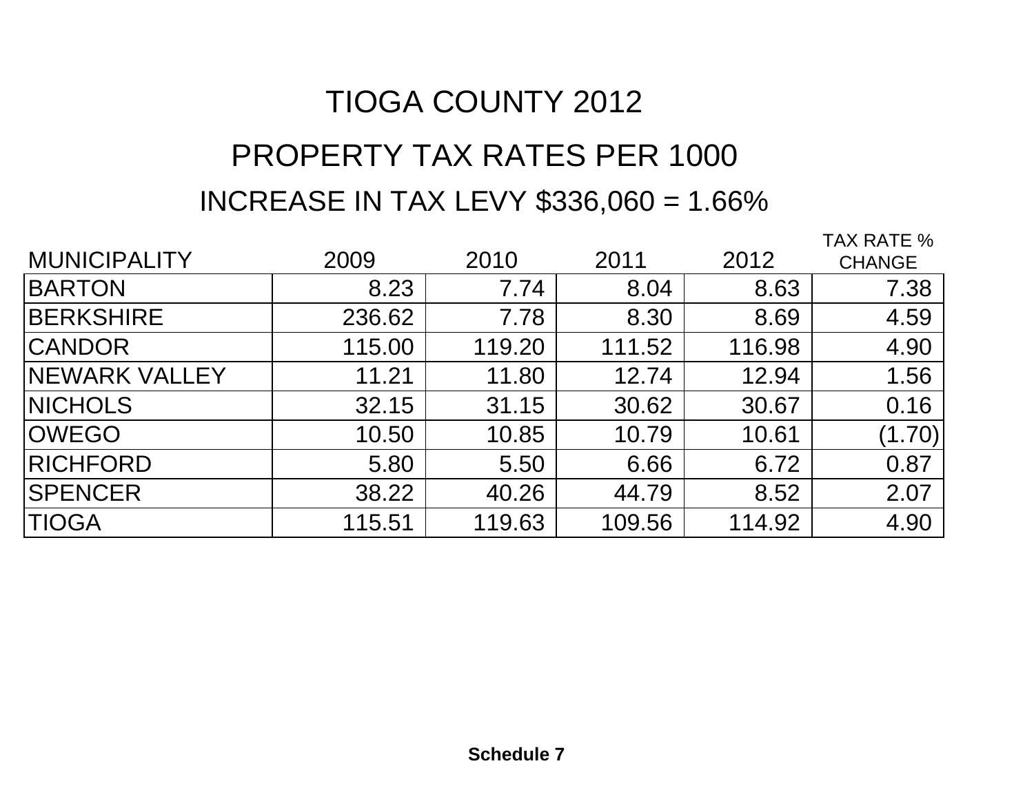# TIOGA COUNTY 2012

## PROPERTY TAX RATES PER 1000

### INCREASE IN TAX LEVY $336,060 = 1.66%

| MUNICIPALITY | 2009 | 2010 | 2011 | 2012 | TAX RATE % CHANGE |
|---|---|---|---|---|---|
| BARTON | 8.23 | 7.74 | 8.04 | 8.63 | 7.38 |
| BERKSHIRE | 236.62 | 7.78 | 8.30 | 8.69 | 4.59 |
| CANDOR | 115.00 | 119.20 | 111.52 | 116.98 | 4.90 |
| NEWARK VALLEY | 11.21 | 11.80 | 12.74 | 12.94 | 1.56 |
| NICHOLS | 32.15 | 31.15 | 30.62 | 30.67 | 0.16 |
| OWEGO | 10.50 | 10.85 | 10.79 | 10.61 | (1.70) |
| RICHFORD | 5.80 | 5.50 | 6.66 | 6.72 | 0.87 |
| SPENCER | 38.22 | 40.26 | 44.79 | 8.52 | 2.07 |
| TIOGA | 115.51 | 119.63 | 109.56 | 114.92 | 4.90 |

**Schedule 7**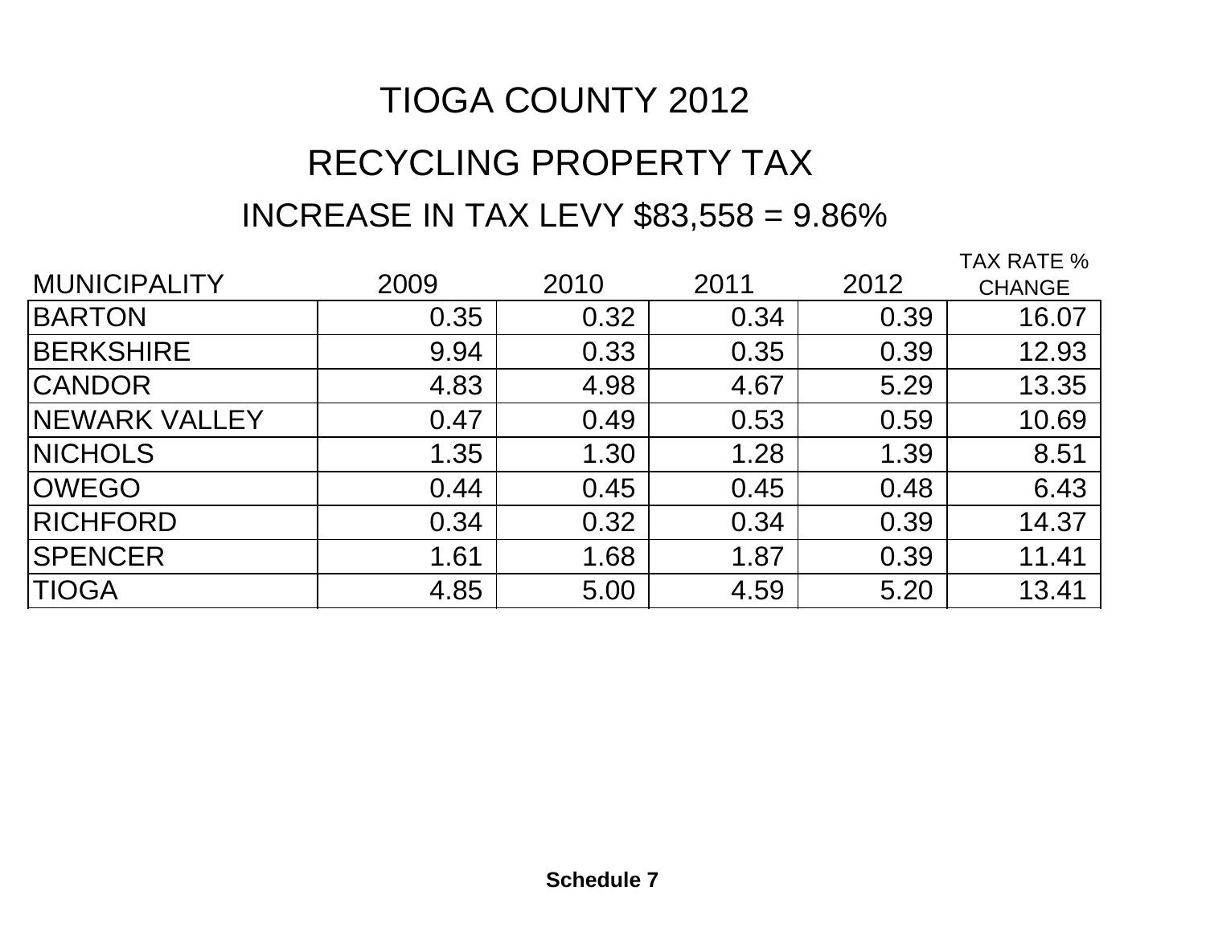# TIOGA COUNTY 2012

## RECYCLING PROPERTY TAX

### INCREASE IN TAX LEVY $83,558 = 9.86%

| MUNICIPALITY | 2009 | 2010 | 2011 | 2012 | TAX RATE % CHANGE |
|---|---|---|---|---|---|
| BARTON | 0.35 | 0.32 | 0.34 | 0.39 | 16.07 |
| BERKSHIRE | 9.94 | 0.33 | 0.35 | 0.39 | 12.93 |
| CANDOR | 4.83 | 4.98 | 4.67 | 5.29 | 13.35 |
| NEWARK VALLEY | 0.47 | 0.49 | 0.53 | 0.59 | 10.69 |
| NICHOLS | 1.35 | 1.30 | 1.28 | 1.39 | 8.51 |
| OWEGO | 0.44 | 0.45 | 0.45 | 0.48 | 6.43 |
| RICHFORD | 0.34 | 0.32 | 0.34 | 0.39 | 14.37 |
| SPENCER | 1.61 | 1.68 | 1.87 | 0.39 | 11.41 |
| TIOGA | 4.85 | 5.00 | 4.59 | 5.20 | 13.41 |

**Schedule 7**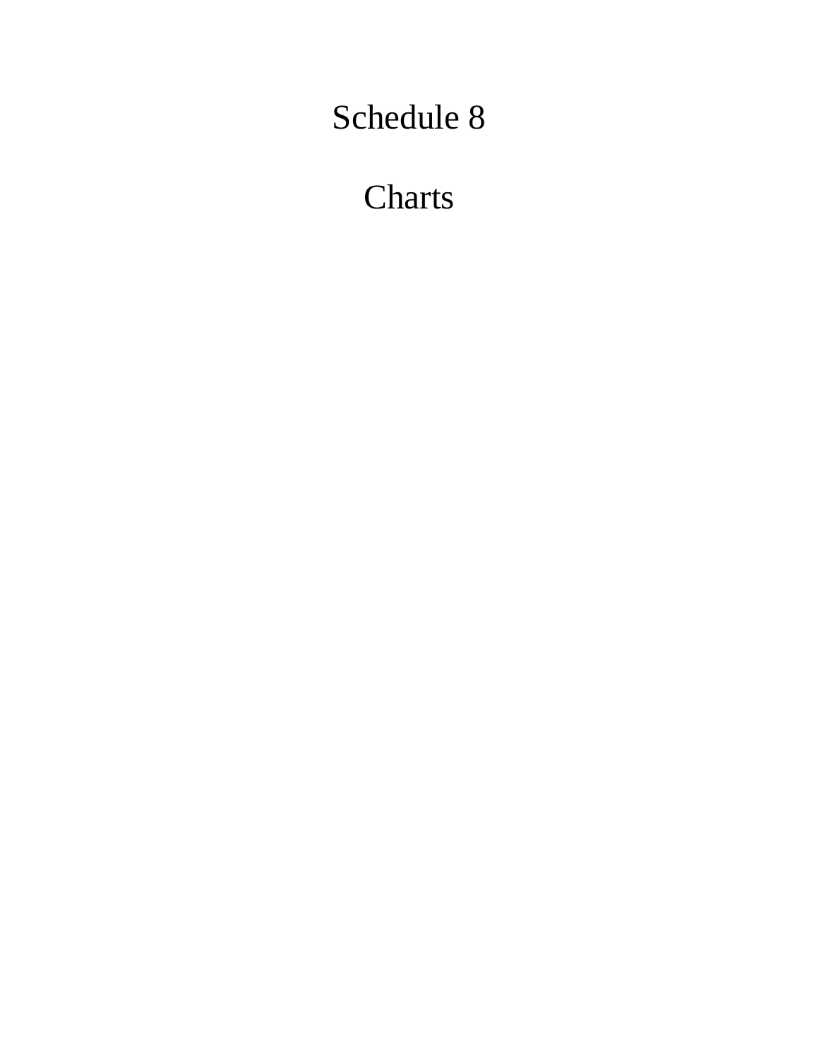# Schedule 8

# Charts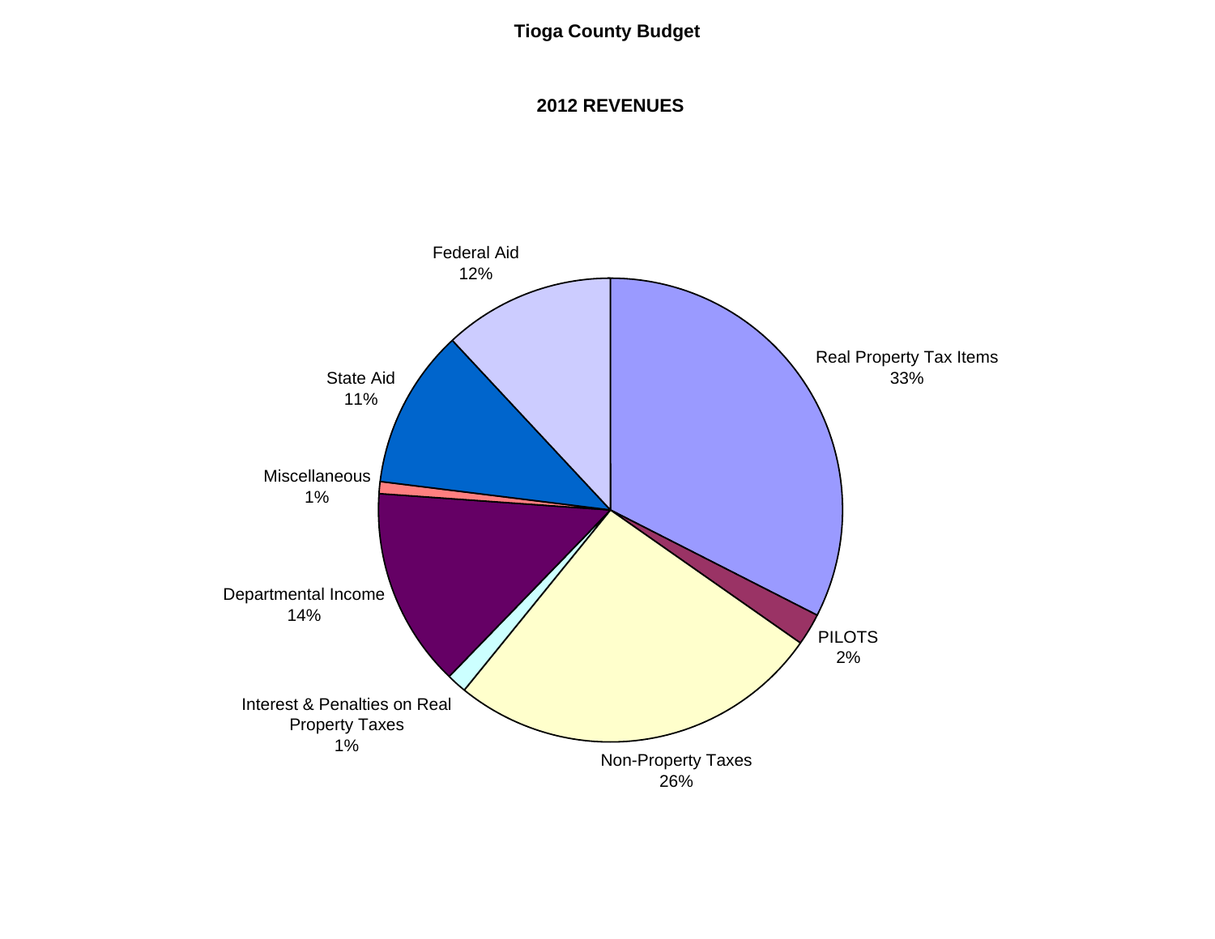**Tioga County Budget**

**2012 REVENUES**

Federal Aid
12%

Real Property Tax Items
33%

State Aid
11%

Miscellaneous
1%

Departmental Income
14%

PILOTS
2%

Interest & Penalties on Real Property Taxes
1%

Non-Property Taxes
26%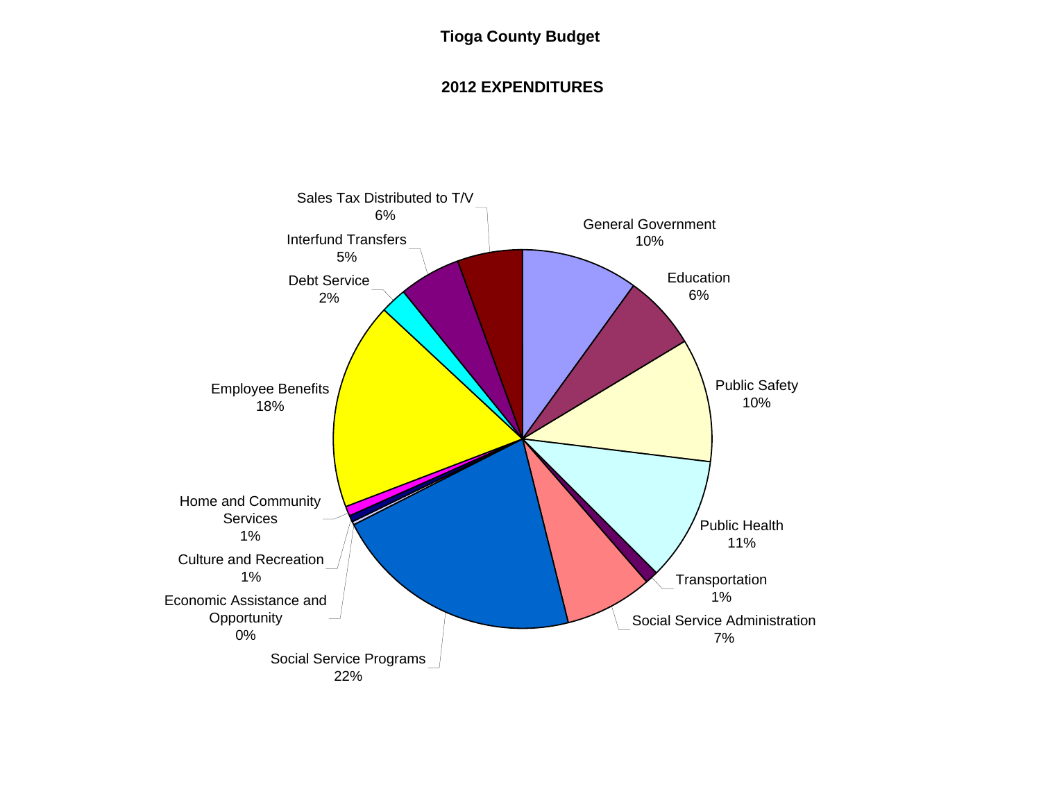# Tioga County Budget

## 2012 EXPENDITURES

| Category | Percentage |
| --- | --- |
| General Government | 10% |
| Education | 6% |
| Public Safety | 10% |
| Public Health | 11% |
| Transportation | 1% |
| Social Service Administration | 7% |
| Social Service Programs | 22% |
| Economic Assistance and Opportunity | 0% |
| Culture and Recreation | 1% |
| Home and Community Services | 1% |
| Employee Benefits | 18% |
| Debt Service | 2% |
| Interfund Transfers | 5% |
| Sales Tax Distributed to T/V | 6% |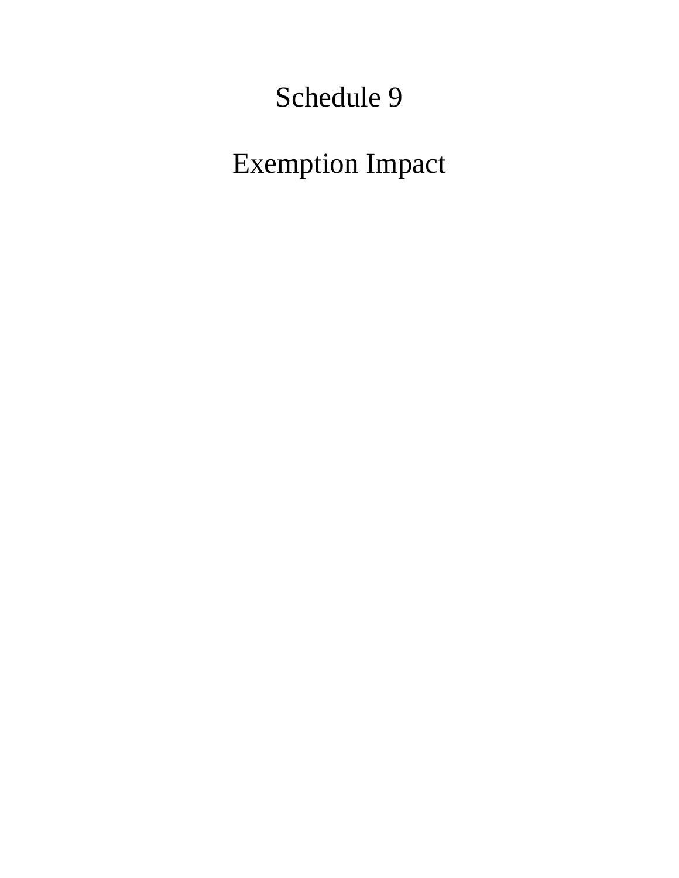# Schedule 9

# Exemption Impact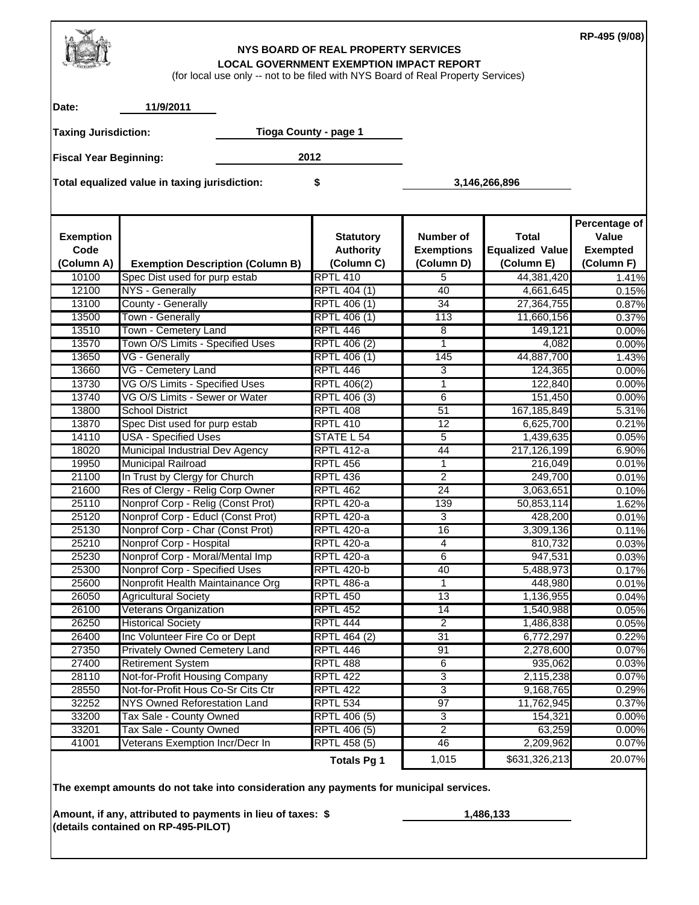RP-495 (9/08)

**NYS BOARD OF REAL PROPERTY SERVICES**
**LOCAL GOVERNMENT EXEMPTION IMPACT REPORT**
(for local use only -- not to be filed with NYS Board of Real Property Services)

**Date:** 11/9/2011

**Taxing Jurisdiction:** Tioga County - page 1

**Fiscal Year Beginning:** 2012

**Total equalized value in taxing jurisdiction:** $ 3,146,266,896

| Exemption Code (Column A) | Exemption Description (Column B) | Statutory Authority (Column C) | Number of Exemptions (Column D) | Total Equalized Value (Column E) | Percentage of Value Exempted (Column F) |
|---|---|---|---|---|---|
| 10100 | Spec Dist used for purp estab | RPTL 410 | 5 | 44,381,420 | 1.41% |
| 12100 | NYS - Generally | RPTL 404 (1) | 40 | 4,661,645 | 0.15% |
| 13100 | County - Generally | RPTL 406 (1) | 34 | 27,364,755 | 0.87% |
| 13500 | Town - Generally | RPTL 406 (1) | 113 | 11,660,156 | 0.37% |
| 13510 | Town - Cemetery Land | RPTL 446 | 8 | 149,121 | 0.00% |
| 13570 | Town O/S Limits - Specified Uses | RPTL 406 (2) | 1 | 4,082 | 0.00% |
| 13650 | VG - Generally | RPTL 406 (1) | 145 | 44,887,700 | 1.43% |
| 13660 | VG - Cemetery Land | RPTL 446 | 3 | 124,365 | 0.00% |
| 13730 | VG O/S Limits - Specified Uses | RPTL 406(2) | 1 | 122,840 | 0.00% |
| 13740 | VG O/S Limits - Sewer or Water | RPTL 406 (3) | 6 | 151,450 | 0.00% |
| 13800 | School District | RPTL 408 | 51 | 167,185,849 | 5.31% |
| 13870 | Spec Dist used for purp estab | RPTL 410 | 12 | 6,625,700 | 0.21% |
| 14110 | USA - Specified Uses | STATE L 54 | 5 | 1,439,635 | 0.05% |
| 18020 | Municipal Industrial Dev Agency | RPTL 412-a | 44 | 217,126,199 | 6.90% |
| 19950 | Municipal Railroad | RPTL 456 | 1 | 216,049 | 0.01% |
| 21100 | In Trust by Clergy for Church | RPTL 436 | 2 | 249,700 | 0.01% |
| 21600 | Res of Clergy - Relig Corp Owner | RPTL 462 | 24 | 3,063,651 | 0.10% |
| 25110 | Nonprof Corp - Relig (Const Prot) | RPTL 420-a | 139 | 50,853,114 | 1.62% |
| 25120 | Nonprof Corp - Educl (Const Prot) | RPTL 420-a | 3 | 428,200 | 0.01% |
| 25130 | Nonprof Corp - Char (Const Prot) | RPTL 420-a | 16 | 3,309,136 | 0.11% |
| 25210 | Nonprof Corp - Hospital | RPTL 420-a | 4 | 810,732 | 0.03% |
| 25230 | Nonprof Corp - Moral/Mental Imp | RPTL 420-a | 6 | 947,531 | 0.03% |
| 25300 | Nonprof Corp - Specified Uses | RPTL 420-b | 40 | 5,488,973 | 0.17% |
| 25600 | Nonprofit Health Maintainance Org | RPTL 486-a | 1 | 448,980 | 0.01% |
| 26050 | Agricultural Society | RPTL 450 | 13 | 1,136,955 | 0.04% |
| 26100 | Veterans Organization | RPTL 452 | 14 | 1,540,988 | 0.05% |
| 26250 | Historical Society | RPTL 444 | 2 | 1,486,838 | 0.05% |
| 26400 | Inc Volunteer Fire Co or Dept | RPTL 464 (2) | 31 | 6,772,297 | 0.22% |
| 27350 | Privately Owned Cemetery Land | RPTL 446 | 91 | 2,278,600 | 0.07% |
| 27400 | Retirement System | RPTL 488 | 6 | 935,062 | 0.03% |
| 28110 | Not-for-Profit Housing Company | RPTL 422 | 3 | 2,115,238 | 0.07% |
| 28550 | Not-for-Profit Hous Co-Sr Cits Ctr | RPTL 422 | 3 | 9,168,765 | 0.29% |
| 32252 | NYS Owned Reforestation Land | RPTL 534 | 97 | 11,762,945 | 0.37% |
| 33200 | Tax Sale - County Owned | RPTL 406 (5) | 3 | 154,321 | 0.00% |
| 33201 | Tax Sale - County Owned | RPTL 406 (5) | 2 | 63,259 | 0.00% |
| 41001 | Veterans Exemption Incr/Decr In | RPTL 458 (5) | 46 | 2,209,962 | 0.07% |
| | | **Totals Pg 1** | 1,015 | $631,326,213 | 20.07% |

**The exempt amounts do not take into consideration any payments for municipal services.**

**Amount, if any, attributed to payments in lieu of taxes: $** 1,486,133
**(details contained on RP-495-PILOT)**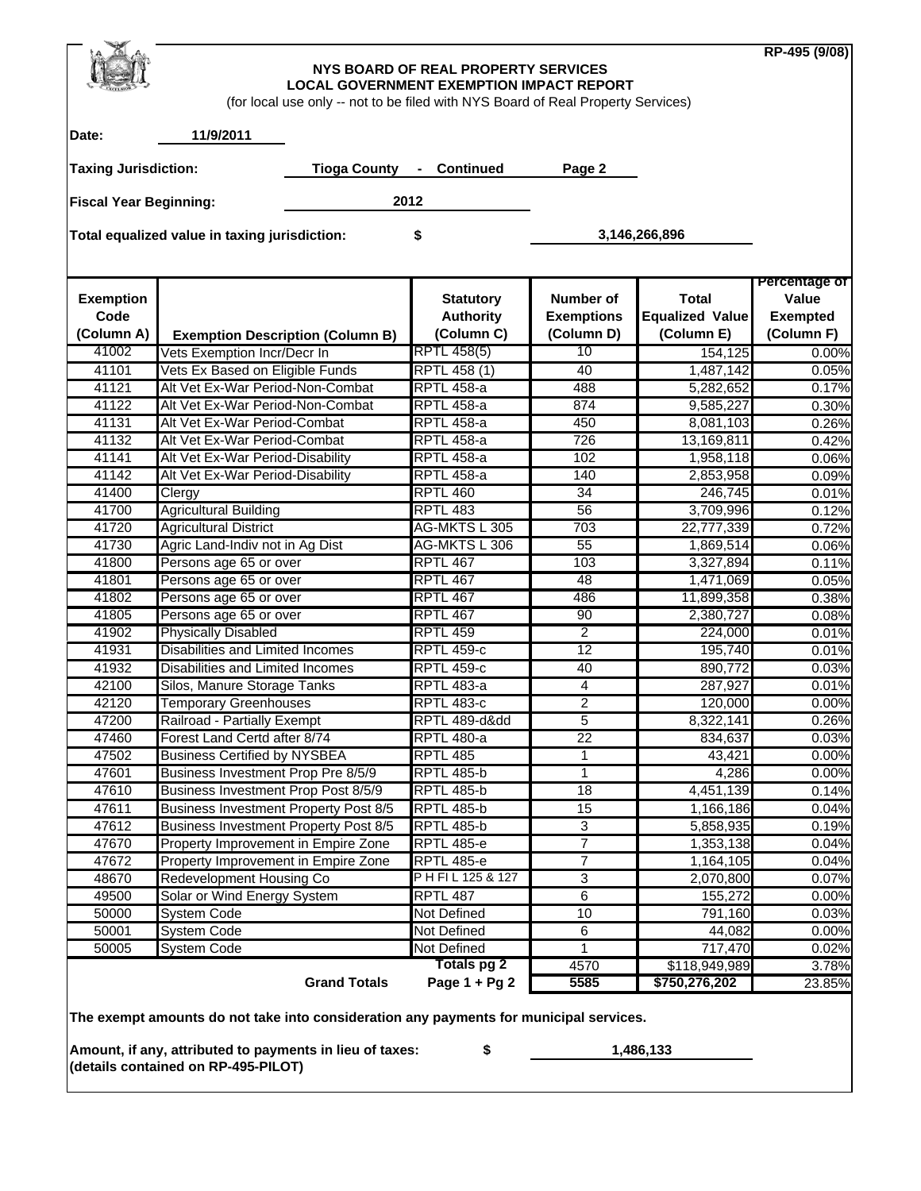RP-495 (9/08)

**NYS BOARD OF REAL PROPERTY SERVICES**
**LOCAL GOVERNMENT EXEMPTION IMPACT REPORT**
(for local use only -- not to be filed with NYS Board of Real Property Services)

**Date:** 11/9/2011

**Taxing Jurisdiction:** Tioga County - Continued Page 2

**Fiscal Year Beginning:** 2012

**Total equalized value in taxing jurisdiction:** $ 3,146,266,896

| Exemption Code (Column A) | Exemption Description (Column B) | Statutory Authority (Column C) | Number of Exemptions (Column D) | Total Equalized Value (Column E) | Percentage of Value Exempted (Column F) |
|---|---|---|---|---|---|
| 41002 | Vets Exemption Incr/Decr In | RPTL 458(5) | 10 | 154,125 | 0.00% |
| 41101 | Vets Ex Based on Eligible Funds | RPTL 458 (1) | 40 | 1,487,142 | 0.05% |
| 41121 | Alt Vet Ex-War Period-Non-Combat | RPTL 458-a | 488 | 5,282,652 | 0.17% |
| 41122 | Alt Vet Ex-War Period-Non-Combat | RPTL 458-a | 874 | 9,585,227 | 0.30% |
| 41131 | Alt Vet Ex-War Period-Combat | RPTL 458-a | 450 | 8,081,103 | 0.26% |
| 41132 | Alt Vet Ex-War Period-Combat | RPTL 458-a | 726 | 13,169,811 | 0.42% |
| 41141 | Alt Vet Ex-War Period-Disability | RPTL 458-a | 102 | 1,958,118 | 0.06% |
| 41142 | Alt Vet Ex-War Period-Disability | RPTL 458-a | 140 | 2,853,958 | 0.09% |
| 41400 | Clergy | RPTL 460 | 34 | 246,745 | 0.01% |
| 41700 | Agricultural Building | RPTL 483 | 56 | 3,709,996 | 0.12% |
| 41720 | Agricultural District | AG-MKTS L 305 | 703 | 22,777,339 | 0.72% |
| 41730 | Agric Land-Indiv not in Ag Dist | AG-MKTS L 306 | 55 | 1,869,514 | 0.06% |
| 41800 | Persons age 65 or over | RPTL 467 | 103 | 3,327,894 | 0.11% |
| 41801 | Persons age 65 or over | RPTL 467 | 48 | 1,471,069 | 0.05% |
| 41802 | Persons age 65 or over | RPTL 467 | 486 | 11,899,358 | 0.38% |
| 41805 | Persons age 65 or over | RPTL 467 | 90 | 2,380,727 | 0.08% |
| 41902 | Physically Disabled | RPTL 459 | 2 | 224,000 | 0.01% |
| 41931 | Disabilities and Limited Incomes | RPTL 459-c | 12 | 195,740 | 0.01% |
| 41932 | Disabilities and Limited Incomes | RPTL 459-c | 40 | 890,772 | 0.03% |
| 42100 | Silos, Manure Storage Tanks | RPTL 483-a | 4 | 287,927 | 0.01% |
| 42120 | Temporary Greenhouses | RPTL 483-c | 2 | 120,000 | 0.00% |
| 47200 | Railroad - Partially Exempt | RPTL 489-d&dd | 5 | 8,322,141 | 0.26% |
| 47460 | Forest Land Certd after 8/74 | RPTL 480-a | 22 | 834,637 | 0.03% |
| 47502 | Business Certified by NYSBEA | RPTL 485 | 1 | 43,421 | 0.00% |
| 47601 | Business Investment Prop Pre 8/5/9 | RPTL 485-b | 1 | 4,286 | 0.00% |
| 47610 | Business Investment Prop Post 8/5/9 | RPTL 485-b | 18 | 4,451,139 | 0.14% |
| 47611 | Business Investment Property Post 8/5 | RPTL 485-b | 15 | 1,166,186 | 0.04% |
| 47612 | Business Investment Property Post 8/5 | RPTL 485-b | 3 | 5,858,935 | 0.19% |
| 47670 | Property Improvement in Empire Zone | RPTL 485-e | 7 | 1,353,138 | 0.04% |
| 47672 | Property Improvement in Empire Zone | RPTL 485-e | 7 | 1,164,105 | 0.04% |
| 48670 | Redevelopment Housing Co | P H FI L 125 & 127 | 3 | 2,070,800 | 0.07% |
| 49500 | Solar or Wind Energy System | RPTL 487 | 6 | 155,272 | 0.00% |
| 50000 | System Code | Not Defined | 10 | 791,160 | 0.03% |
| 50001 | System Code | Not Defined | 6 | 44,082 | 0.00% |
| 50005 | System Code | Not Defined | 1 | 717,470 | 0.02% |
| | | **Totals pg 2** | 4570 | $118,949,989 | 3.78% |
| | **Grand Totals** | **Page 1 + Pg 2** | **5585** | **$750,276,202** | 23.85% |

**The exempt amounts do not take into consideration any payments for municipal services.**

**Amount, if any, attributed to payments in lieu of taxes:** $ 1,486,133
**(details contained on RP-495-PILOT)**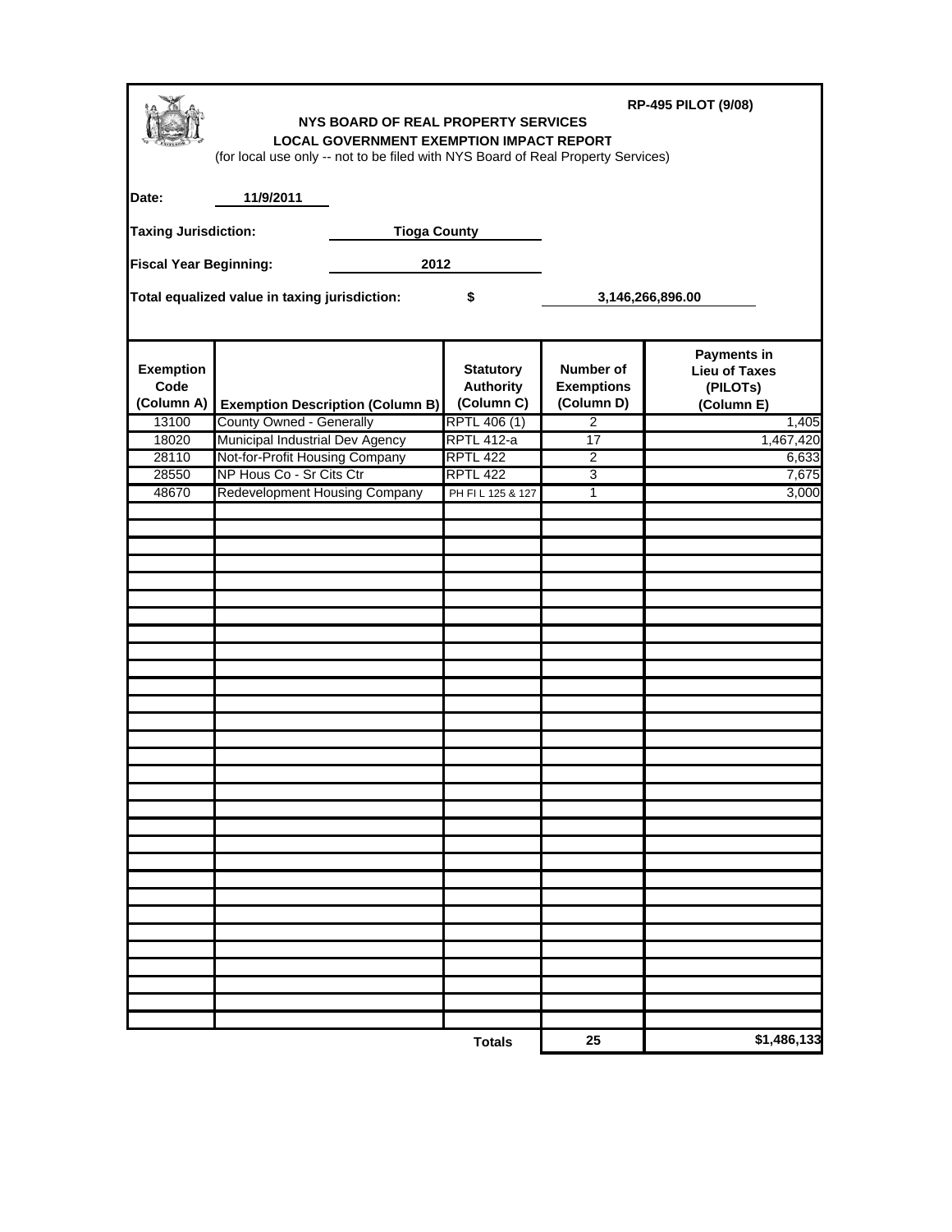RP-495 PILOT (9/08)

**NYS BOARD OF REAL PROPERTY SERVICES**
**LOCAL GOVERNMENT EXEMPTION IMPACT REPORT**
(for local use only -- not to be filed with NYS Board of Real Property Services)

**Date:** **11/9/2011**

**Taxing Jurisdiction:** **Tioga County**

**Fiscal Year Beginning:** **2012**

**Total equalized value in taxing jurisdiction:** **$ 3,146,266,896.00**

| Exemption Code (Column A) | Exemption Description (Column B) | Statutory Authority (Column C) | Number of Exemptions (Column D) | Payments in Lieu of Taxes (PILOTs) (Column E) |
|---|---|---|---|---|
| 13100 | County Owned - Generally | RPTL 406 (1) | 2 | 1,405 |
| 18020 | Municipal Industrial Dev Agency | RPTL 412-a | 17 | 1,467,420 |
| 28110 | Not-for-Profit Housing Company | RPTL 422 | 2 | 6,633 |
| 28550 | NP Hous Co - Sr Cits Ctr | RPTL 422 | 3 | 7,675 |
| 48670 | Redevelopment Housing Company | PH FI L 125 & 127 | 1 | 3,000 |
| | | **Totals** | **25** | **$1,486,133** |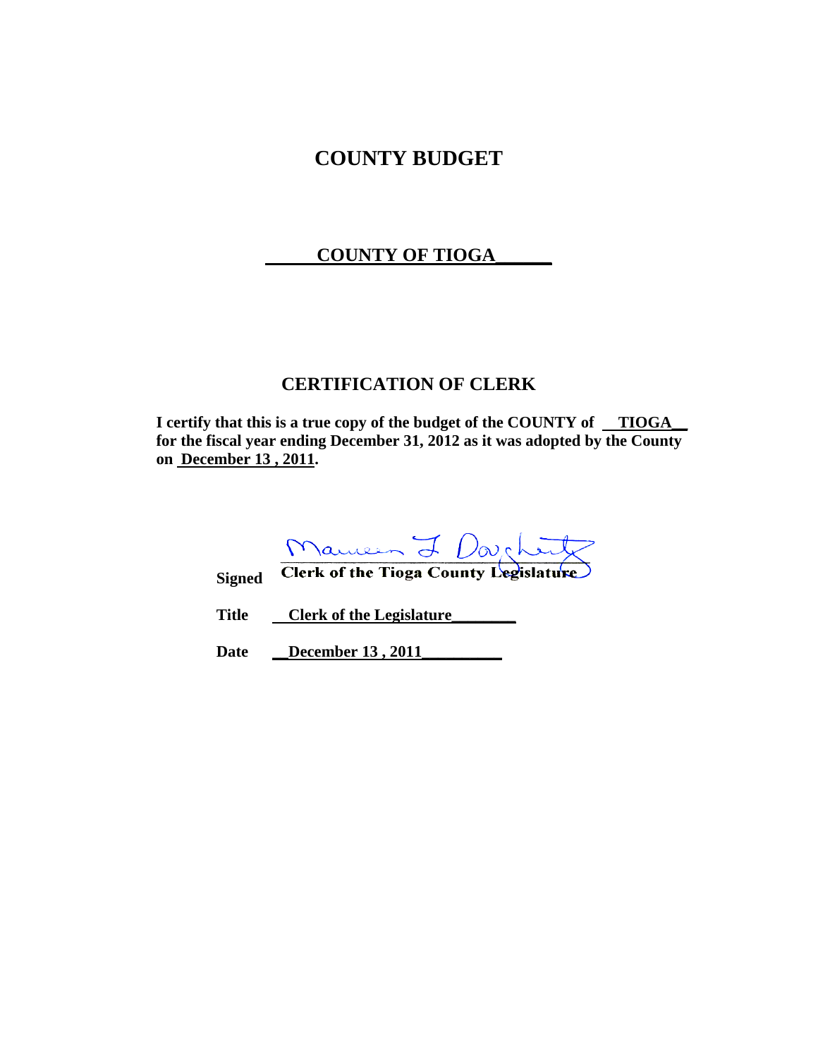# COUNTY BUDGET

## COUNTY OF TIOGA

## CERTIFICATION OF CLERK

**I certify that this is a true copy of the budget of the COUNTY of TIOGA for the fiscal year ending December 31, 2012 as it was adopted by the County on December 13 , 2011.**

**Signed** Clerk of the Tioga County Legislature

**Title** Clerk of the Legislature

**Date** December 13 , 2011